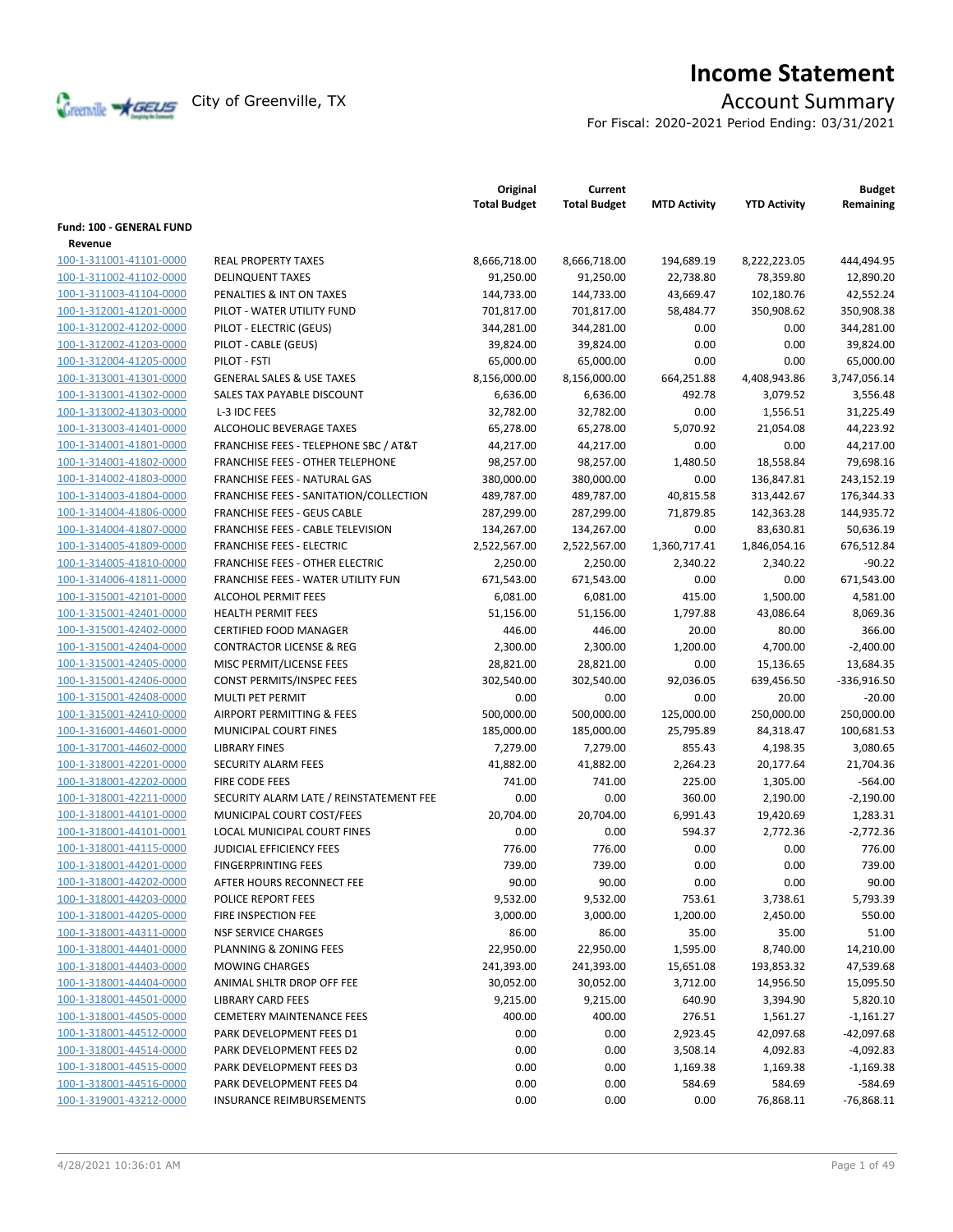# Income Statement

City of Greenville, TX

## Account Summary

For Fiscal: 2020-2021 Period Ending: 03/31/2021

| | | Original Total Budget | Current Total Budget | MTD Activity | YTD Activity | Budget Remaining |
|---|---|---|---|---|---|---|
| **Fund: 100 - GENERAL FUND** | | | | | | |
| **Revenue** | | | | | | |
| 100-1-311001-41101-0000 | REAL PROPERTY TAXES | 8,666,718.00 | 8,666,718.00 | 194,689.19 | 8,222,223.05 | 444,494.95 |
| 100-1-311002-41102-0000 | DELINQUENT TAXES | 91,250.00 | 91,250.00 | 22,738.80 | 78,359.80 | 12,890.20 |
| 100-1-311003-41104-0000 | PENALTIES & INT ON TAXES | 144,733.00 | 144,733.00 | 43,669.47 | 102,180.76 | 42,552.24 |
| 100-1-312001-41201-0000 | PILOT - WATER UTILITY FUND | 701,817.00 | 701,817.00 | 58,484.77 | 350,908.62 | 350,908.38 |
| 100-1-312002-41202-0000 | PILOT - ELECTRIC (GEUS) | 344,281.00 | 344,281.00 | 0.00 | 0.00 | 344,281.00 |
| 100-1-312002-41203-0000 | PILOT - CABLE (GEUS) | 39,824.00 | 39,824.00 | 0.00 | 0.00 | 39,824.00 |
| 100-1-312004-41205-0000 | PILOT - FSTI | 65,000.00 | 65,000.00 | 0.00 | 0.00 | 65,000.00 |
| 100-1-313001-41301-0000 | GENERAL SALES & USE TAXES | 8,156,000.00 | 8,156,000.00 | 664,251.88 | 4,408,943.86 | 3,747,056.14 |
| 100-1-313001-41302-0000 | SALES TAX PAYABLE DISCOUNT | 6,636.00 | 6,636.00 | 492.78 | 3,079.52 | 3,556.48 |
| 100-1-313002-41303-0000 | L-3 IDC FEES | 32,782.00 | 32,782.00 | 0.00 | 1,556.51 | 31,225.49 |
| 100-1-313003-41401-0000 | ALCOHOLIC BEVERAGE TAXES | 65,278.00 | 65,278.00 | 5,070.92 | 21,054.08 | 44,223.92 |
| 100-1-314001-41801-0000 | FRANCHISE FEES - TELEPHONE SBC / AT&T | 44,217.00 | 44,217.00 | 0.00 | 0.00 | 44,217.00 |
| 100-1-314001-41802-0000 | FRANCHISE FEES - OTHER TELEPHONE | 98,257.00 | 98,257.00 | 1,480.50 | 18,558.84 | 79,698.16 |
| 100-1-314002-41803-0000 | FRANCHISE FEES - NATURAL GAS | 380,000.00 | 380,000.00 | 0.00 | 136,847.81 | 243,152.19 |
| 100-1-314003-41804-0000 | FRANCHISE FEES - SANITATION/COLLECTION | 489,787.00 | 489,787.00 | 40,815.58 | 313,442.67 | 176,344.33 |
| 100-1-314004-41806-0000 | FRANCHISE FEES - GEUS CABLE | 287,299.00 | 287,299.00 | 71,879.85 | 142,363.28 | 144,935.72 |
| 100-1-314004-41807-0000 | FRANCHISE FEES - CABLE TELEVISION | 134,267.00 | 134,267.00 | 0.00 | 83,630.81 | 50,636.19 |
| 100-1-314005-41809-0000 | FRANCHISE FEES - ELECTRIC | 2,522,567.00 | 2,522,567.00 | 1,360,717.41 | 1,846,054.16 | 676,512.84 |
| 100-1-314005-41810-0000 | FRANCHISE FEES - OTHER ELECTRIC | 2,250.00 | 2,250.00 | 2,340.22 | 2,340.22 | -90.22 |
| 100-1-314006-41811-0000 | FRANCHISE FEES - WATER UTILITY FUN | 671,543.00 | 671,543.00 | 0.00 | 0.00 | 671,543.00 |
| 100-1-315001-42101-0000 | ALCOHOL PERMIT FEES | 6,081.00 | 6,081.00 | 415.00 | 1,500.00 | 4,581.00 |
| 100-1-315001-42401-0000 | HEALTH PERMIT FEES | 51,156.00 | 51,156.00 | 1,797.88 | 43,086.64 | 8,069.36 |
| 100-1-315001-42402-0000 | CERTIFIED FOOD MANAGER | 446.00 | 446.00 | 20.00 | 80.00 | 366.00 |
| 100-1-315001-42404-0000 | CONTRACTOR LICENSE & REG | 2,300.00 | 2,300.00 | 1,200.00 | 4,700.00 | -2,400.00 |
| 100-1-315001-42405-0000 | MISC PERMIT/LICENSE FEES | 28,821.00 | 28,821.00 | 0.00 | 15,136.65 | 13,684.35 |
| 100-1-315001-42406-0000 | CONST PERMITS/INSPEC FEES | 302,540.00 | 302,540.00 | 92,036.05 | 639,456.50 | -336,916.50 |
| 100-1-315001-42408-0000 | MULTI PET PERMIT | 0.00 | 0.00 | 0.00 | 20.00 | -20.00 |
| 100-1-315001-42410-0000 | AIRPORT PERMITTING & FEES | 500,000.00 | 500,000.00 | 125,000.00 | 250,000.00 | 250,000.00 |
| 100-1-316001-44601-0000 | MUNICIPAL COURT FINES | 185,000.00 | 185,000.00 | 25,795.89 | 84,318.47 | 100,681.53 |
| 100-1-317001-44602-0000 | LIBRARY FINES | 7,279.00 | 7,279.00 | 855.43 | 4,198.35 | 3,080.65 |
| 100-1-318001-42201-0000 | SECURITY ALARM FEES | 41,882.00 | 41,882.00 | 2,264.23 | 20,177.64 | 21,704.36 |
| 100-1-318001-42202-0000 | FIRE CODE FEES | 741.00 | 741.00 | 225.00 | 1,305.00 | -564.00 |
| 100-1-318001-42211-0000 | SECURITY ALARM LATE / REINSTATEMENT FEE | 0.00 | 0.00 | 360.00 | 2,190.00 | -2,190.00 |
| 100-1-318001-44101-0000 | MUNICIPAL COURT COST/FEES | 20,704.00 | 20,704.00 | 6,991.43 | 19,420.69 | 1,283.31 |
| 100-1-318001-44101-0001 | LOCAL MUNICIPAL COURT FINES | 0.00 | 0.00 | 594.37 | 2,772.36 | -2,772.36 |
| 100-1-318001-44115-0000 | JUDICIAL EFFICIENCY FEES | 776.00 | 776.00 | 0.00 | 0.00 | 776.00 |
| 100-1-318001-44201-0000 | FINGERPRINTING FEES | 739.00 | 739.00 | 0.00 | 0.00 | 739.00 |
| 100-1-318001-44202-0000 | AFTER HOURS RECONNECT FEE | 90.00 | 90.00 | 0.00 | 0.00 | 90.00 |
| 100-1-318001-44203-0000 | POLICE REPORT FEES | 9,532.00 | 9,532.00 | 753.61 | 3,738.61 | 5,793.39 |
| 100-1-318001-44205-0000 | FIRE INSPECTION FEE | 3,000.00 | 3,000.00 | 1,200.00 | 2,450.00 | 550.00 |
| 100-1-318001-44311-0000 | NSF SERVICE CHARGES | 86.00 | 86.00 | 35.00 | 35.00 | 51.00 |
| 100-1-318001-44401-0000 | PLANNING & ZONING FEES | 22,950.00 | 22,950.00 | 1,595.00 | 8,740.00 | 14,210.00 |
| 100-1-318001-44403-0000 | MOWING CHARGES | 241,393.00 | 241,393.00 | 15,651.08 | 193,853.32 | 47,539.68 |
| 100-1-318001-44404-0000 | ANIMAL SHLTR DROP OFF FEE | 30,052.00 | 30,052.00 | 3,712.00 | 14,956.50 | 15,095.50 |
| 100-1-318001-44501-0000 | LIBRARY CARD FEES | 9,215.00 | 9,215.00 | 640.90 | 3,394.90 | 5,820.10 |
| 100-1-318001-44505-0000 | CEMETERY MAINTENANCE FEES | 400.00 | 400.00 | 276.51 | 1,561.27 | -1,161.27 |
| 100-1-318001-44512-0000 | PARK DEVELOPMENT FEES D1 | 0.00 | 0.00 | 2,923.45 | 42,097.68 | -42,097.68 |
| 100-1-318001-44514-0000 | PARK DEVELOPMENT FEES D2 | 0.00 | 0.00 | 3,508.14 | 4,092.83 | -4,092.83 |
| 100-1-318001-44515-0000 | PARK DEVELOPMENT FEES D3 | 0.00 | 0.00 | 1,169.38 | 1,169.38 | -1,169.38 |
| 100-1-318001-44516-0000 | PARK DEVELOPMENT FEES D4 | 0.00 | 0.00 | 584.69 | 584.69 | -584.69 |
| 100-1-319001-43212-0000 | INSURANCE REIMBURSEMENTS | 0.00 | 0.00 | 0.00 | 76,868.11 | -76,868.11 |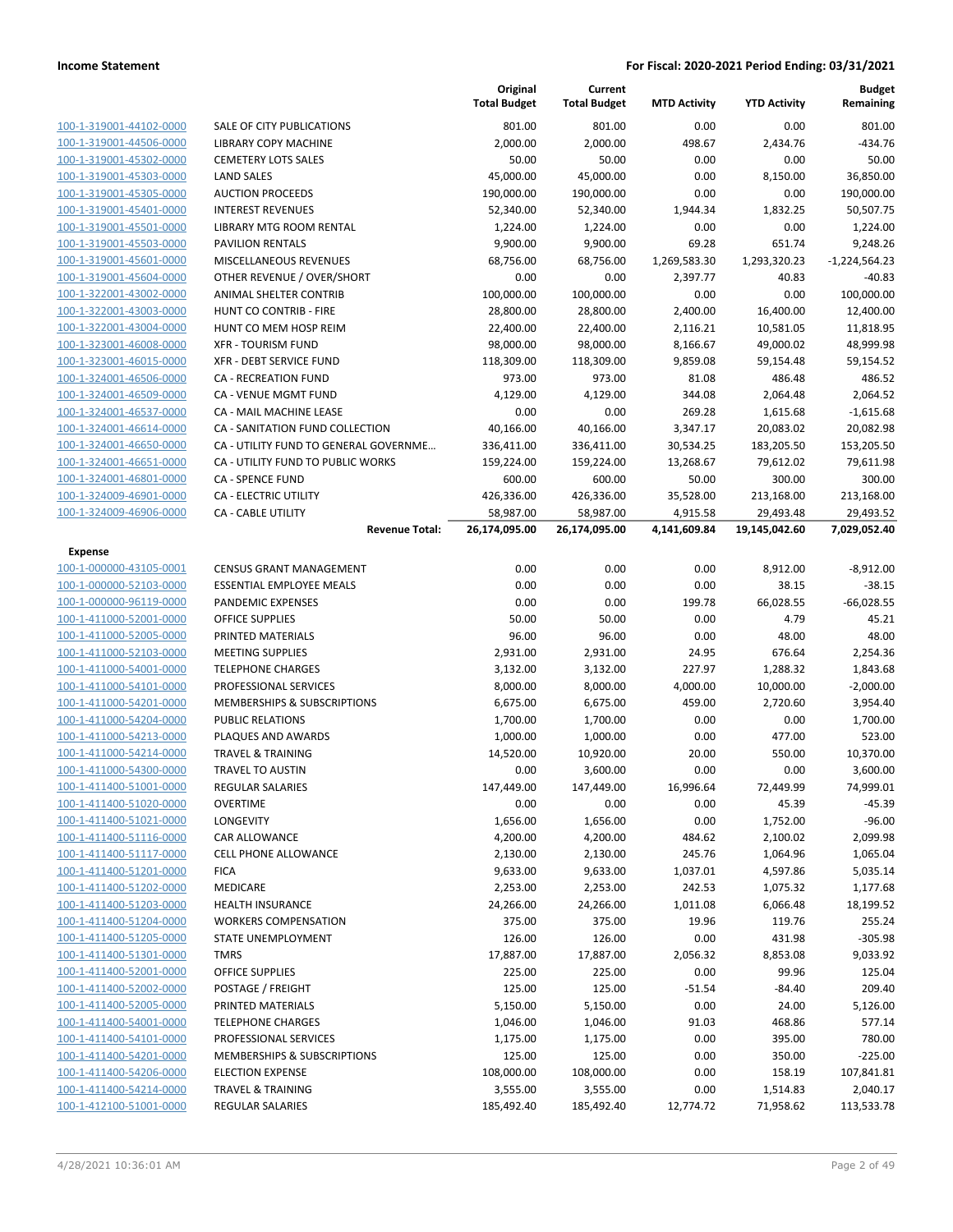**Income Statement** | **For Fiscal: 2020-2021 Period Ending: 03/31/2021**

| | | Original Total Budget | Current Total Budget | MTD Activity | YTD Activity | Budget Remaining |
|---|---|---|---|---|---|---|
| 100-1-319001-44102-0000 | SALE OF CITY PUBLICATIONS | 801.00 | 801.00 | 0.00 | 0.00 | 801.00 |
| 100-1-319001-44506-0000 | LIBRARY COPY MACHINE | 2,000.00 | 2,000.00 | 498.67 | 2,434.76 | -434.76 |
| 100-1-319001-45302-0000 | CEMETERY LOTS SALES | 50.00 | 50.00 | 0.00 | 0.00 | 50.00 |
| 100-1-319001-45303-0000 | LAND SALES | 45,000.00 | 45,000.00 | 0.00 | 8,150.00 | 36,850.00 |
| 100-1-319001-45305-0000 | AUCTION PROCEEDS | 190,000.00 | 190,000.00 | 0.00 | 0.00 | 190,000.00 |
| 100-1-319001-45401-0000 | INTEREST REVENUES | 52,340.00 | 52,340.00 | 1,944.34 | 1,832.25 | 50,507.75 |
| 100-1-319001-45501-0000 | LIBRARY MTG ROOM RENTAL | 1,224.00 | 1,224.00 | 0.00 | 0.00 | 1,224.00 |
| 100-1-319001-45503-0000 | PAVILION RENTALS | 9,900.00 | 9,900.00 | 69.28 | 651.74 | 9,248.26 |
| 100-1-319001-45601-0000 | MISCELLANEOUS REVENUES | 68,756.00 | 68,756.00 | 1,269,583.30 | 1,293,320.23 | -1,224,564.23 |
| 100-1-319001-45604-0000 | OTHER REVENUE / OVER/SHORT | 0.00 | 0.00 | 2,397.77 | 40.83 | -40.83 |
| 100-1-322001-43002-0000 | ANIMAL SHELTER CONTRIB | 100,000.00 | 100,000.00 | 0.00 | 0.00 | 100,000.00 |
| 100-1-322001-43003-0000 | HUNT CO CONTRIB - FIRE | 28,800.00 | 28,800.00 | 2,400.00 | 16,400.00 | 12,400.00 |
| 100-1-322001-43004-0000 | HUNT CO MEM HOSP REIM | 22,400.00 | 22,400.00 | 2,116.21 | 10,581.05 | 11,818.95 |
| 100-1-323001-46008-0000 | XFR - TOURISM FUND | 98,000.00 | 98,000.00 | 8,166.67 | 49,000.02 | 48,999.98 |
| 100-1-323001-46015-0000 | XFR - DEBT SERVICE FUND | 118,309.00 | 118,309.00 | 9,859.08 | 59,154.48 | 59,154.52 |
| 100-1-324001-46506-0000 | CA - RECREATION FUND | 973.00 | 973.00 | 81.08 | 486.48 | 486.52 |
| 100-1-324001-46509-0000 | CA - VENUE MGMT FUND | 4,129.00 | 4,129.00 | 344.08 | 2,064.48 | 2,064.52 |
| 100-1-324001-46537-0000 | CA - MAIL MACHINE LEASE | 0.00 | 0.00 | 269.28 | 1,615.68 | -1,615.68 |
| 100-1-324001-46614-0000 | CA - SANITATION FUND COLLECTION | 40,166.00 | 40,166.00 | 3,347.17 | 20,083.02 | 20,082.98 |
| 100-1-324001-46650-0000 | CA - UTILITY FUND TO GENERAL GOVERNME... | 336,411.00 | 336,411.00 | 30,534.25 | 183,205.50 | 153,205.50 |
| 100-1-324001-46651-0000 | CA - UTILITY FUND TO PUBLIC WORKS | 159,224.00 | 159,224.00 | 13,268.67 | 79,612.02 | 79,611.98 |
| 100-1-324001-46801-0000 | CA - SPENCE FUND | 600.00 | 600.00 | 50.00 | 300.00 | 300.00 |
| 100-1-324009-46901-0000 | CA - ELECTRIC UTILITY | 426,336.00 | 426,336.00 | 35,528.00 | 213,168.00 | 213,168.00 |
| 100-1-324009-46906-0000 | CA - CABLE UTILITY | 58,987.00 | 58,987.00 | 4,915.58 | 29,493.48 | 29,493.52 |
| | **Revenue Total:** | **26,174,095.00** | **26,174,095.00** | **4,141,609.84** | **19,145,042.60** | **7,029,052.40** |
| **Expense** | | | | | | |
| 100-1-000000-43105-0001 | CENSUS GRANT MANAGEMENT | 0.00 | 0.00 | 0.00 | 8,912.00 | -8,912.00 |
| 100-1-000000-52103-0000 | ESSENTIAL EMPLOYEE MEALS | 0.00 | 0.00 | 0.00 | 38.15 | -38.15 |
| 100-1-000000-96119-0000 | PANDEMIC EXPENSES | 0.00 | 0.00 | 199.78 | 66,028.55 | -66,028.55 |
| 100-1-411000-52001-0000 | OFFICE SUPPLIES | 50.00 | 50.00 | 0.00 | 4.79 | 45.21 |
| 100-1-411000-52005-0000 | PRINTED MATERIALS | 96.00 | 96.00 | 0.00 | 48.00 | 48.00 |
| 100-1-411000-52103-0000 | MEETING SUPPLIES | 2,931.00 | 2,931.00 | 24.95 | 676.64 | 2,254.36 |
| 100-1-411000-54001-0000 | TELEPHONE CHARGES | 3,132.00 | 3,132.00 | 227.97 | 1,288.32 | 1,843.68 |
| 100-1-411000-54101-0000 | PROFESSIONAL SERVICES | 8,000.00 | 8,000.00 | 4,000.00 | 10,000.00 | -2,000.00 |
| 100-1-411000-54201-0000 | MEMBERSHIPS & SUBSCRIPTIONS | 6,675.00 | 6,675.00 | 459.00 | 2,720.60 | 3,954.40 |
| 100-1-411000-54204-0000 | PUBLIC RELATIONS | 1,700.00 | 1,700.00 | 0.00 | 0.00 | 1,700.00 |
| 100-1-411000-54213-0000 | PLAQUES AND AWARDS | 1,000.00 | 1,000.00 | 0.00 | 477.00 | 523.00 |
| 100-1-411000-54214-0000 | TRAVEL & TRAINING | 14,520.00 | 10,920.00 | 20.00 | 550.00 | 10,370.00 |
| 100-1-411000-54300-0000 | TRAVEL TO AUSTIN | 0.00 | 3,600.00 | 0.00 | 0.00 | 3,600.00 |
| 100-1-411400-51001-0000 | REGULAR SALARIES | 147,449.00 | 147,449.00 | 16,996.64 | 72,449.99 | 74,999.01 |
| 100-1-411400-51020-0000 | OVERTIME | 0.00 | 0.00 | 0.00 | 45.39 | -45.39 |
| 100-1-411400-51021-0000 | LONGEVITY | 1,656.00 | 1,656.00 | 0.00 | 1,752.00 | -96.00 |
| 100-1-411400-51116-0000 | CAR ALLOWANCE | 4,200.00 | 4,200.00 | 484.62 | 2,100.02 | 2,099.98 |
| 100-1-411400-51117-0000 | CELL PHONE ALLOWANCE | 2,130.00 | 2,130.00 | 245.76 | 1,064.96 | 1,065.04 |
| 100-1-411400-51201-0000 | FICA | 9,633.00 | 9,633.00 | 1,037.01 | 4,597.86 | 5,035.14 |
| 100-1-411400-51202-0000 | MEDICARE | 2,253.00 | 2,253.00 | 242.53 | 1,075.32 | 1,177.68 |
| 100-1-411400-51203-0000 | HEALTH INSURANCE | 24,266.00 | 24,266.00 | 1,011.08 | 6,066.48 | 18,199.52 |
| 100-1-411400-51204-0000 | WORKERS COMPENSATION | 375.00 | 375.00 | 19.96 | 119.76 | 255.24 |
| 100-1-411400-51205-0000 | STATE UNEMPLOYMENT | 126.00 | 126.00 | 0.00 | 431.98 | -305.98 |
| 100-1-411400-51301-0000 | TMRS | 17,887.00 | 17,887.00 | 2,056.32 | 8,853.08 | 9,033.92 |
| 100-1-411400-52001-0000 | OFFICE SUPPLIES | 225.00 | 225.00 | 0.00 | 99.96 | 125.04 |
| 100-1-411400-52002-0000 | POSTAGE / FREIGHT | 125.00 | 125.00 | -51.54 | -84.40 | 209.40 |
| 100-1-411400-52005-0000 | PRINTED MATERIALS | 5,150.00 | 5,150.00 | 0.00 | 24.00 | 5,126.00 |
| 100-1-411400-54001-0000 | TELEPHONE CHARGES | 1,046.00 | 1,046.00 | 91.03 | 468.86 | 577.14 |
| 100-1-411400-54101-0000 | PROFESSIONAL SERVICES | 1,175.00 | 1,175.00 | 0.00 | 395.00 | 780.00 |
| 100-1-411400-54201-0000 | MEMBERSHIPS & SUBSCRIPTIONS | 125.00 | 125.00 | 0.00 | 350.00 | -225.00 |
| 100-1-411400-54206-0000 | ELECTION EXPENSE | 108,000.00 | 108,000.00 | 0.00 | 158.19 | 107,841.81 |
| 100-1-411400-54214-0000 | TRAVEL & TRAINING | 3,555.00 | 3,555.00 | 0.00 | 1,514.83 | 2,040.17 |
| 100-1-412100-51001-0000 | REGULAR SALARIES | 185,492.40 | 185,492.40 | 12,774.72 | 71,958.62 | 113,533.78 |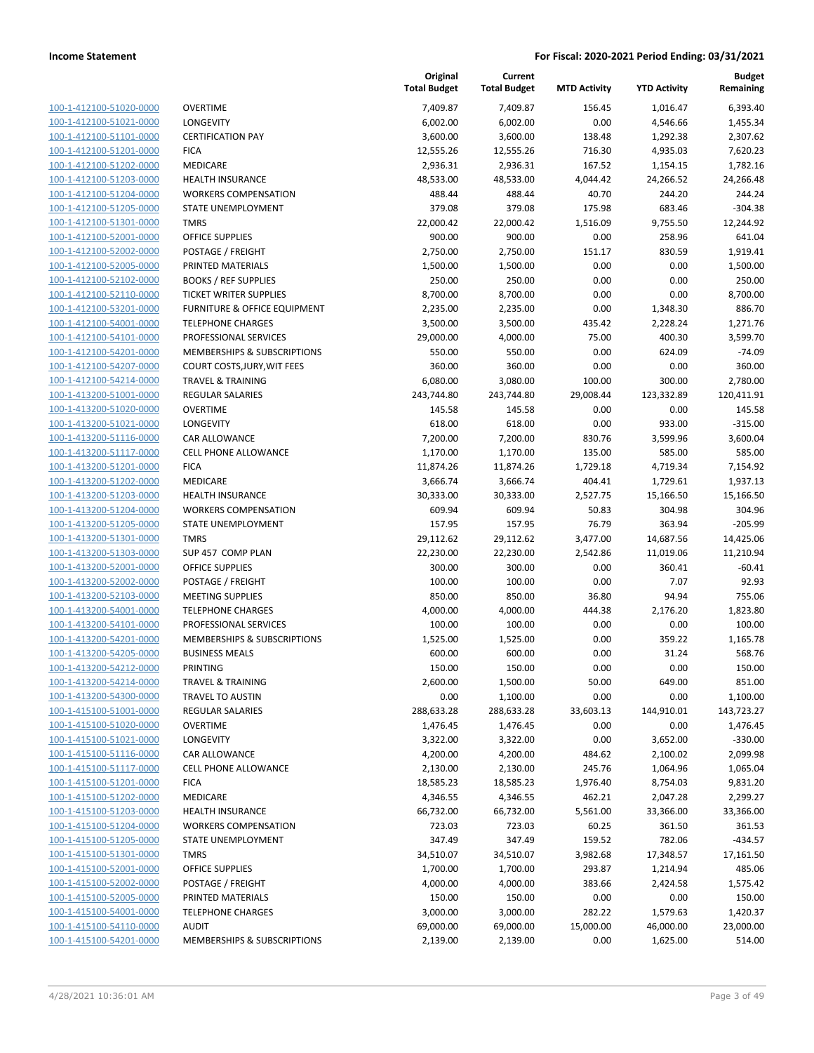**Income Statement** | **For Fiscal: 2020-2021 Period Ending: 03/31/2021**

| | | Original Total Budget | Current Total Budget | MTD Activity | YTD Activity | Budget Remaining |
|---|---|---|---|---|---|---|
| 100-1-412100-51020-0000 | OVERTIME | 7,409.87 | 7,409.87 | 156.45 | 1,016.47 | 6,393.40 |
| 100-1-412100-51021-0000 | LONGEVITY | 6,002.00 | 6,002.00 | 0.00 | 4,546.66 | 1,455.34 |
| 100-1-412100-51101-0000 | CERTIFICATION PAY | 3,600.00 | 3,600.00 | 138.48 | 1,292.38 | 2,307.62 |
| 100-1-412100-51201-0000 | FICA | 12,555.26 | 12,555.26 | 716.30 | 4,935.03 | 7,620.23 |
| 100-1-412100-51202-0000 | MEDICARE | 2,936.31 | 2,936.31 | 167.52 | 1,154.15 | 1,782.16 |
| 100-1-412100-51203-0000 | HEALTH INSURANCE | 48,533.00 | 48,533.00 | 4,044.42 | 24,266.52 | 24,266.48 |
| 100-1-412100-51204-0000 | WORKERS COMPENSATION | 488.44 | 488.44 | 40.70 | 244.20 | 244.24 |
| 100-1-412100-51205-0000 | STATE UNEMPLOYMENT | 379.08 | 379.08 | 175.98 | 683.46 | -304.38 |
| 100-1-412100-51301-0000 | TMRS | 22,000.42 | 22,000.42 | 1,516.09 | 9,755.50 | 12,244.92 |
| 100-1-412100-52001-0000 | OFFICE SUPPLIES | 900.00 | 900.00 | 0.00 | 258.96 | 641.04 |
| 100-1-412100-52002-0000 | POSTAGE / FREIGHT | 2,750.00 | 2,750.00 | 151.17 | 830.59 | 1,919.41 |
| 100-1-412100-52005-0000 | PRINTED MATERIALS | 1,500.00 | 1,500.00 | 0.00 | 0.00 | 1,500.00 |
| 100-1-412100-52102-0000 | BOOKS / REF SUPPLIES | 250.00 | 250.00 | 0.00 | 0.00 | 250.00 |
| 100-1-412100-52110-0000 | TICKET WRITER SUPPLIES | 8,700.00 | 8,700.00 | 0.00 | 0.00 | 8,700.00 |
| 100-1-412100-53201-0000 | FURNITURE & OFFICE EQUIPMENT | 2,235.00 | 2,235.00 | 0.00 | 1,348.30 | 886.70 |
| 100-1-412100-54001-0000 | TELEPHONE CHARGES | 3,500.00 | 3,500.00 | 435.42 | 2,228.24 | 1,271.76 |
| 100-1-412100-54101-0000 | PROFESSIONAL SERVICES | 29,000.00 | 4,000.00 | 75.00 | 400.30 | 3,599.70 |
| 100-1-412100-54201-0000 | MEMBERSHIPS & SUBSCRIPTIONS | 550.00 | 550.00 | 0.00 | 624.09 | -74.09 |
| 100-1-412100-54207-0000 | COURT COSTS,JURY,WIT FEES | 360.00 | 360.00 | 0.00 | 0.00 | 360.00 |
| 100-1-412100-54214-0000 | TRAVEL & TRAINING | 6,080.00 | 3,080.00 | 100.00 | 300.00 | 2,780.00 |
| 100-1-413200-51001-0000 | REGULAR SALARIES | 243,744.80 | 243,744.80 | 29,008.44 | 123,332.89 | 120,411.91 |
| 100-1-413200-51020-0000 | OVERTIME | 145.58 | 145.58 | 0.00 | 0.00 | 145.58 |
| 100-1-413200-51021-0000 | LONGEVITY | 618.00 | 618.00 | 0.00 | 933.00 | -315.00 |
| 100-1-413200-51116-0000 | CAR ALLOWANCE | 7,200.00 | 7,200.00 | 830.76 | 3,599.96 | 3,600.04 |
| 100-1-413200-51117-0000 | CELL PHONE ALLOWANCE | 1,170.00 | 1,170.00 | 135.00 | 585.00 | 585.00 |
| 100-1-413200-51201-0000 | FICA | 11,874.26 | 11,874.26 | 1,729.18 | 4,719.34 | 7,154.92 |
| 100-1-413200-51202-0000 | MEDICARE | 3,666.74 | 3,666.74 | 404.41 | 1,729.61 | 1,937.13 |
| 100-1-413200-51203-0000 | HEALTH INSURANCE | 30,333.00 | 30,333.00 | 2,527.75 | 15,166.50 | 15,166.50 |
| 100-1-413200-51204-0000 | WORKERS COMPENSATION | 609.94 | 609.94 | 50.83 | 304.98 | 304.96 |
| 100-1-413200-51205-0000 | STATE UNEMPLOYMENT | 157.95 | 157.95 | 76.79 | 363.94 | -205.99 |
| 100-1-413200-51301-0000 | TMRS | 29,112.62 | 29,112.62 | 3,477.00 | 14,687.56 | 14,425.06 |
| 100-1-413200-51303-0000 | SUP 457 COMP PLAN | 22,230.00 | 22,230.00 | 2,542.86 | 11,019.06 | 11,210.94 |
| 100-1-413200-52001-0000 | OFFICE SUPPLIES | 300.00 | 300.00 | 0.00 | 360.41 | -60.41 |
| 100-1-413200-52002-0000 | POSTAGE / FREIGHT | 100.00 | 100.00 | 0.00 | 7.07 | 92.93 |
| 100-1-413200-52103-0000 | MEETING SUPPLIES | 850.00 | 850.00 | 36.80 | 94.94 | 755.06 |
| 100-1-413200-54001-0000 | TELEPHONE CHARGES | 4,000.00 | 4,000.00 | 444.38 | 2,176.20 | 1,823.80 |
| 100-1-413200-54101-0000 | PROFESSIONAL SERVICES | 100.00 | 100.00 | 0.00 | 0.00 | 100.00 |
| 100-1-413200-54201-0000 | MEMBERSHIPS & SUBSCRIPTIONS | 1,525.00 | 1,525.00 | 0.00 | 359.22 | 1,165.78 |
| 100-1-413200-54205-0000 | BUSINESS MEALS | 600.00 | 600.00 | 0.00 | 31.24 | 568.76 |
| 100-1-413200-54212-0000 | PRINTING | 150.00 | 150.00 | 0.00 | 0.00 | 150.00 |
| 100-1-413200-54214-0000 | TRAVEL & TRAINING | 2,600.00 | 1,500.00 | 50.00 | 649.00 | 851.00 |
| 100-1-413200-54300-0000 | TRAVEL TO AUSTIN | 0.00 | 1,100.00 | 0.00 | 0.00 | 1,100.00 |
| 100-1-415100-51001-0000 | REGULAR SALARIES | 288,633.28 | 288,633.28 | 33,603.13 | 144,910.01 | 143,723.27 |
| 100-1-415100-51020-0000 | OVERTIME | 1,476.45 | 1,476.45 | 0.00 | 0.00 | 1,476.45 |
| 100-1-415100-51021-0000 | LONGEVITY | 3,322.00 | 3,322.00 | 0.00 | 3,652.00 | -330.00 |
| 100-1-415100-51116-0000 | CAR ALLOWANCE | 4,200.00 | 4,200.00 | 484.62 | 2,100.02 | 2,099.98 |
| 100-1-415100-51117-0000 | CELL PHONE ALLOWANCE | 2,130.00 | 2,130.00 | 245.76 | 1,064.96 | 1,065.04 |
| 100-1-415100-51201-0000 | FICA | 18,585.23 | 18,585.23 | 1,976.40 | 8,754.03 | 9,831.20 |
| 100-1-415100-51202-0000 | MEDICARE | 4,346.55 | 4,346.55 | 462.21 | 2,047.28 | 2,299.27 |
| 100-1-415100-51203-0000 | HEALTH INSURANCE | 66,732.00 | 66,732.00 | 5,561.00 | 33,366.00 | 33,366.00 |
| 100-1-415100-51204-0000 | WORKERS COMPENSATION | 723.03 | 723.03 | 60.25 | 361.50 | 361.53 |
| 100-1-415100-51205-0000 | STATE UNEMPLOYMENT | 347.49 | 347.49 | 159.52 | 782.06 | -434.57 |
| 100-1-415100-51301-0000 | TMRS | 34,510.07 | 34,510.07 | 3,982.68 | 17,348.57 | 17,161.50 |
| 100-1-415100-52001-0000 | OFFICE SUPPLIES | 1,700.00 | 1,700.00 | 293.87 | 1,214.94 | 485.06 |
| 100-1-415100-52002-0000 | POSTAGE / FREIGHT | 4,000.00 | 4,000.00 | 383.66 | 2,424.58 | 1,575.42 |
| 100-1-415100-52005-0000 | PRINTED MATERIALS | 150.00 | 150.00 | 0.00 | 0.00 | 150.00 |
| 100-1-415100-54001-0000 | TELEPHONE CHARGES | 3,000.00 | 3,000.00 | 282.22 | 1,579.63 | 1,420.37 |
| 100-1-415100-54110-0000 | AUDIT | 69,000.00 | 69,000.00 | 15,000.00 | 46,000.00 | 23,000.00 |
| 100-1-415100-54201-0000 | MEMBERSHIPS & SUBSCRIPTIONS | 2,139.00 | 2,139.00 | 0.00 | 1,625.00 | 514.00 |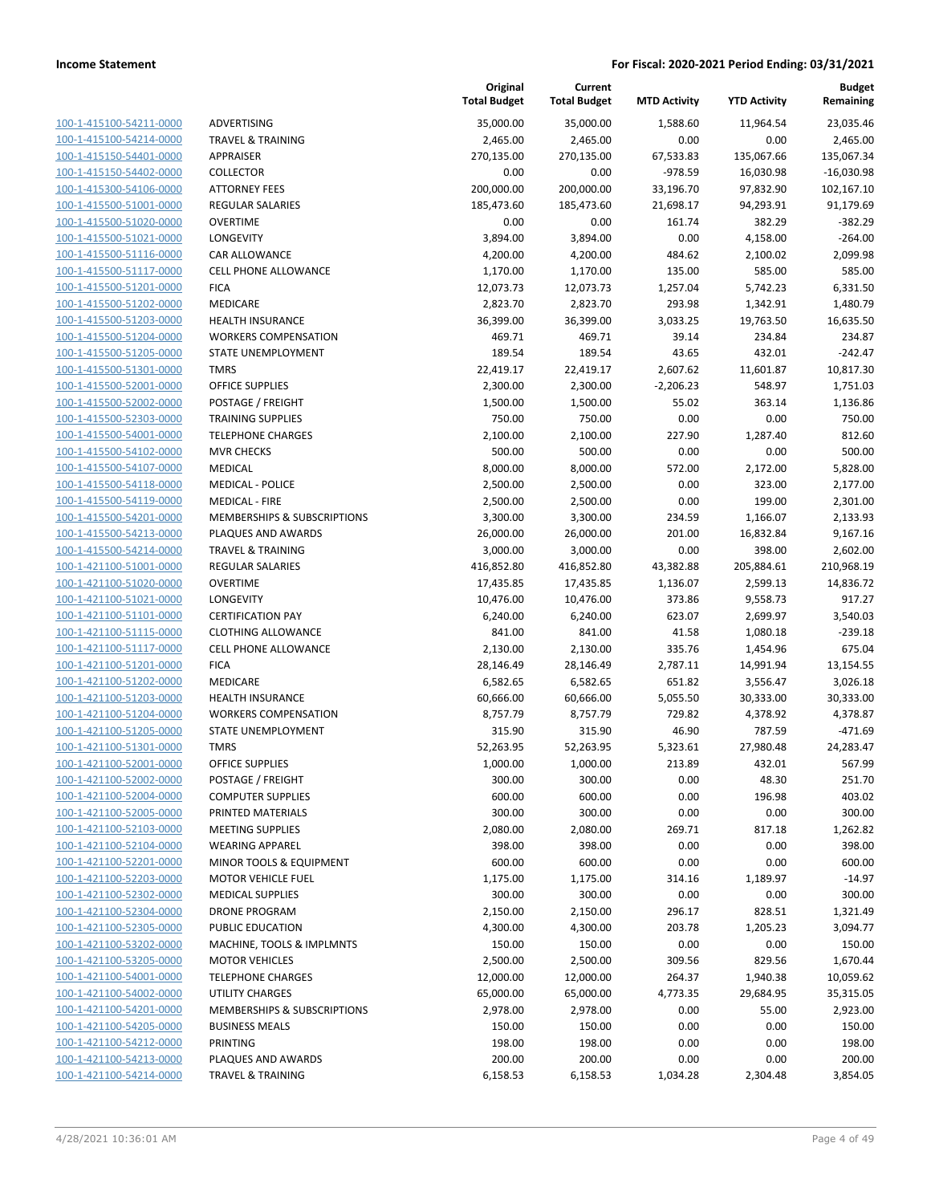| | | Original Total Budget | Current Total Budget | MTD Activity | YTD Activity | Budget Remaining |
|---|---|---|---|---|---|---|
| 100-1-415100-54211-0000 | ADVERTISING | 35,000.00 | 35,000.00 | 1,588.60 | 11,964.54 | 23,035.46 |
| 100-1-415100-54214-0000 | TRAVEL & TRAINING | 2,465.00 | 2,465.00 | 0.00 | 0.00 | 2,465.00 |
| 100-1-415150-54401-0000 | APPRAISER | 270,135.00 | 270,135.00 | 67,533.83 | 135,067.66 | 135,067.34 |
| 100-1-415150-54402-0000 | COLLECTOR | 0.00 | 0.00 | -978.59 | 16,030.98 | -16,030.98 |
| 100-1-415300-54106-0000 | ATTORNEY FEES | 200,000.00 | 200,000.00 | 33,196.70 | 97,832.90 | 102,167.10 |
| 100-1-415500-51001-0000 | REGULAR SALARIES | 185,473.60 | 185,473.60 | 21,698.17 | 94,293.91 | 91,179.69 |
| 100-1-415500-51020-0000 | OVERTIME | 0.00 | 0.00 | 161.74 | 382.29 | -382.29 |
| 100-1-415500-51021-0000 | LONGEVITY | 3,894.00 | 3,894.00 | 0.00 | 4,158.00 | -264.00 |
| 100-1-415500-51116-0000 | CAR ALLOWANCE | 4,200.00 | 4,200.00 | 484.62 | 2,100.02 | 2,099.98 |
| 100-1-415500-51117-0000 | CELL PHONE ALLOWANCE | 1,170.00 | 1,170.00 | 135.00 | 585.00 | 585.00 |
| 100-1-415500-51201-0000 | FICA | 12,073.73 | 12,073.73 | 1,257.04 | 5,742.23 | 6,331.50 |
| 100-1-415500-51202-0000 | MEDICARE | 2,823.70 | 2,823.70 | 293.98 | 1,342.91 | 1,480.79 |
| 100-1-415500-51203-0000 | HEALTH INSURANCE | 36,399.00 | 36,399.00 | 3,033.25 | 19,763.50 | 16,635.50 |
| 100-1-415500-51204-0000 | WORKERS COMPENSATION | 469.71 | 469.71 | 39.14 | 234.84 | 234.87 |
| 100-1-415500-51205-0000 | STATE UNEMPLOYMENT | 189.54 | 189.54 | 43.65 | 432.01 | -242.47 |
| 100-1-415500-51301-0000 | TMRS | 22,419.17 | 22,419.17 | 2,607.62 | 11,601.87 | 10,817.30 |
| 100-1-415500-52001-0000 | OFFICE SUPPLIES | 2,300.00 | 2,300.00 | -2,206.23 | 548.97 | 1,751.03 |
| 100-1-415500-52002-0000 | POSTAGE / FREIGHT | 1,500.00 | 1,500.00 | 55.02 | 363.14 | 1,136.86 |
| 100-1-415500-52303-0000 | TRAINING SUPPLIES | 750.00 | 750.00 | 0.00 | 0.00 | 750.00 |
| 100-1-415500-54001-0000 | TELEPHONE CHARGES | 2,100.00 | 2,100.00 | 227.90 | 1,287.40 | 812.60 |
| 100-1-415500-54102-0000 | MVR CHECKS | 500.00 | 500.00 | 0.00 | 0.00 | 500.00 |
| 100-1-415500-54107-0000 | MEDICAL | 8,000.00 | 8,000.00 | 572.00 | 2,172.00 | 5,828.00 |
| 100-1-415500-54118-0000 | MEDICAL - POLICE | 2,500.00 | 2,500.00 | 0.00 | 323.00 | 2,177.00 |
| 100-1-415500-54119-0000 | MEDICAL - FIRE | 2,500.00 | 2,500.00 | 0.00 | 199.00 | 2,301.00 |
| 100-1-415500-54201-0000 | MEMBERSHIPS & SUBSCRIPTIONS | 3,300.00 | 3,300.00 | 234.59 | 1,166.07 | 2,133.93 |
| 100-1-415500-54213-0000 | PLAQUES AND AWARDS | 26,000.00 | 26,000.00 | 201.00 | 16,832.84 | 9,167.16 |
| 100-1-415500-54214-0000 | TRAVEL & TRAINING | 3,000.00 | 3,000.00 | 0.00 | 398.00 | 2,602.00 |
| 100-1-421100-51001-0000 | REGULAR SALARIES | 416,852.80 | 416,852.80 | 43,382.88 | 205,884.61 | 210,968.19 |
| 100-1-421100-51020-0000 | OVERTIME | 17,435.85 | 17,435.85 | 1,136.07 | 2,599.13 | 14,836.72 |
| 100-1-421100-51021-0000 | LONGEVITY | 10,476.00 | 10,476.00 | 373.86 | 9,558.73 | 917.27 |
| 100-1-421100-51101-0000 | CERTIFICATION PAY | 6,240.00 | 6,240.00 | 623.07 | 2,699.97 | 3,540.03 |
| 100-1-421100-51115-0000 | CLOTHING ALLOWANCE | 841.00 | 841.00 | 41.58 | 1,080.18 | -239.18 |
| 100-1-421100-51117-0000 | CELL PHONE ALLOWANCE | 2,130.00 | 2,130.00 | 335.76 | 1,454.96 | 675.04 |
| 100-1-421100-51201-0000 | FICA | 28,146.49 | 28,146.49 | 2,787.11 | 14,991.94 | 13,154.55 |
| 100-1-421100-51202-0000 | MEDICARE | 6,582.65 | 6,582.65 | 651.82 | 3,556.47 | 3,026.18 |
| 100-1-421100-51203-0000 | HEALTH INSURANCE | 60,666.00 | 60,666.00 | 5,055.50 | 30,333.00 | 30,333.00 |
| 100-1-421100-51204-0000 | WORKERS COMPENSATION | 8,757.79 | 8,757.79 | 729.82 | 4,378.92 | 4,378.87 |
| 100-1-421100-51205-0000 | STATE UNEMPLOYMENT | 315.90 | 315.90 | 46.90 | 787.59 | -471.69 |
| 100-1-421100-51301-0000 | TMRS | 52,263.95 | 52,263.95 | 5,323.61 | 27,980.48 | 24,283.47 |
| 100-1-421100-52001-0000 | OFFICE SUPPLIES | 1,000.00 | 1,000.00 | 213.89 | 432.01 | 567.99 |
| 100-1-421100-52002-0000 | POSTAGE / FREIGHT | 300.00 | 300.00 | 0.00 | 48.30 | 251.70 |
| 100-1-421100-52004-0000 | COMPUTER SUPPLIES | 600.00 | 600.00 | 0.00 | 196.98 | 403.02 |
| 100-1-421100-52005-0000 | PRINTED MATERIALS | 300.00 | 300.00 | 0.00 | 0.00 | 300.00 |
| 100-1-421100-52103-0000 | MEETING SUPPLIES | 2,080.00 | 2,080.00 | 269.71 | 817.18 | 1,262.82 |
| 100-1-421100-52104-0000 | WEARING APPAREL | 398.00 | 398.00 | 0.00 | 0.00 | 398.00 |
| 100-1-421100-52201-0000 | MINOR TOOLS & EQUIPMENT | 600.00 | 600.00 | 0.00 | 0.00 | 600.00 |
| 100-1-421100-52203-0000 | MOTOR VEHICLE FUEL | 1,175.00 | 1,175.00 | 314.16 | 1,189.97 | -14.97 |
| 100-1-421100-52302-0000 | MEDICAL SUPPLIES | 300.00 | 300.00 | 0.00 | 0.00 | 300.00 |
| 100-1-421100-52304-0000 | DRONE PROGRAM | 2,150.00 | 2,150.00 | 296.17 | 828.51 | 1,321.49 |
| 100-1-421100-52305-0000 | PUBLIC EDUCATION | 4,300.00 | 4,300.00 | 203.78 | 1,205.23 | 3,094.77 |
| 100-1-421100-53202-0000 | MACHINE, TOOLS & IMPLMNTS | 150.00 | 150.00 | 0.00 | 0.00 | 150.00 |
| 100-1-421100-53205-0000 | MOTOR VEHICLES | 2,500.00 | 2,500.00 | 309.56 | 829.56 | 1,670.44 |
| 100-1-421100-54001-0000 | TELEPHONE CHARGES | 12,000.00 | 12,000.00 | 264.37 | 1,940.38 | 10,059.62 |
| 100-1-421100-54002-0000 | UTILITY CHARGES | 65,000.00 | 65,000.00 | 4,773.35 | 29,684.95 | 35,315.05 |
| 100-1-421100-54201-0000 | MEMBERSHIPS & SUBSCRIPTIONS | 2,978.00 | 2,978.00 | 0.00 | 55.00 | 2,923.00 |
| 100-1-421100-54205-0000 | BUSINESS MEALS | 150.00 | 150.00 | 0.00 | 0.00 | 150.00 |
| 100-1-421100-54212-0000 | PRINTING | 198.00 | 198.00 | 0.00 | 0.00 | 198.00 |
| 100-1-421100-54213-0000 | PLAQUES AND AWARDS | 200.00 | 200.00 | 0.00 | 0.00 | 200.00 |
| 100-1-421100-54214-0000 | TRAVEL & TRAINING | 6,158.53 | 6,158.53 | 1,034.28 | 2,304.48 | 3,854.05 |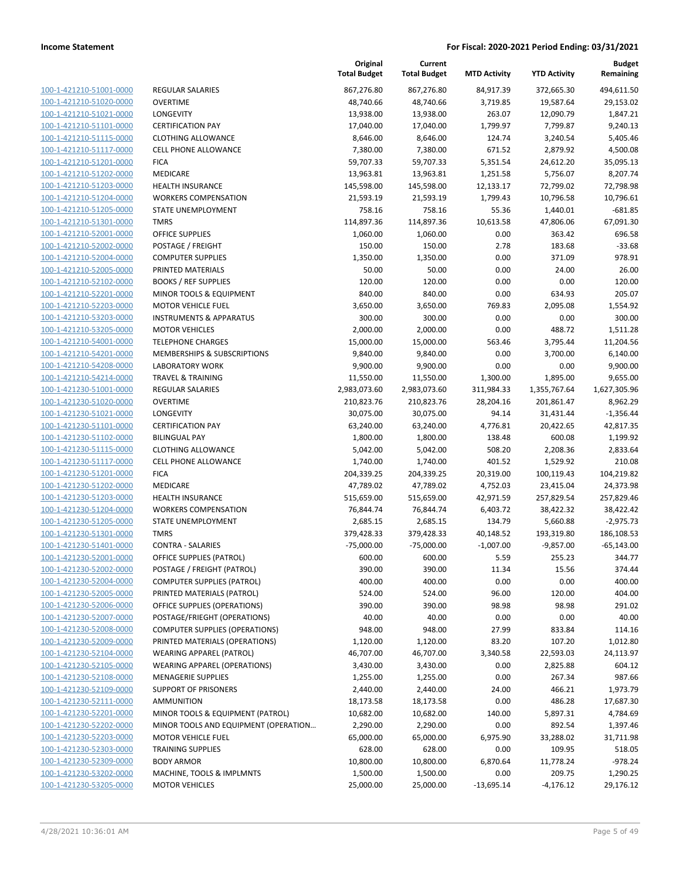**Income Statement** — **For Fiscal: 2020-2021 Period Ending: 03/31/2021**

| | | Original Total Budget | Current Total Budget | MTD Activity | YTD Activity | Budget Remaining |
|---|---|---|---|---|---|---|
| 100-1-421210-51001-0000 | REGULAR SALARIES | 867,276.80 | 867,276.80 | 84,917.39 | 372,665.30 | 494,611.50 |
| 100-1-421210-51020-0000 | OVERTIME | 48,740.66 | 48,740.66 | 3,719.85 | 19,587.64 | 29,153.02 |
| 100-1-421210-51021-0000 | LONGEVITY | 13,938.00 | 13,938.00 | 263.07 | 12,090.79 | 1,847.21 |
| 100-1-421210-51101-0000 | CERTIFICATION PAY | 17,040.00 | 17,040.00 | 1,799.97 | 7,799.87 | 9,240.13 |
| 100-1-421210-51115-0000 | CLOTHING ALLOWANCE | 8,646.00 | 8,646.00 | 124.74 | 3,240.54 | 5,405.46 |
| 100-1-421210-51117-0000 | CELL PHONE ALLOWANCE | 7,380.00 | 7,380.00 | 671.52 | 2,879.92 | 4,500.08 |
| 100-1-421210-51201-0000 | FICA | 59,707.33 | 59,707.33 | 5,351.54 | 24,612.20 | 35,095.13 |
| 100-1-421210-51202-0000 | MEDICARE | 13,963.81 | 13,963.81 | 1,251.58 | 5,756.07 | 8,207.74 |
| 100-1-421210-51203-0000 | HEALTH INSURANCE | 145,598.00 | 145,598.00 | 12,133.17 | 72,799.02 | 72,798.98 |
| 100-1-421210-51204-0000 | WORKERS COMPENSATION | 21,593.19 | 21,593.19 | 1,799.43 | 10,796.58 | 10,796.61 |
| 100-1-421210-51205-0000 | STATE UNEMPLOYMENT | 758.16 | 758.16 | 55.36 | 1,440.01 | -681.85 |
| 100-1-421210-51301-0000 | TMRS | 114,897.36 | 114,897.36 | 10,613.58 | 47,806.06 | 67,091.30 |
| 100-1-421210-52001-0000 | OFFICE SUPPLIES | 1,060.00 | 1,060.00 | 0.00 | 363.42 | 696.58 |
| 100-1-421210-52002-0000 | POSTAGE / FREIGHT | 150.00 | 150.00 | 2.78 | 183.68 | -33.68 |
| 100-1-421210-52004-0000 | COMPUTER SUPPLIES | 1,350.00 | 1,350.00 | 0.00 | 371.09 | 978.91 |
| 100-1-421210-52005-0000 | PRINTED MATERIALS | 50.00 | 50.00 | 0.00 | 24.00 | 26.00 |
| 100-1-421210-52102-0000 | BOOKS / REF SUPPLIES | 120.00 | 120.00 | 0.00 | 0.00 | 120.00 |
| 100-1-421210-52201-0000 | MINOR TOOLS & EQUIPMENT | 840.00 | 840.00 | 0.00 | 634.93 | 205.07 |
| 100-1-421210-52203-0000 | MOTOR VEHICLE FUEL | 3,650.00 | 3,650.00 | 769.83 | 2,095.08 | 1,554.92 |
| 100-1-421210-53203-0000 | INSTRUMENTS & APPARATUS | 300.00 | 300.00 | 0.00 | 0.00 | 300.00 |
| 100-1-421210-53205-0000 | MOTOR VEHICLES | 2,000.00 | 2,000.00 | 0.00 | 488.72 | 1,511.28 |
| 100-1-421210-54001-0000 | TELEPHONE CHARGES | 15,000.00 | 15,000.00 | 563.46 | 3,795.44 | 11,204.56 |
| 100-1-421210-54201-0000 | MEMBERSHIPS & SUBSCRIPTIONS | 9,840.00 | 9,840.00 | 0.00 | 3,700.00 | 6,140.00 |
| 100-1-421210-54208-0000 | LABORATORY WORK | 9,900.00 | 9,900.00 | 0.00 | 0.00 | 9,900.00 |
| 100-1-421210-54214-0000 | TRAVEL & TRAINING | 11,550.00 | 11,550.00 | 1,300.00 | 1,895.00 | 9,655.00 |
| 100-1-421230-51001-0000 | REGULAR SALARIES | 2,983,073.60 | 2,983,073.60 | 311,984.33 | 1,355,767.64 | 1,627,305.96 |
| 100-1-421230-51020-0000 | OVERTIME | 210,823.76 | 210,823.76 | 28,204.16 | 201,861.47 | 8,962.29 |
| 100-1-421230-51021-0000 | LONGEVITY | 30,075.00 | 30,075.00 | 94.14 | 31,431.44 | -1,356.44 |
| 100-1-421230-51101-0000 | CERTIFICATION PAY | 63,240.00 | 63,240.00 | 4,776.81 | 20,422.65 | 42,817.35 |
| 100-1-421230-51102-0000 | BILINGUAL PAY | 1,800.00 | 1,800.00 | 138.48 | 600.08 | 1,199.92 |
| 100-1-421230-51115-0000 | CLOTHING ALLOWANCE | 5,042.00 | 5,042.00 | 508.20 | 2,208.36 | 2,833.64 |
| 100-1-421230-51117-0000 | CELL PHONE ALLOWANCE | 1,740.00 | 1,740.00 | 401.52 | 1,529.92 | 210.08 |
| 100-1-421230-51201-0000 | FICA | 204,339.25 | 204,339.25 | 20,319.00 | 100,119.43 | 104,219.82 |
| 100-1-421230-51202-0000 | MEDICARE | 47,789.02 | 47,789.02 | 4,752.03 | 23,415.04 | 24,373.98 |
| 100-1-421230-51203-0000 | HEALTH INSURANCE | 515,659.00 | 515,659.00 | 42,971.59 | 257,829.54 | 257,829.46 |
| 100-1-421230-51204-0000 | WORKERS COMPENSATION | 76,844.74 | 76,844.74 | 6,403.72 | 38,422.32 | 38,422.42 |
| 100-1-421230-51205-0000 | STATE UNEMPLOYMENT | 2,685.15 | 2,685.15 | 134.79 | 5,660.88 | -2,975.73 |
| 100-1-421230-51301-0000 | TMRS | 379,428.33 | 379,428.33 | 40,148.52 | 193,319.80 | 186,108.53 |
| 100-1-421230-51401-0000 | CONTRA - SALARIES | -75,000.00 | -75,000.00 | -1,007.00 | -9,857.00 | -65,143.00 |
| 100-1-421230-52001-0000 | OFFICE SUPPLIES (PATROL) | 600.00 | 600.00 | 5.59 | 255.23 | 344.77 |
| 100-1-421230-52002-0000 | POSTAGE / FREIGHT (PATROL) | 390.00 | 390.00 | 11.34 | 15.56 | 374.44 |
| 100-1-421230-52004-0000 | COMPUTER SUPPLIES (PATROL) | 400.00 | 400.00 | 0.00 | 0.00 | 400.00 |
| 100-1-421230-52005-0000 | PRINTED MATERIALS (PATROL) | 524.00 | 524.00 | 96.00 | 120.00 | 404.00 |
| 100-1-421230-52006-0000 | OFFICE SUPPLIES (OPERATIONS) | 390.00 | 390.00 | 98.98 | 98.98 | 291.02 |
| 100-1-421230-52007-0000 | POSTAGE/FRIEGHT (OPERATIONS) | 40.00 | 40.00 | 0.00 | 0.00 | 40.00 |
| 100-1-421230-52008-0000 | COMPUTER SUPPLIES (OPERATIONS) | 948.00 | 948.00 | 27.99 | 833.84 | 114.16 |
| 100-1-421230-52009-0000 | PRINTED MATERIALS (OPERATIONS) | 1,120.00 | 1,120.00 | 83.20 | 107.20 | 1,012.80 |
| 100-1-421230-52104-0000 | WEARING APPAREL (PATROL) | 46,707.00 | 46,707.00 | 3,340.58 | 22,593.03 | 24,113.97 |
| 100-1-421230-52105-0000 | WEARING APPAREL (OPERATIONS) | 3,430.00 | 3,430.00 | 0.00 | 2,825.88 | 604.12 |
| 100-1-421230-52108-0000 | MENAGERIE SUPPLIES | 1,255.00 | 1,255.00 | 0.00 | 267.34 | 987.66 |
| 100-1-421230-52109-0000 | SUPPORT OF PRISONERS | 2,440.00 | 2,440.00 | 24.00 | 466.21 | 1,973.79 |
| 100-1-421230-52111-0000 | AMMUNITION | 18,173.58 | 18,173.58 | 0.00 | 486.28 | 17,687.30 |
| 100-1-421230-52201-0000 | MINOR TOOLS & EQUIPMENT (PATROL) | 10,682.00 | 10,682.00 | 140.00 | 5,897.31 | 4,784.69 |
| 100-1-421230-52202-0000 | MINOR TOOLS AND EQUIPMENT (OPERATION… | 2,290.00 | 2,290.00 | 0.00 | 892.54 | 1,397.46 |
| 100-1-421230-52203-0000 | MOTOR VEHICLE FUEL | 65,000.00 | 65,000.00 | 6,975.90 | 33,288.02 | 31,711.98 |
| 100-1-421230-52303-0000 | TRAINING SUPPLIES | 628.00 | 628.00 | 0.00 | 109.95 | 518.05 |
| 100-1-421230-52309-0000 | BODY ARMOR | 10,800.00 | 10,800.00 | 6,870.64 | 11,778.24 | -978.24 |
| 100-1-421230-53202-0000 | MACHINE, TOOLS & IMPLMNTS | 1,500.00 | 1,500.00 | 0.00 | 209.75 | 1,290.25 |
| 100-1-421230-53205-0000 | MOTOR VEHICLES | 25,000.00 | 25,000.00 | -13,695.14 | -4,176.12 | 29,176.12 |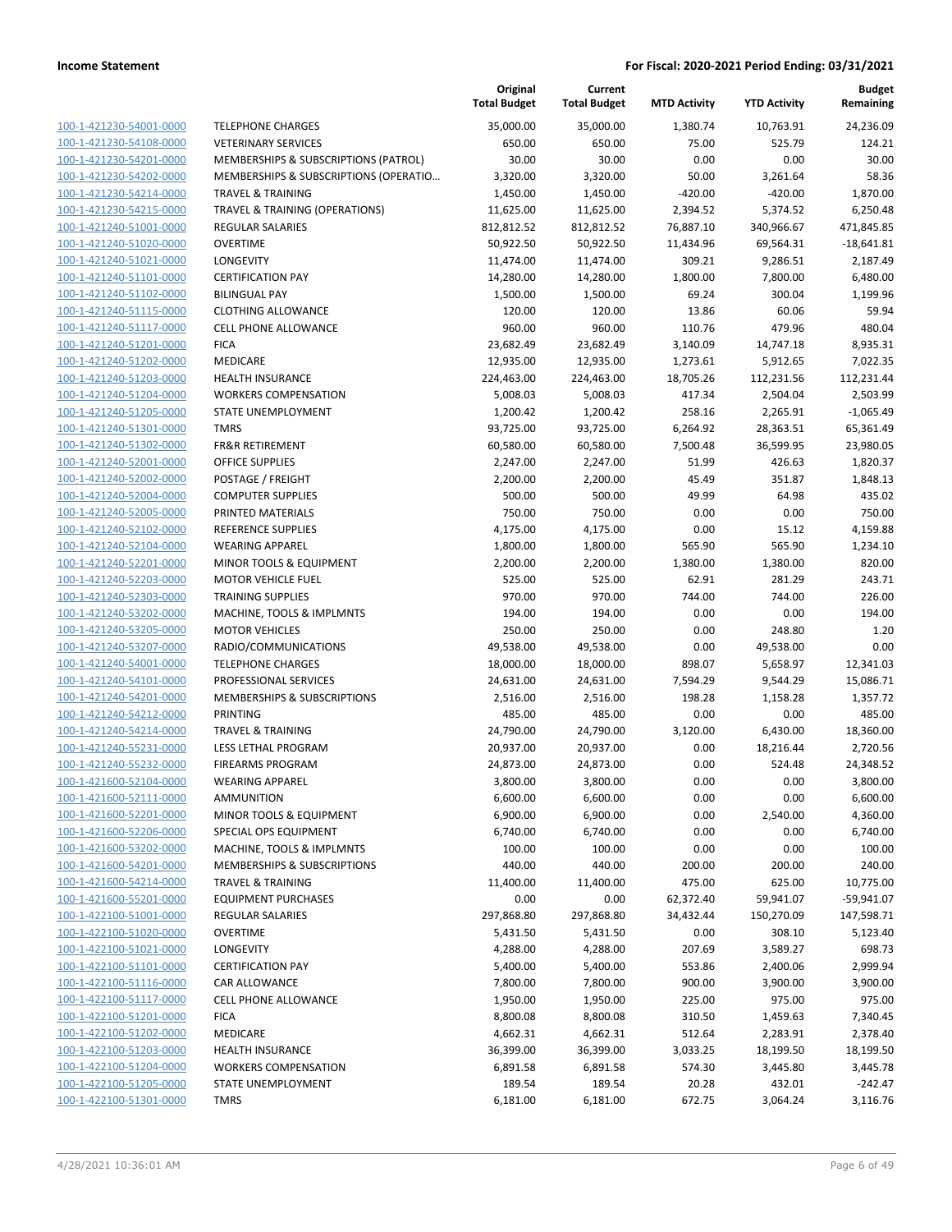**Income Statement** | **For Fiscal: 2020-2021 Period Ending: 03/31/2021**

| | | Original Total Budget | Current Total Budget | MTD Activity | YTD Activity | Budget Remaining |
|---|---|---|---|---|---|---|
| 100-1-421230-54001-0000 | TELEPHONE CHARGES | 35,000.00 | 35,000.00 | 1,380.74 | 10,763.91 | 24,236.09 |
| 100-1-421230-54108-0000 | VETERINARY SERVICES | 650.00 | 650.00 | 75.00 | 525.79 | 124.21 |
| 100-1-421230-54201-0000 | MEMBERSHIPS & SUBSCRIPTIONS (PATROL) | 30.00 | 30.00 | 0.00 | 0.00 | 30.00 |
| 100-1-421230-54202-0000 | MEMBERSHIPS & SUBSCRIPTIONS (OPERATIO… | 3,320.00 | 3,320.00 | 50.00 | 3,261.64 | 58.36 |
| 100-1-421230-54214-0000 | TRAVEL & TRAINING | 1,450.00 | 1,450.00 | -420.00 | -420.00 | 1,870.00 |
| 100-1-421230-54215-0000 | TRAVEL & TRAINING (OPERATIONS) | 11,625.00 | 11,625.00 | 2,394.52 | 5,374.52 | 6,250.48 |
| 100-1-421240-51001-0000 | REGULAR SALARIES | 812,812.52 | 812,812.52 | 76,887.10 | 340,966.67 | 471,845.85 |
| 100-1-421240-51020-0000 | OVERTIME | 50,922.50 | 50,922.50 | 11,434.96 | 69,564.31 | -18,641.81 |
| 100-1-421240-51021-0000 | LONGEVITY | 11,474.00 | 11,474.00 | 309.21 | 9,286.51 | 2,187.49 |
| 100-1-421240-51101-0000 | CERTIFICATION PAY | 14,280.00 | 14,280.00 | 1,800.00 | 7,800.00 | 6,480.00 |
| 100-1-421240-51102-0000 | BILINGUAL PAY | 1,500.00 | 1,500.00 | 69.24 | 300.04 | 1,199.96 |
| 100-1-421240-51115-0000 | CLOTHING ALLOWANCE | 120.00 | 120.00 | 13.86 | 60.06 | 59.94 |
| 100-1-421240-51117-0000 | CELL PHONE ALLOWANCE | 960.00 | 960.00 | 110.76 | 479.96 | 480.04 |
| 100-1-421240-51201-0000 | FICA | 23,682.49 | 23,682.49 | 3,140.09 | 14,747.18 | 8,935.31 |
| 100-1-421240-51202-0000 | MEDICARE | 12,935.00 | 12,935.00 | 1,273.61 | 5,912.65 | 7,022.35 |
| 100-1-421240-51203-0000 | HEALTH INSURANCE | 224,463.00 | 224,463.00 | 18,705.26 | 112,231.56 | 112,231.44 |
| 100-1-421240-51204-0000 | WORKERS COMPENSATION | 5,008.03 | 5,008.03 | 417.34 | 2,504.04 | 2,503.99 |
| 100-1-421240-51205-0000 | STATE UNEMPLOYMENT | 1,200.42 | 1,200.42 | 258.16 | 2,265.91 | -1,065.49 |
| 100-1-421240-51301-0000 | TMRS | 93,725.00 | 93,725.00 | 6,264.92 | 28,363.51 | 65,361.49 |
| 100-1-421240-51302-0000 | FR&R RETIREMENT | 60,580.00 | 60,580.00 | 7,500.48 | 36,599.95 | 23,980.05 |
| 100-1-421240-52001-0000 | OFFICE SUPPLIES | 2,247.00 | 2,247.00 | 51.99 | 426.63 | 1,820.37 |
| 100-1-421240-52002-0000 | POSTAGE / FREIGHT | 2,200.00 | 2,200.00 | 45.49 | 351.87 | 1,848.13 |
| 100-1-421240-52004-0000 | COMPUTER SUPPLIES | 500.00 | 500.00 | 49.99 | 64.98 | 435.02 |
| 100-1-421240-52005-0000 | PRINTED MATERIALS | 750.00 | 750.00 | 0.00 | 0.00 | 750.00 |
| 100-1-421240-52102-0000 | REFERENCE SUPPLIES | 4,175.00 | 4,175.00 | 0.00 | 15.12 | 4,159.88 |
| 100-1-421240-52104-0000 | WEARING APPAREL | 1,800.00 | 1,800.00 | 565.90 | 565.90 | 1,234.10 |
| 100-1-421240-52201-0000 | MINOR TOOLS & EQUIPMENT | 2,200.00 | 2,200.00 | 1,380.00 | 1,380.00 | 820.00 |
| 100-1-421240-52203-0000 | MOTOR VEHICLE FUEL | 525.00 | 525.00 | 62.91 | 281.29 | 243.71 |
| 100-1-421240-52303-0000 | TRAINING SUPPLIES | 970.00 | 970.00 | 744.00 | 744.00 | 226.00 |
| 100-1-421240-53202-0000 | MACHINE, TOOLS & IMPLMNTS | 194.00 | 194.00 | 0.00 | 0.00 | 194.00 |
| 100-1-421240-53205-0000 | MOTOR VEHICLES | 250.00 | 250.00 | 0.00 | 248.80 | 1.20 |
| 100-1-421240-53207-0000 | RADIO/COMMUNICATIONS | 49,538.00 | 49,538.00 | 0.00 | 49,538.00 | 0.00 |
| 100-1-421240-54001-0000 | TELEPHONE CHARGES | 18,000.00 | 18,000.00 | 898.07 | 5,658.97 | 12,341.03 |
| 100-1-421240-54101-0000 | PROFESSIONAL SERVICES | 24,631.00 | 24,631.00 | 7,594.29 | 9,544.29 | 15,086.71 |
| 100-1-421240-54201-0000 | MEMBERSHIPS & SUBSCRIPTIONS | 2,516.00 | 2,516.00 | 198.28 | 1,158.28 | 1,357.72 |
| 100-1-421240-54212-0000 | PRINTING | 485.00 | 485.00 | 0.00 | 0.00 | 485.00 |
| 100-1-421240-54214-0000 | TRAVEL & TRAINING | 24,790.00 | 24,790.00 | 3,120.00 | 6,430.00 | 18,360.00 |
| 100-1-421240-55231-0000 | LESS LETHAL PROGRAM | 20,937.00 | 20,937.00 | 0.00 | 18,216.44 | 2,720.56 |
| 100-1-421240-55232-0000 | FIREARMS PROGRAM | 24,873.00 | 24,873.00 | 0.00 | 524.48 | 24,348.52 |
| 100-1-421600-52104-0000 | WEARING APPAREL | 3,800.00 | 3,800.00 | 0.00 | 0.00 | 3,800.00 |
| 100-1-421600-52111-0000 | AMMUNITION | 6,600.00 | 6,600.00 | 0.00 | 0.00 | 6,600.00 |
| 100-1-421600-52201-0000 | MINOR TOOLS & EQUIPMENT | 6,900.00 | 6,900.00 | 0.00 | 2,540.00 | 4,360.00 |
| 100-1-421600-52206-0000 | SPECIAL OPS EQUIPMENT | 6,740.00 | 6,740.00 | 0.00 | 0.00 | 6,740.00 |
| 100-1-421600-53202-0000 | MACHINE, TOOLS & IMPLMNTS | 100.00 | 100.00 | 0.00 | 0.00 | 100.00 |
| 100-1-421600-54201-0000 | MEMBERSHIPS & SUBSCRIPTIONS | 440.00 | 440.00 | 200.00 | 200.00 | 240.00 |
| 100-1-421600-54214-0000 | TRAVEL & TRAINING | 11,400.00 | 11,400.00 | 475.00 | 625.00 | 10,775.00 |
| 100-1-421600-55201-0000 | EQUIPMENT PURCHASES | 0.00 | 0.00 | 62,372.40 | 59,941.07 | -59,941.07 |
| 100-1-422100-51001-0000 | REGULAR SALARIES | 297,868.80 | 297,868.80 | 34,432.44 | 150,270.09 | 147,598.71 |
| 100-1-422100-51020-0000 | OVERTIME | 5,431.50 | 5,431.50 | 0.00 | 308.10 | 5,123.40 |
| 100-1-422100-51021-0000 | LONGEVITY | 4,288.00 | 4,288.00 | 207.69 | 3,589.27 | 698.73 |
| 100-1-422100-51101-0000 | CERTIFICATION PAY | 5,400.00 | 5,400.00 | 553.86 | 2,400.06 | 2,999.94 |
| 100-1-422100-51116-0000 | CAR ALLOWANCE | 7,800.00 | 7,800.00 | 900.00 | 3,900.00 | 3,900.00 |
| 100-1-422100-51117-0000 | CELL PHONE ALLOWANCE | 1,950.00 | 1,950.00 | 225.00 | 975.00 | 975.00 |
| 100-1-422100-51201-0000 | FICA | 8,800.08 | 8,800.08 | 310.50 | 1,459.63 | 7,340.45 |
| 100-1-422100-51202-0000 | MEDICARE | 4,662.31 | 4,662.31 | 512.64 | 2,283.91 | 2,378.40 |
| 100-1-422100-51203-0000 | HEALTH INSURANCE | 36,399.00 | 36,399.00 | 3,033.25 | 18,199.50 | 18,199.50 |
| 100-1-422100-51204-0000 | WORKERS COMPENSATION | 6,891.58 | 6,891.58 | 574.30 | 3,445.80 | 3,445.78 |
| 100-1-422100-51205-0000 | STATE UNEMPLOYMENT | 189.54 | 189.54 | 20.28 | 432.01 | -242.47 |
| 100-1-422100-51301-0000 | TMRS | 6,181.00 | 6,181.00 | 672.75 | 3,064.24 | 3,116.76 |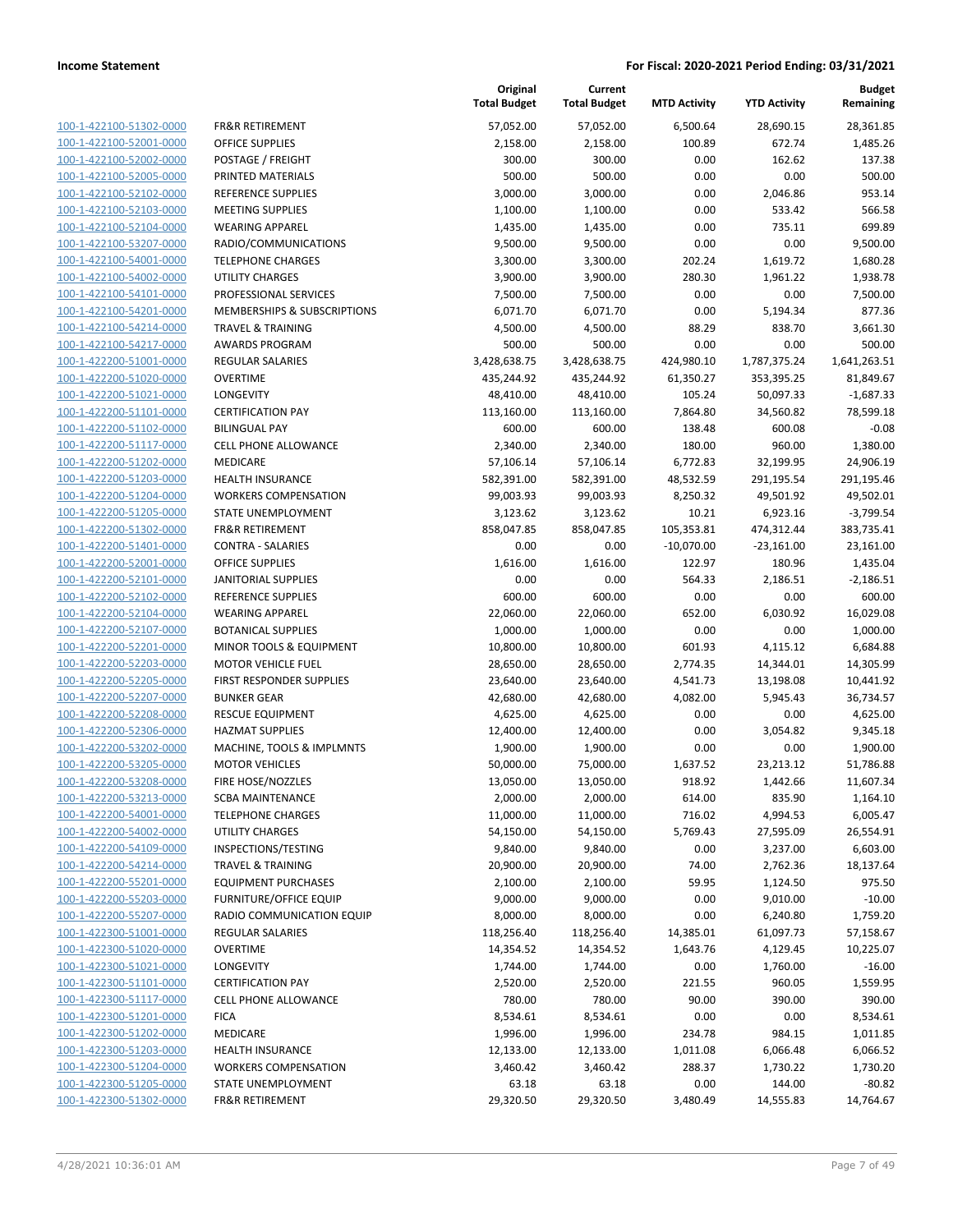**Income Statement** — **For Fiscal: 2020-2021 Period Ending: 03/31/2021**

| | | Original Total Budget | Current Total Budget | MTD Activity | YTD Activity | Budget Remaining |
|---|---|---|---|---|---|---|
| 100-1-422100-51302-0000 | FR&R RETIREMENT | 57,052.00 | 57,052.00 | 6,500.64 | 28,690.15 | 28,361.85 |
| 100-1-422100-52001-0000 | OFFICE SUPPLIES | 2,158.00 | 2,158.00 | 100.89 | 672.74 | 1,485.26 |
| 100-1-422100-52002-0000 | POSTAGE / FREIGHT | 300.00 | 300.00 | 0.00 | 162.62 | 137.38 |
| 100-1-422100-52005-0000 | PRINTED MATERIALS | 500.00 | 500.00 | 0.00 | 0.00 | 500.00 |
| 100-1-422100-52102-0000 | REFERENCE SUPPLIES | 3,000.00 | 3,000.00 | 0.00 | 2,046.86 | 953.14 |
| 100-1-422100-52103-0000 | MEETING SUPPLIES | 1,100.00 | 1,100.00 | 0.00 | 533.42 | 566.58 |
| 100-1-422100-52104-0000 | WEARING APPAREL | 1,435.00 | 1,435.00 | 0.00 | 735.11 | 699.89 |
| 100-1-422100-53207-0000 | RADIO/COMMUNICATIONS | 9,500.00 | 9,500.00 | 0.00 | 0.00 | 9,500.00 |
| 100-1-422100-54001-0000 | TELEPHONE CHARGES | 3,300.00 | 3,300.00 | 202.24 | 1,619.72 | 1,680.28 |
| 100-1-422100-54002-0000 | UTILITY CHARGES | 3,900.00 | 3,900.00 | 280.30 | 1,961.22 | 1,938.78 |
| 100-1-422100-54101-0000 | PROFESSIONAL SERVICES | 7,500.00 | 7,500.00 | 0.00 | 0.00 | 7,500.00 |
| 100-1-422100-54201-0000 | MEMBERSHIPS & SUBSCRIPTIONS | 6,071.70 | 6,071.70 | 0.00 | 5,194.34 | 877.36 |
| 100-1-422100-54214-0000 | TRAVEL & TRAINING | 4,500.00 | 4,500.00 | 88.29 | 838.70 | 3,661.30 |
| 100-1-422100-54217-0000 | AWARDS PROGRAM | 500.00 | 500.00 | 0.00 | 0.00 | 500.00 |
| 100-1-422200-51001-0000 | REGULAR SALARIES | 3,428,638.75 | 3,428,638.75 | 424,980.10 | 1,787,375.24 | 1,641,263.51 |
| 100-1-422200-51020-0000 | OVERTIME | 435,244.92 | 435,244.92 | 61,350.27 | 353,395.25 | 81,849.67 |
| 100-1-422200-51021-0000 | LONGEVITY | 48,410.00 | 48,410.00 | 105.24 | 50,097.33 | -1,687.33 |
| 100-1-422200-51101-0000 | CERTIFICATION PAY | 113,160.00 | 113,160.00 | 7,864.80 | 34,560.82 | 78,599.18 |
| 100-1-422200-51102-0000 | BILINGUAL PAY | 600.00 | 600.00 | 138.48 | 600.08 | -0.08 |
| 100-1-422200-51117-0000 | CELL PHONE ALLOWANCE | 2,340.00 | 2,340.00 | 180.00 | 960.00 | 1,380.00 |
| 100-1-422200-51202-0000 | MEDICARE | 57,106.14 | 57,106.14 | 6,772.83 | 32,199.95 | 24,906.19 |
| 100-1-422200-51203-0000 | HEALTH INSURANCE | 582,391.00 | 582,391.00 | 48,532.59 | 291,195.54 | 291,195.46 |
| 100-1-422200-51204-0000 | WORKERS COMPENSATION | 99,003.93 | 99,003.93 | 8,250.32 | 49,501.92 | 49,502.01 |
| 100-1-422200-51205-0000 | STATE UNEMPLOYMENT | 3,123.62 | 3,123.62 | 10.21 | 6,923.16 | -3,799.54 |
| 100-1-422200-51302-0000 | FR&R RETIREMENT | 858,047.85 | 858,047.85 | 105,353.81 | 474,312.44 | 383,735.41 |
| 100-1-422200-51401-0000 | CONTRA - SALARIES | 0.00 | 0.00 | -10,070.00 | -23,161.00 | 23,161.00 |
| 100-1-422200-52001-0000 | OFFICE SUPPLIES | 1,616.00 | 1,616.00 | 122.97 | 180.96 | 1,435.04 |
| 100-1-422200-52101-0000 | JANITORIAL SUPPLIES | 0.00 | 0.00 | 564.33 | 2,186.51 | -2,186.51 |
| 100-1-422200-52102-0000 | REFERENCE SUPPLIES | 600.00 | 600.00 | 0.00 | 0.00 | 600.00 |
| 100-1-422200-52104-0000 | WEARING APPAREL | 22,060.00 | 22,060.00 | 652.00 | 6,030.92 | 16,029.08 |
| 100-1-422200-52107-0000 | BOTANICAL SUPPLIES | 1,000.00 | 1,000.00 | 0.00 | 0.00 | 1,000.00 |
| 100-1-422200-52201-0000 | MINOR TOOLS & EQUIPMENT | 10,800.00 | 10,800.00 | 601.93 | 4,115.12 | 6,684.88 |
| 100-1-422200-52203-0000 | MOTOR VEHICLE FUEL | 28,650.00 | 28,650.00 | 2,774.35 | 14,344.01 | 14,305.99 |
| 100-1-422200-52205-0000 | FIRST RESPONDER SUPPLIES | 23,640.00 | 23,640.00 | 4,541.73 | 13,198.08 | 10,441.92 |
| 100-1-422200-52207-0000 | BUNKER GEAR | 42,680.00 | 42,680.00 | 4,082.00 | 5,945.43 | 36,734.57 |
| 100-1-422200-52208-0000 | RESCUE EQUIPMENT | 4,625.00 | 4,625.00 | 0.00 | 0.00 | 4,625.00 |
| 100-1-422200-52306-0000 | HAZMAT SUPPLIES | 12,400.00 | 12,400.00 | 0.00 | 3,054.82 | 9,345.18 |
| 100-1-422200-53202-0000 | MACHINE, TOOLS & IMPLMNTS | 1,900.00 | 1,900.00 | 0.00 | 0.00 | 1,900.00 |
| 100-1-422200-53205-0000 | MOTOR VEHICLES | 50,000.00 | 75,000.00 | 1,637.52 | 23,213.12 | 51,786.88 |
| 100-1-422200-53208-0000 | FIRE HOSE/NOZZLES | 13,050.00 | 13,050.00 | 918.92 | 1,442.66 | 11,607.34 |
| 100-1-422200-53213-0000 | SCBA MAINTENANCE | 2,000.00 | 2,000.00 | 614.00 | 835.90 | 1,164.10 |
| 100-1-422200-54001-0000 | TELEPHONE CHARGES | 11,000.00 | 11,000.00 | 716.02 | 4,994.53 | 6,005.47 |
| 100-1-422200-54002-0000 | UTILITY CHARGES | 54,150.00 | 54,150.00 | 5,769.43 | 27,595.09 | 26,554.91 |
| 100-1-422200-54109-0000 | INSPECTIONS/TESTING | 9,840.00 | 9,840.00 | 0.00 | 3,237.00 | 6,603.00 |
| 100-1-422200-54214-0000 | TRAVEL & TRAINING | 20,900.00 | 20,900.00 | 74.00 | 2,762.36 | 18,137.64 |
| 100-1-422200-55201-0000 | EQUIPMENT PURCHASES | 2,100.00 | 2,100.00 | 59.95 | 1,124.50 | 975.50 |
| 100-1-422200-55203-0000 | FURNITURE/OFFICE EQUIP | 9,000.00 | 9,000.00 | 0.00 | 9,010.00 | -10.00 |
| 100-1-422200-55207-0000 | RADIO COMMUNICATION EQUIP | 8,000.00 | 8,000.00 | 0.00 | 6,240.80 | 1,759.20 |
| 100-1-422300-51001-0000 | REGULAR SALARIES | 118,256.40 | 118,256.40 | 14,385.01 | 61,097.73 | 57,158.67 |
| 100-1-422300-51020-0000 | OVERTIME | 14,354.52 | 14,354.52 | 1,643.76 | 4,129.45 | 10,225.07 |
| 100-1-422300-51021-0000 | LONGEVITY | 1,744.00 | 1,744.00 | 0.00 | 1,760.00 | -16.00 |
| 100-1-422300-51101-0000 | CERTIFICATION PAY | 2,520.00 | 2,520.00 | 221.55 | 960.05 | 1,559.95 |
| 100-1-422300-51117-0000 | CELL PHONE ALLOWANCE | 780.00 | 780.00 | 90.00 | 390.00 | 390.00 |
| 100-1-422300-51201-0000 | FICA | 8,534.61 | 8,534.61 | 0.00 | 0.00 | 8,534.61 |
| 100-1-422300-51202-0000 | MEDICARE | 1,996.00 | 1,996.00 | 234.78 | 984.15 | 1,011.85 |
| 100-1-422300-51203-0000 | HEALTH INSURANCE | 12,133.00 | 12,133.00 | 1,011.08 | 6,066.48 | 6,066.52 |
| 100-1-422300-51204-0000 | WORKERS COMPENSATION | 3,460.42 | 3,460.42 | 288.37 | 1,730.22 | 1,730.20 |
| 100-1-422300-51205-0000 | STATE UNEMPLOYMENT | 63.18 | 63.18 | 0.00 | 144.00 | -80.82 |
| 100-1-422300-51302-0000 | FR&R RETIREMENT | 29,320.50 | 29,320.50 | 3,480.49 | 14,555.83 | 14,764.67 |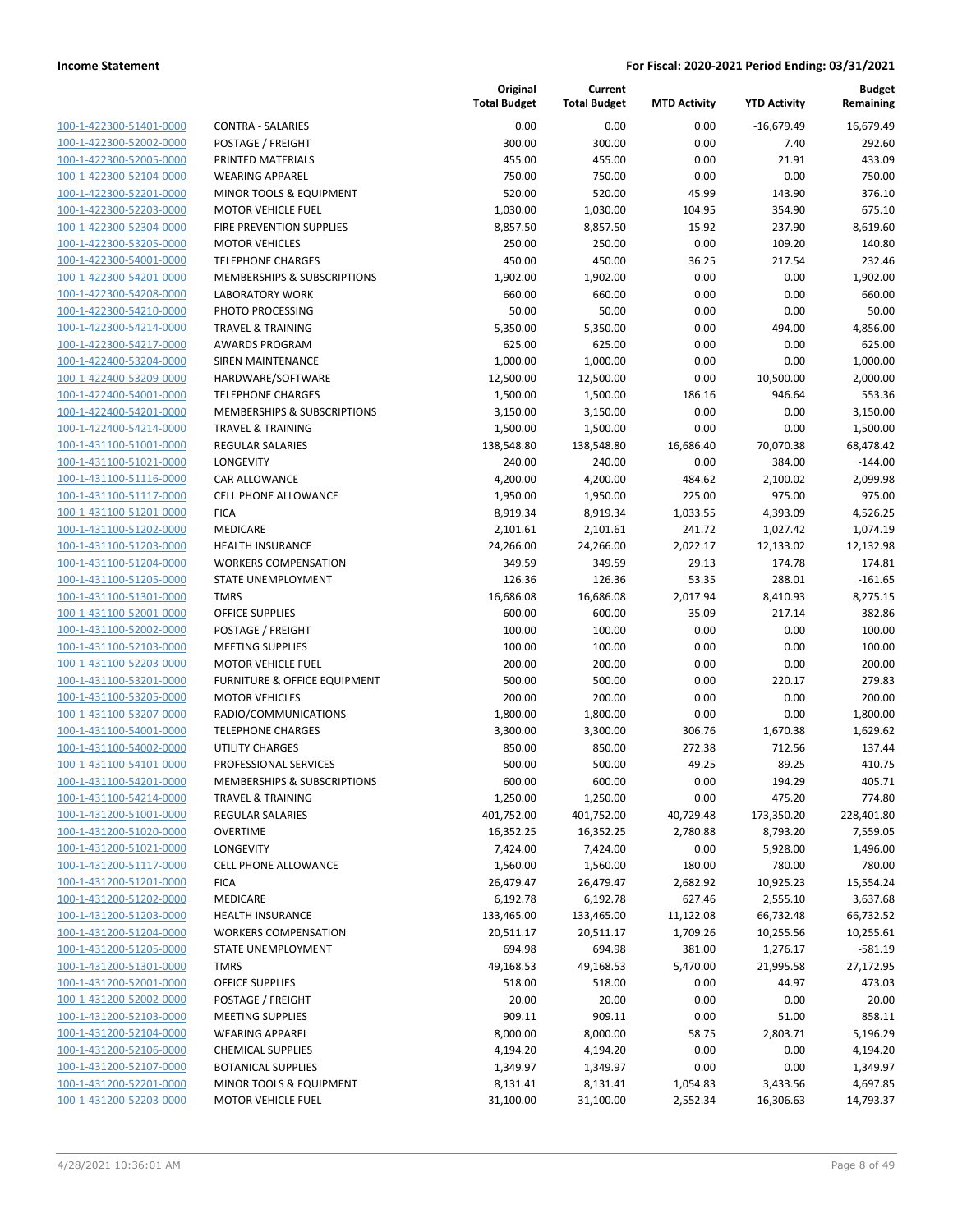**Income Statement** | **For Fiscal: 2020-2021 Period Ending: 03/31/2021**

| | | Original Total Budget | Current Total Budget | MTD Activity | YTD Activity | Budget Remaining |
|---|---|---|---|---|---|---|
| 100-1-422300-51401-0000 | CONTRA - SALARIES | 0.00 | 0.00 | 0.00 | -16,679.49 | 16,679.49 |
| 100-1-422300-52002-0000 | POSTAGE / FREIGHT | 300.00 | 300.00 | 0.00 | 7.40 | 292.60 |
| 100-1-422300-52005-0000 | PRINTED MATERIALS | 455.00 | 455.00 | 0.00 | 21.91 | 433.09 |
| 100-1-422300-52104-0000 | WEARING APPAREL | 750.00 | 750.00 | 0.00 | 0.00 | 750.00 |
| 100-1-422300-52201-0000 | MINOR TOOLS & EQUIPMENT | 520.00 | 520.00 | 45.99 | 143.90 | 376.10 |
| 100-1-422300-52203-0000 | MOTOR VEHICLE FUEL | 1,030.00 | 1,030.00 | 104.95 | 354.90 | 675.10 |
| 100-1-422300-52304-0000 | FIRE PREVENTION SUPPLIES | 8,857.50 | 8,857.50 | 15.92 | 237.90 | 8,619.60 |
| 100-1-422300-53205-0000 | MOTOR VEHICLES | 250.00 | 250.00 | 0.00 | 109.20 | 140.80 |
| 100-1-422300-54001-0000 | TELEPHONE CHARGES | 450.00 | 450.00 | 36.25 | 217.54 | 232.46 |
| 100-1-422300-54201-0000 | MEMBERSHIPS & SUBSCRIPTIONS | 1,902.00 | 1,902.00 | 0.00 | 0.00 | 1,902.00 |
| 100-1-422300-54208-0000 | LABORATORY WORK | 660.00 | 660.00 | 0.00 | 0.00 | 660.00 |
| 100-1-422300-54210-0000 | PHOTO PROCESSING | 50.00 | 50.00 | 0.00 | 0.00 | 50.00 |
| 100-1-422300-54214-0000 | TRAVEL & TRAINING | 5,350.00 | 5,350.00 | 0.00 | 494.00 | 4,856.00 |
| 100-1-422300-54217-0000 | AWARDS PROGRAM | 625.00 | 625.00 | 0.00 | 0.00 | 625.00 |
| 100-1-422400-53204-0000 | SIREN MAINTENANCE | 1,000.00 | 1,000.00 | 0.00 | 0.00 | 1,000.00 |
| 100-1-422400-53209-0000 | HARDWARE/SOFTWARE | 12,500.00 | 12,500.00 | 0.00 | 10,500.00 | 2,000.00 |
| 100-1-422400-54001-0000 | TELEPHONE CHARGES | 1,500.00 | 1,500.00 | 186.16 | 946.64 | 553.36 |
| 100-1-422400-54201-0000 | MEMBERSHIPS & SUBSCRIPTIONS | 3,150.00 | 3,150.00 | 0.00 | 0.00 | 3,150.00 |
| 100-1-422400-54214-0000 | TRAVEL & TRAINING | 1,500.00 | 1,500.00 | 0.00 | 0.00 | 1,500.00 |
| 100-1-431100-51001-0000 | REGULAR SALARIES | 138,548.80 | 138,548.80 | 16,686.40 | 70,070.38 | 68,478.42 |
| 100-1-431100-51021-0000 | LONGEVITY | 240.00 | 240.00 | 0.00 | 384.00 | -144.00 |
| 100-1-431100-51116-0000 | CAR ALLOWANCE | 4,200.00 | 4,200.00 | 484.62 | 2,100.02 | 2,099.98 |
| 100-1-431100-51117-0000 | CELL PHONE ALLOWANCE | 1,950.00 | 1,950.00 | 225.00 | 975.00 | 975.00 |
| 100-1-431100-51201-0000 | FICA | 8,919.34 | 8,919.34 | 1,033.55 | 4,393.09 | 4,526.25 |
| 100-1-431100-51202-0000 | MEDICARE | 2,101.61 | 2,101.61 | 241.72 | 1,027.42 | 1,074.19 |
| 100-1-431100-51203-0000 | HEALTH INSURANCE | 24,266.00 | 24,266.00 | 2,022.17 | 12,133.02 | 12,132.98 |
| 100-1-431100-51204-0000 | WORKERS COMPENSATION | 349.59 | 349.59 | 29.13 | 174.78 | 174.81 |
| 100-1-431100-51205-0000 | STATE UNEMPLOYMENT | 126.36 | 126.36 | 53.35 | 288.01 | -161.65 |
| 100-1-431100-51301-0000 | TMRS | 16,686.08 | 16,686.08 | 2,017.94 | 8,410.93 | 8,275.15 |
| 100-1-431100-52001-0000 | OFFICE SUPPLIES | 600.00 | 600.00 | 35.09 | 217.14 | 382.86 |
| 100-1-431100-52002-0000 | POSTAGE / FREIGHT | 100.00 | 100.00 | 0.00 | 0.00 | 100.00 |
| 100-1-431100-52103-0000 | MEETING SUPPLIES | 100.00 | 100.00 | 0.00 | 0.00 | 100.00 |
| 100-1-431100-52203-0000 | MOTOR VEHICLE FUEL | 200.00 | 200.00 | 0.00 | 0.00 | 200.00 |
| 100-1-431100-53201-0000 | FURNITURE & OFFICE EQUIPMENT | 500.00 | 500.00 | 0.00 | 220.17 | 279.83 |
| 100-1-431100-53205-0000 | MOTOR VEHICLES | 200.00 | 200.00 | 0.00 | 0.00 | 200.00 |
| 100-1-431100-53207-0000 | RADIO/COMMUNICATIONS | 1,800.00 | 1,800.00 | 0.00 | 0.00 | 1,800.00 |
| 100-1-431100-54001-0000 | TELEPHONE CHARGES | 3,300.00 | 3,300.00 | 306.76 | 1,670.38 | 1,629.62 |
| 100-1-431100-54002-0000 | UTILITY CHARGES | 850.00 | 850.00 | 272.38 | 712.56 | 137.44 |
| 100-1-431100-54101-0000 | PROFESSIONAL SERVICES | 500.00 | 500.00 | 49.25 | 89.25 | 410.75 |
| 100-1-431100-54201-0000 | MEMBERSHIPS & SUBSCRIPTIONS | 600.00 | 600.00 | 0.00 | 194.29 | 405.71 |
| 100-1-431100-54214-0000 | TRAVEL & TRAINING | 1,250.00 | 1,250.00 | 0.00 | 475.20 | 774.80 |
| 100-1-431200-51001-0000 | REGULAR SALARIES | 401,752.00 | 401,752.00 | 40,729.48 | 173,350.20 | 228,401.80 |
| 100-1-431200-51020-0000 | OVERTIME | 16,352.25 | 16,352.25 | 2,780.88 | 8,793.20 | 7,559.05 |
| 100-1-431200-51021-0000 | LONGEVITY | 7,424.00 | 7,424.00 | 0.00 | 5,928.00 | 1,496.00 |
| 100-1-431200-51117-0000 | CELL PHONE ALLOWANCE | 1,560.00 | 1,560.00 | 180.00 | 780.00 | 780.00 |
| 100-1-431200-51201-0000 | FICA | 26,479.47 | 26,479.47 | 2,682.92 | 10,925.23 | 15,554.24 |
| 100-1-431200-51202-0000 | MEDICARE | 6,192.78 | 6,192.78 | 627.46 | 2,555.10 | 3,637.68 |
| 100-1-431200-51203-0000 | HEALTH INSURANCE | 133,465.00 | 133,465.00 | 11,122.08 | 66,732.48 | 66,732.52 |
| 100-1-431200-51204-0000 | WORKERS COMPENSATION | 20,511.17 | 20,511.17 | 1,709.26 | 10,255.56 | 10,255.61 |
| 100-1-431200-51205-0000 | STATE UNEMPLOYMENT | 694.98 | 694.98 | 381.00 | 1,276.17 | -581.19 |
| 100-1-431200-51301-0000 | TMRS | 49,168.53 | 49,168.53 | 5,470.00 | 21,995.58 | 27,172.95 |
| 100-1-431200-52001-0000 | OFFICE SUPPLIES | 518.00 | 518.00 | 0.00 | 44.97 | 473.03 |
| 100-1-431200-52002-0000 | POSTAGE / FREIGHT | 20.00 | 20.00 | 0.00 | 0.00 | 20.00 |
| 100-1-431200-52103-0000 | MEETING SUPPLIES | 909.11 | 909.11 | 0.00 | 51.00 | 858.11 |
| 100-1-431200-52104-0000 | WEARING APPAREL | 8,000.00 | 8,000.00 | 58.75 | 2,803.71 | 5,196.29 |
| 100-1-431200-52106-0000 | CHEMICAL SUPPLIES | 4,194.20 | 4,194.20 | 0.00 | 0.00 | 4,194.20 |
| 100-1-431200-52107-0000 | BOTANICAL SUPPLIES | 1,349.97 | 1,349.97 | 0.00 | 0.00 | 1,349.97 |
| 100-1-431200-52201-0000 | MINOR TOOLS & EQUIPMENT | 8,131.41 | 8,131.41 | 1,054.83 | 3,433.56 | 4,697.85 |
| 100-1-431200-52203-0000 | MOTOR VEHICLE FUEL | 31,100.00 | 31,100.00 | 2,552.34 | 16,306.63 | 14,793.37 |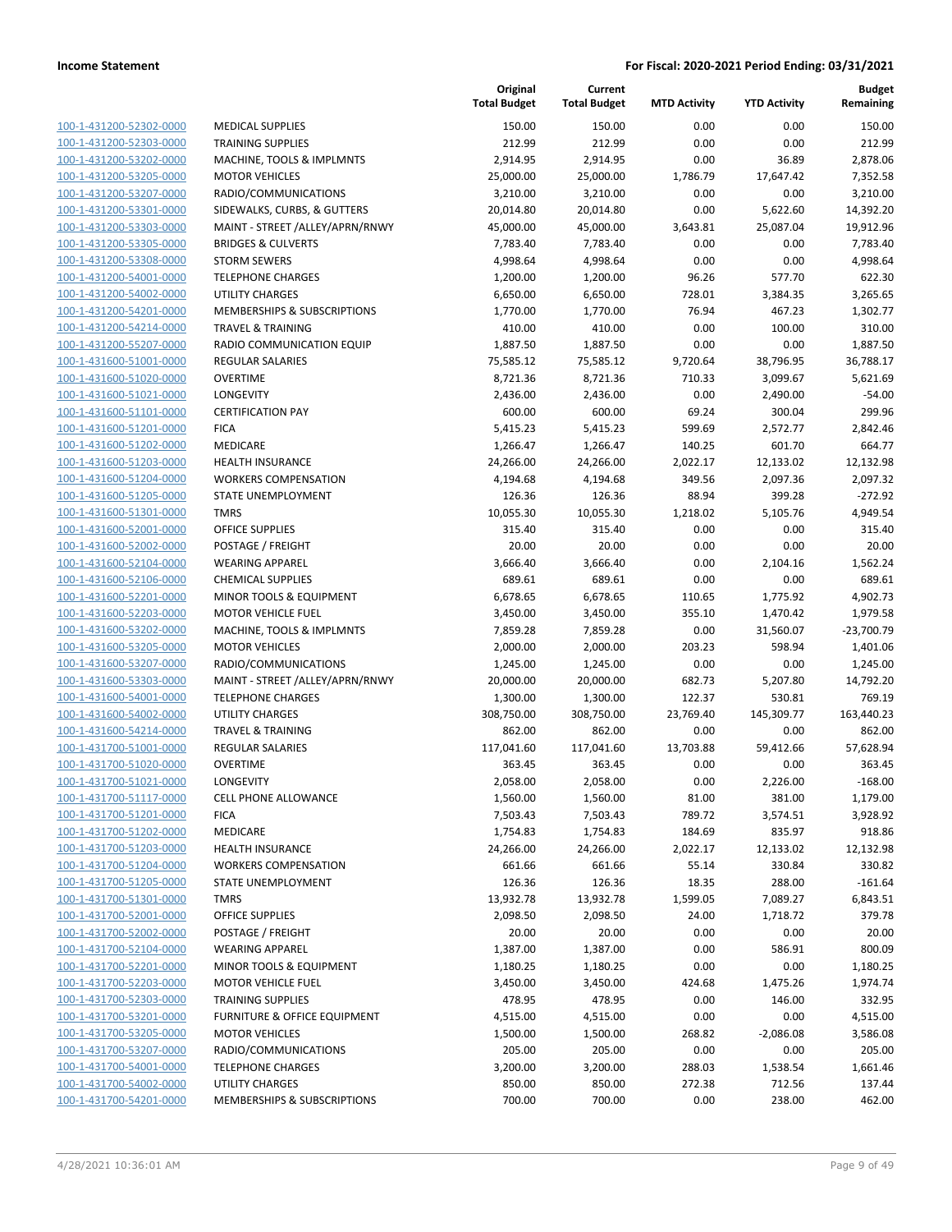**Income Statement** — **For Fiscal: 2020-2021 Period Ending: 03/31/2021**

| | | Original Total Budget | Current Total Budget | MTD Activity | YTD Activity | Budget Remaining |
|---|---|---|---|---|---|---|
| 100-1-431200-52302-0000 | MEDICAL SUPPLIES | 150.00 | 150.00 | 0.00 | 0.00 | 150.00 |
| 100-1-431200-52303-0000 | TRAINING SUPPLIES | 212.99 | 212.99 | 0.00 | 0.00 | 212.99 |
| 100-1-431200-53202-0000 | MACHINE, TOOLS & IMPLMNTS | 2,914.95 | 2,914.95 | 0.00 | 36.89 | 2,878.06 |
| 100-1-431200-53205-0000 | MOTOR VEHICLES | 25,000.00 | 25,000.00 | 1,786.79 | 17,647.42 | 7,352.58 |
| 100-1-431200-53207-0000 | RADIO/COMMUNICATIONS | 3,210.00 | 3,210.00 | 0.00 | 0.00 | 3,210.00 |
| 100-1-431200-53301-0000 | SIDEWALKS, CURBS, & GUTTERS | 20,014.80 | 20,014.80 | 0.00 | 5,622.60 | 14,392.20 |
| 100-1-431200-53303-0000 | MAINT - STREET /ALLEY/APRN/RNWY | 45,000.00 | 45,000.00 | 3,643.81 | 25,087.04 | 19,912.96 |
| 100-1-431200-53305-0000 | BRIDGES & CULVERTS | 7,783.40 | 7,783.40 | 0.00 | 0.00 | 7,783.40 |
| 100-1-431200-53308-0000 | STORM SEWERS | 4,998.64 | 4,998.64 | 0.00 | 0.00 | 4,998.64 |
| 100-1-431200-54001-0000 | TELEPHONE CHARGES | 1,200.00 | 1,200.00 | 96.26 | 577.70 | 622.30 |
| 100-1-431200-54002-0000 | UTILITY CHARGES | 6,650.00 | 6,650.00 | 728.01 | 3,384.35 | 3,265.65 |
| 100-1-431200-54201-0000 | MEMBERSHIPS & SUBSCRIPTIONS | 1,770.00 | 1,770.00 | 76.94 | 467.23 | 1,302.77 |
| 100-1-431200-54214-0000 | TRAVEL & TRAINING | 410.00 | 410.00 | 0.00 | 100.00 | 310.00 |
| 100-1-431200-55207-0000 | RADIO COMMUNICATION EQUIP | 1,887.50 | 1,887.50 | 0.00 | 0.00 | 1,887.50 |
| 100-1-431600-51001-0000 | REGULAR SALARIES | 75,585.12 | 75,585.12 | 9,720.64 | 38,796.95 | 36,788.17 |
| 100-1-431600-51020-0000 | OVERTIME | 8,721.36 | 8,721.36 | 710.33 | 3,099.67 | 5,621.69 |
| 100-1-431600-51021-0000 | LONGEVITY | 2,436.00 | 2,436.00 | 0.00 | 2,490.00 | -54.00 |
| 100-1-431600-51101-0000 | CERTIFICATION PAY | 600.00 | 600.00 | 69.24 | 300.04 | 299.96 |
| 100-1-431600-51201-0000 | FICA | 5,415.23 | 5,415.23 | 599.69 | 2,572.77 | 2,842.46 |
| 100-1-431600-51202-0000 | MEDICARE | 1,266.47 | 1,266.47 | 140.25 | 601.70 | 664.77 |
| 100-1-431600-51203-0000 | HEALTH INSURANCE | 24,266.00 | 24,266.00 | 2,022.17 | 12,133.02 | 12,132.98 |
| 100-1-431600-51204-0000 | WORKERS COMPENSATION | 4,194.68 | 4,194.68 | 349.56 | 2,097.36 | 2,097.32 |
| 100-1-431600-51205-0000 | STATE UNEMPLOYMENT | 126.36 | 126.36 | 88.94 | 399.28 | -272.92 |
| 100-1-431600-51301-0000 | TMRS | 10,055.30 | 10,055.30 | 1,218.02 | 5,105.76 | 4,949.54 |
| 100-1-431600-52001-0000 | OFFICE SUPPLIES | 315.40 | 315.40 | 0.00 | 0.00 | 315.40 |
| 100-1-431600-52002-0000 | POSTAGE / FREIGHT | 20.00 | 20.00 | 0.00 | 0.00 | 20.00 |
| 100-1-431600-52104-0000 | WEARING APPAREL | 3,666.40 | 3,666.40 | 0.00 | 2,104.16 | 1,562.24 |
| 100-1-431600-52106-0000 | CHEMICAL SUPPLIES | 689.61 | 689.61 | 0.00 | 0.00 | 689.61 |
| 100-1-431600-52201-0000 | MINOR TOOLS & EQUIPMENT | 6,678.65 | 6,678.65 | 110.65 | 1,775.92 | 4,902.73 |
| 100-1-431600-52203-0000 | MOTOR VEHICLE FUEL | 3,450.00 | 3,450.00 | 355.10 | 1,470.42 | 1,979.58 |
| 100-1-431600-53202-0000 | MACHINE, TOOLS & IMPLMNTS | 7,859.28 | 7,859.28 | 0.00 | 31,560.07 | -23,700.79 |
| 100-1-431600-53205-0000 | MOTOR VEHICLES | 2,000.00 | 2,000.00 | 203.23 | 598.94 | 1,401.06 |
| 100-1-431600-53207-0000 | RADIO/COMMUNICATIONS | 1,245.00 | 1,245.00 | 0.00 | 0.00 | 1,245.00 |
| 100-1-431600-53303-0000 | MAINT - STREET /ALLEY/APRN/RNWY | 20,000.00 | 20,000.00 | 682.73 | 5,207.80 | 14,792.20 |
| 100-1-431600-54001-0000 | TELEPHONE CHARGES | 1,300.00 | 1,300.00 | 122.37 | 530.81 | 769.19 |
| 100-1-431600-54002-0000 | UTILITY CHARGES | 308,750.00 | 308,750.00 | 23,769.40 | 145,309.77 | 163,440.23 |
| 100-1-431600-54214-0000 | TRAVEL & TRAINING | 862.00 | 862.00 | 0.00 | 0.00 | 862.00 |
| 100-1-431700-51001-0000 | REGULAR SALARIES | 117,041.60 | 117,041.60 | 13,703.88 | 59,412.66 | 57,628.94 |
| 100-1-431700-51020-0000 | OVERTIME | 363.45 | 363.45 | 0.00 | 0.00 | 363.45 |
| 100-1-431700-51021-0000 | LONGEVITY | 2,058.00 | 2,058.00 | 0.00 | 2,226.00 | -168.00 |
| 100-1-431700-51117-0000 | CELL PHONE ALLOWANCE | 1,560.00 | 1,560.00 | 81.00 | 381.00 | 1,179.00 |
| 100-1-431700-51201-0000 | FICA | 7,503.43 | 7,503.43 | 789.72 | 3,574.51 | 3,928.92 |
| 100-1-431700-51202-0000 | MEDICARE | 1,754.83 | 1,754.83 | 184.69 | 835.97 | 918.86 |
| 100-1-431700-51203-0000 | HEALTH INSURANCE | 24,266.00 | 24,266.00 | 2,022.17 | 12,133.02 | 12,132.98 |
| 100-1-431700-51204-0000 | WORKERS COMPENSATION | 661.66 | 661.66 | 55.14 | 330.84 | 330.82 |
| 100-1-431700-51205-0000 | STATE UNEMPLOYMENT | 126.36 | 126.36 | 18.35 | 288.00 | -161.64 |
| 100-1-431700-51301-0000 | TMRS | 13,932.78 | 13,932.78 | 1,599.05 | 7,089.27 | 6,843.51 |
| 100-1-431700-52001-0000 | OFFICE SUPPLIES | 2,098.50 | 2,098.50 | 24.00 | 1,718.72 | 379.78 |
| 100-1-431700-52002-0000 | POSTAGE / FREIGHT | 20.00 | 20.00 | 0.00 | 0.00 | 20.00 |
| 100-1-431700-52104-0000 | WEARING APPAREL | 1,387.00 | 1,387.00 | 0.00 | 586.91 | 800.09 |
| 100-1-431700-52201-0000 | MINOR TOOLS & EQUIPMENT | 1,180.25 | 1,180.25 | 0.00 | 0.00 | 1,180.25 |
| 100-1-431700-52203-0000 | MOTOR VEHICLE FUEL | 3,450.00 | 3,450.00 | 424.68 | 1,475.26 | 1,974.74 |
| 100-1-431700-52303-0000 | TRAINING SUPPLIES | 478.95 | 478.95 | 0.00 | 146.00 | 332.95 |
| 100-1-431700-53201-0000 | FURNITURE & OFFICE EQUIPMENT | 4,515.00 | 4,515.00 | 0.00 | 0.00 | 4,515.00 |
| 100-1-431700-53205-0000 | MOTOR VEHICLES | 1,500.00 | 1,500.00 | 268.82 | -2,086.08 | 3,586.08 |
| 100-1-431700-53207-0000 | RADIO/COMMUNICATIONS | 205.00 | 205.00 | 0.00 | 0.00 | 205.00 |
| 100-1-431700-54001-0000 | TELEPHONE CHARGES | 3,200.00 | 3,200.00 | 288.03 | 1,538.54 | 1,661.46 |
| 100-1-431700-54002-0000 | UTILITY CHARGES | 850.00 | 850.00 | 272.38 | 712.56 | 137.44 |
| 100-1-431700-54201-0000 | MEMBERSHIPS & SUBSCRIPTIONS | 700.00 | 700.00 | 0.00 | 238.00 | 462.00 |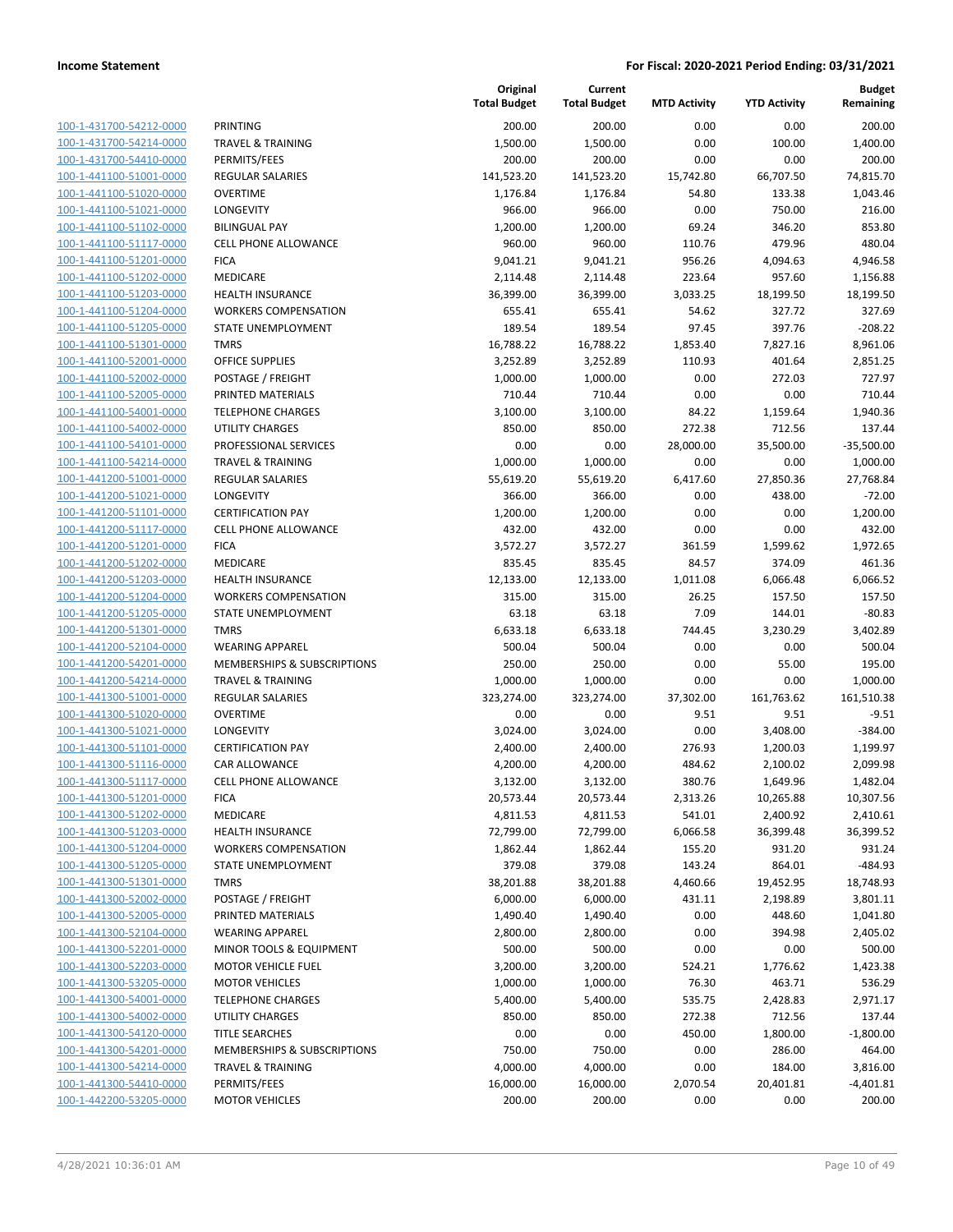**Income Statement** | **For Fiscal: 2020-2021 Period Ending: 03/31/2021**

| | | Original Total Budget | Current Total Budget | MTD Activity | YTD Activity | Budget Remaining |
|---|---|---|---|---|---|---|
| 100-1-431700-54212-0000 | PRINTING | 200.00 | 200.00 | 0.00 | 0.00 | 200.00 |
| 100-1-431700-54214-0000 | TRAVEL & TRAINING | 1,500.00 | 1,500.00 | 0.00 | 100.00 | 1,400.00 |
| 100-1-431700-54410-0000 | PERMITS/FEES | 200.00 | 200.00 | 0.00 | 0.00 | 200.00 |
| 100-1-441100-51001-0000 | REGULAR SALARIES | 141,523.20 | 141,523.20 | 15,742.80 | 66,707.50 | 74,815.70 |
| 100-1-441100-51020-0000 | OVERTIME | 1,176.84 | 1,176.84 | 54.80 | 133.38 | 1,043.46 |
| 100-1-441100-51021-0000 | LONGEVITY | 966.00 | 966.00 | 0.00 | 750.00 | 216.00 |
| 100-1-441100-51102-0000 | BILINGUAL PAY | 1,200.00 | 1,200.00 | 69.24 | 346.20 | 853.80 |
| 100-1-441100-51117-0000 | CELL PHONE ALLOWANCE | 960.00 | 960.00 | 110.76 | 479.96 | 480.04 |
| 100-1-441100-51201-0000 | FICA | 9,041.21 | 9,041.21 | 956.26 | 4,094.63 | 4,946.58 |
| 100-1-441100-51202-0000 | MEDICARE | 2,114.48 | 2,114.48 | 223.64 | 957.60 | 1,156.88 |
| 100-1-441100-51203-0000 | HEALTH INSURANCE | 36,399.00 | 36,399.00 | 3,033.25 | 18,199.50 | 18,199.50 |
| 100-1-441100-51204-0000 | WORKERS COMPENSATION | 655.41 | 655.41 | 54.62 | 327.72 | 327.69 |
| 100-1-441100-51205-0000 | STATE UNEMPLOYMENT | 189.54 | 189.54 | 97.45 | 397.76 | -208.22 |
| 100-1-441100-51301-0000 | TMRS | 16,788.22 | 16,788.22 | 1,853.40 | 7,827.16 | 8,961.06 |
| 100-1-441100-52001-0000 | OFFICE SUPPLIES | 3,252.89 | 3,252.89 | 110.93 | 401.64 | 2,851.25 |
| 100-1-441100-52002-0000 | POSTAGE / FREIGHT | 1,000.00 | 1,000.00 | 0.00 | 272.03 | 727.97 |
| 100-1-441100-52005-0000 | PRINTED MATERIALS | 710.44 | 710.44 | 0.00 | 0.00 | 710.44 |
| 100-1-441100-54001-0000 | TELEPHONE CHARGES | 3,100.00 | 3,100.00 | 84.22 | 1,159.64 | 1,940.36 |
| 100-1-441100-54002-0000 | UTILITY CHARGES | 850.00 | 850.00 | 272.38 | 712.56 | 137.44 |
| 100-1-441100-54101-0000 | PROFESSIONAL SERVICES | 0.00 | 0.00 | 28,000.00 | 35,500.00 | -35,500.00 |
| 100-1-441100-54214-0000 | TRAVEL & TRAINING | 1,000.00 | 1,000.00 | 0.00 | 0.00 | 1,000.00 |
| 100-1-441200-51001-0000 | REGULAR SALARIES | 55,619.20 | 55,619.20 | 6,417.60 | 27,850.36 | 27,768.84 |
| 100-1-441200-51021-0000 | LONGEVITY | 366.00 | 366.00 | 0.00 | 438.00 | -72.00 |
| 100-1-441200-51101-0000 | CERTIFICATION PAY | 1,200.00 | 1,200.00 | 0.00 | 0.00 | 1,200.00 |
| 100-1-441200-51117-0000 | CELL PHONE ALLOWANCE | 432.00 | 432.00 | 0.00 | 0.00 | 432.00 |
| 100-1-441200-51201-0000 | FICA | 3,572.27 | 3,572.27 | 361.59 | 1,599.62 | 1,972.65 |
| 100-1-441200-51202-0000 | MEDICARE | 835.45 | 835.45 | 84.57 | 374.09 | 461.36 |
| 100-1-441200-51203-0000 | HEALTH INSURANCE | 12,133.00 | 12,133.00 | 1,011.08 | 6,066.48 | 6,066.52 |
| 100-1-441200-51204-0000 | WORKERS COMPENSATION | 315.00 | 315.00 | 26.25 | 157.50 | 157.50 |
| 100-1-441200-51205-0000 | STATE UNEMPLOYMENT | 63.18 | 63.18 | 7.09 | 144.01 | -80.83 |
| 100-1-441200-51301-0000 | TMRS | 6,633.18 | 6,633.18 | 744.45 | 3,230.29 | 3,402.89 |
| 100-1-441200-52104-0000 | WEARING APPAREL | 500.04 | 500.04 | 0.00 | 0.00 | 500.04 |
| 100-1-441200-54201-0000 | MEMBERSHIPS & SUBSCRIPTIONS | 250.00 | 250.00 | 0.00 | 55.00 | 195.00 |
| 100-1-441200-54214-0000 | TRAVEL & TRAINING | 1,000.00 | 1,000.00 | 0.00 | 0.00 | 1,000.00 |
| 100-1-441300-51001-0000 | REGULAR SALARIES | 323,274.00 | 323,274.00 | 37,302.00 | 161,763.62 | 161,510.38 |
| 100-1-441300-51020-0000 | OVERTIME | 0.00 | 0.00 | 9.51 | 9.51 | -9.51 |
| 100-1-441300-51021-0000 | LONGEVITY | 3,024.00 | 3,024.00 | 0.00 | 3,408.00 | -384.00 |
| 100-1-441300-51101-0000 | CERTIFICATION PAY | 2,400.00 | 2,400.00 | 276.93 | 1,200.03 | 1,199.97 |
| 100-1-441300-51116-0000 | CAR ALLOWANCE | 4,200.00 | 4,200.00 | 484.62 | 2,100.02 | 2,099.98 |
| 100-1-441300-51117-0000 | CELL PHONE ALLOWANCE | 3,132.00 | 3,132.00 | 380.76 | 1,649.96 | 1,482.04 |
| 100-1-441300-51201-0000 | FICA | 20,573.44 | 20,573.44 | 2,313.26 | 10,265.88 | 10,307.56 |
| 100-1-441300-51202-0000 | MEDICARE | 4,811.53 | 4,811.53 | 541.01 | 2,400.92 | 2,410.61 |
| 100-1-441300-51203-0000 | HEALTH INSURANCE | 72,799.00 | 72,799.00 | 6,066.58 | 36,399.48 | 36,399.52 |
| 100-1-441300-51204-0000 | WORKERS COMPENSATION | 1,862.44 | 1,862.44 | 155.20 | 931.20 | 931.24 |
| 100-1-441300-51205-0000 | STATE UNEMPLOYMENT | 379.08 | 379.08 | 143.24 | 864.01 | -484.93 |
| 100-1-441300-51301-0000 | TMRS | 38,201.88 | 38,201.88 | 4,460.66 | 19,452.95 | 18,748.93 |
| 100-1-441300-52002-0000 | POSTAGE / FREIGHT | 6,000.00 | 6,000.00 | 431.11 | 2,198.89 | 3,801.11 |
| 100-1-441300-52005-0000 | PRINTED MATERIALS | 1,490.40 | 1,490.40 | 0.00 | 448.60 | 1,041.80 |
| 100-1-441300-52104-0000 | WEARING APPAREL | 2,800.00 | 2,800.00 | 0.00 | 394.98 | 2,405.02 |
| 100-1-441300-52201-0000 | MINOR TOOLS & EQUIPMENT | 500.00 | 500.00 | 0.00 | 0.00 | 500.00 |
| 100-1-441300-52203-0000 | MOTOR VEHICLE FUEL | 3,200.00 | 3,200.00 | 524.21 | 1,776.62 | 1,423.38 |
| 100-1-441300-53205-0000 | MOTOR VEHICLES | 1,000.00 | 1,000.00 | 76.30 | 463.71 | 536.29 |
| 100-1-441300-54001-0000 | TELEPHONE CHARGES | 5,400.00 | 5,400.00 | 535.75 | 2,428.83 | 2,971.17 |
| 100-1-441300-54002-0000 | UTILITY CHARGES | 850.00 | 850.00 | 272.38 | 712.56 | 137.44 |
| 100-1-441300-54120-0000 | TITLE SEARCHES | 0.00 | 0.00 | 450.00 | 1,800.00 | -1,800.00 |
| 100-1-441300-54201-0000 | MEMBERSHIPS & SUBSCRIPTIONS | 750.00 | 750.00 | 0.00 | 286.00 | 464.00 |
| 100-1-441300-54214-0000 | TRAVEL & TRAINING | 4,000.00 | 4,000.00 | 0.00 | 184.00 | 3,816.00 |
| 100-1-441300-54410-0000 | PERMITS/FEES | 16,000.00 | 16,000.00 | 2,070.54 | 20,401.81 | -4,401.81 |
| 100-1-442200-53205-0000 | MOTOR VEHICLES | 200.00 | 200.00 | 0.00 | 0.00 | 200.00 |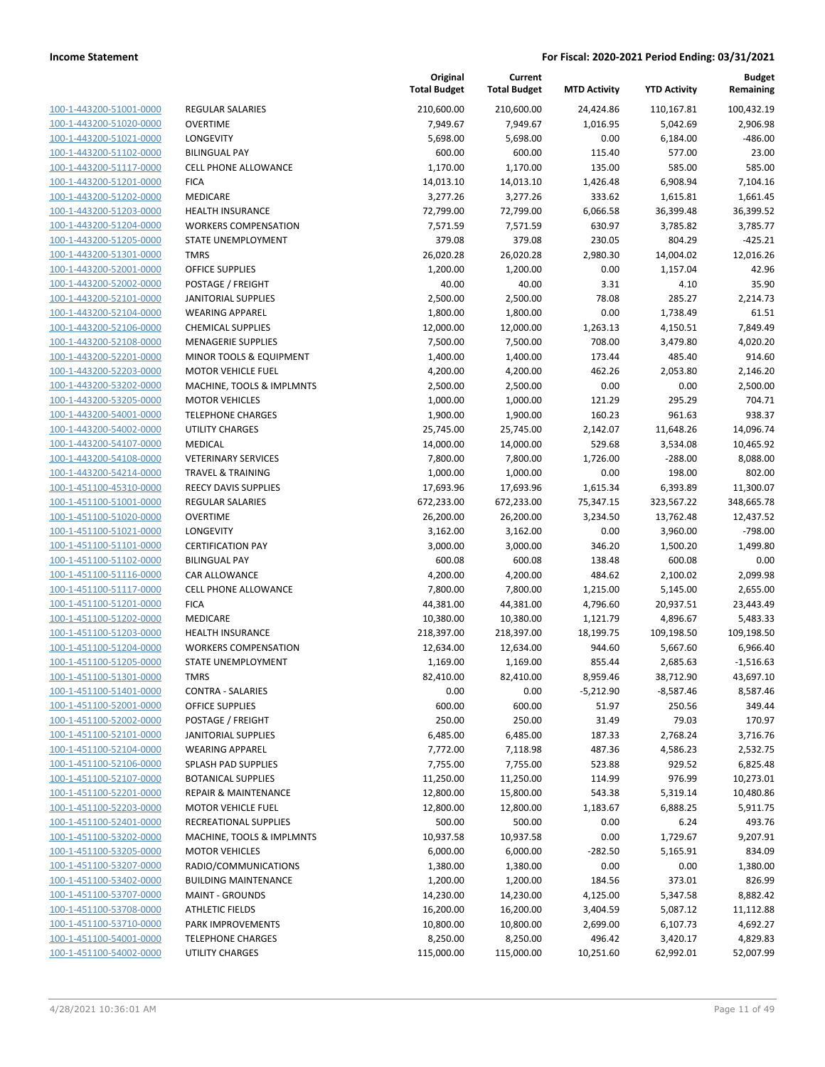**Income Statement** — **For Fiscal: 2020-2021 Period Ending: 03/31/2021**

| | | Original Total Budget | Current Total Budget | MTD Activity | YTD Activity | Budget Remaining |
|---|---|---|---|---|---|---|
| 100-1-443200-51001-0000 | REGULAR SALARIES | 210,600.00 | 210,600.00 | 24,424.86 | 110,167.81 | 100,432.19 |
| 100-1-443200-51020-0000 | OVERTIME | 7,949.67 | 7,949.67 | 1,016.95 | 5,042.69 | 2,906.98 |
| 100-1-443200-51021-0000 | LONGEVITY | 5,698.00 | 5,698.00 | 0.00 | 6,184.00 | -486.00 |
| 100-1-443200-51102-0000 | BILINGUAL PAY | 600.00 | 600.00 | 115.40 | 577.00 | 23.00 |
| 100-1-443200-51117-0000 | CELL PHONE ALLOWANCE | 1,170.00 | 1,170.00 | 135.00 | 585.00 | 585.00 |
| 100-1-443200-51201-0000 | FICA | 14,013.10 | 14,013.10 | 1,426.48 | 6,908.94 | 7,104.16 |
| 100-1-443200-51202-0000 | MEDICARE | 3,277.26 | 3,277.26 | 333.62 | 1,615.81 | 1,661.45 |
| 100-1-443200-51203-0000 | HEALTH INSURANCE | 72,799.00 | 72,799.00 | 6,066.58 | 36,399.48 | 36,399.52 |
| 100-1-443200-51204-0000 | WORKERS COMPENSATION | 7,571.59 | 7,571.59 | 630.97 | 3,785.82 | 3,785.77 |
| 100-1-443200-51205-0000 | STATE UNEMPLOYMENT | 379.08 | 379.08 | 230.05 | 804.29 | -425.21 |
| 100-1-443200-51301-0000 | TMRS | 26,020.28 | 26,020.28 | 2,980.30 | 14,004.02 | 12,016.26 |
| 100-1-443200-52001-0000 | OFFICE SUPPLIES | 1,200.00 | 1,200.00 | 0.00 | 1,157.04 | 42.96 |
| 100-1-443200-52002-0000 | POSTAGE / FREIGHT | 40.00 | 40.00 | 3.31 | 4.10 | 35.90 |
| 100-1-443200-52101-0000 | JANITORIAL SUPPLIES | 2,500.00 | 2,500.00 | 78.08 | 285.27 | 2,214.73 |
| 100-1-443200-52104-0000 | WEARING APPAREL | 1,800.00 | 1,800.00 | 0.00 | 1,738.49 | 61.51 |
| 100-1-443200-52106-0000 | CHEMICAL SUPPLIES | 12,000.00 | 12,000.00 | 1,263.13 | 4,150.51 | 7,849.49 |
| 100-1-443200-52108-0000 | MENAGERIE SUPPLIES | 7,500.00 | 7,500.00 | 708.00 | 3,479.80 | 4,020.20 |
| 100-1-443200-52201-0000 | MINOR TOOLS & EQUIPMENT | 1,400.00 | 1,400.00 | 173.44 | 485.40 | 914.60 |
| 100-1-443200-52203-0000 | MOTOR VEHICLE FUEL | 4,200.00 | 4,200.00 | 462.26 | 2,053.80 | 2,146.20 |
| 100-1-443200-53202-0000 | MACHINE, TOOLS & IMPLMNTS | 2,500.00 | 2,500.00 | 0.00 | 0.00 | 2,500.00 |
| 100-1-443200-53205-0000 | MOTOR VEHICLES | 1,000.00 | 1,000.00 | 121.29 | 295.29 | 704.71 |
| 100-1-443200-54001-0000 | TELEPHONE CHARGES | 1,900.00 | 1,900.00 | 160.23 | 961.63 | 938.37 |
| 100-1-443200-54002-0000 | UTILITY CHARGES | 25,745.00 | 25,745.00 | 2,142.07 | 11,648.26 | 14,096.74 |
| 100-1-443200-54107-0000 | MEDICAL | 14,000.00 | 14,000.00 | 529.68 | 3,534.08 | 10,465.92 |
| 100-1-443200-54108-0000 | VETERINARY SERVICES | 7,800.00 | 7,800.00 | 1,726.00 | -288.00 | 8,088.00 |
| 100-1-443200-54214-0000 | TRAVEL & TRAINING | 1,000.00 | 1,000.00 | 0.00 | 198.00 | 802.00 |
| 100-1-451100-45310-0000 | REECY DAVIS SUPPLIES | 17,693.96 | 17,693.96 | 1,615.34 | 6,393.89 | 11,300.07 |
| 100-1-451100-51001-0000 | REGULAR SALARIES | 672,233.00 | 672,233.00 | 75,347.15 | 323,567.22 | 348,665.78 |
| 100-1-451100-51020-0000 | OVERTIME | 26,200.00 | 26,200.00 | 3,234.50 | 13,762.48 | 12,437.52 |
| 100-1-451100-51021-0000 | LONGEVITY | 3,162.00 | 3,162.00 | 0.00 | 3,960.00 | -798.00 |
| 100-1-451100-51101-0000 | CERTIFICATION PAY | 3,000.00 | 3,000.00 | 346.20 | 1,500.20 | 1,499.80 |
| 100-1-451100-51102-0000 | BILINGUAL PAY | 600.08 | 600.08 | 138.48 | 600.08 | 0.00 |
| 100-1-451100-51116-0000 | CAR ALLOWANCE | 4,200.00 | 4,200.00 | 484.62 | 2,100.02 | 2,099.98 |
| 100-1-451100-51117-0000 | CELL PHONE ALLOWANCE | 7,800.00 | 7,800.00 | 1,215.00 | 5,145.00 | 2,655.00 |
| 100-1-451100-51201-0000 | FICA | 44,381.00 | 44,381.00 | 4,796.60 | 20,937.51 | 23,443.49 |
| 100-1-451100-51202-0000 | MEDICARE | 10,380.00 | 10,380.00 | 1,121.79 | 4,896.67 | 5,483.33 |
| 100-1-451100-51203-0000 | HEALTH INSURANCE | 218,397.00 | 218,397.00 | 18,199.75 | 109,198.50 | 109,198.50 |
| 100-1-451100-51204-0000 | WORKERS COMPENSATION | 12,634.00 | 12,634.00 | 944.60 | 5,667.60 | 6,966.40 |
| 100-1-451100-51205-0000 | STATE UNEMPLOYMENT | 1,169.00 | 1,169.00 | 855.44 | 2,685.63 | -1,516.63 |
| 100-1-451100-51301-0000 | TMRS | 82,410.00 | 82,410.00 | 8,959.46 | 38,712.90 | 43,697.10 |
| 100-1-451100-51401-0000 | CONTRA - SALARIES | 0.00 | 0.00 | -5,212.90 | -8,587.46 | 8,587.46 |
| 100-1-451100-52001-0000 | OFFICE SUPPLIES | 600.00 | 600.00 | 51.97 | 250.56 | 349.44 |
| 100-1-451100-52002-0000 | POSTAGE / FREIGHT | 250.00 | 250.00 | 31.49 | 79.03 | 170.97 |
| 100-1-451100-52101-0000 | JANITORIAL SUPPLIES | 6,485.00 | 6,485.00 | 187.33 | 2,768.24 | 3,716.76 |
| 100-1-451100-52104-0000 | WEARING APPAREL | 7,772.00 | 7,118.98 | 487.36 | 4,586.23 | 2,532.75 |
| 100-1-451100-52106-0000 | SPLASH PAD SUPPLIES | 7,755.00 | 7,755.00 | 523.88 | 929.52 | 6,825.48 |
| 100-1-451100-52107-0000 | BOTANICAL SUPPLIES | 11,250.00 | 11,250.00 | 114.99 | 976.99 | 10,273.01 |
| 100-1-451100-52201-0000 | REPAIR & MAINTENANCE | 12,800.00 | 15,800.00 | 543.38 | 5,319.14 | 10,480.86 |
| 100-1-451100-52203-0000 | MOTOR VEHICLE FUEL | 12,800.00 | 12,800.00 | 1,183.67 | 6,888.25 | 5,911.75 |
| 100-1-451100-52401-0000 | RECREATIONAL SUPPLIES | 500.00 | 500.00 | 0.00 | 6.24 | 493.76 |
| 100-1-451100-53202-0000 | MACHINE, TOOLS & IMPLMNTS | 10,937.58 | 10,937.58 | 0.00 | 1,729.67 | 9,207.91 |
| 100-1-451100-53205-0000 | MOTOR VEHICLES | 6,000.00 | 6,000.00 | -282.50 | 5,165.91 | 834.09 |
| 100-1-451100-53207-0000 | RADIO/COMMUNICATIONS | 1,380.00 | 1,380.00 | 0.00 | 0.00 | 1,380.00 |
| 100-1-451100-53402-0000 | BUILDING MAINTENANCE | 1,200.00 | 1,200.00 | 184.56 | 373.01 | 826.99 |
| 100-1-451100-53707-0000 | MAINT - GROUNDS | 14,230.00 | 14,230.00 | 4,125.00 | 5,347.58 | 8,882.42 |
| 100-1-451100-53708-0000 | ATHLETIC FIELDS | 16,200.00 | 16,200.00 | 3,404.59 | 5,087.12 | 11,112.88 |
| 100-1-451100-53710-0000 | PARK IMPROVEMENTS | 10,800.00 | 10,800.00 | 2,699.00 | 6,107.73 | 4,692.27 |
| 100-1-451100-54001-0000 | TELEPHONE CHARGES | 8,250.00 | 8,250.00 | 496.42 | 3,420.17 | 4,829.83 |
| 100-1-451100-54002-0000 | UTILITY CHARGES | 115,000.00 | 115,000.00 | 10,251.60 | 62,992.01 | 52,007.99 |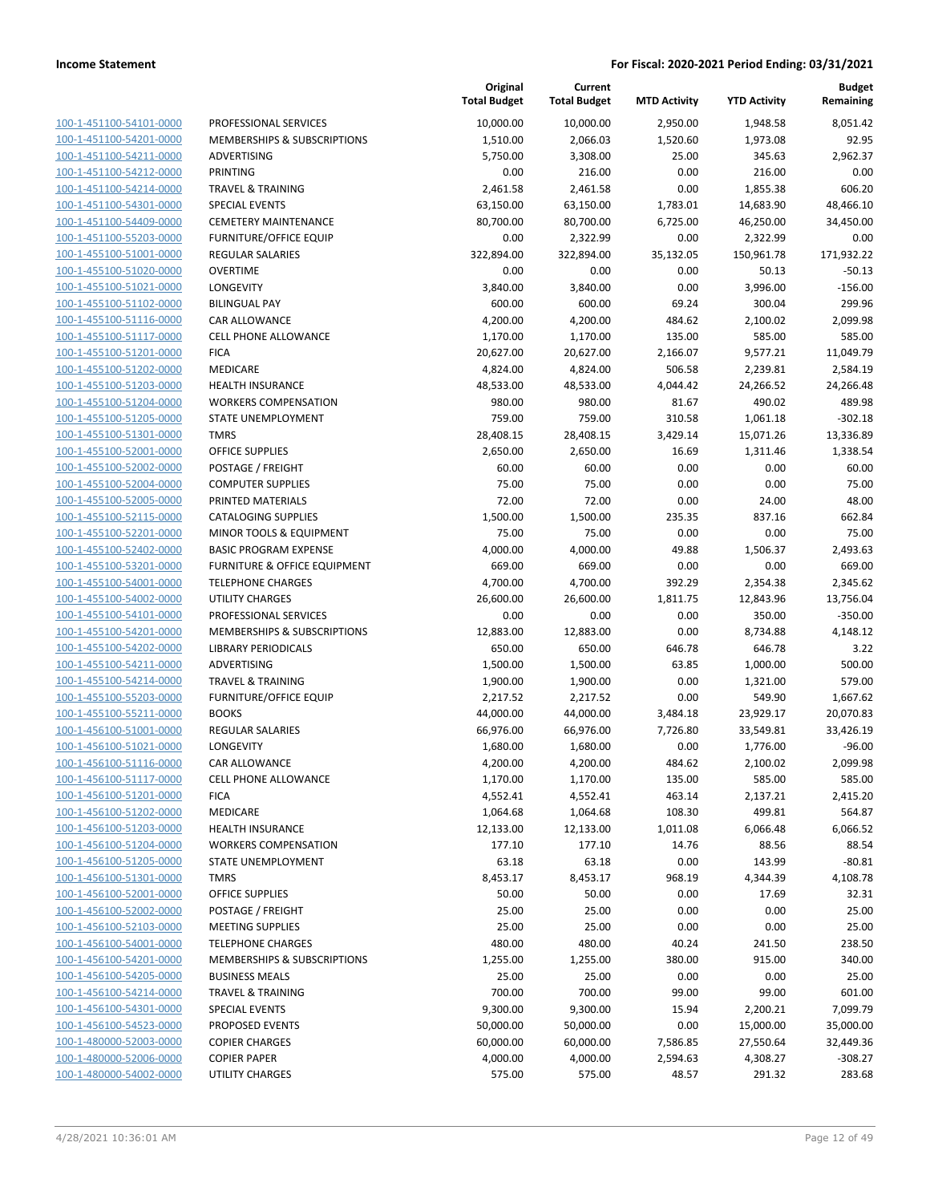**Income Statement** | **For Fiscal: 2020-2021 Period Ending: 03/31/2021**

| | | Original Total Budget | Current Total Budget | MTD Activity | YTD Activity | Budget Remaining |
|---|---|---|---|---|---|---|
| 100-1-451100-54101-0000 | PROFESSIONAL SERVICES | 10,000.00 | 10,000.00 | 2,950.00 | 1,948.58 | 8,051.42 |
| 100-1-451100-54201-0000 | MEMBERSHIPS & SUBSCRIPTIONS | 1,510.00 | 2,066.03 | 1,520.60 | 1,973.08 | 92.95 |
| 100-1-451100-54211-0000 | ADVERTISING | 5,750.00 | 3,308.00 | 25.00 | 345.63 | 2,962.37 |
| 100-1-451100-54212-0000 | PRINTING | 0.00 | 216.00 | 0.00 | 216.00 | 0.00 |
| 100-1-451100-54214-0000 | TRAVEL & TRAINING | 2,461.58 | 2,461.58 | 0.00 | 1,855.38 | 606.20 |
| 100-1-451100-54301-0000 | SPECIAL EVENTS | 63,150.00 | 63,150.00 | 1,783.01 | 14,683.90 | 48,466.10 |
| 100-1-451100-54409-0000 | CEMETERY MAINTENANCE | 80,700.00 | 80,700.00 | 6,725.00 | 46,250.00 | 34,450.00 |
| 100-1-451100-55203-0000 | FURNITURE/OFFICE EQUIP | 0.00 | 2,322.99 | 0.00 | 2,322.99 | 0.00 |
| 100-1-455100-51001-0000 | REGULAR SALARIES | 322,894.00 | 322,894.00 | 35,132.05 | 150,961.78 | 171,932.22 |
| 100-1-455100-51020-0000 | OVERTIME | 0.00 | 0.00 | 0.00 | 50.13 | -50.13 |
| 100-1-455100-51021-0000 | LONGEVITY | 3,840.00 | 3,840.00 | 0.00 | 3,996.00 | -156.00 |
| 100-1-455100-51102-0000 | BILINGUAL PAY | 600.00 | 600.00 | 69.24 | 300.04 | 299.96 |
| 100-1-455100-51116-0000 | CAR ALLOWANCE | 4,200.00 | 4,200.00 | 484.62 | 2,100.02 | 2,099.98 |
| 100-1-455100-51117-0000 | CELL PHONE ALLOWANCE | 1,170.00 | 1,170.00 | 135.00 | 585.00 | 585.00 |
| 100-1-455100-51201-0000 | FICA | 20,627.00 | 20,627.00 | 2,166.07 | 9,577.21 | 11,049.79 |
| 100-1-455100-51202-0000 | MEDICARE | 4,824.00 | 4,824.00 | 506.58 | 2,239.81 | 2,584.19 |
| 100-1-455100-51203-0000 | HEALTH INSURANCE | 48,533.00 | 48,533.00 | 4,044.42 | 24,266.52 | 24,266.48 |
| 100-1-455100-51204-0000 | WORKERS COMPENSATION | 980.00 | 980.00 | 81.67 | 490.02 | 489.98 |
| 100-1-455100-51205-0000 | STATE UNEMPLOYMENT | 759.00 | 759.00 | 310.58 | 1,061.18 | -302.18 |
| 100-1-455100-51301-0000 | TMRS | 28,408.15 | 28,408.15 | 3,429.14 | 15,071.26 | 13,336.89 |
| 100-1-455100-52001-0000 | OFFICE SUPPLIES | 2,650.00 | 2,650.00 | 16.69 | 1,311.46 | 1,338.54 |
| 100-1-455100-52002-0000 | POSTAGE / FREIGHT | 60.00 | 60.00 | 0.00 | 0.00 | 60.00 |
| 100-1-455100-52004-0000 | COMPUTER SUPPLIES | 75.00 | 75.00 | 0.00 | 0.00 | 75.00 |
| 100-1-455100-52005-0000 | PRINTED MATERIALS | 72.00 | 72.00 | 0.00 | 24.00 | 48.00 |
| 100-1-455100-52115-0000 | CATALOGING SUPPLIES | 1,500.00 | 1,500.00 | 235.35 | 837.16 | 662.84 |
| 100-1-455100-52201-0000 | MINOR TOOLS & EQUIPMENT | 75.00 | 75.00 | 0.00 | 0.00 | 75.00 |
| 100-1-455100-52402-0000 | BASIC PROGRAM EXPENSE | 4,000.00 | 4,000.00 | 49.88 | 1,506.37 | 2,493.63 |
| 100-1-455100-53201-0000 | FURNITURE & OFFICE EQUIPMENT | 669.00 | 669.00 | 0.00 | 0.00 | 669.00 |
| 100-1-455100-54001-0000 | TELEPHONE CHARGES | 4,700.00 | 4,700.00 | 392.29 | 2,354.38 | 2,345.62 |
| 100-1-455100-54002-0000 | UTILITY CHARGES | 26,600.00 | 26,600.00 | 1,811.75 | 12,843.96 | 13,756.04 |
| 100-1-455100-54101-0000 | PROFESSIONAL SERVICES | 0.00 | 0.00 | 0.00 | 350.00 | -350.00 |
| 100-1-455100-54201-0000 | MEMBERSHIPS & SUBSCRIPTIONS | 12,883.00 | 12,883.00 | 0.00 | 8,734.88 | 4,148.12 |
| 100-1-455100-54202-0000 | LIBRARY PERIODICALS | 650.00 | 650.00 | 646.78 | 646.78 | 3.22 |
| 100-1-455100-54211-0000 | ADVERTISING | 1,500.00 | 1,500.00 | 63.85 | 1,000.00 | 500.00 |
| 100-1-455100-54214-0000 | TRAVEL & TRAINING | 1,900.00 | 1,900.00 | 0.00 | 1,321.00 | 579.00 |
| 100-1-455100-55203-0000 | FURNITURE/OFFICE EQUIP | 2,217.52 | 2,217.52 | 0.00 | 549.90 | 1,667.62 |
| 100-1-455100-55211-0000 | BOOKS | 44,000.00 | 44,000.00 | 3,484.18 | 23,929.17 | 20,070.83 |
| 100-1-456100-51001-0000 | REGULAR SALARIES | 66,976.00 | 66,976.00 | 7,726.80 | 33,549.81 | 33,426.19 |
| 100-1-456100-51021-0000 | LONGEVITY | 1,680.00 | 1,680.00 | 0.00 | 1,776.00 | -96.00 |
| 100-1-456100-51116-0000 | CAR ALLOWANCE | 4,200.00 | 4,200.00 | 484.62 | 2,100.02 | 2,099.98 |
| 100-1-456100-51117-0000 | CELL PHONE ALLOWANCE | 1,170.00 | 1,170.00 | 135.00 | 585.00 | 585.00 |
| 100-1-456100-51201-0000 | FICA | 4,552.41 | 4,552.41 | 463.14 | 2,137.21 | 2,415.20 |
| 100-1-456100-51202-0000 | MEDICARE | 1,064.68 | 1,064.68 | 108.30 | 499.81 | 564.87 |
| 100-1-456100-51203-0000 | HEALTH INSURANCE | 12,133.00 | 12,133.00 | 1,011.08 | 6,066.48 | 6,066.52 |
| 100-1-456100-51204-0000 | WORKERS COMPENSATION | 177.10 | 177.10 | 14.76 | 88.56 | 88.54 |
| 100-1-456100-51205-0000 | STATE UNEMPLOYMENT | 63.18 | 63.18 | 0.00 | 143.99 | -80.81 |
| 100-1-456100-51301-0000 | TMRS | 8,453.17 | 8,453.17 | 968.19 | 4,344.39 | 4,108.78 |
| 100-1-456100-52001-0000 | OFFICE SUPPLIES | 50.00 | 50.00 | 0.00 | 17.69 | 32.31 |
| 100-1-456100-52002-0000 | POSTAGE / FREIGHT | 25.00 | 25.00 | 0.00 | 0.00 | 25.00 |
| 100-1-456100-52103-0000 | MEETING SUPPLIES | 25.00 | 25.00 | 0.00 | 0.00 | 25.00 |
| 100-1-456100-54001-0000 | TELEPHONE CHARGES | 480.00 | 480.00 | 40.24 | 241.50 | 238.50 |
| 100-1-456100-54201-0000 | MEMBERSHIPS & SUBSCRIPTIONS | 1,255.00 | 1,255.00 | 380.00 | 915.00 | 340.00 |
| 100-1-456100-54205-0000 | BUSINESS MEALS | 25.00 | 25.00 | 0.00 | 0.00 | 25.00 |
| 100-1-456100-54214-0000 | TRAVEL & TRAINING | 700.00 | 700.00 | 99.00 | 99.00 | 601.00 |
| 100-1-456100-54301-0000 | SPECIAL EVENTS | 9,300.00 | 9,300.00 | 15.94 | 2,200.21 | 7,099.79 |
| 100-1-456100-54523-0000 | PROPOSED EVENTS | 50,000.00 | 50,000.00 | 0.00 | 15,000.00 | 35,000.00 |
| 100-1-480000-52003-0000 | COPIER CHARGES | 60,000.00 | 60,000.00 | 7,586.85 | 27,550.64 | 32,449.36 |
| 100-1-480000-52006-0000 | COPIER PAPER | 4,000.00 | 4,000.00 | 2,594.63 | 4,308.27 | -308.27 |
| 100-1-480000-54002-0000 | UTILITY CHARGES | 575.00 | 575.00 | 48.57 | 291.32 | 283.68 |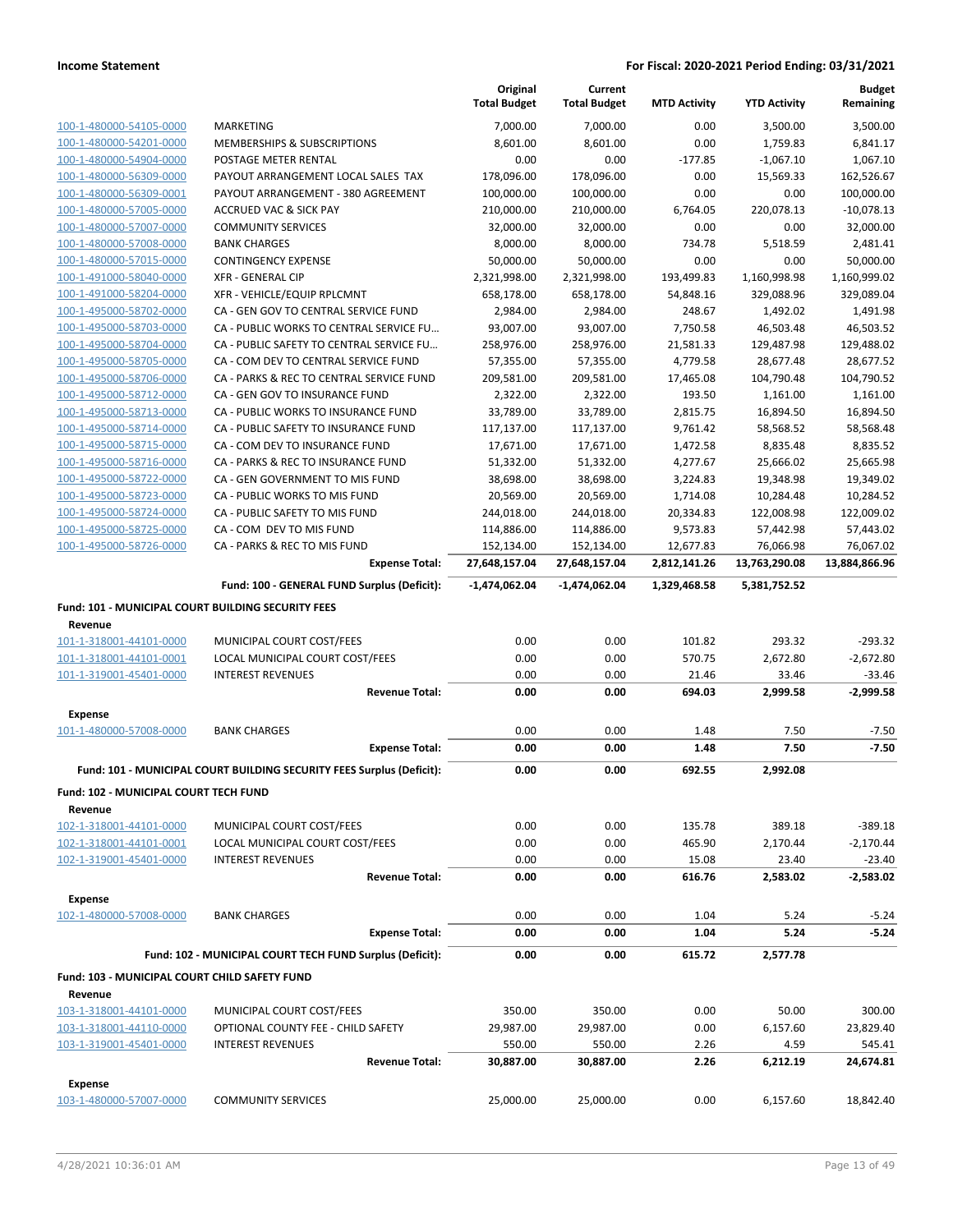| | | Original Total Budget | Current Total Budget | MTD Activity | YTD Activity | Budget Remaining |
|---|---|---|---|---|---|---|
| 100-1-480000-54105-0000 | MARKETING | 7,000.00 | 7,000.00 | 0.00 | 3,500.00 | 3,500.00 |
| 100-1-480000-54201-0000 | MEMBERSHIPS & SUBSCRIPTIONS | 8,601.00 | 8,601.00 | 0.00 | 1,759.83 | 6,841.17 |
| 100-1-480000-54904-0000 | POSTAGE METER RENTAL | 0.00 | 0.00 | -177.85 | -1,067.10 | 1,067.10 |
| 100-1-480000-56309-0000 | PAYOUT ARRANGEMENT LOCAL SALES TAX | 178,096.00 | 178,096.00 | 0.00 | 15,569.33 | 162,526.67 |
| 100-1-480000-56309-0001 | PAYOUT ARRANGEMENT - 380 AGREEMENT | 100,000.00 | 100,000.00 | 0.00 | 0.00 | 100,000.00 |
| 100-1-480000-57005-0000 | ACCRUED VAC & SICK PAY | 210,000.00 | 210,000.00 | 6,764.05 | 220,078.13 | -10,078.13 |
| 100-1-480000-57007-0000 | COMMUNITY SERVICES | 32,000.00 | 32,000.00 | 0.00 | 0.00 | 32,000.00 |
| 100-1-480000-57008-0000 | BANK CHARGES | 8,000.00 | 8,000.00 | 734.78 | 5,518.59 | 2,481.41 |
| 100-1-480000-57015-0000 | CONTINGENCY EXPENSE | 50,000.00 | 50,000.00 | 0.00 | 0.00 | 50,000.00 |
| 100-1-491000-58040-0000 | XFR - GENERAL CIP | 2,321,998.00 | 2,321,998.00 | 193,499.83 | 1,160,998.98 | 1,160,999.02 |
| 100-1-491000-58204-0000 | XFR - VEHICLE/EQUIP RPLCMNT | 658,178.00 | 658,178.00 | 54,848.16 | 329,088.96 | 329,089.04 |
| 100-1-495000-58702-0000 | CA - GEN GOV TO CENTRAL SERVICE FUND | 2,984.00 | 2,984.00 | 248.67 | 1,492.02 | 1,491.98 |
| 100-1-495000-58703-0000 | CA - PUBLIC WORKS TO CENTRAL SERVICE FU… | 93,007.00 | 93,007.00 | 7,750.58 | 46,503.48 | 46,503.52 |
| 100-1-495000-58704-0000 | CA - PUBLIC SAFETY TO CENTRAL SERVICE FU… | 258,976.00 | 258,976.00 | 21,581.33 | 129,487.98 | 129,488.02 |
| 100-1-495000-58705-0000 | CA - COM DEV TO CENTRAL SERVICE FUND | 57,355.00 | 57,355.00 | 4,779.58 | 28,677.48 | 28,677.52 |
| 100-1-495000-58706-0000 | CA - PARKS & REC TO CENTRAL SERVICE FUND | 209,581.00 | 209,581.00 | 17,465.08 | 104,790.48 | 104,790.52 |
| 100-1-495000-58712-0000 | CA - GEN GOV TO INSURANCE FUND | 2,322.00 | 2,322.00 | 193.50 | 1,161.00 | 1,161.00 |
| 100-1-495000-58713-0000 | CA - PUBLIC WORKS TO INSURANCE FUND | 33,789.00 | 33,789.00 | 2,815.75 | 16,894.50 | 16,894.50 |
| 100-1-495000-58714-0000 | CA - PUBLIC SAFETY TO INSURANCE FUND | 117,137.00 | 117,137.00 | 9,761.42 | 58,568.52 | 58,568.48 |
| 100-1-495000-58715-0000 | CA - COM DEV TO INSURANCE FUND | 17,671.00 | 17,671.00 | 1,472.58 | 8,835.48 | 8,835.52 |
| 100-1-495000-58716-0000 | CA - PARKS & REC TO INSURANCE FUND | 51,332.00 | 51,332.00 | 4,277.67 | 25,666.02 | 25,665.98 |
| 100-1-495000-58722-0000 | CA - GEN GOVERNMENT TO MIS FUND | 38,698.00 | 38,698.00 | 3,224.83 | 19,348.98 | 19,349.02 |
| 100-1-495000-58723-0000 | CA - PUBLIC WORKS TO MIS FUND | 20,569.00 | 20,569.00 | 1,714.08 | 10,284.48 | 10,284.52 |
| 100-1-495000-58724-0000 | CA - PUBLIC SAFETY TO MIS FUND | 244,018.00 | 244,018.00 | 20,334.83 | 122,008.98 | 122,009.02 |
| 100-1-495000-58725-0000 | CA - COM DEV TO MIS FUND | 114,886.00 | 114,886.00 | 9,573.83 | 57,442.98 | 57,443.02 |
| 100-1-495000-58726-0000 | CA - PARKS & REC TO MIS FUND | 152,134.00 | 152,134.00 | 12,677.83 | 76,066.98 | 76,067.02 |
| | **Expense Total:** | **27,648,157.04** | **27,648,157.04** | **2,812,141.26** | **13,763,290.08** | **13,884,866.96** |
| | **Fund: 100 - GENERAL FUND Surplus (Deficit):** | **-1,474,062.04** | **-1,474,062.04** | **1,329,468.58** | **5,381,752.52** | |

**Fund: 101 - MUNICIPAL COURT BUILDING SECURITY FEES**

**Revenue**

| | | Original Total Budget | Current Total Budget | MTD Activity | YTD Activity | Budget Remaining |
|---|---|---|---|---|---|---|
| 101-1-318001-44101-0000 | MUNICIPAL COURT COST/FEES | 0.00 | 0.00 | 101.82 | 293.32 | -293.32 |
| 101-1-318001-44101-0001 | LOCAL MUNICIPAL COURT COST/FEES | 0.00 | 0.00 | 570.75 | 2,672.80 | -2,672.80 |
| 101-1-319001-45401-0000 | INTEREST REVENUES | 0.00 | 0.00 | 21.46 | 33.46 | -33.46 |
| | **Revenue Total:** | **0.00** | **0.00** | **694.03** | **2,999.58** | **-2,999.58** |

**Expense**

| | | Original Total Budget | Current Total Budget | MTD Activity | YTD Activity | Budget Remaining |
|---|---|---|---|---|---|---|
| 101-1-480000-57008-0000 | BANK CHARGES | 0.00 | 0.00 | 1.48 | 7.50 | -7.50 |
| | **Expense Total:** | **0.00** | **0.00** | **1.48** | **7.50** | **-7.50** |
| | **Fund: 101 - MUNICIPAL COURT BUILDING SECURITY FEES Surplus (Deficit):** | **0.00** | **0.00** | **692.55** | **2,992.08** | |

**Fund: 102 - MUNICIPAL COURT TECH FUND**

**Revenue**

| | | Original Total Budget | Current Total Budget | MTD Activity | YTD Activity | Budget Remaining |
|---|---|---|---|---|---|---|
| 102-1-318001-44101-0000 | MUNICIPAL COURT COST/FEES | 0.00 | 0.00 | 135.78 | 389.18 | -389.18 |
| 102-1-318001-44101-0001 | LOCAL MUNICIPAL COURT COST/FEES | 0.00 | 0.00 | 465.90 | 2,170.44 | -2,170.44 |
| 102-1-319001-45401-0000 | INTEREST REVENUES | 0.00 | 0.00 | 15.08 | 23.40 | -23.40 |
| | **Revenue Total:** | **0.00** | **0.00** | **616.76** | **2,583.02** | **-2,583.02** |

**Expense**

| | | Original Total Budget | Current Total Budget | MTD Activity | YTD Activity | Budget Remaining |
|---|---|---|---|---|---|---|
| 102-1-480000-57008-0000 | BANK CHARGES | 0.00 | 0.00 | 1.04 | 5.24 | -5.24 |
| | **Expense Total:** | **0.00** | **0.00** | **1.04** | **5.24** | **-5.24** |
| | **Fund: 102 - MUNICIPAL COURT TECH FUND Surplus (Deficit):** | **0.00** | **0.00** | **615.72** | **2,577.78** | |

**Fund: 103 - MUNICIPAL COURT CHILD SAFETY FUND**

**Revenue**

| | | Original Total Budget | Current Total Budget | MTD Activity | YTD Activity | Budget Remaining |
|---|---|---|---|---|---|---|
| 103-1-318001-44101-0000 | MUNICIPAL COURT COST/FEES | 350.00 | 350.00 | 0.00 | 50.00 | 300.00 |
| 103-1-318001-44110-0000 | OPTIONAL COUNTY FEE - CHILD SAFETY | 29,987.00 | 29,987.00 | 0.00 | 6,157.60 | 23,829.40 |
| 103-1-319001-45401-0000 | INTEREST REVENUES | 550.00 | 550.00 | 2.26 | 4.59 | 545.41 |
| | **Revenue Total:** | **30,887.00** | **30,887.00** | **2.26** | **6,212.19** | **24,674.81** |

**Expense**

| | | Original Total Budget | Current Total Budget | MTD Activity | YTD Activity | Budget Remaining |
|---|---|---|---|---|---|---|
| 103-1-480000-57007-0000 | COMMUNITY SERVICES | 25,000.00 | 25,000.00 | 0.00 | 6,157.60 | 18,842.40 |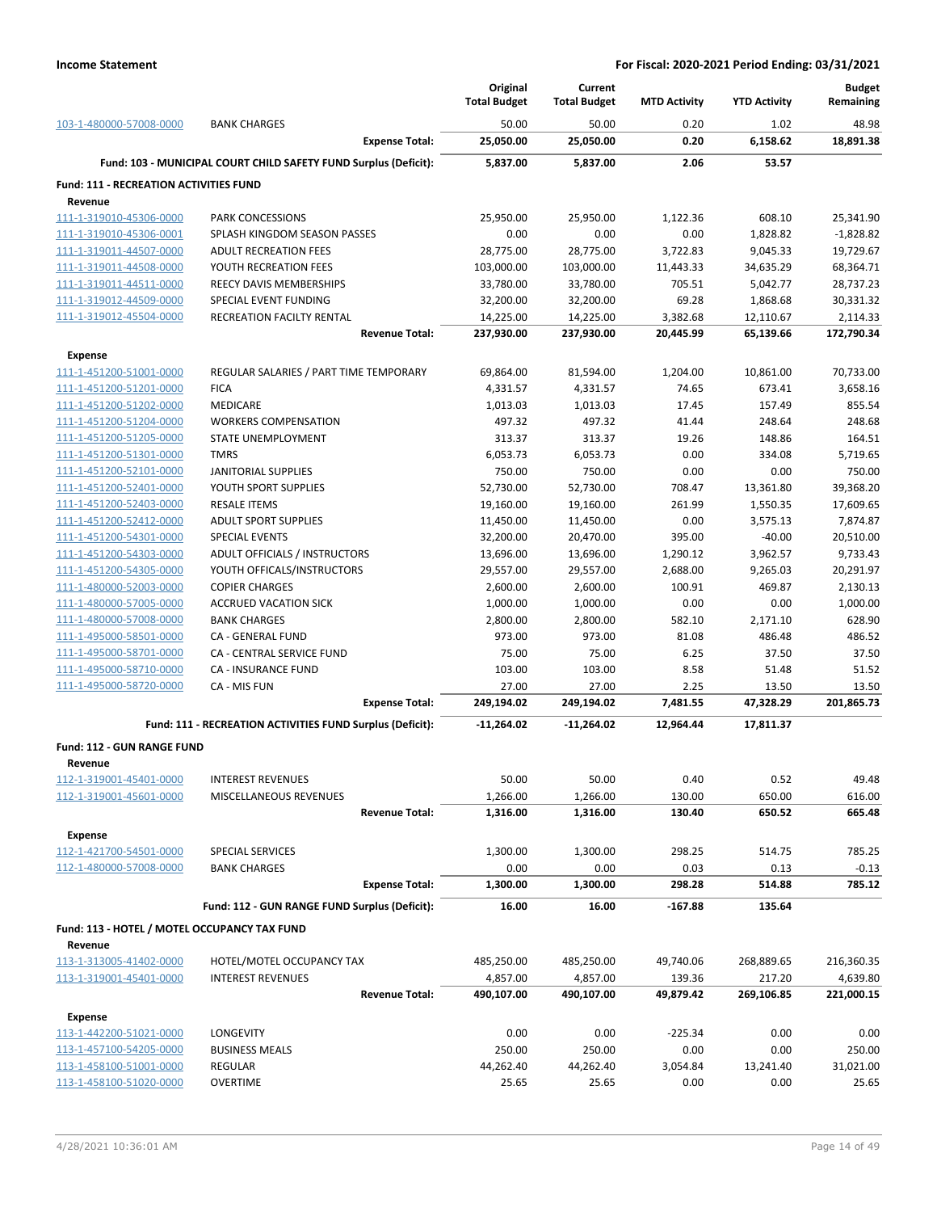| | | Original Total Budget | Current Total Budget | MTD Activity | YTD Activity | Budget Remaining |
|---|---|---|---|---|---|---|
| 103-1-480000-57008-0000 | BANK CHARGES | 50.00 | 50.00 | 0.20 | 1.02 | 48.98 |
| | **Expense Total:** | **25,050.00** | **25,050.00** | **0.20** | **6,158.62** | **18,891.38** |
| | **Fund: 103 - MUNICIPAL COURT CHILD SAFETY FUND Surplus (Deficit):** | **5,837.00** | **5,837.00** | **2.06** | **53.57** | |
| **Fund: 111 - RECREATION ACTIVITIES FUND** | | | | | | |
| **Revenue** | | | | | | |
| 111-1-319010-45306-0000 | PARK CONCESSIONS | 25,950.00 | 25,950.00 | 1,122.36 | 608.10 | 25,341.90 |
| 111-1-319010-45306-0001 | SPLASH KINGDOM SEASON PASSES | 0.00 | 0.00 | 0.00 | 1,828.82 | -1,828.82 |
| 111-1-319011-44507-0000 | ADULT RECREATION FEES | 28,775.00 | 28,775.00 | 3,722.83 | 9,045.33 | 19,729.67 |
| 111-1-319011-44508-0000 | YOUTH RECREATION FEES | 103,000.00 | 103,000.00 | 11,443.33 | 34,635.29 | 68,364.71 |
| 111-1-319011-44511-0000 | REECY DAVIS MEMBERSHIPS | 33,780.00 | 33,780.00 | 705.51 | 5,042.77 | 28,737.23 |
| 111-1-319012-44509-0000 | SPECIAL EVENT FUNDING | 32,200.00 | 32,200.00 | 69.28 | 1,868.68 | 30,331.32 |
| 111-1-319012-45504-0000 | RECREATION FACILTY RENTAL | 14,225.00 | 14,225.00 | 3,382.68 | 12,110.67 | 2,114.33 |
| | **Revenue Total:** | **237,930.00** | **237,930.00** | **20,445.99** | **65,139.66** | **172,790.34** |
| **Expense** | | | | | | |
| 111-1-451200-51001-0000 | REGULAR SALARIES / PART TIME TEMPORARY | 69,864.00 | 81,594.00 | 1,204.00 | 10,861.00 | 70,733.00 |
| 111-1-451200-51201-0000 | FICA | 4,331.57 | 4,331.57 | 74.65 | 673.41 | 3,658.16 |
| 111-1-451200-51202-0000 | MEDICARE | 1,013.03 | 1,013.03 | 17.45 | 157.49 | 855.54 |
| 111-1-451200-51204-0000 | WORKERS COMPENSATION | 497.32 | 497.32 | 41.44 | 248.64 | 248.68 |
| 111-1-451200-51205-0000 | STATE UNEMPLOYMENT | 313.37 | 313.37 | 19.26 | 148.86 | 164.51 |
| 111-1-451200-51301-0000 | TMRS | 6,053.73 | 6,053.73 | 0.00 | 334.08 | 5,719.65 |
| 111-1-451200-52101-0000 | JANITORIAL SUPPLIES | 750.00 | 750.00 | 0.00 | 0.00 | 750.00 |
| 111-1-451200-52401-0000 | YOUTH SPORT SUPPLIES | 52,730.00 | 52,730.00 | 708.47 | 13,361.80 | 39,368.20 |
| 111-1-451200-52403-0000 | RESALE ITEMS | 19,160.00 | 19,160.00 | 261.99 | 1,550.35 | 17,609.65 |
| 111-1-451200-52412-0000 | ADULT SPORT SUPPLIES | 11,450.00 | 11,450.00 | 0.00 | 3,575.13 | 7,874.87 |
| 111-1-451200-54301-0000 | SPECIAL EVENTS | 32,200.00 | 20,470.00 | 395.00 | -40.00 | 20,510.00 |
| 111-1-451200-54303-0000 | ADULT OFFICIALS / INSTRUCTORS | 13,696.00 | 13,696.00 | 1,290.12 | 3,962.57 | 9,733.43 |
| 111-1-451200-54305-0000 | YOUTH OFFICALS/INSTRUCTORS | 29,557.00 | 29,557.00 | 2,688.00 | 9,265.03 | 20,291.97 |
| 111-1-480000-52003-0000 | COPIER CHARGES | 2,600.00 | 2,600.00 | 100.91 | 469.87 | 2,130.13 |
| 111-1-480000-57005-0000 | ACCRUED VACATION SICK | 1,000.00 | 1,000.00 | 0.00 | 0.00 | 1,000.00 |
| 111-1-480000-57008-0000 | BANK CHARGES | 2,800.00 | 2,800.00 | 582.10 | 2,171.10 | 628.90 |
| 111-1-495000-58501-0000 | CA - GENERAL FUND | 973.00 | 973.00 | 81.08 | 486.48 | 486.52 |
| 111-1-495000-58701-0000 | CA - CENTRAL SERVICE FUND | 75.00 | 75.00 | 6.25 | 37.50 | 37.50 |
| 111-1-495000-58710-0000 | CA - INSURANCE FUND | 103.00 | 103.00 | 8.58 | 51.48 | 51.52 |
| 111-1-495000-58720-0000 | CA - MIS FUN | 27.00 | 27.00 | 2.25 | 13.50 | 13.50 |
| | **Expense Total:** | **249,194.02** | **249,194.02** | **7,481.55** | **47,328.29** | **201,865.73** |
| | **Fund: 111 - RECREATION ACTIVITIES FUND Surplus (Deficit):** | **-11,264.02** | **-11,264.02** | **12,964.44** | **17,811.37** | |
| **Fund: 112 - GUN RANGE FUND** | | | | | | |
| **Revenue** | | | | | | |
| 112-1-319001-45401-0000 | INTEREST REVENUES | 50.00 | 50.00 | 0.40 | 0.52 | 49.48 |
| 112-1-319001-45601-0000 | MISCELLANEOUS REVENUES | 1,266.00 | 1,266.00 | 130.00 | 650.00 | 616.00 |
| | **Revenue Total:** | **1,316.00** | **1,316.00** | **130.40** | **650.52** | **665.48** |
| **Expense** | | | | | | |
| 112-1-421700-54501-0000 | SPECIAL SERVICES | 1,300.00 | 1,300.00 | 298.25 | 514.75 | 785.25 |
| 112-1-480000-57008-0000 | BANK CHARGES | 0.00 | 0.00 | 0.03 | 0.13 | -0.13 |
| | **Expense Total:** | **1,300.00** | **1,300.00** | **298.28** | **514.88** | **785.12** |
| | **Fund: 112 - GUN RANGE FUND Surplus (Deficit):** | **16.00** | **16.00** | **-167.88** | **135.64** | |
| **Fund: 113 - HOTEL / MOTEL OCCUPANCY TAX FUND** | | | | | | |
| **Revenue** | | | | | | |
| 113-1-313005-41402-0000 | HOTEL/MOTEL OCCUPANCY TAX | 485,250.00 | 485,250.00 | 49,740.06 | 268,889.65 | 216,360.35 |
| 113-1-319001-45401-0000 | INTEREST REVENUES | 4,857.00 | 4,857.00 | 139.36 | 217.20 | 4,639.80 |
| | **Revenue Total:** | **490,107.00** | **490,107.00** | **49,879.42** | **269,106.85** | **221,000.15** |
| **Expense** | | | | | | |
| 113-1-442200-51021-0000 | LONGEVITY | 0.00 | 0.00 | -225.34 | 0.00 | 0.00 |
| 113-1-457100-54205-0000 | BUSINESS MEALS | 250.00 | 250.00 | 0.00 | 0.00 | 250.00 |
| 113-1-458100-51001-0000 | REGULAR | 44,262.40 | 44,262.40 | 3,054.84 | 13,241.40 | 31,021.00 |
| 113-1-458100-51020-0000 | OVERTIME | 25.65 | 25.65 | 0.00 | 0.00 | 25.65 |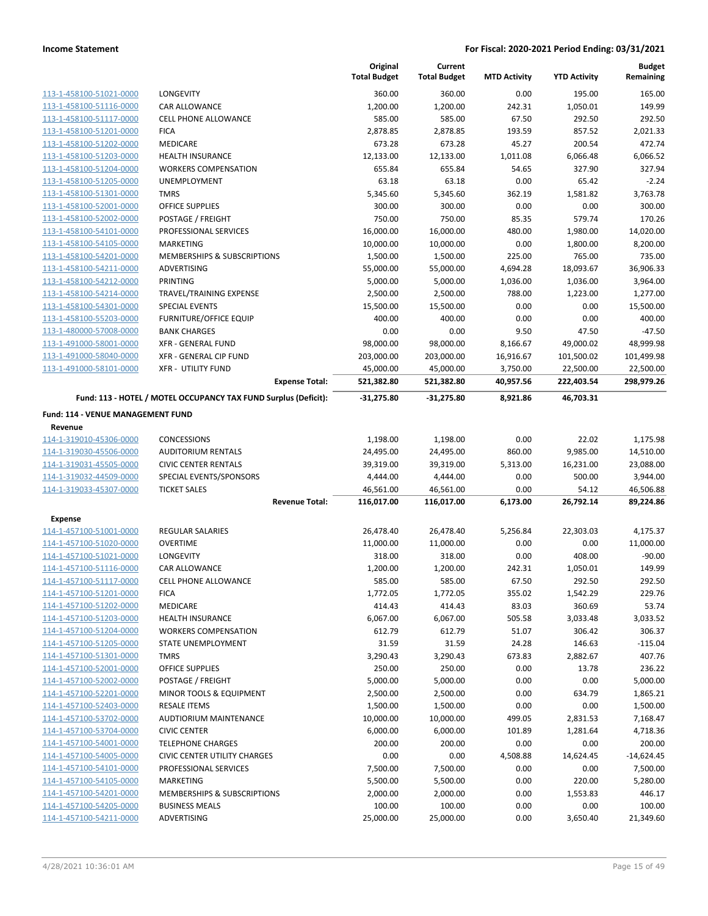**Income Statement** — **For Fiscal: 2020-2021 Period Ending: 03/31/2021**

| | | Original Total Budget | Current Total Budget | MTD Activity | YTD Activity | Budget Remaining |
|---|---|---|---|---|---|---|
| 113-1-458100-51021-0000 | LONGEVITY | 360.00 | 360.00 | 0.00 | 195.00 | 165.00 |
| 113-1-458100-51116-0000 | CAR ALLOWANCE | 1,200.00 | 1,200.00 | 242.31 | 1,050.01 | 149.99 |
| 113-1-458100-51117-0000 | CELL PHONE ALLOWANCE | 585.00 | 585.00 | 67.50 | 292.50 | 292.50 |
| 113-1-458100-51201-0000 | FICA | 2,878.85 | 2,878.85 | 193.59 | 857.52 | 2,021.33 |
| 113-1-458100-51202-0000 | MEDICARE | 673.28 | 673.28 | 45.27 | 200.54 | 472.74 |
| 113-1-458100-51203-0000 | HEALTH INSURANCE | 12,133.00 | 12,133.00 | 1,011.08 | 6,066.48 | 6,066.52 |
| 113-1-458100-51204-0000 | WORKERS COMPENSATION | 655.84 | 655.84 | 54.65 | 327.90 | 327.94 |
| 113-1-458100-51205-0000 | UNEMPLOYMENT | 63.18 | 63.18 | 0.00 | 65.42 | -2.24 |
| 113-1-458100-51301-0000 | TMRS | 5,345.60 | 5,345.60 | 362.19 | 1,581.82 | 3,763.78 |
| 113-1-458100-52001-0000 | OFFICE SUPPLIES | 300.00 | 300.00 | 0.00 | 0.00 | 300.00 |
| 113-1-458100-52002-0000 | POSTAGE / FREIGHT | 750.00 | 750.00 | 85.35 | 579.74 | 170.26 |
| 113-1-458100-54101-0000 | PROFESSIONAL SERVICES | 16,000.00 | 16,000.00 | 480.00 | 1,980.00 | 14,020.00 |
| 113-1-458100-54105-0000 | MARKETING | 10,000.00 | 10,000.00 | 0.00 | 1,800.00 | 8,200.00 |
| 113-1-458100-54201-0000 | MEMBERSHIPS & SUBSCRIPTIONS | 1,500.00 | 1,500.00 | 225.00 | 765.00 | 735.00 |
| 113-1-458100-54211-0000 | ADVERTISING | 55,000.00 | 55,000.00 | 4,694.28 | 18,093.67 | 36,906.33 |
| 113-1-458100-54212-0000 | PRINTING | 5,000.00 | 5,000.00 | 1,036.00 | 1,036.00 | 3,964.00 |
| 113-1-458100-54214-0000 | TRAVEL/TRAINING EXPENSE | 2,500.00 | 2,500.00 | 788.00 | 1,223.00 | 1,277.00 |
| 113-1-458100-54301-0000 | SPECIAL EVENTS | 15,500.00 | 15,500.00 | 0.00 | 0.00 | 15,500.00 |
| 113-1-458100-55203-0000 | FURNITURE/OFFICE EQUIP | 400.00 | 400.00 | 0.00 | 0.00 | 400.00 |
| 113-1-480000-57008-0000 | BANK CHARGES | 0.00 | 0.00 | 9.50 | 47.50 | -47.50 |
| 113-1-491000-58001-0000 | XFR - GENERAL FUND | 98,000.00 | 98,000.00 | 8,166.67 | 49,000.02 | 48,999.98 |
| 113-1-491000-58040-0000 | XFR - GENERAL CIP FUND | 203,000.00 | 203,000.00 | 16,916.67 | 101,500.02 | 101,499.98 |
| 113-1-491000-58101-0000 | XFR - UTILITY FUND | 45,000.00 | 45,000.00 | 3,750.00 | 22,500.00 | 22,500.00 |
| | **Expense Total:** | **521,382.80** | **521,382.80** | **40,957.56** | **222,403.54** | **298,979.26** |
| | **Fund: 113 - HOTEL / MOTEL OCCUPANCY TAX FUND Surplus (Deficit):** | **-31,275.80** | **-31,275.80** | **8,921.86** | **46,703.31** | |

**Fund: 114 - VENUE MANAGEMENT FUND**

**Revenue**

| | | Original Total Budget | Current Total Budget | MTD Activity | YTD Activity | Budget Remaining |
|---|---|---|---|---|---|---|
| 114-1-319010-45306-0000 | CONCESSIONS | 1,198.00 | 1,198.00 | 0.00 | 22.02 | 1,175.98 |
| 114-1-319030-45506-0000 | AUDITORIUM RENTALS | 24,495.00 | 24,495.00 | 860.00 | 9,985.00 | 14,510.00 |
| 114-1-319031-45505-0000 | CIVIC CENTER RENTALS | 39,319.00 | 39,319.00 | 5,313.00 | 16,231.00 | 23,088.00 |
| 114-1-319032-44509-0000 | SPECIAL EVENTS/SPONSORS | 4,444.00 | 4,444.00 | 0.00 | 500.00 | 3,944.00 |
| 114-1-319033-45307-0000 | TICKET SALES | 46,561.00 | 46,561.00 | 0.00 | 54.12 | 46,506.88 |
| | **Revenue Total:** | **116,017.00** | **116,017.00** | **6,173.00** | **26,792.14** | **89,224.86** |

**Expense**

| | | Original Total Budget | Current Total Budget | MTD Activity | YTD Activity | Budget Remaining |
|---|---|---|---|---|---|---|
| 114-1-457100-51001-0000 | REGULAR SALARIES | 26,478.40 | 26,478.40 | 5,256.84 | 22,303.03 | 4,175.37 |
| 114-1-457100-51020-0000 | OVERTIME | 11,000.00 | 11,000.00 | 0.00 | 0.00 | 11,000.00 |
| 114-1-457100-51021-0000 | LONGEVITY | 318.00 | 318.00 | 0.00 | 408.00 | -90.00 |
| 114-1-457100-51116-0000 | CAR ALLOWANCE | 1,200.00 | 1,200.00 | 242.31 | 1,050.01 | 149.99 |
| 114-1-457100-51117-0000 | CELL PHONE ALLOWANCE | 585.00 | 585.00 | 67.50 | 292.50 | 292.50 |
| 114-1-457100-51201-0000 | FICA | 1,772.05 | 1,772.05 | 355.02 | 1,542.29 | 229.76 |
| 114-1-457100-51202-0000 | MEDICARE | 414.43 | 414.43 | 83.03 | 360.69 | 53.74 |
| 114-1-457100-51203-0000 | HEALTH INSURANCE | 6,067.00 | 6,067.00 | 505.58 | 3,033.48 | 3,033.52 |
| 114-1-457100-51204-0000 | WORKERS COMPENSATION | 612.79 | 612.79 | 51.07 | 306.42 | 306.37 |
| 114-1-457100-51205-0000 | STATE UNEMPLOYMENT | 31.59 | 31.59 | 24.28 | 146.63 | -115.04 |
| 114-1-457100-51301-0000 | TMRS | 3,290.43 | 3,290.43 | 673.83 | 2,882.67 | 407.76 |
| 114-1-457100-52001-0000 | OFFICE SUPPLIES | 250.00 | 250.00 | 0.00 | 13.78 | 236.22 |
| 114-1-457100-52002-0000 | POSTAGE / FREIGHT | 5,000.00 | 5,000.00 | 0.00 | 0.00 | 5,000.00 |
| 114-1-457100-52201-0000 | MINOR TOOLS & EQUIPMENT | 2,500.00 | 2,500.00 | 0.00 | 634.79 | 1,865.21 |
| 114-1-457100-52403-0000 | RESALE ITEMS | 1,500.00 | 1,500.00 | 0.00 | 0.00 | 1,500.00 |
| 114-1-457100-53702-0000 | AUDTIORIUM MAINTENANCE | 10,000.00 | 10,000.00 | 499.05 | 2,831.53 | 7,168.47 |
| 114-1-457100-53704-0000 | CIVIC CENTER | 6,000.00 | 6,000.00 | 101.89 | 1,281.64 | 4,718.36 |
| 114-1-457100-54001-0000 | TELEPHONE CHARGES | 200.00 | 200.00 | 0.00 | 0.00 | 200.00 |
| 114-1-457100-54005-0000 | CIVIC CENTER UTILITY CHARGES | 0.00 | 0.00 | 4,508.88 | 14,624.45 | -14,624.45 |
| 114-1-457100-54101-0000 | PROFESSIONAL SERVICES | 7,500.00 | 7,500.00 | 0.00 | 0.00 | 7,500.00 |
| 114-1-457100-54105-0000 | MARKETING | 5,500.00 | 5,500.00 | 0.00 | 220.00 | 5,280.00 |
| 114-1-457100-54201-0000 | MEMBERSHIPS & SUBSCRIPTIONS | 2,000.00 | 2,000.00 | 0.00 | 1,553.83 | 446.17 |
| 114-1-457100-54205-0000 | BUSINESS MEALS | 100.00 | 100.00 | 0.00 | 0.00 | 100.00 |
| 114-1-457100-54211-0000 | ADVERTISING | 25,000.00 | 25,000.00 | 0.00 | 3,650.40 | 21,349.60 |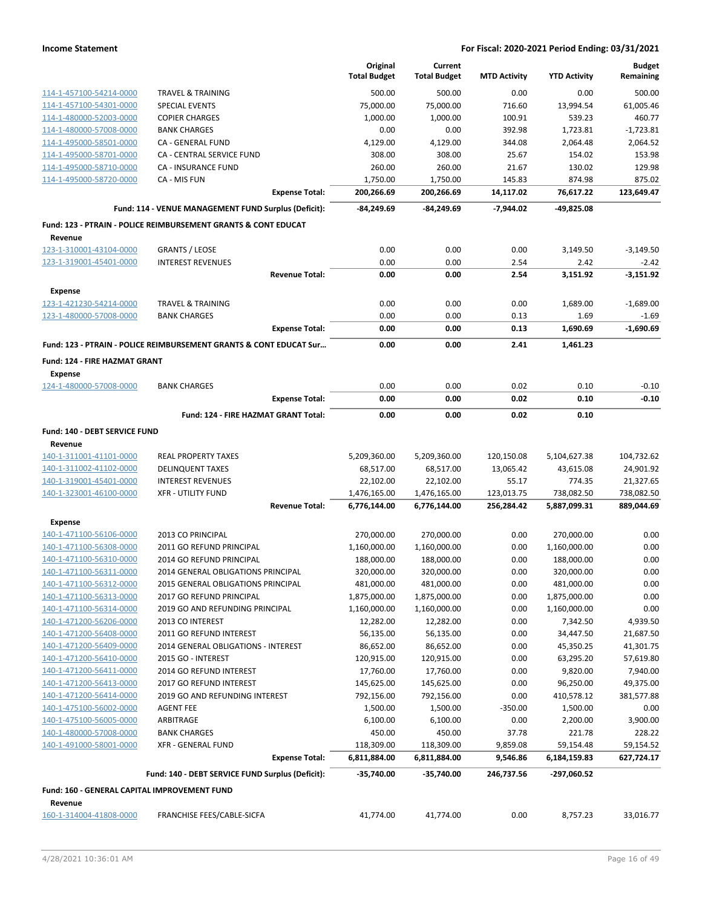| | | Original Total Budget | Current Total Budget | MTD Activity | YTD Activity | Budget Remaining |
|---|---|---|---|---|---|---|
| 114-1-457100-54214-0000 | TRAVEL & TRAINING | 500.00 | 500.00 | 0.00 | 0.00 | 500.00 |
| 114-1-457100-54301-0000 | SPECIAL EVENTS | 75,000.00 | 75,000.00 | 716.60 | 13,994.54 | 61,005.46 |
| 114-1-480000-52003-0000 | COPIER CHARGES | 1,000.00 | 1,000.00 | 100.91 | 539.23 | 460.77 |
| 114-1-480000-57008-0000 | BANK CHARGES | 0.00 | 0.00 | 392.98 | 1,723.81 | -1,723.81 |
| 114-1-495000-58501-0000 | CA - GENERAL FUND | 4,129.00 | 4,129.00 | 344.08 | 2,064.48 | 2,064.52 |
| 114-1-495000-58701-0000 | CA - CENTRAL SERVICE FUND | 308.00 | 308.00 | 25.67 | 154.02 | 153.98 |
| 114-1-495000-58710-0000 | CA - INSURANCE FUND | 260.00 | 260.00 | 21.67 | 130.02 | 129.98 |
| 114-1-495000-58720-0000 | CA - MIS FUN | 1,750.00 | 1,750.00 | 145.83 | 874.98 | 875.02 |
| | **Expense Total:** | **200,266.69** | **200,266.69** | **14,117.02** | **76,617.22** | **123,649.47** |
| | **Fund: 114 - VENUE MANAGEMENT FUND Surplus (Deficit):** | **-84,249.69** | **-84,249.69** | **-7,944.02** | **-49,825.08** | |
| **Fund: 123 - PTRAIN - POLICE REIMBURSEMENT GRANTS & CONT EDUCAT** | | | | | | |
| **Revenue** | | | | | | |
| 123-1-310001-43104-0000 | GRANTS / LEOSE | 0.00 | 0.00 | 0.00 | 3,149.50 | -3,149.50 |
| 123-1-319001-45401-0000 | INTEREST REVENUES | 0.00 | 0.00 | 2.54 | 2.42 | -2.42 |
| | **Revenue Total:** | **0.00** | **0.00** | **2.54** | **3,151.92** | **-3,151.92** |
| **Expense** | | | | | | |
| 123-1-421230-54214-0000 | TRAVEL & TRAINING | 0.00 | 0.00 | 0.00 | 1,689.00 | -1,689.00 |
| 123-1-480000-57008-0000 | BANK CHARGES | 0.00 | 0.00 | 0.13 | 1.69 | -1.69 |
| | **Expense Total:** | **0.00** | **0.00** | **0.13** | **1,690.69** | **-1,690.69** |
| **Fund: 123 - PTRAIN - POLICE REIMBURSEMENT GRANTS & CONT EDUCAT Sur...** | | **0.00** | **0.00** | **2.41** | **1,461.23** | |
| **Fund: 124 - FIRE HAZMAT GRANT** | | | | | | |
| **Expense** | | | | | | |
| 124-1-480000-57008-0000 | BANK CHARGES | 0.00 | 0.00 | 0.02 | 0.10 | -0.10 |
| | **Expense Total:** | **0.00** | **0.00** | **0.02** | **0.10** | **-0.10** |
| | **Fund: 124 - FIRE HAZMAT GRANT Total:** | **0.00** | **0.00** | **0.02** | **0.10** | |
| **Fund: 140 - DEBT SERVICE FUND** | | | | | | |
| **Revenue** | | | | | | |
| 140-1-311001-41101-0000 | REAL PROPERTY TAXES | 5,209,360.00 | 5,209,360.00 | 120,150.08 | 5,104,627.38 | 104,732.62 |
| 140-1-311002-41102-0000 | DELINQUENT TAXES | 68,517.00 | 68,517.00 | 13,065.42 | 43,615.08 | 24,901.92 |
| 140-1-319001-45401-0000 | INTEREST REVENUES | 22,102.00 | 22,102.00 | 55.17 | 774.35 | 21,327.65 |
| 140-1-323001-46100-0000 | XFR - UTILITY FUND | 1,476,165.00 | 1,476,165.00 | 123,013.75 | 738,082.50 | 738,082.50 |
| | **Revenue Total:** | **6,776,144.00** | **6,776,144.00** | **256,284.42** | **5,887,099.31** | **889,044.69** |
| **Expense** | | | | | | |
| 140-1-471100-56106-0000 | 2013 CO PRINCIPAL | 270,000.00 | 270,000.00 | 0.00 | 270,000.00 | 0.00 |
| 140-1-471100-56308-0000 | 2011 GO REFUND PRINCIPAL | 1,160,000.00 | 1,160,000.00 | 0.00 | 1,160,000.00 | 0.00 |
| 140-1-471100-56310-0000 | 2014 GO REFUND PRINCIPAL | 188,000.00 | 188,000.00 | 0.00 | 188,000.00 | 0.00 |
| 140-1-471100-56311-0000 | 2014 GENERAL OBLIGATIONS PRINCIPAL | 320,000.00 | 320,000.00 | 0.00 | 320,000.00 | 0.00 |
| 140-1-471100-56312-0000 | 2015 GENERAL OBLIGATIONS PRINCIPAL | 481,000.00 | 481,000.00 | 0.00 | 481,000.00 | 0.00 |
| 140-1-471100-56313-0000 | 2017 GO REFUND PRINCIPAL | 1,875,000.00 | 1,875,000.00 | 0.00 | 1,875,000.00 | 0.00 |
| 140-1-471100-56314-0000 | 2019 GO AND REFUNDING PRINCIPAL | 1,160,000.00 | 1,160,000.00 | 0.00 | 1,160,000.00 | 0.00 |
| 140-1-471200-56206-0000 | 2013 CO INTEREST | 12,282.00 | 12,282.00 | 0.00 | 7,342.50 | 4,939.50 |
| 140-1-471200-56408-0000 | 2011 GO REFUND INTEREST | 56,135.00 | 56,135.00 | 0.00 | 34,447.50 | 21,687.50 |
| 140-1-471200-56409-0000 | 2014 GENERAL OBLIGATIONS - INTEREST | 86,652.00 | 86,652.00 | 0.00 | 45,350.25 | 41,301.75 |
| 140-1-471200-56410-0000 | 2015 GO - INTEREST | 120,915.00 | 120,915.00 | 0.00 | 63,295.20 | 57,619.80 |
| 140-1-471200-56411-0000 | 2014 GO REFUND INTEREST | 17,760.00 | 17,760.00 | 0.00 | 9,820.00 | 7,940.00 |
| 140-1-471200-56413-0000 | 2017 GO REFUND INTEREST | 145,625.00 | 145,625.00 | 0.00 | 96,250.00 | 49,375.00 |
| 140-1-471200-56414-0000 | 2019 GO AND REFUNDING INTEREST | 792,156.00 | 792,156.00 | 0.00 | 410,578.12 | 381,577.88 |
| 140-1-475100-56002-0000 | AGENT FEE | 1,500.00 | 1,500.00 | -350.00 | 1,500.00 | 0.00 |
| 140-1-475100-56005-0000 | ARBITRAGE | 6,100.00 | 6,100.00 | 0.00 | 2,200.00 | 3,900.00 |
| 140-1-480000-57008-0000 | BANK CHARGES | 450.00 | 450.00 | 37.78 | 221.78 | 228.22 |
| 140-1-491000-58001-0000 | XFR - GENERAL FUND | 118,309.00 | 118,309.00 | 9,859.08 | 59,154.48 | 59,154.52 |
| | **Expense Total:** | **6,811,884.00** | **6,811,884.00** | **9,546.86** | **6,184,159.83** | **627,724.17** |
| | **Fund: 140 - DEBT SERVICE FUND Surplus (Deficit):** | **-35,740.00** | **-35,740.00** | **246,737.56** | **-297,060.52** | |
| **Fund: 160 - GENERAL CAPITAL IMPROVEMENT FUND** | | | | | | |
| **Revenue** | | | | | | |
| 160-1-314004-41808-0000 | FRANCHISE FEES/CABLE-SICFA | 41,774.00 | 41,774.00 | 0.00 | 8,757.23 | 33,016.77 |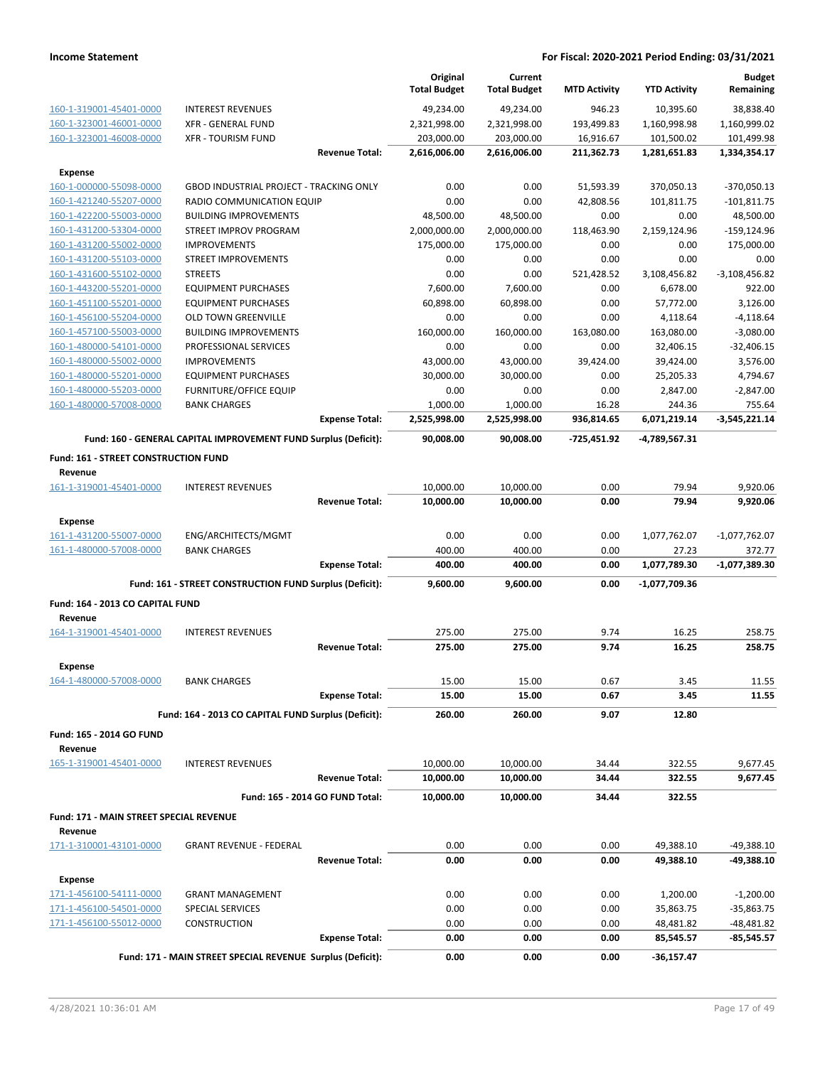| | | Original Total Budget | Current Total Budget | MTD Activity | YTD Activity | Budget Remaining |
|---|---|---|---|---|---|---|
| 160-1-319001-45401-0000 | INTEREST REVENUES | 49,234.00 | 49,234.00 | 946.23 | 10,395.60 | 38,838.40 |
| 160-1-323001-46001-0000 | XFR - GENERAL FUND | 2,321,998.00 | 2,321,998.00 | 193,499.83 | 1,160,998.98 | 1,160,999.02 |
| 160-1-323001-46008-0000 | XFR - TOURISM FUND | 203,000.00 | 203,000.00 | 16,916.67 | 101,500.02 | 101,499.98 |
| | **Revenue Total:** | **2,616,006.00** | **2,616,006.00** | **211,362.73** | **1,281,651.83** | **1,334,354.17** |
| **Expense** | | | | | | |
| 160-1-000000-55098-0000 | GBOD INDUSTRIAL PROJECT - TRACKING ONLY | 0.00 | 0.00 | 51,593.39 | 370,050.13 | -370,050.13 |
| 160-1-421240-55207-0000 | RADIO COMMUNICATION EQUIP | 0.00 | 0.00 | 42,808.56 | 101,811.75 | -101,811.75 |
| 160-1-422200-55003-0000 | BUILDING IMPROVEMENTS | 48,500.00 | 48,500.00 | 0.00 | 0.00 | 48,500.00 |
| 160-1-431200-53304-0000 | STREET IMPROV PROGRAM | 2,000,000.00 | 2,000,000.00 | 118,463.90 | 2,159,124.96 | -159,124.96 |
| 160-1-431200-55002-0000 | IMPROVEMENTS | 175,000.00 | 175,000.00 | 0.00 | 0.00 | 175,000.00 |
| 160-1-431200-55103-0000 | STREET IMPROVEMENTS | 0.00 | 0.00 | 0.00 | 0.00 | 0.00 |
| 160-1-431600-55102-0000 | STREETS | 0.00 | 0.00 | 521,428.52 | 3,108,456.82 | -3,108,456.82 |
| 160-1-443200-55201-0000 | EQUIPMENT PURCHASES | 7,600.00 | 7,600.00 | 0.00 | 6,678.00 | 922.00 |
| 160-1-451100-55201-0000 | EQUIPMENT PURCHASES | 60,898.00 | 60,898.00 | 0.00 | 57,772.00 | 3,126.00 |
| 160-1-456100-55204-0000 | OLD TOWN GREENVILLE | 0.00 | 0.00 | 0.00 | 4,118.64 | -4,118.64 |
| 160-1-457100-55003-0000 | BUILDING IMPROVEMENTS | 160,000.00 | 160,000.00 | 163,080.00 | 163,080.00 | -3,080.00 |
| 160-1-480000-54101-0000 | PROFESSIONAL SERVICES | 0.00 | 0.00 | 0.00 | 32,406.15 | -32,406.15 |
| 160-1-480000-55002-0000 | IMPROVEMENTS | 43,000.00 | 43,000.00 | 39,424.00 | 39,424.00 | 3,576.00 |
| 160-1-480000-55201-0000 | EQUIPMENT PURCHASES | 30,000.00 | 30,000.00 | 0.00 | 25,205.33 | 4,794.67 |
| 160-1-480000-55203-0000 | FURNITURE/OFFICE EQUIP | 0.00 | 0.00 | 0.00 | 2,847.00 | -2,847.00 |
| 160-1-480000-57008-0000 | BANK CHARGES | 1,000.00 | 1,000.00 | 16.28 | 244.36 | 755.64 |
| | **Expense Total:** | **2,525,998.00** | **2,525,998.00** | **936,814.65** | **6,071,219.14** | **-3,545,221.14** |
| | **Fund: 160 - GENERAL CAPITAL IMPROVEMENT FUND Surplus (Deficit):** | **90,008.00** | **90,008.00** | **-725,451.92** | **-4,789,567.31** | |
| **Fund: 161 - STREET CONSTRUCTION FUND** | | | | | | |
| **Revenue** | | | | | | |
| 161-1-319001-45401-0000 | INTEREST REVENUES | 10,000.00 | 10,000.00 | 0.00 | 79.94 | 9,920.06 |
| | **Revenue Total:** | **10,000.00** | **10,000.00** | **0.00** | **79.94** | **9,920.06** |
| **Expense** | | | | | | |
| 161-1-431200-55007-0000 | ENG/ARCHITECTS/MGMT | 0.00 | 0.00 | 0.00 | 1,077,762.07 | -1,077,762.07 |
| 161-1-480000-57008-0000 | BANK CHARGES | 400.00 | 400.00 | 0.00 | 27.23 | 372.77 |
| | **Expense Total:** | **400.00** | **400.00** | **0.00** | **1,077,789.30** | **-1,077,389.30** |
| | **Fund: 161 - STREET CONSTRUCTION FUND Surplus (Deficit):** | **9,600.00** | **9,600.00** | **0.00** | **-1,077,709.36** | |
| **Fund: 164 - 2013 CO CAPITAL FUND** | | | | | | |
| **Revenue** | | | | | | |
| 164-1-319001-45401-0000 | INTEREST REVENUES | 275.00 | 275.00 | 9.74 | 16.25 | 258.75 |
| | **Revenue Total:** | **275.00** | **275.00** | **9.74** | **16.25** | **258.75** |
| **Expense** | | | | | | |
| 164-1-480000-57008-0000 | BANK CHARGES | 15.00 | 15.00 | 0.67 | 3.45 | 11.55 |
| | **Expense Total:** | **15.00** | **15.00** | **0.67** | **3.45** | **11.55** |
| | **Fund: 164 - 2013 CO CAPITAL FUND Surplus (Deficit):** | **260.00** | **260.00** | **9.07** | **12.80** | |
| **Fund: 165 - 2014 GO FUND** | | | | | | |
| **Revenue** | | | | | | |
| 165-1-319001-45401-0000 | INTEREST REVENUES | 10,000.00 | 10,000.00 | 34.44 | 322.55 | 9,677.45 |
| | **Revenue Total:** | **10,000.00** | **10,000.00** | **34.44** | **322.55** | **9,677.45** |
| | **Fund: 165 - 2014 GO FUND Total:** | **10,000.00** | **10,000.00** | **34.44** | **322.55** | |
| **Fund: 171 - MAIN STREET SPECIAL REVENUE** | | | | | | |
| **Revenue** | | | | | | |
| 171-1-310001-43101-0000 | GRANT REVENUE - FEDERAL | 0.00 | 0.00 | 0.00 | 49,388.10 | -49,388.10 |
| | **Revenue Total:** | **0.00** | **0.00** | **0.00** | **49,388.10** | **-49,388.10** |
| **Expense** | | | | | | |
| 171-1-456100-54111-0000 | GRANT MANAGEMENT | 0.00 | 0.00 | 0.00 | 1,200.00 | -1,200.00 |
| 171-1-456100-54501-0000 | SPECIAL SERVICES | 0.00 | 0.00 | 0.00 | 35,863.75 | -35,863.75 |
| 171-1-456100-55012-0000 | CONSTRUCTION | 0.00 | 0.00 | 0.00 | 48,481.82 | -48,481.82 |
| | **Expense Total:** | **0.00** | **0.00** | **0.00** | **85,545.57** | **-85,545.57** |
| | **Fund: 171 - MAIN STREET SPECIAL REVENUE Surplus (Deficit):** | **0.00** | **0.00** | **0.00** | **-36,157.47** | |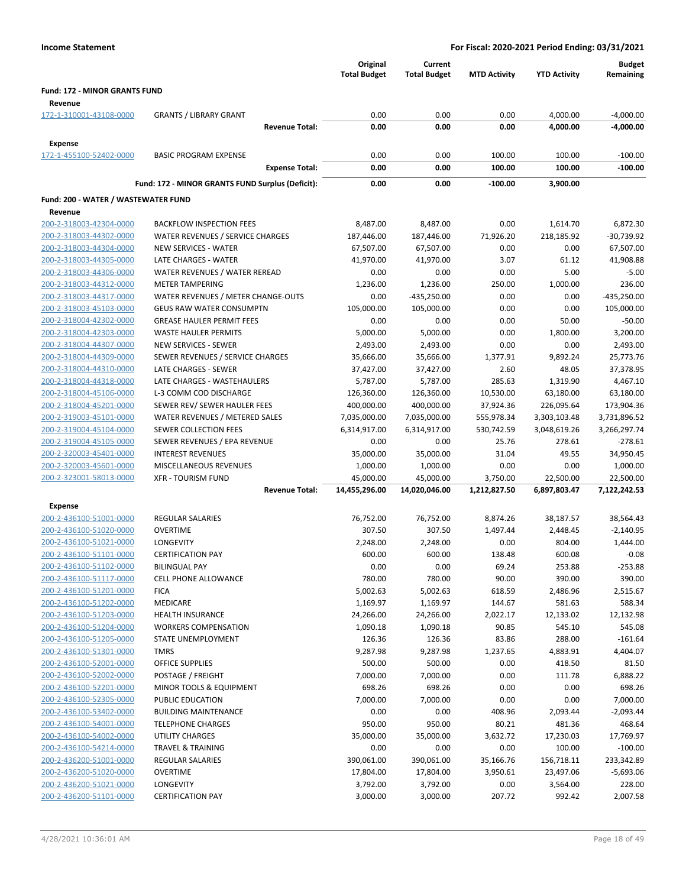**Income Statement** — For Fiscal: 2020-2021 Period Ending: 03/31/2021

| | | Original Total Budget | Current Total Budget | MTD Activity | YTD Activity | Budget Remaining |
|---|---|---|---|---|---|---|
| **Fund: 172 - MINOR GRANTS FUND** | | | | | | |
| **Revenue** | | | | | | |
| 172-1-310001-43108-0000 | GRANTS / LIBRARY GRANT | 0.00 | 0.00 | 0.00 | 4,000.00 | -4,000.00 |
| | **Revenue Total:** | **0.00** | **0.00** | **0.00** | **4,000.00** | **-4,000.00** |
| **Expense** | | | | | | |
| 172-1-455100-52402-0000 | BASIC PROGRAM EXPENSE | 0.00 | 0.00 | 100.00 | 100.00 | -100.00 |
| | **Expense Total:** | **0.00** | **0.00** | **100.00** | **100.00** | **-100.00** |
| | **Fund: 172 - MINOR GRANTS FUND Surplus (Deficit):** | **0.00** | **0.00** | **-100.00** | **3,900.00** | |
| **Fund: 200 - WATER / WASTEWATER FUND** | | | | | | |
| **Revenue** | | | | | | |
| 200-2-318003-42304-0000 | BACKFLOW INSPECTION FEES | 8,487.00 | 8,487.00 | 0.00 | 1,614.70 | 6,872.30 |
| 200-2-318003-44302-0000 | WATER REVENUES / SERVICE CHARGES | 187,446.00 | 187,446.00 | 71,926.20 | 218,185.92 | -30,739.92 |
| 200-2-318003-44304-0000 | NEW SERVICES - WATER | 67,507.00 | 67,507.00 | 0.00 | 0.00 | 67,507.00 |
| 200-2-318003-44305-0000 | LATE CHARGES - WATER | 41,970.00 | 41,970.00 | 3.07 | 61.12 | 41,908.88 |
| 200-2-318003-44306-0000 | WATER REVENUES / WATER REREAD | 0.00 | 0.00 | 0.00 | 5.00 | -5.00 |
| 200-2-318003-44312-0000 | METER TAMPERING | 1,236.00 | 1,236.00 | 250.00 | 1,000.00 | 236.00 |
| 200-2-318003-44317-0000 | WATER REVENUES / METER CHANGE-OUTS | 0.00 | -435,250.00 | 0.00 | 0.00 | -435,250.00 |
| 200-2-318003-45103-0000 | GEUS RAW WATER CONSUMPTN | 105,000.00 | 105,000.00 | 0.00 | 0.00 | 105,000.00 |
| 200-2-318004-42302-0000 | GREASE HAULER PERMIT FEES | 0.00 | 0.00 | 0.00 | 50.00 | -50.00 |
| 200-2-318004-42303-0000 | WASTE HAULER PERMITS | 5,000.00 | 5,000.00 | 0.00 | 1,800.00 | 3,200.00 |
| 200-2-318004-44307-0000 | NEW SERVICES - SEWER | 2,493.00 | 2,493.00 | 0.00 | 0.00 | 2,493.00 |
| 200-2-318004-44309-0000 | SEWER REVENUES / SERVICE CHARGES | 35,666.00 | 35,666.00 | 1,377.91 | 9,892.24 | 25,773.76 |
| 200-2-318004-44310-0000 | LATE CHARGES - SEWER | 37,427.00 | 37,427.00 | 2.60 | 48.05 | 37,378.95 |
| 200-2-318004-44318-0000 | LATE CHARGES - WASTEHAULERS | 5,787.00 | 5,787.00 | 285.63 | 1,319.90 | 4,467.10 |
| 200-2-318004-45106-0000 | L-3 COMM COD DISCHARGE | 126,360.00 | 126,360.00 | 10,530.00 | 63,180.00 | 63,180.00 |
| 200-2-318004-45201-0000 | SEWER REV/ SEWER HAULER FEES | 400,000.00 | 400,000.00 | 37,924.36 | 226,095.64 | 173,904.36 |
| 200-2-319003-45101-0000 | WATER REVENUES / METERED SALES | 7,035,000.00 | 7,035,000.00 | 555,978.34 | 3,303,103.48 | 3,731,896.52 |
| 200-2-319004-45104-0000 | SEWER COLLECTION FEES | 6,314,917.00 | 6,314,917.00 | 530,742.59 | 3,048,619.26 | 3,266,297.74 |
| 200-2-319004-45105-0000 | SEWER REVENUES / EPA REVENUE | 0.00 | 0.00 | 25.76 | 278.61 | -278.61 |
| 200-2-320003-45401-0000 | INTEREST REVENUES | 35,000.00 | 35,000.00 | 31.04 | 49.55 | 34,950.45 |
| 200-2-320003-45601-0000 | MISCELLANEOUS REVENUES | 1,000.00 | 1,000.00 | 0.00 | 0.00 | 1,000.00 |
| 200-2-323001-58013-0000 | XFR - TOURISM FUND | 45,000.00 | 45,000.00 | 3,750.00 | 22,500.00 | 22,500.00 |
| | **Revenue Total:** | **14,455,296.00** | **14,020,046.00** | **1,212,827.50** | **6,897,803.47** | **7,122,242.53** |
| **Expense** | | | | | | |
| 200-2-436100-51001-0000 | REGULAR SALARIES | 76,752.00 | 76,752.00 | 8,874.26 | 38,187.57 | 38,564.43 |
| 200-2-436100-51020-0000 | OVERTIME | 307.50 | 307.50 | 1,497.44 | 2,448.45 | -2,140.95 |
| 200-2-436100-51021-0000 | LONGEVITY | 2,248.00 | 2,248.00 | 0.00 | 804.00 | 1,444.00 |
| 200-2-436100-51101-0000 | CERTIFICATION PAY | 600.00 | 600.00 | 138.48 | 600.08 | -0.08 |
| 200-2-436100-51102-0000 | BILINGUAL PAY | 0.00 | 0.00 | 69.24 | 253.88 | -253.88 |
| 200-2-436100-51117-0000 | CELL PHONE ALLOWANCE | 780.00 | 780.00 | 90.00 | 390.00 | 390.00 |
| 200-2-436100-51201-0000 | FICA | 5,002.63 | 5,002.63 | 618.59 | 2,486.96 | 2,515.67 |
| 200-2-436100-51202-0000 | MEDICARE | 1,169.97 | 1,169.97 | 144.67 | 581.63 | 588.34 |
| 200-2-436100-51203-0000 | HEALTH INSURANCE | 24,266.00 | 24,266.00 | 2,022.17 | 12,133.02 | 12,132.98 |
| 200-2-436100-51204-0000 | WORKERS COMPENSATION | 1,090.18 | 1,090.18 | 90.85 | 545.10 | 545.08 |
| 200-2-436100-51205-0000 | STATE UNEMPLOYMENT | 126.36 | 126.36 | 83.86 | 288.00 | -161.64 |
| 200-2-436100-51301-0000 | TMRS | 9,287.98 | 9,287.98 | 1,237.65 | 4,883.91 | 4,404.07 |
| 200-2-436100-52001-0000 | OFFICE SUPPLIES | 500.00 | 500.00 | 0.00 | 418.50 | 81.50 |
| 200-2-436100-52002-0000 | POSTAGE / FREIGHT | 7,000.00 | 7,000.00 | 0.00 | 111.78 | 6,888.22 |
| 200-2-436100-52201-0000 | MINOR TOOLS & EQUIPMENT | 698.26 | 698.26 | 0.00 | 0.00 | 698.26 |
| 200-2-436100-52305-0000 | PUBLIC EDUCATION | 7,000.00 | 7,000.00 | 0.00 | 0.00 | 7,000.00 |
| 200-2-436100-53402-0000 | BUILDING MAINTENANCE | 0.00 | 0.00 | 408.96 | 2,093.44 | -2,093.44 |
| 200-2-436100-54001-0000 | TELEPHONE CHARGES | 950.00 | 950.00 | 80.21 | 481.36 | 468.64 |
| 200-2-436100-54002-0000 | UTILITY CHARGES | 35,000.00 | 35,000.00 | 3,632.72 | 17,230.03 | 17,769.97 |
| 200-2-436100-54214-0000 | TRAVEL & TRAINING | 0.00 | 0.00 | 0.00 | 100.00 | -100.00 |
| 200-2-436200-51001-0000 | REGULAR SALARIES | 390,061.00 | 390,061.00 | 35,166.76 | 156,718.11 | 233,342.89 |
| 200-2-436200-51020-0000 | OVERTIME | 17,804.00 | 17,804.00 | 3,950.61 | 23,497.06 | -5,693.06 |
| 200-2-436200-51021-0000 | LONGEVITY | 3,792.00 | 3,792.00 | 0.00 | 3,564.00 | 228.00 |
| 200-2-436200-51101-0000 | CERTIFICATION PAY | 3,000.00 | 3,000.00 | 207.72 | 992.42 | 2,007.58 |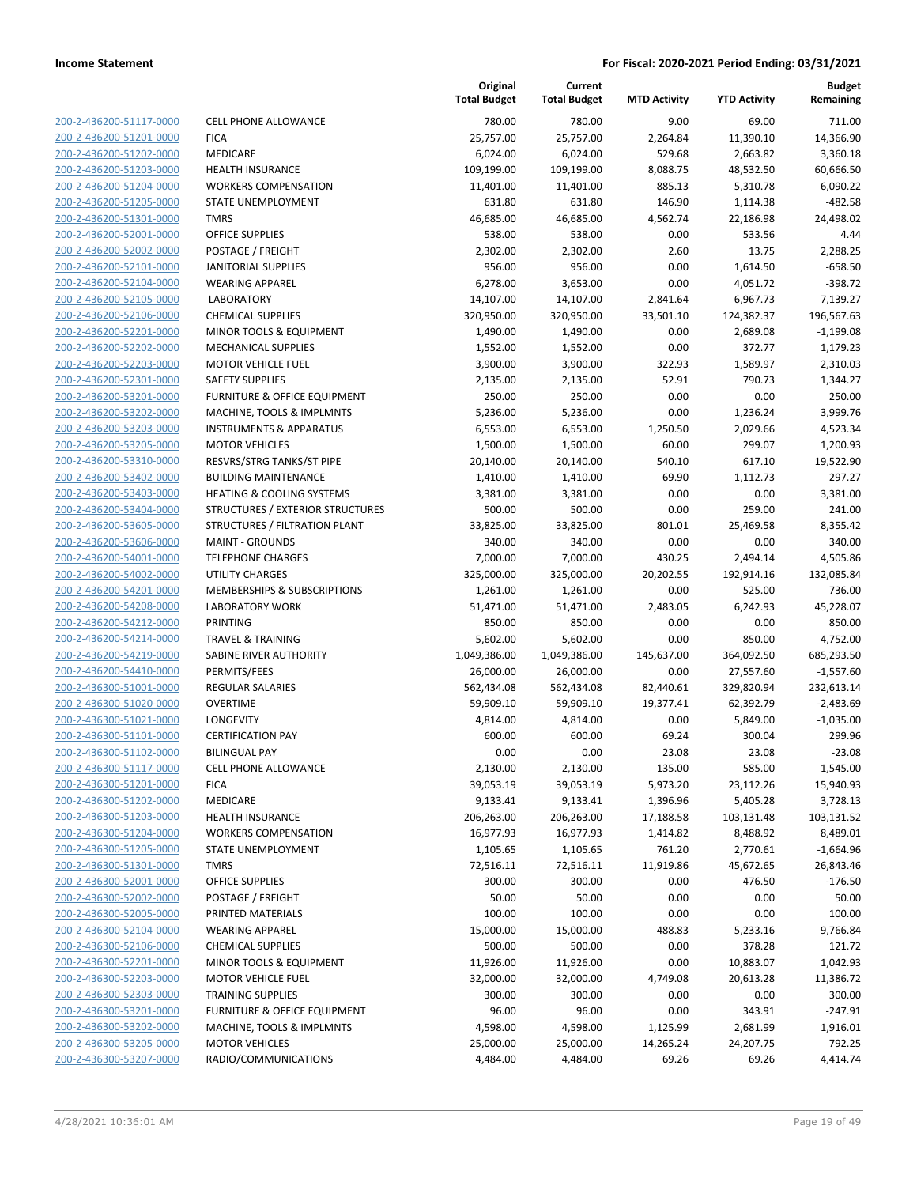**Income Statement** | **For Fiscal: 2020-2021 Period Ending: 03/31/2021**

| | | Original Total Budget | Current Total Budget | MTD Activity | YTD Activity | Budget Remaining |
|---|---|---|---|---|---|---|
| 200-2-436200-51117-0000 | CELL PHONE ALLOWANCE | 780.00 | 780.00 | 9.00 | 69.00 | 711.00 |
| 200-2-436200-51201-0000 | FICA | 25,757.00 | 25,757.00 | 2,264.84 | 11,390.10 | 14,366.90 |
| 200-2-436200-51202-0000 | MEDICARE | 6,024.00 | 6,024.00 | 529.68 | 2,663.82 | 3,360.18 |
| 200-2-436200-51203-0000 | HEALTH INSURANCE | 109,199.00 | 109,199.00 | 8,088.75 | 48,532.50 | 60,666.50 |
| 200-2-436200-51204-0000 | WORKERS COMPENSATION | 11,401.00 | 11,401.00 | 885.13 | 5,310.78 | 6,090.22 |
| 200-2-436200-51205-0000 | STATE UNEMPLOYMENT | 631.80 | 631.80 | 146.90 | 1,114.38 | -482.58 |
| 200-2-436200-51301-0000 | TMRS | 46,685.00 | 46,685.00 | 4,562.74 | 22,186.98 | 24,498.02 |
| 200-2-436200-52001-0000 | OFFICE SUPPLIES | 538.00 | 538.00 | 0.00 | 533.56 | 4.44 |
| 200-2-436200-52002-0000 | POSTAGE / FREIGHT | 2,302.00 | 2,302.00 | 2.60 | 13.75 | 2,288.25 |
| 200-2-436200-52101-0000 | JANITORIAL SUPPLIES | 956.00 | 956.00 | 0.00 | 1,614.50 | -658.50 |
| 200-2-436200-52104-0000 | WEARING APPAREL | 6,278.00 | 3,653.00 | 0.00 | 4,051.72 | -398.72 |
| 200-2-436200-52105-0000 | LABORATORY | 14,107.00 | 14,107.00 | 2,841.64 | 6,967.73 | 7,139.27 |
| 200-2-436200-52106-0000 | CHEMICAL SUPPLIES | 320,950.00 | 320,950.00 | 33,501.10 | 124,382.37 | 196,567.63 |
| 200-2-436200-52201-0000 | MINOR TOOLS & EQUIPMENT | 1,490.00 | 1,490.00 | 0.00 | 2,689.08 | -1,199.08 |
| 200-2-436200-52202-0000 | MECHANICAL SUPPLIES | 1,552.00 | 1,552.00 | 0.00 | 372.77 | 1,179.23 |
| 200-2-436200-52203-0000 | MOTOR VEHICLE FUEL | 3,900.00 | 3,900.00 | 322.93 | 1,589.97 | 2,310.03 |
| 200-2-436200-52301-0000 | SAFETY SUPPLIES | 2,135.00 | 2,135.00 | 52.91 | 790.73 | 1,344.27 |
| 200-2-436200-53201-0000 | FURNITURE & OFFICE EQUIPMENT | 250.00 | 250.00 | 0.00 | 0.00 | 250.00 |
| 200-2-436200-53202-0000 | MACHINE, TOOLS & IMPLMNTS | 5,236.00 | 5,236.00 | 0.00 | 1,236.24 | 3,999.76 |
| 200-2-436200-53203-0000 | INSTRUMENTS & APPARATUS | 6,553.00 | 6,553.00 | 1,250.50 | 2,029.66 | 4,523.34 |
| 200-2-436200-53205-0000 | MOTOR VEHICLES | 1,500.00 | 1,500.00 | 60.00 | 299.07 | 1,200.93 |
| 200-2-436200-53310-0000 | RESVRS/STRG TANKS/ST PIPE | 20,140.00 | 20,140.00 | 540.10 | 617.10 | 19,522.90 |
| 200-2-436200-53402-0000 | BUILDING MAINTENANCE | 1,410.00 | 1,410.00 | 69.90 | 1,112.73 | 297.27 |
| 200-2-436200-53403-0000 | HEATING & COOLING SYSTEMS | 3,381.00 | 3,381.00 | 0.00 | 0.00 | 3,381.00 |
| 200-2-436200-53404-0000 | STRUCTURES / EXTERIOR STRUCTURES | 500.00 | 500.00 | 0.00 | 259.00 | 241.00 |
| 200-2-436200-53605-0000 | STRUCTURES / FILTRATION PLANT | 33,825.00 | 33,825.00 | 801.01 | 25,469.58 | 8,355.42 |
| 200-2-436200-53606-0000 | MAINT - GROUNDS | 340.00 | 340.00 | 0.00 | 0.00 | 340.00 |
| 200-2-436200-54001-0000 | TELEPHONE CHARGES | 7,000.00 | 7,000.00 | 430.25 | 2,494.14 | 4,505.86 |
| 200-2-436200-54002-0000 | UTILITY CHARGES | 325,000.00 | 325,000.00 | 20,202.55 | 192,914.16 | 132,085.84 |
| 200-2-436200-54201-0000 | MEMBERSHIPS & SUBSCRIPTIONS | 1,261.00 | 1,261.00 | 0.00 | 525.00 | 736.00 |
| 200-2-436200-54208-0000 | LABORATORY WORK | 51,471.00 | 51,471.00 | 2,483.05 | 6,242.93 | 45,228.07 |
| 200-2-436200-54212-0000 | PRINTING | 850.00 | 850.00 | 0.00 | 0.00 | 850.00 |
| 200-2-436200-54214-0000 | TRAVEL & TRAINING | 5,602.00 | 5,602.00 | 0.00 | 850.00 | 4,752.00 |
| 200-2-436200-54219-0000 | SABINE RIVER AUTHORITY | 1,049,386.00 | 1,049,386.00 | 145,637.00 | 364,092.50 | 685,293.50 |
| 200-2-436200-54410-0000 | PERMITS/FEES | 26,000.00 | 26,000.00 | 0.00 | 27,557.60 | -1,557.60 |
| 200-2-436300-51001-0000 | REGULAR SALARIES | 562,434.08 | 562,434.08 | 82,440.61 | 329,820.94 | 232,613.14 |
| 200-2-436300-51020-0000 | OVERTIME | 59,909.10 | 59,909.10 | 19,377.41 | 62,392.79 | -2,483.69 |
| 200-2-436300-51021-0000 | LONGEVITY | 4,814.00 | 4,814.00 | 0.00 | 5,849.00 | -1,035.00 |
| 200-2-436300-51101-0000 | CERTIFICATION PAY | 600.00 | 600.00 | 69.24 | 300.04 | 299.96 |
| 200-2-436300-51102-0000 | BILINGUAL PAY | 0.00 | 0.00 | 23.08 | 23.08 | -23.08 |
| 200-2-436300-51117-0000 | CELL PHONE ALLOWANCE | 2,130.00 | 2,130.00 | 135.00 | 585.00 | 1,545.00 |
| 200-2-436300-51201-0000 | FICA | 39,053.19 | 39,053.19 | 5,973.20 | 23,112.26 | 15,940.93 |
| 200-2-436300-51202-0000 | MEDICARE | 9,133.41 | 9,133.41 | 1,396.96 | 5,405.28 | 3,728.13 |
| 200-2-436300-51203-0000 | HEALTH INSURANCE | 206,263.00 | 206,263.00 | 17,188.58 | 103,131.48 | 103,131.52 |
| 200-2-436300-51204-0000 | WORKERS COMPENSATION | 16,977.93 | 16,977.93 | 1,414.82 | 8,488.92 | 8,489.01 |
| 200-2-436300-51205-0000 | STATE UNEMPLOYMENT | 1,105.65 | 1,105.65 | 761.20 | 2,770.61 | -1,664.96 |
| 200-2-436300-51301-0000 | TMRS | 72,516.11 | 72,516.11 | 11,919.86 | 45,672.65 | 26,843.46 |
| 200-2-436300-52001-0000 | OFFICE SUPPLIES | 300.00 | 300.00 | 0.00 | 476.50 | -176.50 |
| 200-2-436300-52002-0000 | POSTAGE / FREIGHT | 50.00 | 50.00 | 0.00 | 0.00 | 50.00 |
| 200-2-436300-52005-0000 | PRINTED MATERIALS | 100.00 | 100.00 | 0.00 | 0.00 | 100.00 |
| 200-2-436300-52104-0000 | WEARING APPAREL | 15,000.00 | 15,000.00 | 488.83 | 5,233.16 | 9,766.84 |
| 200-2-436300-52106-0000 | CHEMICAL SUPPLIES | 500.00 | 500.00 | 0.00 | 378.28 | 121.72 |
| 200-2-436300-52201-0000 | MINOR TOOLS & EQUIPMENT | 11,926.00 | 11,926.00 | 0.00 | 10,883.07 | 1,042.93 |
| 200-2-436300-52203-0000 | MOTOR VEHICLE FUEL | 32,000.00 | 32,000.00 | 4,749.08 | 20,613.28 | 11,386.72 |
| 200-2-436300-52303-0000 | TRAINING SUPPLIES | 300.00 | 300.00 | 0.00 | 0.00 | 300.00 |
| 200-2-436300-53201-0000 | FURNITURE & OFFICE EQUIPMENT | 96.00 | 96.00 | 0.00 | 343.91 | -247.91 |
| 200-2-436300-53202-0000 | MACHINE, TOOLS & IMPLMNTS | 4,598.00 | 4,598.00 | 1,125.99 | 2,681.99 | 1,916.01 |
| 200-2-436300-53205-0000 | MOTOR VEHICLES | 25,000.00 | 25,000.00 | 14,265.24 | 24,207.75 | 792.25 |
| 200-2-436300-53207-0000 | RADIO/COMMUNICATIONS | 4,484.00 | 4,484.00 | 69.26 | 69.26 | 4,414.74 |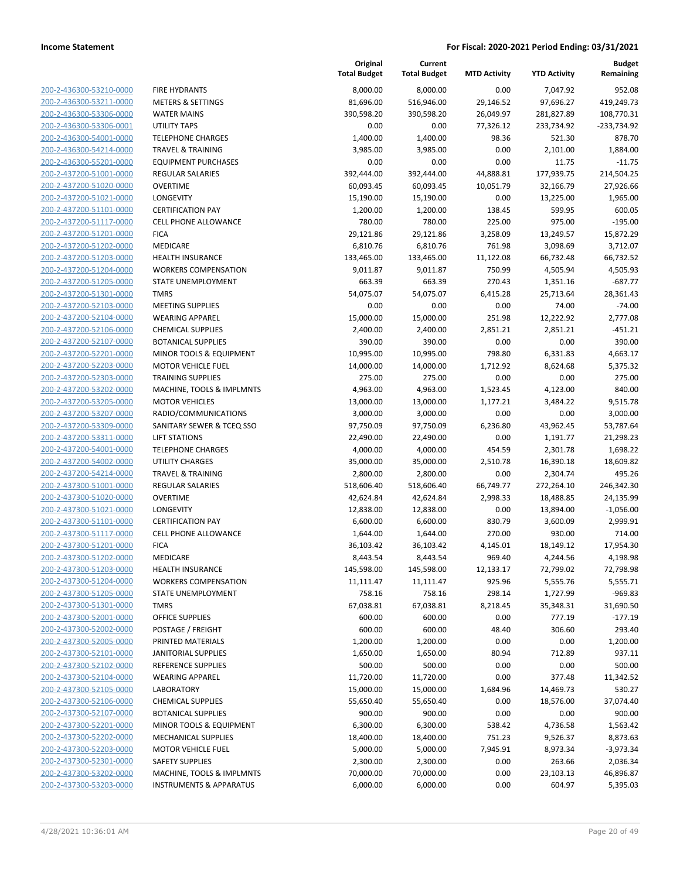**Income Statement** | **For Fiscal: 2020-2021 Period Ending: 03/31/2021**

| | | Original Total Budget | Current Total Budget | MTD Activity | YTD Activity | Budget Remaining |
|---|---|---|---|---|---|---|
| 200-2-436300-53210-0000 | FIRE HYDRANTS | 8,000.00 | 8,000.00 | 0.00 | 7,047.92 | 952.08 |
| 200-2-436300-53211-0000 | METERS & SETTINGS | 81,696.00 | 516,946.00 | 29,146.52 | 97,696.27 | 419,249.73 |
| 200-2-436300-53306-0000 | WATER MAINS | 390,598.20 | 390,598.20 | 26,049.97 | 281,827.89 | 108,770.31 |
| 200-2-436300-53306-0001 | UTILITY TAPS | 0.00 | 0.00 | 77,326.12 | 233,734.92 | -233,734.92 |
| 200-2-436300-54001-0000 | TELEPHONE CHARGES | 1,400.00 | 1,400.00 | 98.36 | 521.30 | 878.70 |
| 200-2-436300-54214-0000 | TRAVEL & TRAINING | 3,985.00 | 3,985.00 | 0.00 | 2,101.00 | 1,884.00 |
| 200-2-436300-55201-0000 | EQUIPMENT PURCHASES | 0.00 | 0.00 | 0.00 | 11.75 | -11.75 |
| 200-2-437200-51001-0000 | REGULAR SALARIES | 392,444.00 | 392,444.00 | 44,888.81 | 177,939.75 | 214,504.25 |
| 200-2-437200-51020-0000 | OVERTIME | 60,093.45 | 60,093.45 | 10,051.79 | 32,166.79 | 27,926.66 |
| 200-2-437200-51021-0000 | LONGEVITY | 15,190.00 | 15,190.00 | 0.00 | 13,225.00 | 1,965.00 |
| 200-2-437200-51101-0000 | CERTIFICATION PAY | 1,200.00 | 1,200.00 | 138.45 | 599.95 | 600.05 |
| 200-2-437200-51117-0000 | CELL PHONE ALLOWANCE | 780.00 | 780.00 | 225.00 | 975.00 | -195.00 |
| 200-2-437200-51201-0000 | FICA | 29,121.86 | 29,121.86 | 3,258.09 | 13,249.57 | 15,872.29 |
| 200-2-437200-51202-0000 | MEDICARE | 6,810.76 | 6,810.76 | 761.98 | 3,098.69 | 3,712.07 |
| 200-2-437200-51203-0000 | HEALTH INSURANCE | 133,465.00 | 133,465.00 | 11,122.08 | 66,732.48 | 66,732.52 |
| 200-2-437200-51204-0000 | WORKERS COMPENSATION | 9,011.87 | 9,011.87 | 750.99 | 4,505.94 | 4,505.93 |
| 200-2-437200-51205-0000 | STATE UNEMPLOYMENT | 663.39 | 663.39 | 270.43 | 1,351.16 | -687.77 |
| 200-2-437200-51301-0000 | TMRS | 54,075.07 | 54,075.07 | 6,415.28 | 25,713.64 | 28,361.43 |
| 200-2-437200-52103-0000 | MEETING SUPPLIES | 0.00 | 0.00 | 0.00 | 74.00 | -74.00 |
| 200-2-437200-52104-0000 | WEARING APPAREL | 15,000.00 | 15,000.00 | 251.98 | 12,222.92 | 2,777.08 |
| 200-2-437200-52106-0000 | CHEMICAL SUPPLIES | 2,400.00 | 2,400.00 | 2,851.21 | 2,851.21 | -451.21 |
| 200-2-437200-52107-0000 | BOTANICAL SUPPLIES | 390.00 | 390.00 | 0.00 | 0.00 | 390.00 |
| 200-2-437200-52201-0000 | MINOR TOOLS & EQUIPMENT | 10,995.00 | 10,995.00 | 798.80 | 6,331.83 | 4,663.17 |
| 200-2-437200-52203-0000 | MOTOR VEHICLE FUEL | 14,000.00 | 14,000.00 | 1,712.92 | 8,624.68 | 5,375.32 |
| 200-2-437200-52303-0000 | TRAINING SUPPLIES | 275.00 | 275.00 | 0.00 | 0.00 | 275.00 |
| 200-2-437200-53202-0000 | MACHINE, TOOLS & IMPLMNTS | 4,963.00 | 4,963.00 | 1,523.45 | 4,123.00 | 840.00 |
| 200-2-437200-53205-0000 | MOTOR VEHICLES | 13,000.00 | 13,000.00 | 1,177.21 | 3,484.22 | 9,515.78 |
| 200-2-437200-53207-0000 | RADIO/COMMUNICATIONS | 3,000.00 | 3,000.00 | 0.00 | 0.00 | 3,000.00 |
| 200-2-437200-53309-0000 | SANITARY SEWER & TCEQ SSO | 97,750.09 | 97,750.09 | 6,236.80 | 43,962.45 | 53,787.64 |
| 200-2-437200-53311-0000 | LIFT STATIONS | 22,490.00 | 22,490.00 | 0.00 | 1,191.77 | 21,298.23 |
| 200-2-437200-54001-0000 | TELEPHONE CHARGES | 4,000.00 | 4,000.00 | 454.59 | 2,301.78 | 1,698.22 |
| 200-2-437200-54002-0000 | UTILITY CHARGES | 35,000.00 | 35,000.00 | 2,510.78 | 16,390.18 | 18,609.82 |
| 200-2-437200-54214-0000 | TRAVEL & TRAINING | 2,800.00 | 2,800.00 | 0.00 | 2,304.74 | 495.26 |
| 200-2-437300-51001-0000 | REGULAR SALARIES | 518,606.40 | 518,606.40 | 66,749.77 | 272,264.10 | 246,342.30 |
| 200-2-437300-51020-0000 | OVERTIME | 42,624.84 | 42,624.84 | 2,998.33 | 18,488.85 | 24,135.99 |
| 200-2-437300-51021-0000 | LONGEVITY | 12,838.00 | 12,838.00 | 0.00 | 13,894.00 | -1,056.00 |
| 200-2-437300-51101-0000 | CERTIFICATION PAY | 6,600.00 | 6,600.00 | 830.79 | 3,600.09 | 2,999.91 |
| 200-2-437300-51117-0000 | CELL PHONE ALLOWANCE | 1,644.00 | 1,644.00 | 270.00 | 930.00 | 714.00 |
| 200-2-437300-51201-0000 | FICA | 36,103.42 | 36,103.42 | 4,145.01 | 18,149.12 | 17,954.30 |
| 200-2-437300-51202-0000 | MEDICARE | 8,443.54 | 8,443.54 | 969.40 | 4,244.56 | 4,198.98 |
| 200-2-437300-51203-0000 | HEALTH INSURANCE | 145,598.00 | 145,598.00 | 12,133.17 | 72,799.02 | 72,798.98 |
| 200-2-437300-51204-0000 | WORKERS COMPENSATION | 11,111.47 | 11,111.47 | 925.96 | 5,555.76 | 5,555.71 |
| 200-2-437300-51205-0000 | STATE UNEMPLOYMENT | 758.16 | 758.16 | 298.14 | 1,727.99 | -969.83 |
| 200-2-437300-51301-0000 | TMRS | 67,038.81 | 67,038.81 | 8,218.45 | 35,348.31 | 31,690.50 |
| 200-2-437300-52001-0000 | OFFICE SUPPLIES | 600.00 | 600.00 | 0.00 | 777.19 | -177.19 |
| 200-2-437300-52002-0000 | POSTAGE / FREIGHT | 600.00 | 600.00 | 48.40 | 306.60 | 293.40 |
| 200-2-437300-52005-0000 | PRINTED MATERIALS | 1,200.00 | 1,200.00 | 0.00 | 0.00 | 1,200.00 |
| 200-2-437300-52101-0000 | JANITORIAL SUPPLIES | 1,650.00 | 1,650.00 | 80.94 | 712.89 | 937.11 |
| 200-2-437300-52102-0000 | REFERENCE SUPPLIES | 500.00 | 500.00 | 0.00 | 0.00 | 500.00 |
| 200-2-437300-52104-0000 | WEARING APPAREL | 11,720.00 | 11,720.00 | 0.00 | 377.48 | 11,342.52 |
| 200-2-437300-52105-0000 | LABORATORY | 15,000.00 | 15,000.00 | 1,684.96 | 14,469.73 | 530.27 |
| 200-2-437300-52106-0000 | CHEMICAL SUPPLIES | 55,650.40 | 55,650.40 | 0.00 | 18,576.00 | 37,074.40 |
| 200-2-437300-52107-0000 | BOTANICAL SUPPLIES | 900.00 | 900.00 | 0.00 | 0.00 | 900.00 |
| 200-2-437300-52201-0000 | MINOR TOOLS & EQUIPMENT | 6,300.00 | 6,300.00 | 538.42 | 4,736.58 | 1,563.42 |
| 200-2-437300-52202-0000 | MECHANICAL SUPPLIES | 18,400.00 | 18,400.00 | 751.23 | 9,526.37 | 8,873.63 |
| 200-2-437300-52203-0000 | MOTOR VEHICLE FUEL | 5,000.00 | 5,000.00 | 7,945.91 | 8,973.34 | -3,973.34 |
| 200-2-437300-52301-0000 | SAFETY SUPPLIES | 2,300.00 | 2,300.00 | 0.00 | 263.66 | 2,036.34 |
| 200-2-437300-53202-0000 | MACHINE, TOOLS & IMPLMNTS | 70,000.00 | 70,000.00 | 0.00 | 23,103.13 | 46,896.87 |
| 200-2-437300-53203-0000 | INSTRUMENTS & APPARATUS | 6,000.00 | 6,000.00 | 0.00 | 604.97 | 5,395.03 |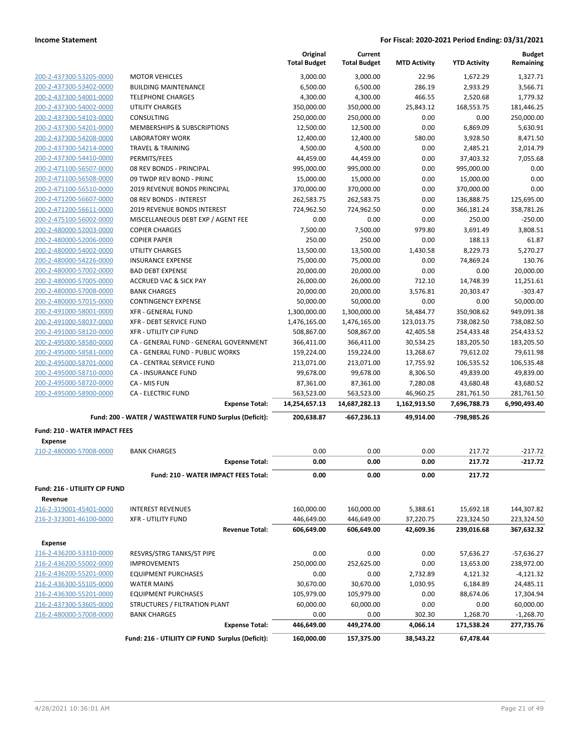| | | Original Total Budget | Current Total Budget | MTD Activity | YTD Activity | Budget Remaining |
|---|---|---|---|---|---|---|
| 200-2-437300-53205-0000 | MOTOR VEHICLES | 3,000.00 | 3,000.00 | 22.96 | 1,672.29 | 1,327.71 |
| 200-2-437300-53402-0000 | BUILDING MAINTENANCE | 6,500.00 | 6,500.00 | 286.19 | 2,933.29 | 3,566.71 |
| 200-2-437300-54001-0000 | TELEPHONE CHARGES | 4,300.00 | 4,300.00 | 466.55 | 2,520.68 | 1,779.32 |
| 200-2-437300-54002-0000 | UTILITY CHARGES | 350,000.00 | 350,000.00 | 25,843.12 | 168,553.75 | 181,446.25 |
| 200-2-437300-54103-0000 | CONSULTING | 250,000.00 | 250,000.00 | 0.00 | 0.00 | 250,000.00 |
| 200-2-437300-54201-0000 | MEMBERSHIPS & SUBSCRIPTIONS | 12,500.00 | 12,500.00 | 0.00 | 6,869.09 | 5,630.91 |
| 200-2-437300-54208-0000 | LABORATORY WORK | 12,400.00 | 12,400.00 | 580.00 | 3,928.50 | 8,471.50 |
| 200-2-437300-54214-0000 | TRAVEL & TRAINING | 4,500.00 | 4,500.00 | 0.00 | 2,485.21 | 2,014.79 |
| 200-2-437300-54410-0000 | PERMITS/FEES | 44,459.00 | 44,459.00 | 0.00 | 37,403.32 | 7,055.68 |
| 200-2-471100-56507-0000 | 08 REV BONDS - PRINCIPAL | 995,000.00 | 995,000.00 | 0.00 | 995,000.00 | 0.00 |
| 200-2-471100-56508-0000 | 09 TWDP REV BOND - PRINC | 15,000.00 | 15,000.00 | 0.00 | 15,000.00 | 0.00 |
| 200-2-471100-56510-0000 | 2019 REVENUE BONDS PRINCIPAL | 370,000.00 | 370,000.00 | 0.00 | 370,000.00 | 0.00 |
| 200-2-471200-56607-0000 | 08 REV BONDS - INTEREST | 262,583.75 | 262,583.75 | 0.00 | 136,888.75 | 125,695.00 |
| 200-2-471200-56611-0000 | 2019 REVENUE BONDS INTEREST | 724,962.50 | 724,962.50 | 0.00 | 366,181.24 | 358,781.26 |
| 200-2-475100-56002-0000 | MISCELLANEOUS DEBT EXP / AGENT FEE | 0.00 | 0.00 | 0.00 | 250.00 | -250.00 |
| 200-2-480000-52003-0000 | COPIER CHARGES | 7,500.00 | 7,500.00 | 979.80 | 3,691.49 | 3,808.51 |
| 200-2-480000-52006-0000 | COPIER PAPER | 250.00 | 250.00 | 0.00 | 188.13 | 61.87 |
| 200-2-480000-54002-0000 | UTILITY CHARGES | 13,500.00 | 13,500.00 | 1,430.58 | 8,229.73 | 5,270.27 |
| 200-2-480000-54226-0000 | INSURANCE EXPENSE | 75,000.00 | 75,000.00 | 0.00 | 74,869.24 | 130.76 |
| 200-2-480000-57002-0000 | BAD DEBT EXPENSE | 20,000.00 | 20,000.00 | 0.00 | 0.00 | 20,000.00 |
| 200-2-480000-57005-0000 | ACCRUED VAC & SICK PAY | 26,000.00 | 26,000.00 | 712.10 | 14,748.39 | 11,251.61 |
| 200-2-480000-57008-0000 | BANK CHARGES | 20,000.00 | 20,000.00 | 3,576.81 | 20,303.47 | -303.47 |
| 200-2-480000-57015-0000 | CONTINGENCY EXPENSE | 50,000.00 | 50,000.00 | 0.00 | 0.00 | 50,000.00 |
| 200-2-491000-58001-0000 | XFR - GENERAL FUND | 1,300,000.00 | 1,300,000.00 | 58,484.77 | 350,908.62 | 949,091.38 |
| 200-2-491000-58037-0000 | XFR - DEBT SERVICE FUND | 1,476,165.00 | 1,476,165.00 | 123,013.75 | 738,082.50 | 738,082.50 |
| 200-2-491000-58120-0000 | XFR - UTILITY CIP FUND | 508,867.00 | 508,867.00 | 42,405.58 | 254,433.48 | 254,433.52 |
| 200-2-495000-58580-0000 | CA - GENERAL FUND - GENERAL GOVERNMENT | 366,411.00 | 366,411.00 | 30,534.25 | 183,205.50 | 183,205.50 |
| 200-2-495000-58581-0000 | CA - GENERAL FUND - PUBLIC WORKS | 159,224.00 | 159,224.00 | 13,268.67 | 79,612.02 | 79,611.98 |
| 200-2-495000-58701-0000 | CA - CENTRAL SERVICE FUND | 213,071.00 | 213,071.00 | 17,755.92 | 106,535.52 | 106,535.48 |
| 200-2-495000-58710-0000 | CA - INSURANCE FUND | 99,678.00 | 99,678.00 | 8,306.50 | 49,839.00 | 49,839.00 |
| 200-2-495000-58720-0000 | CA - MIS FUN | 87,361.00 | 87,361.00 | 7,280.08 | 43,680.48 | 43,680.52 |
| 200-2-495000-58900-0000 | CA - ELECTRIC FUND | 563,523.00 | 563,523.00 | 46,960.25 | 281,761.50 | 281,761.50 |
| | **Expense Total:** | **14,254,657.13** | **14,687,282.13** | **1,162,913.50** | **7,696,788.73** | **6,990,493.40** |
| | **Fund: 200 - WATER / WASTEWATER FUND Surplus (Deficit):** | **200,638.87** | **-667,236.13** | **49,914.00** | **-798,985.26** | |

**Fund: 210 - WATER IMPACT FEES**

**Expense**

| | | Original Total Budget | Current Total Budget | MTD Activity | YTD Activity | Budget Remaining |
|---|---|---|---|---|---|---|
| 210-2-480000-57008-0000 | BANK CHARGES | 0.00 | 0.00 | 0.00 | 217.72 | -217.72 |
| | **Expense Total:** | **0.00** | **0.00** | **0.00** | **217.72** | **-217.72** |
| | **Fund: 210 - WATER IMPACT FEES Total:** | **0.00** | **0.00** | **0.00** | **217.72** | |

**Fund: 216 - UTILIITY CIP FUND**

**Revenue**

| | | Original Total Budget | Current Total Budget | MTD Activity | YTD Activity | Budget Remaining |
|---|---|---|---|---|---|---|
| 216-2-319001-45401-0000 | INTEREST REVENUES | 160,000.00 | 160,000.00 | 5,388.61 | 15,692.18 | 144,307.82 |
| 216-2-323001-46100-0000 | XFR - UTILITY FUND | 446,649.00 | 446,649.00 | 37,220.75 | 223,324.50 | 223,324.50 |
| | **Revenue Total:** | **606,649.00** | **606,649.00** | **42,609.36** | **239,016.68** | **367,632.32** |

**Expense**

| | | Original Total Budget | Current Total Budget | MTD Activity | YTD Activity | Budget Remaining |
|---|---|---|---|---|---|---|
| 216-2-436200-53310-0000 | RESVRS/STRG TANKS/ST PIPE | 0.00 | 0.00 | 0.00 | 57,636.27 | -57,636.27 |
| 216-2-436200-55002-0000 | IMPROVEMENTS | 250,000.00 | 252,625.00 | 0.00 | 13,653.00 | 238,972.00 |
| 216-2-436200-55201-0000 | EQUIPMENT PURCHASES | 0.00 | 0.00 | 2,732.89 | 4,121.32 | -4,121.32 |
| 216-2-436300-55105-0000 | WATER MAINS | 30,670.00 | 30,670.00 | 1,030.95 | 6,184.89 | 24,485.11 |
| 216-2-436300-55201-0000 | EQUIPMENT PURCHASES | 105,979.00 | 105,979.00 | 0.00 | 88,674.06 | 17,304.94 |
| 216-2-437300-53605-0000 | STRUCTURES / FILTRATION PLANT | 60,000.00 | 60,000.00 | 0.00 | 0.00 | 60,000.00 |
| 216-2-480000-57008-0000 | BANK CHARGES | 0.00 | 0.00 | 302.30 | 1,268.70 | -1,268.70 |
| | **Expense Total:** | **446,649.00** | **449,274.00** | **4,066.14** | **171,538.24** | **277,735.76** |
| | **Fund: 216 - UTILIITY CIP FUND Surplus (Deficit):** | **160,000.00** | **157,375.00** | **38,543.22** | **67,478.44** | |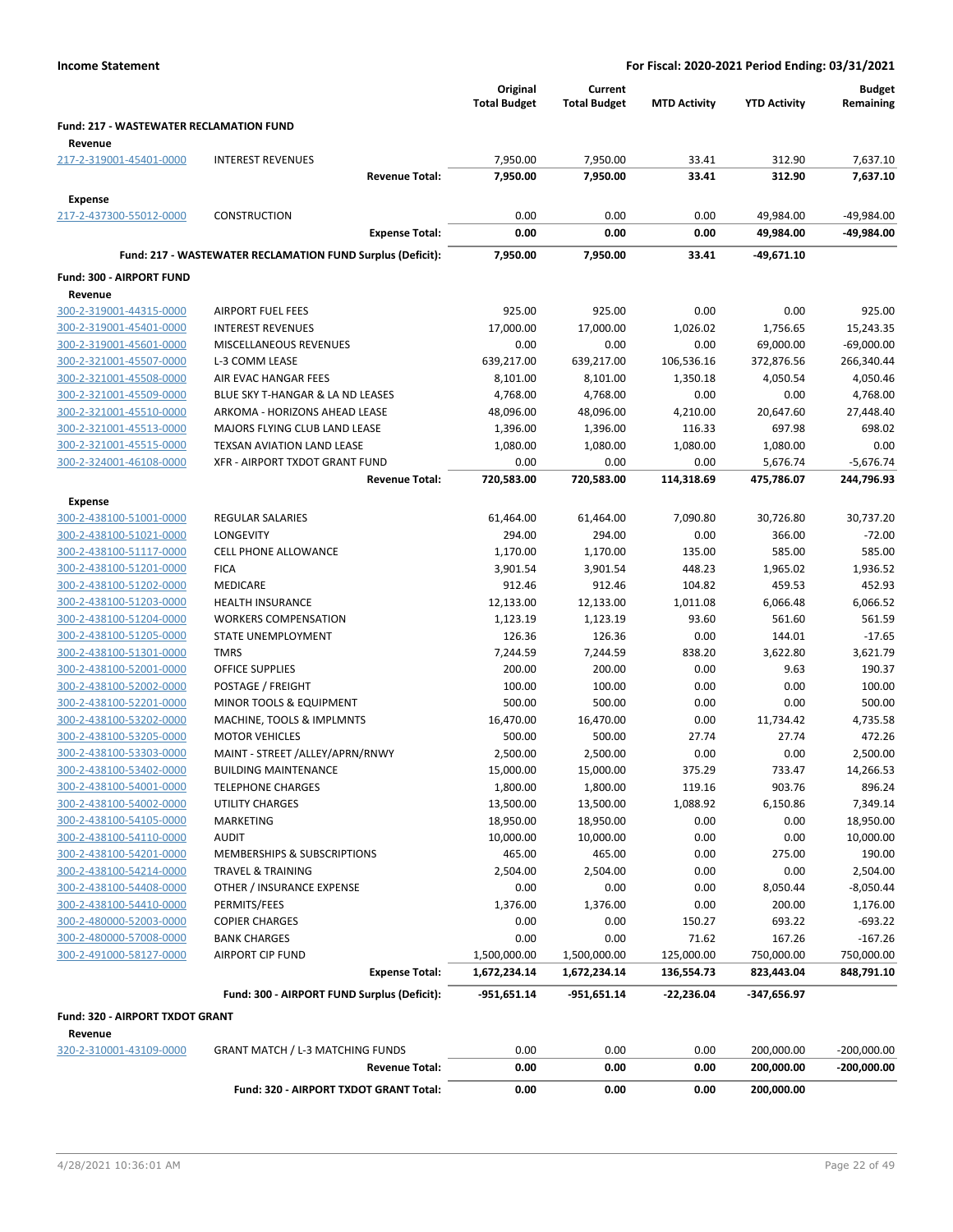**Income Statement** | **For Fiscal: 2020-2021 Period Ending: 03/31/2021**

| | | Original Total Budget | Current Total Budget | MTD Activity | YTD Activity | Budget Remaining |
|---|---|---|---|---|---|---|
| **Fund: 217 - WASTEWATER RECLAMATION FUND** | | | | | | |
| **Revenue** | | | | | | |
| 217-2-319001-45401-0000 | INTEREST REVENUES | 7,950.00 | 7,950.00 | 33.41 | 312.90 | 7,637.10 |
| | **Revenue Total:** | **7,950.00** | **7,950.00** | **33.41** | **312.90** | **7,637.10** |
| **Expense** | | | | | | |
| 217-2-437300-55012-0000 | CONSTRUCTION | 0.00 | 0.00 | 0.00 | 49,984.00 | -49,984.00 |
| | **Expense Total:** | **0.00** | **0.00** | **0.00** | **49,984.00** | **-49,984.00** |
| | **Fund: 217 - WASTEWATER RECLAMATION FUND Surplus (Deficit):** | **7,950.00** | **7,950.00** | **33.41** | **-49,671.10** | |
| **Fund: 300 - AIRPORT FUND** | | | | | | |
| **Revenue** | | | | | | |
| 300-2-319001-44315-0000 | AIRPORT FUEL FEES | 925.00 | 925.00 | 0.00 | 0.00 | 925.00 |
| 300-2-319001-45401-0000 | INTEREST REVENUES | 17,000.00 | 17,000.00 | 1,026.02 | 1,756.65 | 15,243.35 |
| 300-2-319001-45601-0000 | MISCELLANEOUS REVENUES | 0.00 | 0.00 | 0.00 | 69,000.00 | -69,000.00 |
| 300-2-321001-45507-0000 | L-3 COMM LEASE | 639,217.00 | 639,217.00 | 106,536.16 | 372,876.56 | 266,340.44 |
| 300-2-321001-45508-0000 | AIR EVAC HANGAR FEES | 8,101.00 | 8,101.00 | 1,350.18 | 4,050.54 | 4,050.46 |
| 300-2-321001-45509-0000 | BLUE SKY T-HANGAR & LA ND LEASES | 4,768.00 | 4,768.00 | 0.00 | 0.00 | 4,768.00 |
| 300-2-321001-45510-0000 | ARKOMA - HORIZONS AHEAD LEASE | 48,096.00 | 48,096.00 | 4,210.00 | 20,647.60 | 27,448.40 |
| 300-2-321001-45513-0000 | MAJORS FLYING CLUB LAND LEASE | 1,396.00 | 1,396.00 | 116.33 | 697.98 | 698.02 |
| 300-2-321001-45515-0000 | TEXSAN AVIATION LAND LEASE | 1,080.00 | 1,080.00 | 1,080.00 | 1,080.00 | 0.00 |
| 300-2-324001-46108-0000 | XFR - AIRPORT TXDOT GRANT FUND | 0.00 | 0.00 | 0.00 | 5,676.74 | -5,676.74 |
| | **Revenue Total:** | **720,583.00** | **720,583.00** | **114,318.69** | **475,786.07** | **244,796.93** |
| **Expense** | | | | | | |
| 300-2-438100-51001-0000 | REGULAR SALARIES | 61,464.00 | 61,464.00 | 7,090.80 | 30,726.80 | 30,737.20 |
| 300-2-438100-51021-0000 | LONGEVITY | 294.00 | 294.00 | 0.00 | 366.00 | -72.00 |
| 300-2-438100-51117-0000 | CELL PHONE ALLOWANCE | 1,170.00 | 1,170.00 | 135.00 | 585.00 | 585.00 |
| 300-2-438100-51201-0000 | FICA | 3,901.54 | 3,901.54 | 448.23 | 1,965.02 | 1,936.52 |
| 300-2-438100-51202-0000 | MEDICARE | 912.46 | 912.46 | 104.82 | 459.53 | 452.93 |
| 300-2-438100-51203-0000 | HEALTH INSURANCE | 12,133.00 | 12,133.00 | 1,011.08 | 6,066.48 | 6,066.52 |
| 300-2-438100-51204-0000 | WORKERS COMPENSATION | 1,123.19 | 1,123.19 | 93.60 | 561.60 | 561.59 |
| 300-2-438100-51205-0000 | STATE UNEMPLOYMENT | 126.36 | 126.36 | 0.00 | 144.01 | -17.65 |
| 300-2-438100-51301-0000 | TMRS | 7,244.59 | 7,244.59 | 838.20 | 3,622.80 | 3,621.79 |
| 300-2-438100-52001-0000 | OFFICE SUPPLIES | 200.00 | 200.00 | 0.00 | 9.63 | 190.37 |
| 300-2-438100-52002-0000 | POSTAGE / FREIGHT | 100.00 | 100.00 | 0.00 | 0.00 | 100.00 |
| 300-2-438100-52201-0000 | MINOR TOOLS & EQUIPMENT | 500.00 | 500.00 | 0.00 | 0.00 | 500.00 |
| 300-2-438100-53202-0000 | MACHINE, TOOLS & IMPLMNTS | 16,470.00 | 16,470.00 | 0.00 | 11,734.42 | 4,735.58 |
| 300-2-438100-53205-0000 | MOTOR VEHICLES | 500.00 | 500.00 | 27.74 | 27.74 | 472.26 |
| 300-2-438100-53303-0000 | MAINT - STREET /ALLEY/APRN/RNWY | 2,500.00 | 2,500.00 | 0.00 | 0.00 | 2,500.00 |
| 300-2-438100-53402-0000 | BUILDING MAINTENANCE | 15,000.00 | 15,000.00 | 375.29 | 733.47 | 14,266.53 |
| 300-2-438100-54001-0000 | TELEPHONE CHARGES | 1,800.00 | 1,800.00 | 119.16 | 903.76 | 896.24 |
| 300-2-438100-54002-0000 | UTILITY CHARGES | 13,500.00 | 13,500.00 | 1,088.92 | 6,150.86 | 7,349.14 |
| 300-2-438100-54105-0000 | MARKETING | 18,950.00 | 18,950.00 | 0.00 | 0.00 | 18,950.00 |
| 300-2-438100-54110-0000 | AUDIT | 10,000.00 | 10,000.00 | 0.00 | 0.00 | 10,000.00 |
| 300-2-438100-54201-0000 | MEMBERSHIPS & SUBSCRIPTIONS | 465.00 | 465.00 | 0.00 | 275.00 | 190.00 |
| 300-2-438100-54214-0000 | TRAVEL & TRAINING | 2,504.00 | 2,504.00 | 0.00 | 0.00 | 2,504.00 |
| 300-2-438100-54408-0000 | OTHER / INSURANCE EXPENSE | 0.00 | 0.00 | 0.00 | 8,050.44 | -8,050.44 |
| 300-2-438100-54410-0000 | PERMITS/FEES | 1,376.00 | 1,376.00 | 0.00 | 200.00 | 1,176.00 |
| 300-2-480000-52003-0000 | COPIER CHARGES | 0.00 | 0.00 | 150.27 | 693.22 | -693.22 |
| 300-2-480000-57008-0000 | BANK CHARGES | 0.00 | 0.00 | 71.62 | 167.26 | -167.26 |
| 300-2-491000-58127-0000 | AIRPORT CIP FUND | 1,500,000.00 | 1,500,000.00 | 125,000.00 | 750,000.00 | 750,000.00 |
| | **Expense Total:** | **1,672,234.14** | **1,672,234.14** | **136,554.73** | **823,443.04** | **848,791.10** |
| | **Fund: 300 - AIRPORT FUND Surplus (Deficit):** | **-951,651.14** | **-951,651.14** | **-22,236.04** | **-347,656.97** | |
| **Fund: 320 - AIRPORT TXDOT GRANT** | | | | | | |
| **Revenue** | | | | | | |
| 320-2-310001-43109-0000 | GRANT MATCH / L-3 MATCHING FUNDS | 0.00 | 0.00 | 0.00 | 200,000.00 | -200,000.00 |
| | **Revenue Total:** | **0.00** | **0.00** | **0.00** | **200,000.00** | **-200,000.00** |
| | **Fund: 320 - AIRPORT TXDOT GRANT Total:** | **0.00** | **0.00** | **0.00** | **200,000.00** | |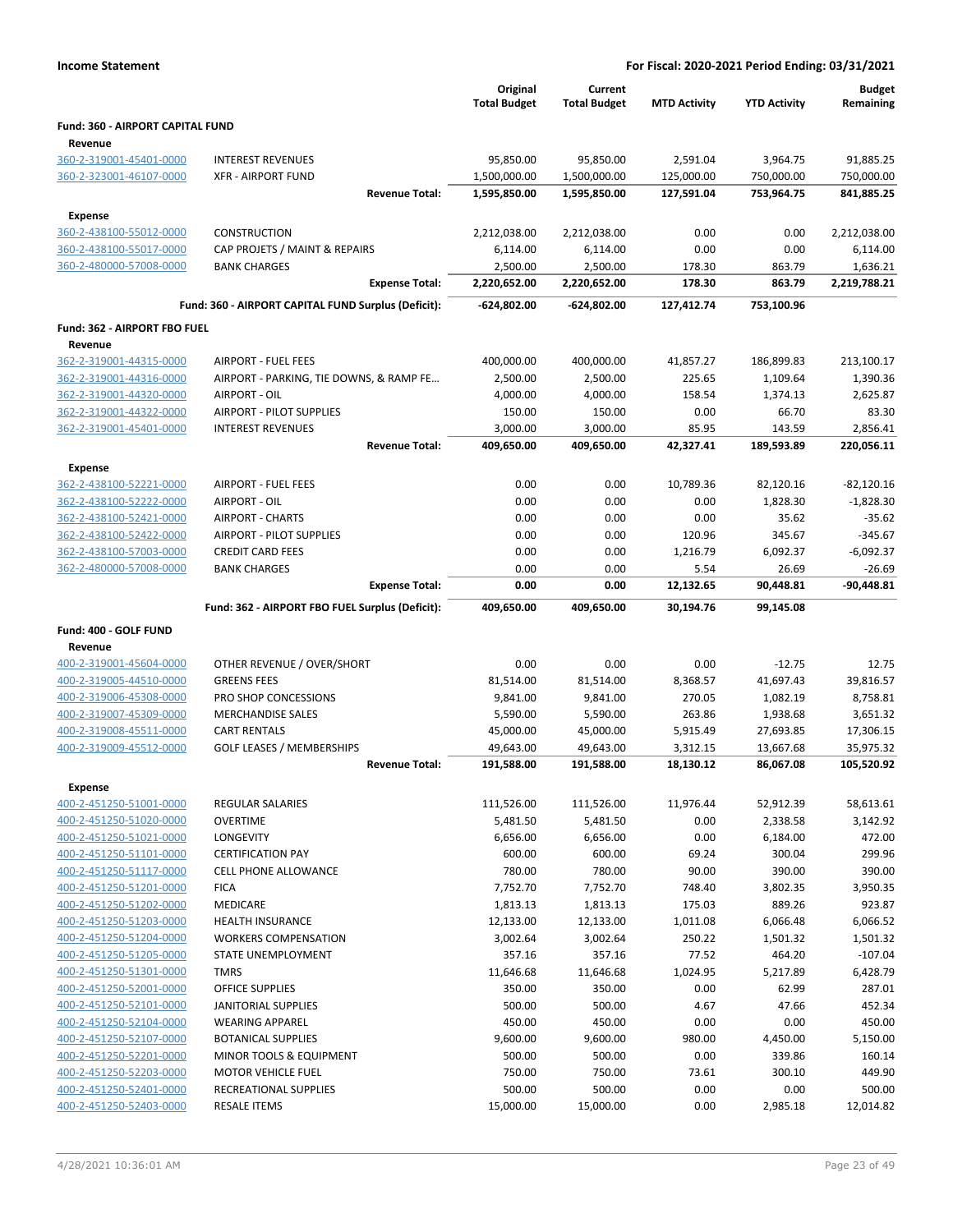**Income Statement** — For Fiscal: 2020-2021 Period Ending: 03/31/2021

| | | Original Total Budget | Current Total Budget | MTD Activity | YTD Activity | Budget Remaining |
|---|---|---|---|---|---|---|
| **Fund: 360 - AIRPORT CAPITAL FUND** | | | | | | |
| **Revenue** | | | | | | |
| 360-2-319001-45401-0000 | INTEREST REVENUES | 95,850.00 | 95,850.00 | 2,591.04 | 3,964.75 | 91,885.25 |
| 360-2-323001-46107-0000 | XFR - AIRPORT FUND | 1,500,000.00 | 1,500,000.00 | 125,000.00 | 750,000.00 | 750,000.00 |
| | **Revenue Total:** | **1,595,850.00** | **1,595,850.00** | **127,591.04** | **753,964.75** | **841,885.25** |
| **Expense** | | | | | | |
| 360-2-438100-55012-0000 | CONSTRUCTION | 2,212,038.00 | 2,212,038.00 | 0.00 | 0.00 | 2,212,038.00 |
| 360-2-438100-55017-0000 | CAP PROJETS / MAINT & REPAIRS | 6,114.00 | 6,114.00 | 0.00 | 0.00 | 6,114.00 |
| 360-2-480000-57008-0000 | BANK CHARGES | 2,500.00 | 2,500.00 | 178.30 | 863.79 | 1,636.21 |
| | **Expense Total:** | **2,220,652.00** | **2,220,652.00** | **178.30** | **863.79** | **2,219,788.21** |
| | **Fund: 360 - AIRPORT CAPITAL FUND Surplus (Deficit):** | **-624,802.00** | **-624,802.00** | **127,412.74** | **753,100.96** | |
| **Fund: 362 - AIRPORT FBO FUEL** | | | | | | |
| **Revenue** | | | | | | |
| 362-2-319001-44315-0000 | AIRPORT - FUEL FEES | 400,000.00 | 400,000.00 | 41,857.27 | 186,899.83 | 213,100.17 |
| 362-2-319001-44316-0000 | AIRPORT - PARKING, TIE DOWNS, & RAMP FE… | 2,500.00 | 2,500.00 | 225.65 | 1,109.64 | 1,390.36 |
| 362-2-319001-44320-0000 | AIRPORT - OIL | 4,000.00 | 4,000.00 | 158.54 | 1,374.13 | 2,625.87 |
| 362-2-319001-44322-0000 | AIRPORT - PILOT SUPPLIES | 150.00 | 150.00 | 0.00 | 66.70 | 83.30 |
| 362-2-319001-45401-0000 | INTEREST REVENUES | 3,000.00 | 3,000.00 | 85.95 | 143.59 | 2,856.41 |
| | **Revenue Total:** | **409,650.00** | **409,650.00** | **42,327.41** | **189,593.89** | **220,056.11** |
| **Expense** | | | | | | |
| 362-2-438100-52221-0000 | AIRPORT - FUEL FEES | 0.00 | 0.00 | 10,789.36 | 82,120.16 | -82,120.16 |
| 362-2-438100-52222-0000 | AIRPORT - OIL | 0.00 | 0.00 | 0.00 | 1,828.30 | -1,828.30 |
| 362-2-438100-52421-0000 | AIRPORT - CHARTS | 0.00 | 0.00 | 0.00 | 35.62 | -35.62 |
| 362-2-438100-52422-0000 | AIRPORT - PILOT SUPPLIES | 0.00 | 0.00 | 120.96 | 345.67 | -345.67 |
| 362-2-438100-57003-0000 | CREDIT CARD FEES | 0.00 | 0.00 | 1,216.79 | 6,092.37 | -6,092.37 |
| 362-2-480000-57008-0000 | BANK CHARGES | 0.00 | 0.00 | 5.54 | 26.69 | -26.69 |
| | **Expense Total:** | **0.00** | **0.00** | **12,132.65** | **90,448.81** | **-90,448.81** |
| | **Fund: 362 - AIRPORT FBO FUEL Surplus (Deficit):** | **409,650.00** | **409,650.00** | **30,194.76** | **99,145.08** | |
| **Fund: 400 - GOLF FUND** | | | | | | |
| **Revenue** | | | | | | |
| 400-2-319001-45604-0000 | OTHER REVENUE / OVER/SHORT | 0.00 | 0.00 | 0.00 | -12.75 | 12.75 |
| 400-2-319005-44510-0000 | GREENS FEES | 81,514.00 | 81,514.00 | 8,368.57 | 41,697.43 | 39,816.57 |
| 400-2-319006-45308-0000 | PRO SHOP CONCESSIONS | 9,841.00 | 9,841.00 | 270.05 | 1,082.19 | 8,758.81 |
| 400-2-319007-45309-0000 | MERCHANDISE SALES | 5,590.00 | 5,590.00 | 263.86 | 1,938.68 | 3,651.32 |
| 400-2-319008-45511-0000 | CART RENTALS | 45,000.00 | 45,000.00 | 5,915.49 | 27,693.85 | 17,306.15 |
| 400-2-319009-45512-0000 | GOLF LEASES / MEMBERSHIPS | 49,643.00 | 49,643.00 | 3,312.15 | 13,667.68 | 35,975.32 |
| | **Revenue Total:** | **191,588.00** | **191,588.00** | **18,130.12** | **86,067.08** | **105,520.92** |
| **Expense** | | | | | | |
| 400-2-451250-51001-0000 | REGULAR SALARIES | 111,526.00 | 111,526.00 | 11,976.44 | 52,912.39 | 58,613.61 |
| 400-2-451250-51020-0000 | OVERTIME | 5,481.50 | 5,481.50 | 0.00 | 2,338.58 | 3,142.92 |
| 400-2-451250-51021-0000 | LONGEVITY | 6,656.00 | 6,656.00 | 0.00 | 6,184.00 | 472.00 |
| 400-2-451250-51101-0000 | CERTIFICATION PAY | 600.00 | 600.00 | 69.24 | 300.04 | 299.96 |
| 400-2-451250-51117-0000 | CELL PHONE ALLOWANCE | 780.00 | 780.00 | 90.00 | 390.00 | 390.00 |
| 400-2-451250-51201-0000 | FICA | 7,752.70 | 7,752.70 | 748.40 | 3,802.35 | 3,950.35 |
| 400-2-451250-51202-0000 | MEDICARE | 1,813.13 | 1,813.13 | 175.03 | 889.26 | 923.87 |
| 400-2-451250-51203-0000 | HEALTH INSURANCE | 12,133.00 | 12,133.00 | 1,011.08 | 6,066.48 | 6,066.52 |
| 400-2-451250-51204-0000 | WORKERS COMPENSATION | 3,002.64 | 3,002.64 | 250.22 | 1,501.32 | 1,501.32 |
| 400-2-451250-51205-0000 | STATE UNEMPLOYMENT | 357.16 | 357.16 | 77.52 | 464.20 | -107.04 |
| 400-2-451250-51301-0000 | TMRS | 11,646.68 | 11,646.68 | 1,024.95 | 5,217.89 | 6,428.79 |
| 400-2-451250-52001-0000 | OFFICE SUPPLIES | 350.00 | 350.00 | 0.00 | 62.99 | 287.01 |
| 400-2-451250-52101-0000 | JANITORIAL SUPPLIES | 500.00 | 500.00 | 4.67 | 47.66 | 452.34 |
| 400-2-451250-52104-0000 | WEARING APPAREL | 450.00 | 450.00 | 0.00 | 0.00 | 450.00 |
| 400-2-451250-52107-0000 | BOTANICAL SUPPLIES | 9,600.00 | 9,600.00 | 980.00 | 4,450.00 | 5,150.00 |
| 400-2-451250-52201-0000 | MINOR TOOLS & EQUIPMENT | 500.00 | 500.00 | 0.00 | 339.86 | 160.14 |
| 400-2-451250-52203-0000 | MOTOR VEHICLE FUEL | 750.00 | 750.00 | 73.61 | 300.10 | 449.90 |
| 400-2-451250-52401-0000 | RECREATIONAL SUPPLIES | 500.00 | 500.00 | 0.00 | 0.00 | 500.00 |
| 400-2-451250-52403-0000 | RESALE ITEMS | 15,000.00 | 15,000.00 | 0.00 | 2,985.18 | 12,014.82 |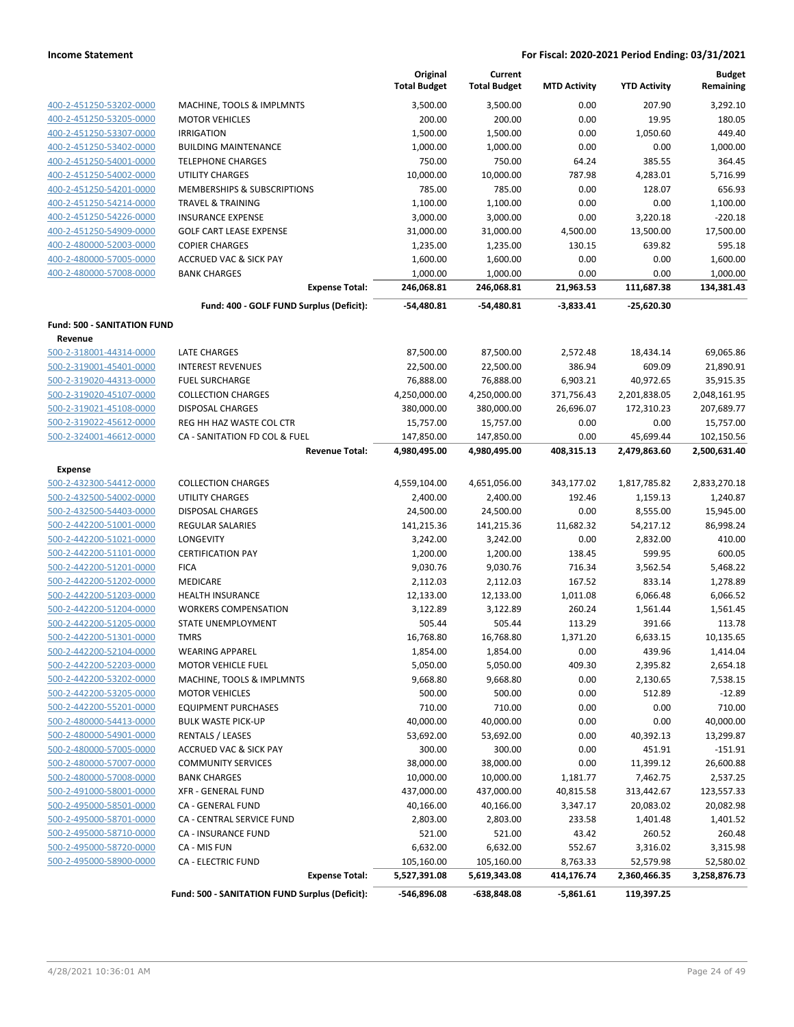**Income Statement** — For Fiscal: 2020-2021 Period Ending: 03/31/2021

| | | Original Total Budget | Current Total Budget | MTD Activity | YTD Activity | Budget Remaining |
|---|---|---|---|---|---|---|
| 400-2-451250-53202-0000 | MACHINE, TOOLS & IMPLMNTS | 3,500.00 | 3,500.00 | 0.00 | 207.90 | 3,292.10 |
| 400-2-451250-53205-0000 | MOTOR VEHICLES | 200.00 | 200.00 | 0.00 | 19.95 | 180.05 |
| 400-2-451250-53307-0000 | IRRIGATION | 1,500.00 | 1,500.00 | 0.00 | 1,050.60 | 449.40 |
| 400-2-451250-53402-0000 | BUILDING MAINTENANCE | 1,000.00 | 1,000.00 | 0.00 | 0.00 | 1,000.00 |
| 400-2-451250-54001-0000 | TELEPHONE CHARGES | 750.00 | 750.00 | 64.24 | 385.55 | 364.45 |
| 400-2-451250-54002-0000 | UTILITY CHARGES | 10,000.00 | 10,000.00 | 787.98 | 4,283.01 | 5,716.99 |
| 400-2-451250-54201-0000 | MEMBERSHIPS & SUBSCRIPTIONS | 785.00 | 785.00 | 0.00 | 128.07 | 656.93 |
| 400-2-451250-54214-0000 | TRAVEL & TRAINING | 1,100.00 | 1,100.00 | 0.00 | 0.00 | 1,100.00 |
| 400-2-451250-54226-0000 | INSURANCE EXPENSE | 3,000.00 | 3,000.00 | 0.00 | 3,220.18 | -220.18 |
| 400-2-451250-54909-0000 | GOLF CART LEASE EXPENSE | 31,000.00 | 31,000.00 | 4,500.00 | 13,500.00 | 17,500.00 |
| 400-2-480000-52003-0000 | COPIER CHARGES | 1,235.00 | 1,235.00 | 130.15 | 639.82 | 595.18 |
| 400-2-480000-57005-0000 | ACCRUED VAC & SICK PAY | 1,600.00 | 1,600.00 | 0.00 | 0.00 | 1,600.00 |
| 400-2-480000-57008-0000 | BANK CHARGES | 1,000.00 | 1,000.00 | 0.00 | 0.00 | 1,000.00 |
| | **Expense Total:** | **246,068.81** | **246,068.81** | **21,963.53** | **111,687.38** | **134,381.43** |
| | **Fund: 400 - GOLF FUND Surplus (Deficit):** | **-54,480.81** | **-54,480.81** | **-3,833.41** | **-25,620.30** | |
| **Fund: 500 - SANITATION FUND** | | | | | | |
| **Revenue** | | | | | | |
| 500-2-318001-44314-0000 | LATE CHARGES | 87,500.00 | 87,500.00 | 2,572.48 | 18,434.14 | 69,065.86 |
| 500-2-319001-45401-0000 | INTEREST REVENUES | 22,500.00 | 22,500.00 | 386.94 | 609.09 | 21,890.91 |
| 500-2-319020-44313-0000 | FUEL SURCHARGE | 76,888.00 | 76,888.00 | 6,903.21 | 40,972.65 | 35,915.35 |
| 500-2-319020-45107-0000 | COLLECTION CHARGES | 4,250,000.00 | 4,250,000.00 | 371,756.43 | 2,201,838.05 | 2,048,161.95 |
| 500-2-319021-45108-0000 | DISPOSAL CHARGES | 380,000.00 | 380,000.00 | 26,696.07 | 172,310.23 | 207,689.77 |
| 500-2-319022-45612-0000 | REG HH HAZ WASTE COL CTR | 15,757.00 | 15,757.00 | 0.00 | 0.00 | 15,757.00 |
| 500-2-324001-46612-0000 | CA - SANITATION FD COL & FUEL | 147,850.00 | 147,850.00 | 0.00 | 45,699.44 | 102,150.56 |
| | **Revenue Total:** | **4,980,495.00** | **4,980,495.00** | **408,315.13** | **2,479,863.60** | **2,500,631.40** |
| **Expense** | | | | | | |
| 500-2-432300-54412-0000 | COLLECTION CHARGES | 4,559,104.00 | 4,651,056.00 | 343,177.02 | 1,817,785.82 | 2,833,270.18 |
| 500-2-432500-54002-0000 | UTILITY CHARGES | 2,400.00 | 2,400.00 | 192.46 | 1,159.13 | 1,240.87 |
| 500-2-432500-54403-0000 | DISPOSAL CHARGES | 24,500.00 | 24,500.00 | 0.00 | 8,555.00 | 15,945.00 |
| 500-2-442200-51001-0000 | REGULAR SALARIES | 141,215.36 | 141,215.36 | 11,682.32 | 54,217.12 | 86,998.24 |
| 500-2-442200-51021-0000 | LONGEVITY | 3,242.00 | 3,242.00 | 0.00 | 2,832.00 | 410.00 |
| 500-2-442200-51101-0000 | CERTIFICATION PAY | 1,200.00 | 1,200.00 | 138.45 | 599.95 | 600.05 |
| 500-2-442200-51201-0000 | FICA | 9,030.76 | 9,030.76 | 716.34 | 3,562.54 | 5,468.22 |
| 500-2-442200-51202-0000 | MEDICARE | 2,112.03 | 2,112.03 | 167.52 | 833.14 | 1,278.89 |
| 500-2-442200-51203-0000 | HEALTH INSURANCE | 12,133.00 | 12,133.00 | 1,011.08 | 6,066.48 | 6,066.52 |
| 500-2-442200-51204-0000 | WORKERS COMPENSATION | 3,122.89 | 3,122.89 | 260.24 | 1,561.44 | 1,561.45 |
| 500-2-442200-51205-0000 | STATE UNEMPLOYMENT | 505.44 | 505.44 | 113.29 | 391.66 | 113.78 |
| 500-2-442200-51301-0000 | TMRS | 16,768.80 | 16,768.80 | 1,371.20 | 6,633.15 | 10,135.65 |
| 500-2-442200-52104-0000 | WEARING APPAREL | 1,854.00 | 1,854.00 | 0.00 | 439.96 | 1,414.04 |
| 500-2-442200-52203-0000 | MOTOR VEHICLE FUEL | 5,050.00 | 5,050.00 | 409.30 | 2,395.82 | 2,654.18 |
| 500-2-442200-53202-0000 | MACHINE, TOOLS & IMPLMNTS | 9,668.80 | 9,668.80 | 0.00 | 2,130.65 | 7,538.15 |
| 500-2-442200-53205-0000 | MOTOR VEHICLES | 500.00 | 500.00 | 0.00 | 512.89 | -12.89 |
| 500-2-442200-55201-0000 | EQUIPMENT PURCHASES | 710.00 | 710.00 | 0.00 | 0.00 | 710.00 |
| 500-2-480000-54413-0000 | BULK WASTE PICK-UP | 40,000.00 | 40,000.00 | 0.00 | 0.00 | 40,000.00 |
| 500-2-480000-54901-0000 | RENTALS / LEASES | 53,692.00 | 53,692.00 | 0.00 | 40,392.13 | 13,299.87 |
| 500-2-480000-57005-0000 | ACCRUED VAC & SICK PAY | 300.00 | 300.00 | 0.00 | 451.91 | -151.91 |
| 500-2-480000-57007-0000 | COMMUNITY SERVICES | 38,000.00 | 38,000.00 | 0.00 | 11,399.12 | 26,600.88 |
| 500-2-480000-57008-0000 | BANK CHARGES | 10,000.00 | 10,000.00 | 1,181.77 | 7,462.75 | 2,537.25 |
| 500-2-491000-58001-0000 | XFR - GENERAL FUND | 437,000.00 | 437,000.00 | 40,815.58 | 313,442.67 | 123,557.33 |
| 500-2-495000-58501-0000 | CA - GENERAL FUND | 40,166.00 | 40,166.00 | 3,347.17 | 20,083.02 | 20,082.98 |
| 500-2-495000-58701-0000 | CA - CENTRAL SERVICE FUND | 2,803.00 | 2,803.00 | 233.58 | 1,401.48 | 1,401.52 |
| 500-2-495000-58710-0000 | CA - INSURANCE FUND | 521.00 | 521.00 | 43.42 | 260.52 | 260.48 |
| 500-2-495000-58720-0000 | CA - MIS FUN | 6,632.00 | 6,632.00 | 552.67 | 3,316.02 | 3,315.98 |
| 500-2-495000-58900-0000 | CA - ELECTRIC FUND | 105,160.00 | 105,160.00 | 8,763.33 | 52,579.98 | 52,580.02 |
| | **Expense Total:** | **5,527,391.08** | **5,619,343.08** | **414,176.74** | **2,360,466.35** | **3,258,876.73** |
| | **Fund: 500 - SANITATION FUND Surplus (Deficit):** | **-546,896.08** | **-638,848.08** | **-5,861.61** | **119,397.25** | |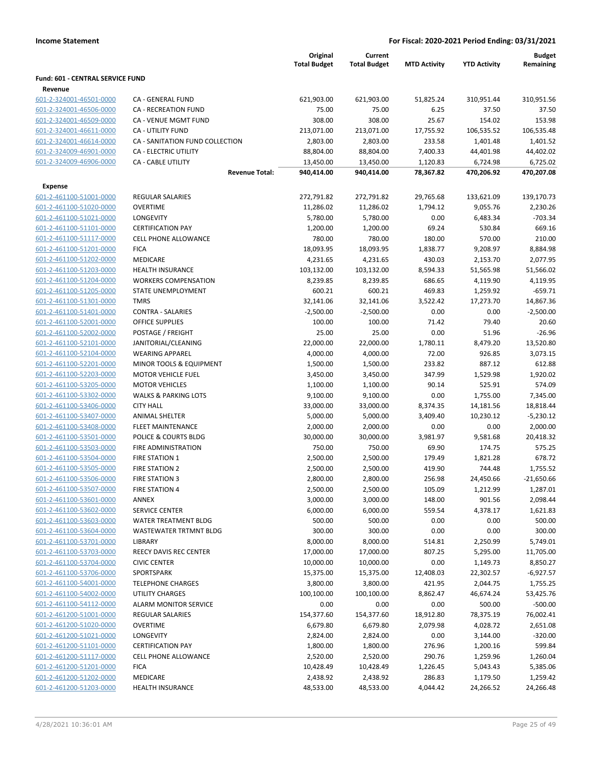**Income Statement** | **For Fiscal: 2020-2021 Period Ending: 03/31/2021**

| | | Original Total Budget | Current Total Budget | MTD Activity | YTD Activity | Budget Remaining |
|---|---|---|---|---|---|---|
| **Fund: 601 - CENTRAL SERVICE FUND** | | | | | | |
| **Revenue** | | | | | | |
| 601-2-324001-46501-0000 | CA - GENERAL FUND | 621,903.00 | 621,903.00 | 51,825.24 | 310,951.44 | 310,951.56 |
| 601-2-324001-46506-0000 | CA - RECREATION FUND | 75.00 | 75.00 | 6.25 | 37.50 | 37.50 |
| 601-2-324001-46509-0000 | CA - VENUE MGMT FUND | 308.00 | 308.00 | 25.67 | 154.02 | 153.98 |
| 601-2-324001-46611-0000 | CA - UTILITY FUND | 213,071.00 | 213,071.00 | 17,755.92 | 106,535.52 | 106,535.48 |
| 601-2-324001-46614-0000 | CA - SANITATION FUND COLLECTION | 2,803.00 | 2,803.00 | 233.58 | 1,401.48 | 1,401.52 |
| 601-2-324009-46901-0000 | CA - ELECTRIC UTILITY | 88,804.00 | 88,804.00 | 7,400.33 | 44,401.98 | 44,402.02 |
| 601-2-324009-46906-0000 | CA - CABLE UTILITY | 13,450.00 | 13,450.00 | 1,120.83 | 6,724.98 | 6,725.02 |
| | **Revenue Total:** | **940,414.00** | **940,414.00** | **78,367.82** | **470,206.92** | **470,207.08** |
| **Expense** | | | | | | |
| 601-2-461100-51001-0000 | REGULAR SALARIES | 272,791.82 | 272,791.82 | 29,765.68 | 133,621.09 | 139,170.73 |
| 601-2-461100-51020-0000 | OVERTIME | 11,286.02 | 11,286.02 | 1,794.12 | 9,055.76 | 2,230.26 |
| 601-2-461100-51021-0000 | LONGEVITY | 5,780.00 | 5,780.00 | 0.00 | 6,483.34 | -703.34 |
| 601-2-461100-51101-0000 | CERTIFICATION PAY | 1,200.00 | 1,200.00 | 69.24 | 530.84 | 669.16 |
| 601-2-461100-51117-0000 | CELL PHONE ALLOWANCE | 780.00 | 780.00 | 180.00 | 570.00 | 210.00 |
| 601-2-461100-51201-0000 | FICA | 18,093.95 | 18,093.95 | 1,838.77 | 9,208.97 | 8,884.98 |
| 601-2-461100-51202-0000 | MEDICARE | 4,231.65 | 4,231.65 | 430.03 | 2,153.70 | 2,077.95 |
| 601-2-461100-51203-0000 | HEALTH INSURANCE | 103,132.00 | 103,132.00 | 8,594.33 | 51,565.98 | 51,566.02 |
| 601-2-461100-51204-0000 | WORKERS COMPENSATION | 8,239.85 | 8,239.85 | 686.65 | 4,119.90 | 4,119.95 |
| 601-2-461100-51205-0000 | STATE UNEMPLOYMENT | 600.21 | 600.21 | 469.83 | 1,259.92 | -659.71 |
| 601-2-461100-51301-0000 | TMRS | 32,141.06 | 32,141.06 | 3,522.42 | 17,273.70 | 14,867.36 |
| 601-2-461100-51401-0000 | CONTRA - SALARIES | -2,500.00 | -2,500.00 | 0.00 | 0.00 | -2,500.00 |
| 601-2-461100-52001-0000 | OFFICE SUPPLIES | 100.00 | 100.00 | 71.42 | 79.40 | 20.60 |
| 601-2-461100-52002-0000 | POSTAGE / FREIGHT | 25.00 | 25.00 | 0.00 | 51.96 | -26.96 |
| 601-2-461100-52101-0000 | JANITORIAL/CLEANING | 22,000.00 | 22,000.00 | 1,780.11 | 8,479.20 | 13,520.80 |
| 601-2-461100-52104-0000 | WEARING APPAREL | 4,000.00 | 4,000.00 | 72.00 | 926.85 | 3,073.15 |
| 601-2-461100-52201-0000 | MINOR TOOLS & EQUIPMENT | 1,500.00 | 1,500.00 | 233.82 | 887.12 | 612.88 |
| 601-2-461100-52203-0000 | MOTOR VEHICLE FUEL | 3,450.00 | 3,450.00 | 347.99 | 1,529.98 | 1,920.02 |
| 601-2-461100-53205-0000 | MOTOR VEHICLES | 1,100.00 | 1,100.00 | 90.14 | 525.91 | 574.09 |
| 601-2-461100-53302-0000 | WALKS & PARKING LOTS | 9,100.00 | 9,100.00 | 0.00 | 1,755.00 | 7,345.00 |
| 601-2-461100-53406-0000 | CITY HALL | 33,000.00 | 33,000.00 | 8,374.35 | 14,181.56 | 18,818.44 |
| 601-2-461100-53407-0000 | ANIMAL SHELTER | 5,000.00 | 5,000.00 | 3,409.40 | 10,230.12 | -5,230.12 |
| 601-2-461100-53408-0000 | FLEET MAINTENANCE | 2,000.00 | 2,000.00 | 0.00 | 0.00 | 2,000.00 |
| 601-2-461100-53501-0000 | POLICE & COURTS BLDG | 30,000.00 | 30,000.00 | 3,981.97 | 9,581.68 | 20,418.32 |
| 601-2-461100-53503-0000 | FIRE ADMINISTRATION | 750.00 | 750.00 | 69.90 | 174.75 | 575.25 |
| 601-2-461100-53504-0000 | FIRE STATION 1 | 2,500.00 | 2,500.00 | 179.49 | 1,821.28 | 678.72 |
| 601-2-461100-53505-0000 | FIRE STATION 2 | 2,500.00 | 2,500.00 | 419.90 | 744.48 | 1,755.52 |
| 601-2-461100-53506-0000 | FIRE STATION 3 | 2,800.00 | 2,800.00 | 256.98 | 24,450.66 | -21,650.66 |
| 601-2-461100-53507-0000 | FIRE STATION 4 | 2,500.00 | 2,500.00 | 105.09 | 1,212.99 | 1,287.01 |
| 601-2-461100-53601-0000 | ANNEX | 3,000.00 | 3,000.00 | 148.00 | 901.56 | 2,098.44 |
| 601-2-461100-53602-0000 | SERVICE CENTER | 6,000.00 | 6,000.00 | 559.54 | 4,378.17 | 1,621.83 |
| 601-2-461100-53603-0000 | WATER TREATMENT BLDG | 500.00 | 500.00 | 0.00 | 0.00 | 500.00 |
| 601-2-461100-53604-0000 | WASTEWATER TRTMNT BLDG | 300.00 | 300.00 | 0.00 | 0.00 | 300.00 |
| 601-2-461100-53701-0000 | LIBRARY | 8,000.00 | 8,000.00 | 514.81 | 2,250.99 | 5,749.01 |
| 601-2-461100-53703-0000 | REECY DAVIS REC CENTER | 17,000.00 | 17,000.00 | 807.25 | 5,295.00 | 11,705.00 |
| 601-2-461100-53704-0000 | CIVIC CENTER | 10,000.00 | 10,000.00 | 0.00 | 1,149.73 | 8,850.27 |
| 601-2-461100-53706-0000 | SPORTSPARK | 15,375.00 | 15,375.00 | 12,408.03 | 22,302.57 | -6,927.57 |
| 601-2-461100-54001-0000 | TELEPHONE CHARGES | 3,800.00 | 3,800.00 | 421.95 | 2,044.75 | 1,755.25 |
| 601-2-461100-54002-0000 | UTILITY CHARGES | 100,100.00 | 100,100.00 | 8,862.47 | 46,674.24 | 53,425.76 |
| 601-2-461100-54112-0000 | ALARM MONITOR SERVICE | 0.00 | 0.00 | 0.00 | 500.00 | -500.00 |
| 601-2-461200-51001-0000 | REGULAR SALARIES | 154,377.60 | 154,377.60 | 18,912.80 | 78,375.19 | 76,002.41 |
| 601-2-461200-51020-0000 | OVERTIME | 6,679.80 | 6,679.80 | 2,079.98 | 4,028.72 | 2,651.08 |
| 601-2-461200-51021-0000 | LONGEVITY | 2,824.00 | 2,824.00 | 0.00 | 3,144.00 | -320.00 |
| 601-2-461200-51101-0000 | CERTIFICATION PAY | 1,800.00 | 1,800.00 | 276.96 | 1,200.16 | 599.84 |
| 601-2-461200-51117-0000 | CELL PHONE ALLOWANCE | 2,520.00 | 2,520.00 | 290.76 | 1,259.96 | 1,260.04 |
| 601-2-461200-51201-0000 | FICA | 10,428.49 | 10,428.49 | 1,226.45 | 5,043.43 | 5,385.06 |
| 601-2-461200-51202-0000 | MEDICARE | 2,438.92 | 2,438.92 | 286.83 | 1,179.50 | 1,259.42 |
| 601-2-461200-51203-0000 | HEALTH INSURANCE | 48,533.00 | 48,533.00 | 4,044.42 | 24,266.52 | 24,266.48 |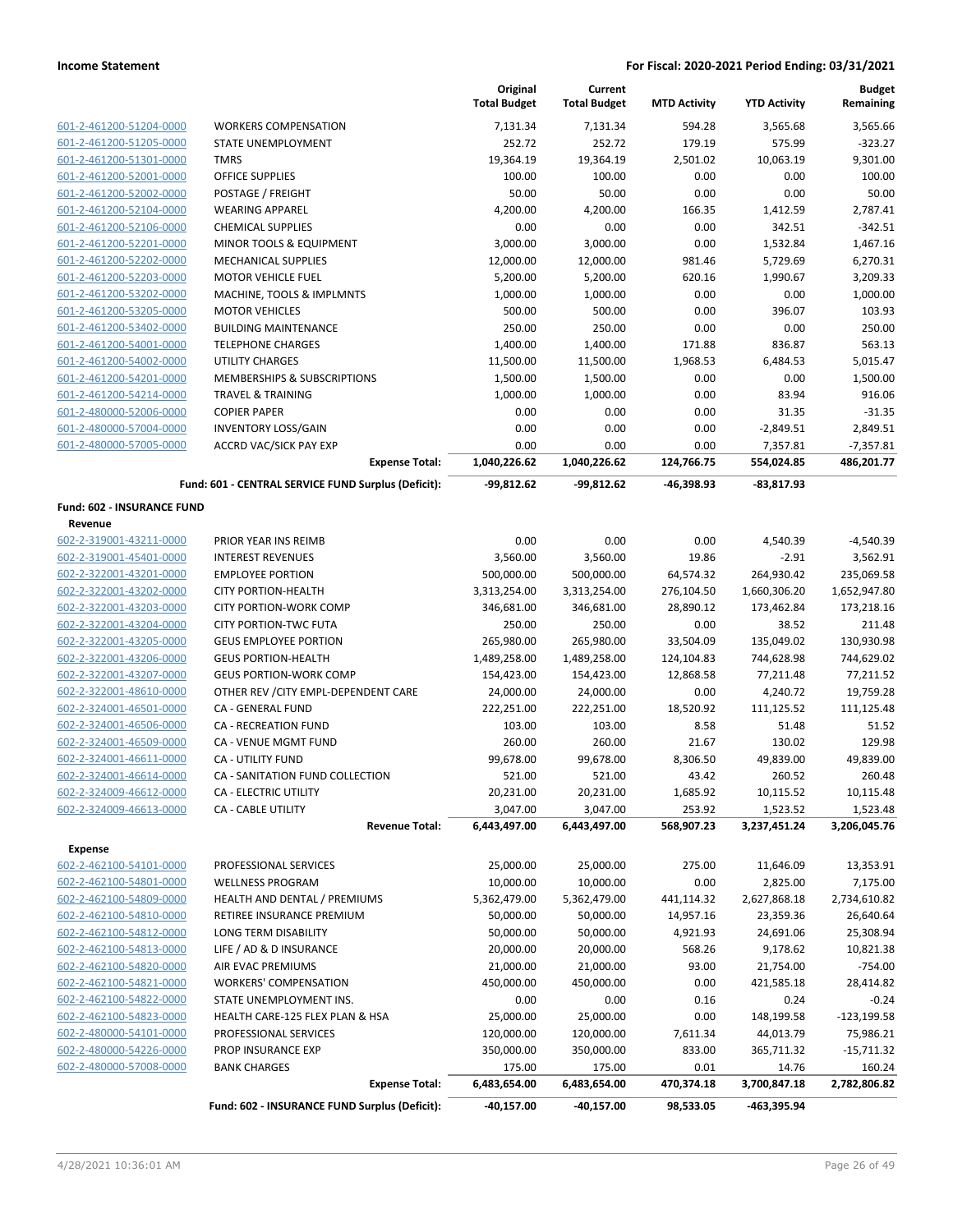**Income Statement** — **For Fiscal: 2020-2021 Period Ending: 03/31/2021**

| | | Original Total Budget | Current Total Budget | MTD Activity | YTD Activity | Budget Remaining |
|---|---|---|---|---|---|---|
| 601-2-461200-51204-0000 | WORKERS COMPENSATION | 7,131.34 | 7,131.34 | 594.28 | 3,565.68 | 3,565.66 |
| 601-2-461200-51205-0000 | STATE UNEMPLOYMENT | 252.72 | 252.72 | 179.19 | 575.99 | -323.27 |
| 601-2-461200-51301-0000 | TMRS | 19,364.19 | 19,364.19 | 2,501.02 | 10,063.19 | 9,301.00 |
| 601-2-461200-52001-0000 | OFFICE SUPPLIES | 100.00 | 100.00 | 0.00 | 0.00 | 100.00 |
| 601-2-461200-52002-0000 | POSTAGE / FREIGHT | 50.00 | 50.00 | 0.00 | 0.00 | 50.00 |
| 601-2-461200-52104-0000 | WEARING APPAREL | 4,200.00 | 4,200.00 | 166.35 | 1,412.59 | 2,787.41 |
| 601-2-461200-52106-0000 | CHEMICAL SUPPLIES | 0.00 | 0.00 | 0.00 | 342.51 | -342.51 |
| 601-2-461200-52201-0000 | MINOR TOOLS & EQUIPMENT | 3,000.00 | 3,000.00 | 0.00 | 1,532.84 | 1,467.16 |
| 601-2-461200-52202-0000 | MECHANICAL SUPPLIES | 12,000.00 | 12,000.00 | 981.46 | 5,729.69 | 6,270.31 |
| 601-2-461200-52203-0000 | MOTOR VEHICLE FUEL | 5,200.00 | 5,200.00 | 620.16 | 1,990.67 | 3,209.33 |
| 601-2-461200-53202-0000 | MACHINE, TOOLS & IMPLMNTS | 1,000.00 | 1,000.00 | 0.00 | 0.00 | 1,000.00 |
| 601-2-461200-53205-0000 | MOTOR VEHICLES | 500.00 | 500.00 | 0.00 | 396.07 | 103.93 |
| 601-2-461200-53402-0000 | BUILDING MAINTENANCE | 250.00 | 250.00 | 0.00 | 0.00 | 250.00 |
| 601-2-461200-54001-0000 | TELEPHONE CHARGES | 1,400.00 | 1,400.00 | 171.88 | 836.87 | 563.13 |
| 601-2-461200-54002-0000 | UTILITY CHARGES | 11,500.00 | 11,500.00 | 1,968.53 | 6,484.53 | 5,015.47 |
| 601-2-461200-54201-0000 | MEMBERSHIPS & SUBSCRIPTIONS | 1,500.00 | 1,500.00 | 0.00 | 0.00 | 1,500.00 |
| 601-2-461200-54214-0000 | TRAVEL & TRAINING | 1,000.00 | 1,000.00 | 0.00 | 83.94 | 916.06 |
| 601-2-480000-52006-0000 | COPIER PAPER | 0.00 | 0.00 | 0.00 | 31.35 | -31.35 |
| 601-2-480000-57004-0000 | INVENTORY LOSS/GAIN | 0.00 | 0.00 | 0.00 | -2,849.51 | 2,849.51 |
| 601-2-480000-57005-0000 | ACCRD VAC/SICK PAY EXP | 0.00 | 0.00 | 0.00 | 7,357.81 | -7,357.81 |
| | **Expense Total:** | **1,040,226.62** | **1,040,226.62** | **124,766.75** | **554,024.85** | **486,201.77** |
| | **Fund: 601 - CENTRAL SERVICE FUND Surplus (Deficit):** | **-99,812.62** | **-99,812.62** | **-46,398.93** | **-83,817.93** | |

**Fund: 602 - INSURANCE FUND**

**Revenue**

| | | Original Total Budget | Current Total Budget | MTD Activity | YTD Activity | Budget Remaining |
|---|---|---|---|---|---|---|
| 602-2-319001-43211-0000 | PRIOR YEAR INS REIMB | 0.00 | 0.00 | 0.00 | 4,540.39 | -4,540.39 |
| 602-2-319001-45401-0000 | INTEREST REVENUES | 3,560.00 | 3,560.00 | 19.86 | -2.91 | 3,562.91 |
| 602-2-322001-43201-0000 | EMPLOYEE PORTION | 500,000.00 | 500,000.00 | 64,574.32 | 264,930.42 | 235,069.58 |
| 602-2-322001-43202-0000 | CITY PORTION-HEALTH | 3,313,254.00 | 3,313,254.00 | 276,104.50 | 1,660,306.20 | 1,652,947.80 |
| 602-2-322001-43203-0000 | CITY PORTION-WORK COMP | 346,681.00 | 346,681.00 | 28,890.12 | 173,462.84 | 173,218.16 |
| 602-2-322001-43204-0000 | CITY PORTION-TWC FUTA | 250.00 | 250.00 | 0.00 | 38.52 | 211.48 |
| 602-2-322001-43205-0000 | GEUS EMPLOYEE PORTION | 265,980.00 | 265,980.00 | 33,504.09 | 135,049.02 | 130,930.98 |
| 602-2-322001-43206-0000 | GEUS PORTION-HEALTH | 1,489,258.00 | 1,489,258.00 | 124,104.83 | 744,628.98 | 744,629.02 |
| 602-2-322001-43207-0000 | GEUS PORTION-WORK COMP | 154,423.00 | 154,423.00 | 12,868.58 | 77,211.48 | 77,211.52 |
| 602-2-322001-48610-0000 | OTHER REV /CITY EMPL-DEPENDENT CARE | 24,000.00 | 24,000.00 | 0.00 | 4,240.72 | 19,759.28 |
| 602-2-324001-46501-0000 | CA - GENERAL FUND | 222,251.00 | 222,251.00 | 18,520.92 | 111,125.52 | 111,125.48 |
| 602-2-324001-46506-0000 | CA - RECREATION FUND | 103.00 | 103.00 | 8.58 | 51.48 | 51.52 |
| 602-2-324001-46509-0000 | CA - VENUE MGMT FUND | 260.00 | 260.00 | 21.67 | 130.02 | 129.98 |
| 602-2-324001-46611-0000 | CA - UTILITY FUND | 99,678.00 | 99,678.00 | 8,306.50 | 49,839.00 | 49,839.00 |
| 602-2-324001-46614-0000 | CA - SANITATION FUND COLLECTION | 521.00 | 521.00 | 43.42 | 260.52 | 260.48 |
| 602-2-324009-46612-0000 | CA - ELECTRIC UTILITY | 20,231.00 | 20,231.00 | 1,685.92 | 10,115.52 | 10,115.48 |
| 602-2-324009-46613-0000 | CA - CABLE UTILITY | 3,047.00 | 3,047.00 | 253.92 | 1,523.52 | 1,523.48 |
| | **Revenue Total:** | **6,443,497.00** | **6,443,497.00** | **568,907.23** | **3,237,451.24** | **3,206,045.76** |

**Expense**

| | | Original Total Budget | Current Total Budget | MTD Activity | YTD Activity | Budget Remaining |
|---|---|---|---|---|---|---|
| 602-2-462100-54101-0000 | PROFESSIONAL SERVICES | 25,000.00 | 25,000.00 | 275.00 | 11,646.09 | 13,353.91 |
| 602-2-462100-54801-0000 | WELLNESS PROGRAM | 10,000.00 | 10,000.00 | 0.00 | 2,825.00 | 7,175.00 |
| 602-2-462100-54809-0000 | HEALTH AND DENTAL / PREMIUMS | 5,362,479.00 | 5,362,479.00 | 441,114.32 | 2,627,868.18 | 2,734,610.82 |
| 602-2-462100-54810-0000 | RETIREE INSURANCE PREMIUM | 50,000.00 | 50,000.00 | 14,957.16 | 23,359.36 | 26,640.64 |
| 602-2-462100-54812-0000 | LONG TERM DISABILITY | 50,000.00 | 50,000.00 | 4,921.93 | 24,691.06 | 25,308.94 |
| 602-2-462100-54813-0000 | LIFE / AD & D INSURANCE | 20,000.00 | 20,000.00 | 568.26 | 9,178.62 | 10,821.38 |
| 602-2-462100-54820-0000 | AIR EVAC PREMIUMS | 21,000.00 | 21,000.00 | 93.00 | 21,754.00 | -754.00 |
| 602-2-462100-54821-0000 | WORKERS' COMPENSATION | 450,000.00 | 450,000.00 | 0.00 | 421,585.18 | 28,414.82 |
| 602-2-462100-54822-0000 | STATE UNEMPLOYMENT INS. | 0.00 | 0.00 | 0.16 | 0.24 | -0.24 |
| 602-2-462100-54823-0000 | HEALTH CARE-125 FLEX PLAN & HSA | 25,000.00 | 25,000.00 | 0.00 | 148,199.58 | -123,199.58 |
| 602-2-480000-54101-0000 | PROFESSIONAL SERVICES | 120,000.00 | 120,000.00 | 7,611.34 | 44,013.79 | 75,986.21 |
| 602-2-480000-54226-0000 | PROP INSURANCE EXP | 350,000.00 | 350,000.00 | 833.00 | 365,711.32 | -15,711.32 |
| 602-2-480000-57008-0000 | BANK CHARGES | 175.00 | 175.00 | 0.01 | 14.76 | 160.24 |
| | **Expense Total:** | **6,483,654.00** | **6,483,654.00** | **470,374.18** | **3,700,847.18** | **2,782,806.82** |
| | **Fund: 602 - INSURANCE FUND Surplus (Deficit):** | **-40,157.00** | **-40,157.00** | **98,533.05** | **-463,395.94** | |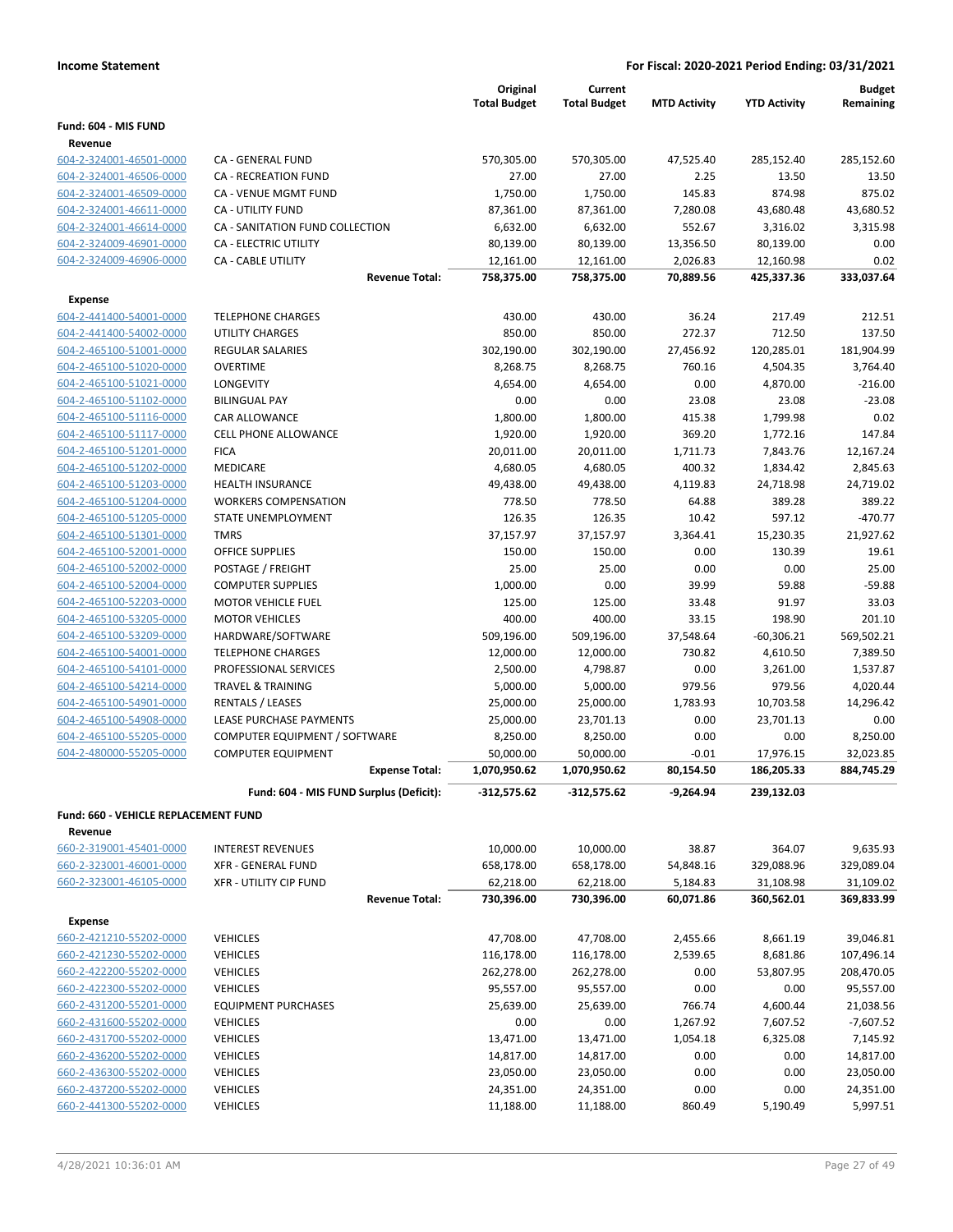**Income Statement** | **For Fiscal: 2020-2021 Period Ending: 03/31/2021**

| | | Original Total Budget | Current Total Budget | MTD Activity | YTD Activity | Budget Remaining |
|---|---|---|---|---|---|---|
| **Fund: 604 - MIS FUND** | | | | | | |
| **Revenue** | | | | | | |
| 604-2-324001-46501-0000 | CA - GENERAL FUND | 570,305.00 | 570,305.00 | 47,525.40 | 285,152.40 | 285,152.60 |
| 604-2-324001-46506-0000 | CA - RECREATION FUND | 27.00 | 27.00 | 2.25 | 13.50 | 13.50 |
| 604-2-324001-46509-0000 | CA - VENUE MGMT FUND | 1,750.00 | 1,750.00 | 145.83 | 874.98 | 875.02 |
| 604-2-324001-46611-0000 | CA - UTILITY FUND | 87,361.00 | 87,361.00 | 7,280.08 | 43,680.48 | 43,680.52 |
| 604-2-324001-46614-0000 | CA - SANITATION FUND COLLECTION | 6,632.00 | 6,632.00 | 552.67 | 3,316.02 | 3,315.98 |
| 604-2-324009-46901-0000 | CA - ELECTRIC UTILITY | 80,139.00 | 80,139.00 | 13,356.50 | 80,139.00 | 0.00 |
| 604-2-324009-46906-0000 | CA - CABLE UTILITY | 12,161.00 | 12,161.00 | 2,026.83 | 12,160.98 | 0.02 |
| | **Revenue Total:** | **758,375.00** | **758,375.00** | **70,889.56** | **425,337.36** | **333,037.64** |
| **Expense** | | | | | | |
| 604-2-441400-54001-0000 | TELEPHONE CHARGES | 430.00 | 430.00 | 36.24 | 217.49 | 212.51 |
| 604-2-441400-54002-0000 | UTILITY CHARGES | 850.00 | 850.00 | 272.37 | 712.50 | 137.50 |
| 604-2-465100-51001-0000 | REGULAR SALARIES | 302,190.00 | 302,190.00 | 27,456.92 | 120,285.01 | 181,904.99 |
| 604-2-465100-51020-0000 | OVERTIME | 8,268.75 | 8,268.75 | 760.16 | 4,504.35 | 3,764.40 |
| 604-2-465100-51021-0000 | LONGEVITY | 4,654.00 | 4,654.00 | 0.00 | 4,870.00 | -216.00 |
| 604-2-465100-51102-0000 | BILINGUAL PAY | 0.00 | 0.00 | 23.08 | 23.08 | -23.08 |
| 604-2-465100-51116-0000 | CAR ALLOWANCE | 1,800.00 | 1,800.00 | 415.38 | 1,799.98 | 0.02 |
| 604-2-465100-51117-0000 | CELL PHONE ALLOWANCE | 1,920.00 | 1,920.00 | 369.20 | 1,772.16 | 147.84 |
| 604-2-465100-51201-0000 | FICA | 20,011.00 | 20,011.00 | 1,711.73 | 7,843.76 | 12,167.24 |
| 604-2-465100-51202-0000 | MEDICARE | 4,680.05 | 4,680.05 | 400.32 | 1,834.42 | 2,845.63 |
| 604-2-465100-51203-0000 | HEALTH INSURANCE | 49,438.00 | 49,438.00 | 4,119.83 | 24,718.98 | 24,719.02 |
| 604-2-465100-51204-0000 | WORKERS COMPENSATION | 778.50 | 778.50 | 64.88 | 389.28 | 389.22 |
| 604-2-465100-51205-0000 | STATE UNEMPLOYMENT | 126.35 | 126.35 | 10.42 | 597.12 | -470.77 |
| 604-2-465100-51301-0000 | TMRS | 37,157.97 | 37,157.97 | 3,364.41 | 15,230.35 | 21,927.62 |
| 604-2-465100-52001-0000 | OFFICE SUPPLIES | 150.00 | 150.00 | 0.00 | 130.39 | 19.61 |
| 604-2-465100-52002-0000 | POSTAGE / FREIGHT | 25.00 | 25.00 | 0.00 | 0.00 | 25.00 |
| 604-2-465100-52004-0000 | COMPUTER SUPPLIES | 1,000.00 | 0.00 | 39.99 | 59.88 | -59.88 |
| 604-2-465100-52203-0000 | MOTOR VEHICLE FUEL | 125.00 | 125.00 | 33.48 | 91.97 | 33.03 |
| 604-2-465100-53205-0000 | MOTOR VEHICLES | 400.00 | 400.00 | 33.15 | 198.90 | 201.10 |
| 604-2-465100-53209-0000 | HARDWARE/SOFTWARE | 509,196.00 | 509,196.00 | 37,548.64 | -60,306.21 | 569,502.21 |
| 604-2-465100-54001-0000 | TELEPHONE CHARGES | 12,000.00 | 12,000.00 | 730.82 | 4,610.50 | 7,389.50 |
| 604-2-465100-54101-0000 | PROFESSIONAL SERVICES | 2,500.00 | 4,798.87 | 0.00 | 3,261.00 | 1,537.87 |
| 604-2-465100-54214-0000 | TRAVEL & TRAINING | 5,000.00 | 5,000.00 | 979.56 | 979.56 | 4,020.44 |
| 604-2-465100-54901-0000 | RENTALS / LEASES | 25,000.00 | 25,000.00 | 1,783.93 | 10,703.58 | 14,296.42 |
| 604-2-465100-54908-0000 | LEASE PURCHASE PAYMENTS | 25,000.00 | 23,701.13 | 0.00 | 23,701.13 | 0.00 |
| 604-2-465100-55205-0000 | COMPUTER EQUIPMENT / SOFTWARE | 8,250.00 | 8,250.00 | 0.00 | 0.00 | 8,250.00 |
| 604-2-480000-55205-0000 | COMPUTER EQUIPMENT | 50,000.00 | 50,000.00 | -0.01 | 17,976.15 | 32,023.85 |
| | **Expense Total:** | **1,070,950.62** | **1,070,950.62** | **80,154.50** | **186,205.33** | **884,745.29** |
| | **Fund: 604 - MIS FUND Surplus (Deficit):** | **-312,575.62** | **-312,575.62** | **-9,264.94** | **239,132.03** | |
| **Fund: 660 - VEHICLE REPLACEMENT FUND** | | | | | | |
| **Revenue** | | | | | | |
| 660-2-319001-45401-0000 | INTEREST REVENUES | 10,000.00 | 10,000.00 | 38.87 | 364.07 | 9,635.93 |
| 660-2-323001-46001-0000 | XFR - GENERAL FUND | 658,178.00 | 658,178.00 | 54,848.16 | 329,088.96 | 329,089.04 |
| 660-2-323001-46105-0000 | XFR - UTILITY CIP FUND | 62,218.00 | 62,218.00 | 5,184.83 | 31,108.98 | 31,109.02 |
| | **Revenue Total:** | **730,396.00** | **730,396.00** | **60,071.86** | **360,562.01** | **369,833.99** |
| **Expense** | | | | | | |
| 660-2-421210-55202-0000 | VEHICLES | 47,708.00 | 47,708.00 | 2,455.66 | 8,661.19 | 39,046.81 |
| 660-2-421230-55202-0000 | VEHICLES | 116,178.00 | 116,178.00 | 2,539.65 | 8,681.86 | 107,496.14 |
| 660-2-422200-55202-0000 | VEHICLES | 262,278.00 | 262,278.00 | 0.00 | 53,807.95 | 208,470.05 |
| 660-2-422300-55202-0000 | VEHICLES | 95,557.00 | 95,557.00 | 0.00 | 0.00 | 95,557.00 |
| 660-2-431200-55201-0000 | EQUIPMENT PURCHASES | 25,639.00 | 25,639.00 | 766.74 | 4,600.44 | 21,038.56 |
| 660-2-431600-55202-0000 | VEHICLES | 0.00 | 0.00 | 1,267.92 | 7,607.52 | -7,607.52 |
| 660-2-431700-55202-0000 | VEHICLES | 13,471.00 | 13,471.00 | 1,054.18 | 6,325.08 | 7,145.92 |
| 660-2-436200-55202-0000 | VEHICLES | 14,817.00 | 14,817.00 | 0.00 | 0.00 | 14,817.00 |
| 660-2-436300-55202-0000 | VEHICLES | 23,050.00 | 23,050.00 | 0.00 | 0.00 | 23,050.00 |
| 660-2-437200-55202-0000 | VEHICLES | 24,351.00 | 24,351.00 | 0.00 | 0.00 | 24,351.00 |
| 660-2-441300-55202-0000 | VEHICLES | 11,188.00 | 11,188.00 | 860.49 | 5,190.49 | 5,997.51 |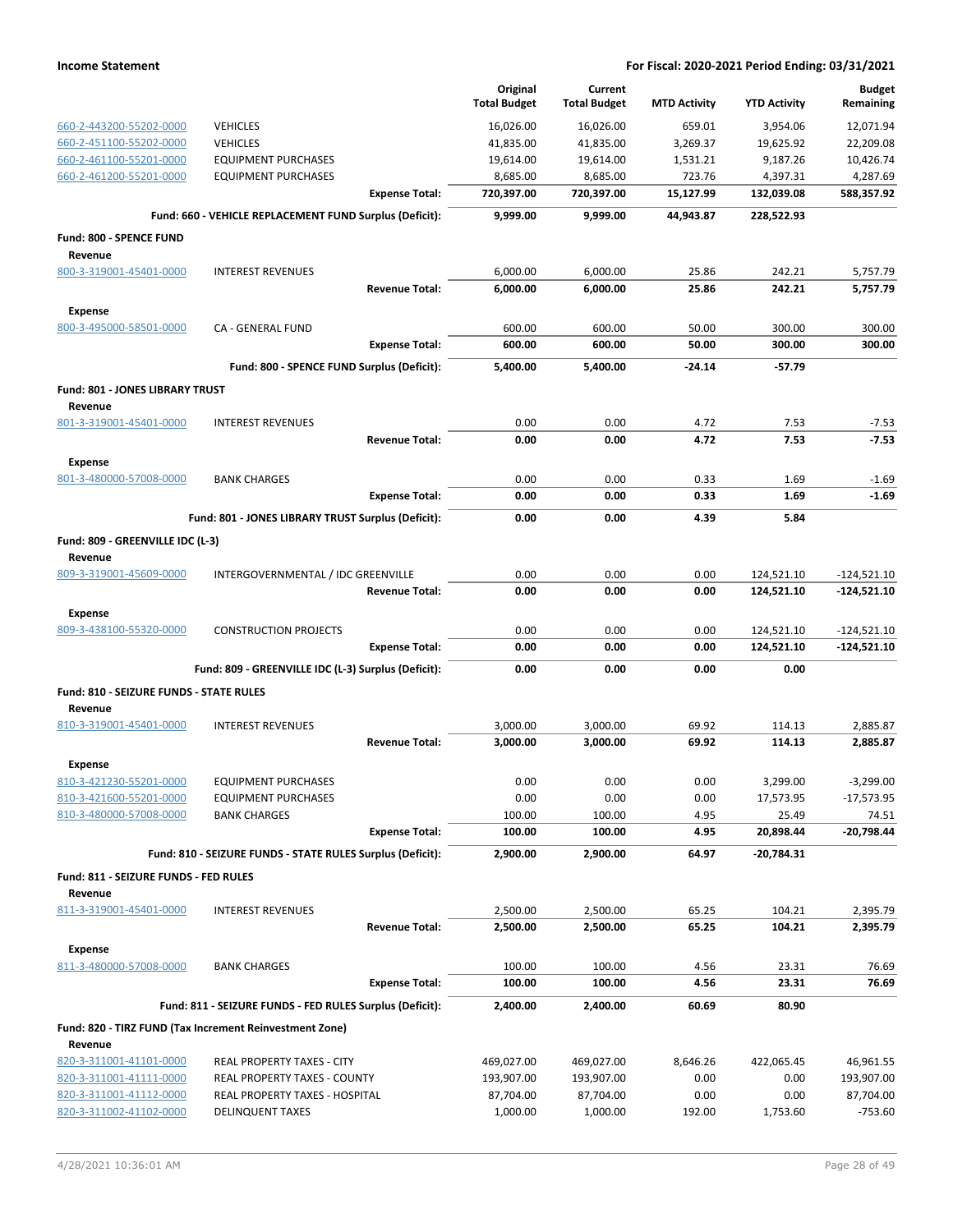| | | Original Total Budget | Current Total Budget | MTD Activity | YTD Activity | Budget Remaining |
|---|---|---|---|---|---|---|
| 660-2-443200-55202-0000 | VEHICLES | 16,026.00 | 16,026.00 | 659.01 | 3,954.06 | 12,071.94 |
| 660-2-451100-55202-0000 | VEHICLES | 41,835.00 | 41,835.00 | 3,269.37 | 19,625.92 | 22,209.08 |
| 660-2-461100-55201-0000 | EQUIPMENT PURCHASES | 19,614.00 | 19,614.00 | 1,531.21 | 9,187.26 | 10,426.74 |
| 660-2-461200-55201-0000 | EQUIPMENT PURCHASES | 8,685.00 | 8,685.00 | 723.76 | 4,397.31 | 4,287.69 |
| | **Expense Total:** | **720,397.00** | **720,397.00** | **15,127.99** | **132,039.08** | **588,357.92** |
| | **Fund: 660 - VEHICLE REPLACEMENT FUND Surplus (Deficit):** | **9,999.00** | **9,999.00** | **44,943.87** | **228,522.93** | |
| **Fund: 800 - SPENCE FUND** | | | | | | |
| **Revenue** | | | | | | |
| 800-3-319001-45401-0000 | INTEREST REVENUES | 6,000.00 | 6,000.00 | 25.86 | 242.21 | 5,757.79 |
| | **Revenue Total:** | **6,000.00** | **6,000.00** | **25.86** | **242.21** | **5,757.79** |
| **Expense** | | | | | | |
| 800-3-495000-58501-0000 | CA - GENERAL FUND | 600.00 | 600.00 | 50.00 | 300.00 | 300.00 |
| | **Expense Total:** | **600.00** | **600.00** | **50.00** | **300.00** | **300.00** |
| | **Fund: 800 - SPENCE FUND Surplus (Deficit):** | **5,400.00** | **5,400.00** | **-24.14** | **-57.79** | |
| **Fund: 801 - JONES LIBRARY TRUST** | | | | | | |
| **Revenue** | | | | | | |
| 801-3-319001-45401-0000 | INTEREST REVENUES | 0.00 | 0.00 | 4.72 | 7.53 | -7.53 |
| | **Revenue Total:** | **0.00** | **0.00** | **4.72** | **7.53** | **-7.53** |
| **Expense** | | | | | | |
| 801-3-480000-57008-0000 | BANK CHARGES | 0.00 | 0.00 | 0.33 | 1.69 | -1.69 |
| | **Expense Total:** | **0.00** | **0.00** | **0.33** | **1.69** | **-1.69** |
| | **Fund: 801 - JONES LIBRARY TRUST Surplus (Deficit):** | **0.00** | **0.00** | **4.39** | **5.84** | |
| **Fund: 809 - GREENVILLE IDC (L-3)** | | | | | | |
| **Revenue** | | | | | | |
| 809-3-319001-45609-0000 | INTERGOVERNMENTAL / IDC GREENVILLE | 0.00 | 0.00 | 0.00 | 124,521.10 | -124,521.10 |
| | **Revenue Total:** | **0.00** | **0.00** | **0.00** | **124,521.10** | **-124,521.10** |
| **Expense** | | | | | | |
| 809-3-438100-55320-0000 | CONSTRUCTION PROJECTS | 0.00 | 0.00 | 0.00 | 124,521.10 | -124,521.10 |
| | **Expense Total:** | **0.00** | **0.00** | **0.00** | **124,521.10** | **-124,521.10** |
| | **Fund: 809 - GREENVILLE IDC (L-3) Surplus (Deficit):** | **0.00** | **0.00** | **0.00** | **0.00** | |
| **Fund: 810 - SEIZURE FUNDS - STATE RULES** | | | | | | |
| **Revenue** | | | | | | |
| 810-3-319001-45401-0000 | INTEREST REVENUES | 3,000.00 | 3,000.00 | 69.92 | 114.13 | 2,885.87 |
| | **Revenue Total:** | **3,000.00** | **3,000.00** | **69.92** | **114.13** | **2,885.87** |
| **Expense** | | | | | | |
| 810-3-421230-55201-0000 | EQUIPMENT PURCHASES | 0.00 | 0.00 | 0.00 | 3,299.00 | -3,299.00 |
| 810-3-421600-55201-0000 | EQUIPMENT PURCHASES | 0.00 | 0.00 | 0.00 | 17,573.95 | -17,573.95 |
| 810-3-480000-57008-0000 | BANK CHARGES | 100.00 | 100.00 | 4.95 | 25.49 | 74.51 |
| | **Expense Total:** | **100.00** | **100.00** | **4.95** | **20,898.44** | **-20,798.44** |
| | **Fund: 810 - SEIZURE FUNDS - STATE RULES Surplus (Deficit):** | **2,900.00** | **2,900.00** | **64.97** | **-20,784.31** | |
| **Fund: 811 - SEIZURE FUNDS - FED RULES** | | | | | | |
| **Revenue** | | | | | | |
| 811-3-319001-45401-0000 | INTEREST REVENUES | 2,500.00 | 2,500.00 | 65.25 | 104.21 | 2,395.79 |
| | **Revenue Total:** | **2,500.00** | **2,500.00** | **65.25** | **104.21** | **2,395.79** |
| **Expense** | | | | | | |
| 811-3-480000-57008-0000 | BANK CHARGES | 100.00 | 100.00 | 4.56 | 23.31 | 76.69 |
| | **Expense Total:** | **100.00** | **100.00** | **4.56** | **23.31** | **76.69** |
| | **Fund: 811 - SEIZURE FUNDS - FED RULES Surplus (Deficit):** | **2,400.00** | **2,400.00** | **60.69** | **80.90** | |
| **Fund: 820 - TIRZ FUND (Tax Increment Reinvestment Zone)** | | | | | | |
| **Revenue** | | | | | | |
| 820-3-311001-41101-0000 | REAL PROPERTY TAXES - CITY | 469,027.00 | 469,027.00 | 8,646.26 | 422,065.45 | 46,961.55 |
| 820-3-311001-41111-0000 | REAL PROPERTY TAXES - COUNTY | 193,907.00 | 193,907.00 | 0.00 | 0.00 | 193,907.00 |
| 820-3-311001-41112-0000 | REAL PROPERTY TAXES - HOSPITAL | 87,704.00 | 87,704.00 | 0.00 | 0.00 | 87,704.00 |
| 820-3-311002-41102-0000 | DELINQUENT TAXES | 1,000.00 | 1,000.00 | 192.00 | 1,753.60 | -753.60 |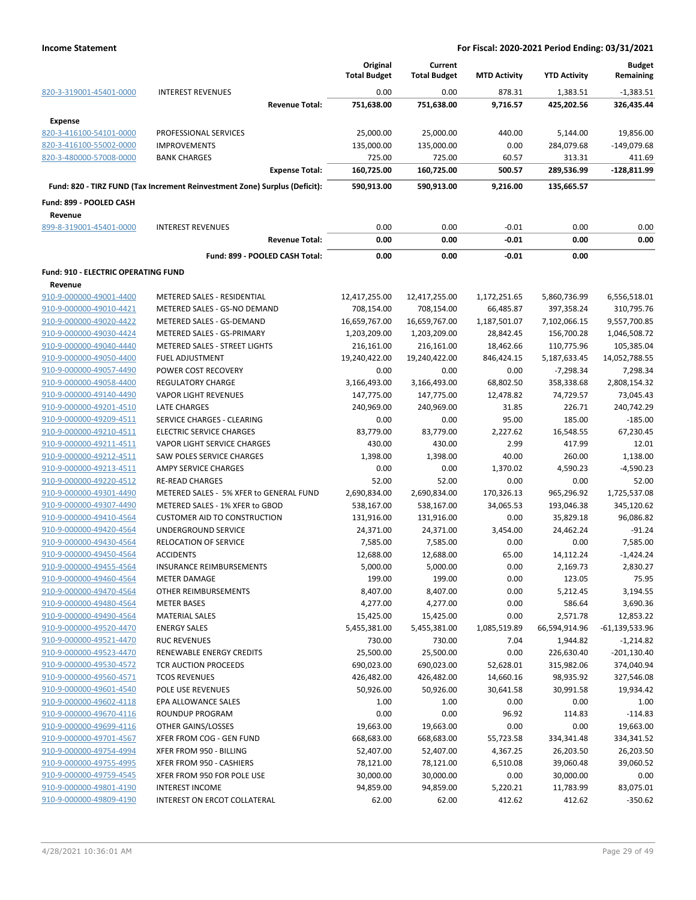**Income Statement** — **For Fiscal: 2020-2021 Period Ending: 03/31/2021**

| | | Original Total Budget | Current Total Budget | MTD Activity | YTD Activity | Budget Remaining |
|---|---|---|---|---|---|---|
| 820-3-319001-45401-0000 | INTEREST REVENUES | 0.00 | 0.00 | 878.31 | 1,383.51 | -1,383.51 |
| | **Revenue Total:** | **751,638.00** | **751,638.00** | **9,716.57** | **425,202.56** | **326,435.44** |
| **Expense** | | | | | | |
| 820-3-416100-54101-0000 | PROFESSIONAL SERVICES | 25,000.00 | 25,000.00 | 440.00 | 5,144.00 | 19,856.00 |
| 820-3-416100-55002-0000 | IMPROVEMENTS | 135,000.00 | 135,000.00 | 0.00 | 284,079.68 | -149,079.68 |
| 820-3-480000-57008-0000 | BANK CHARGES | 725.00 | 725.00 | 60.57 | 313.31 | 411.69 |
| | **Expense Total:** | **160,725.00** | **160,725.00** | **500.57** | **289,536.99** | **-128,811.99** |
| | **Fund: 820 - TIRZ FUND (Tax Increment Reinvestment Zone) Surplus (Deficit):** | **590,913.00** | **590,913.00** | **9,216.00** | **135,665.57** | |
| **Fund: 899 - POOLED CASH** | | | | | | |
| **Revenue** | | | | | | |
| 899-8-319001-45401-0000 | INTEREST REVENUES | 0.00 | 0.00 | -0.01 | 0.00 | 0.00 |
| | **Revenue Total:** | **0.00** | **0.00** | **-0.01** | **0.00** | **0.00** |
| | **Fund: 899 - POOLED CASH Total:** | **0.00** | **0.00** | **-0.01** | **0.00** | |
| **Fund: 910 - ELECTRIC OPERATING FUND** | | | | | | |
| **Revenue** | | | | | | |
| 910-9-000000-49001-4400 | METERED SALES - RESIDENTIAL | 12,417,255.00 | 12,417,255.00 | 1,172,251.65 | 5,860,736.99 | 6,556,518.01 |
| 910-9-000000-49010-4421 | METERED SALES - GS-NO DEMAND | 708,154.00 | 708,154.00 | 66,485.87 | 397,358.24 | 310,795.76 |
| 910-9-000000-49020-4422 | METERED SALES - GS-DEMAND | 16,659,767.00 | 16,659,767.00 | 1,187,501.07 | 7,102,066.15 | 9,557,700.85 |
| 910-9-000000-49030-4424 | METERED SALES - GS-PRIMARY | 1,203,209.00 | 1,203,209.00 | 28,842.45 | 156,700.28 | 1,046,508.72 |
| 910-9-000000-49040-4440 | METERED SALES - STREET LIGHTS | 216,161.00 | 216,161.00 | 18,462.66 | 110,775.96 | 105,385.04 |
| 910-9-000000-49050-4400 | FUEL ADJUSTMENT | 19,240,422.00 | 19,240,422.00 | 846,424.15 | 5,187,633.45 | 14,052,788.55 |
| 910-9-000000-49057-4490 | POWER COST RECOVERY | 0.00 | 0.00 | 0.00 | -7,298.34 | 7,298.34 |
| 910-9-000000-49058-4400 | REGULATORY CHARGE | 3,166,493.00 | 3,166,493.00 | 68,802.50 | 358,338.68 | 2,808,154.32 |
| 910-9-000000-49140-4490 | VAPOR LIGHT REVENUES | 147,775.00 | 147,775.00 | 12,478.82 | 74,729.57 | 73,045.43 |
| 910-9-000000-49201-4510 | LATE CHARGES | 240,969.00 | 240,969.00 | 31.85 | 226.71 | 240,742.29 |
| 910-9-000000-49209-4511 | SERVICE CHARGES - CLEARING | 0.00 | 0.00 | 95.00 | 185.00 | -185.00 |
| 910-9-000000-49210-4511 | ELECTRIC SERVICE CHARGES | 83,779.00 | 83,779.00 | 2,227.62 | 16,548.55 | 67,230.45 |
| 910-9-000000-49211-4511 | VAPOR LIGHT SERVICE CHARGES | 430.00 | 430.00 | 2.99 | 417.99 | 12.01 |
| 910-9-000000-49212-4511 | SAW POLES SERVICE CHARGES | 1,398.00 | 1,398.00 | 40.00 | 260.00 | 1,138.00 |
| 910-9-000000-49213-4511 | AMPY SERVICE CHARGES | 0.00 | 0.00 | 1,370.02 | 4,590.23 | -4,590.23 |
| 910-9-000000-49220-4512 | RE-READ CHARGES | 52.00 | 52.00 | 0.00 | 0.00 | 52.00 |
| 910-9-000000-49301-4490 | METERED SALES - 5% XFER to GENERAL FUND | 2,690,834.00 | 2,690,834.00 | 170,326.13 | 965,296.92 | 1,725,537.08 |
| 910-9-000000-49307-4490 | METERED SALES - 1% XFER to GBOD | 538,167.00 | 538,167.00 | 34,065.53 | 193,046.38 | 345,120.62 |
| 910-9-000000-49410-4564 | CUSTOMER AID TO CONSTRUCTION | 131,916.00 | 131,916.00 | 0.00 | 35,829.18 | 96,086.82 |
| 910-9-000000-49420-4564 | UNDERGROUND SERVICE | 24,371.00 | 24,371.00 | 3,454.00 | 24,462.24 | -91.24 |
| 910-9-000000-49430-4564 | RELOCATION OF SERVICE | 7,585.00 | 7,585.00 | 0.00 | 0.00 | 7,585.00 |
| 910-9-000000-49450-4564 | ACCIDENTS | 12,688.00 | 12,688.00 | 65.00 | 14,112.24 | -1,424.24 |
| 910-9-000000-49455-4564 | INSURANCE REIMBURSEMENTS | 5,000.00 | 5,000.00 | 0.00 | 2,169.73 | 2,830.27 |
| 910-9-000000-49460-4564 | METER DAMAGE | 199.00 | 199.00 | 0.00 | 123.05 | 75.95 |
| 910-9-000000-49470-4564 | OTHER REIMBURSEMENTS | 8,407.00 | 8,407.00 | 0.00 | 5,212.45 | 3,194.55 |
| 910-9-000000-49480-4564 | METER BASES | 4,277.00 | 4,277.00 | 0.00 | 586.64 | 3,690.36 |
| 910-9-000000-49490-4564 | MATERIAL SALES | 15,425.00 | 15,425.00 | 0.00 | 2,571.78 | 12,853.22 |
| 910-9-000000-49520-4470 | ENERGY SALES | 5,455,381.00 | 5,455,381.00 | 1,085,519.89 | 66,594,914.96 | -61,139,533.96 |
| 910-9-000000-49521-4470 | RUC REVENUES | 730.00 | 730.00 | 7.04 | 1,944.82 | -1,214.82 |
| 910-9-000000-49523-4470 | RENEWABLE ENERGY CREDITS | 25,500.00 | 25,500.00 | 0.00 | 226,630.40 | -201,130.40 |
| 910-9-000000-49530-4572 | TCR AUCTION PROCEEDS | 690,023.00 | 690,023.00 | 52,628.01 | 315,982.06 | 374,040.94 |
| 910-9-000000-49560-4571 | TCOS REVENUES | 426,482.00 | 426,482.00 | 14,660.16 | 98,935.92 | 327,546.08 |
| 910-9-000000-49601-4540 | POLE USE REVENUES | 50,926.00 | 50,926.00 | 30,641.58 | 30,991.58 | 19,934.42 |
| 910-9-000000-49602-4118 | EPA ALLOWANCE SALES | 1.00 | 1.00 | 0.00 | 0.00 | 1.00 |
| 910-9-000000-49670-4116 | ROUNDUP PROGRAM | 0.00 | 0.00 | 96.92 | 114.83 | -114.83 |
| 910-9-000000-49699-4116 | OTHER GAINS/LOSSES | 19,663.00 | 19,663.00 | 0.00 | 0.00 | 19,663.00 |
| 910-9-000000-49701-4567 | XFER FROM COG - GEN FUND | 668,683.00 | 668,683.00 | 55,723.58 | 334,341.48 | 334,341.52 |
| 910-9-000000-49754-4994 | XFER FROM 950 - BILLING | 52,407.00 | 52,407.00 | 4,367.25 | 26,203.50 | 26,203.50 |
| 910-9-000000-49755-4995 | XFER FROM 950 - CASHIERS | 78,121.00 | 78,121.00 | 6,510.08 | 39,060.48 | 39,060.52 |
| 910-9-000000-49759-4545 | XFER FROM 950 FOR POLE USE | 30,000.00 | 30,000.00 | 0.00 | 30,000.00 | 0.00 |
| 910-9-000000-49801-4190 | INTEREST INCOME | 94,859.00 | 94,859.00 | 5,220.21 | 11,783.99 | 83,075.01 |
| 910-9-000000-49809-4190 | INTEREST ON ERCOT COLLATERAL | 62.00 | 62.00 | 412.62 | 412.62 | -350.62 |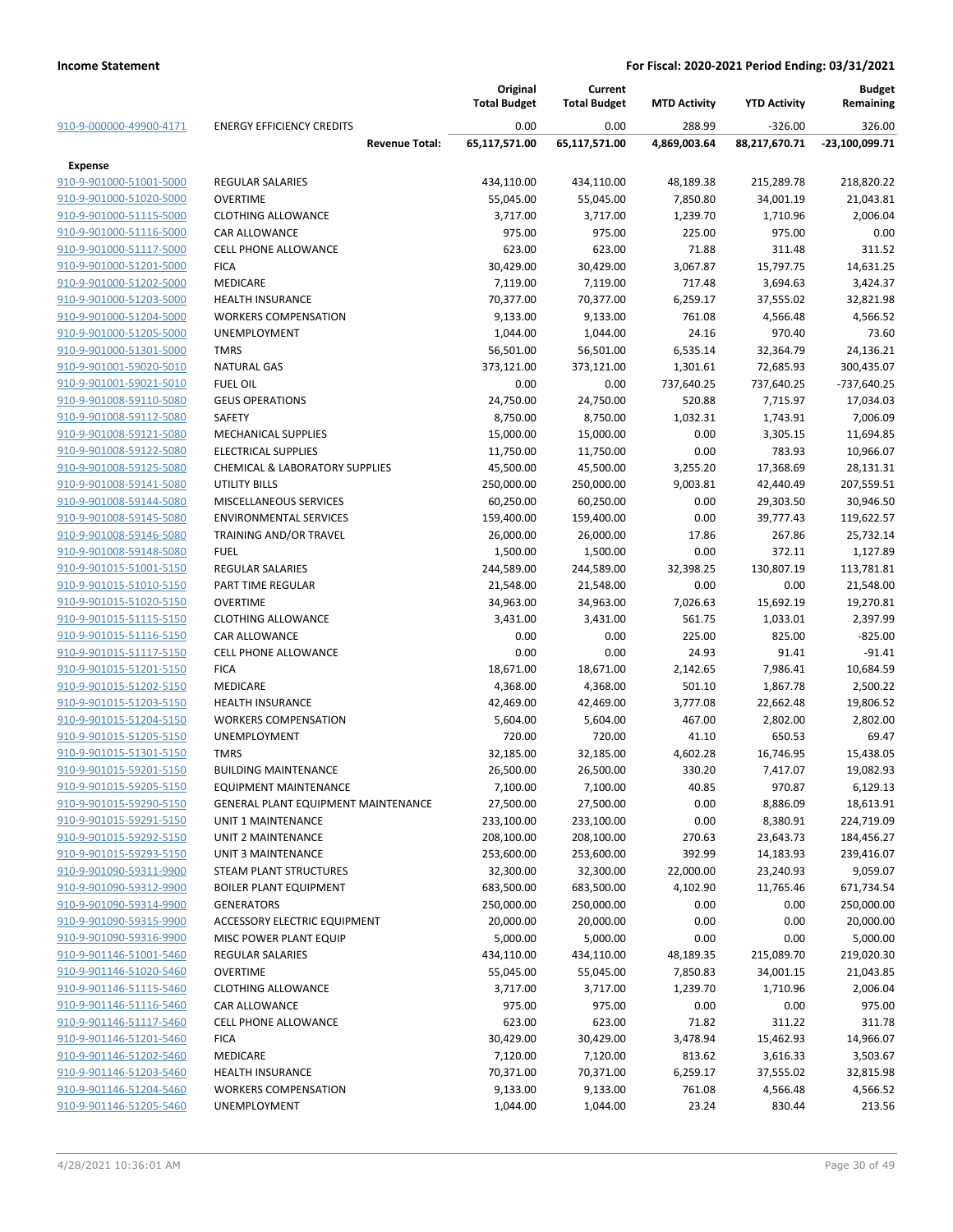**Income Statement** — **For Fiscal: 2020-2021 Period Ending: 03/31/2021**

| | | Original Total Budget | Current Total Budget | MTD Activity | YTD Activity | Budget Remaining |
|---|---|---|---|---|---|---|
| 910-9-000000-49900-4171 | ENERGY EFFICIENCY CREDITS | 0.00 | 0.00 | 288.99 | -326.00 | 326.00 |
| | **Revenue Total:** | **65,117,571.00** | **65,117,571.00** | **4,869,003.64** | **88,217,670.71** | **-23,100,099.71** |
| **Expense** | | | | | | |
| 910-9-901000-51001-5000 | REGULAR SALARIES | 434,110.00 | 434,110.00 | 48,189.38 | 215,289.78 | 218,820.22 |
| 910-9-901000-51020-5000 | OVERTIME | 55,045.00 | 55,045.00 | 7,850.80 | 34,001.19 | 21,043.81 |
| 910-9-901000-51115-5000 | CLOTHING ALLOWANCE | 3,717.00 | 3,717.00 | 1,239.70 | 1,710.96 | 2,006.04 |
| 910-9-901000-51116-5000 | CAR ALLOWANCE | 975.00 | 975.00 | 225.00 | 975.00 | 0.00 |
| 910-9-901000-51117-5000 | CELL PHONE ALLOWANCE | 623.00 | 623.00 | 71.88 | 311.48 | 311.52 |
| 910-9-901000-51201-5000 | FICA | 30,429.00 | 30,429.00 | 3,067.87 | 15,797.75 | 14,631.25 |
| 910-9-901000-51202-5000 | MEDICARE | 7,119.00 | 7,119.00 | 717.48 | 3,694.63 | 3,424.37 |
| 910-9-901000-51203-5000 | HEALTH INSURANCE | 70,377.00 | 70,377.00 | 6,259.17 | 37,555.02 | 32,821.98 |
| 910-9-901000-51204-5000 | WORKERS COMPENSATION | 9,133.00 | 9,133.00 | 761.08 | 4,566.48 | 4,566.52 |
| 910-9-901000-51205-5000 | UNEMPLOYMENT | 1,044.00 | 1,044.00 | 24.16 | 970.40 | 73.60 |
| 910-9-901000-51301-5000 | TMRS | 56,501.00 | 56,501.00 | 6,535.14 | 32,364.79 | 24,136.21 |
| 910-9-901001-59020-5010 | NATURAL GAS | 373,121.00 | 373,121.00 | 1,301.61 | 72,685.93 | 300,435.07 |
| 910-9-901001-59021-5010 | FUEL OIL | 0.00 | 0.00 | 737,640.25 | 737,640.25 | -737,640.25 |
| 910-9-901008-59110-5080 | GEUS OPERATIONS | 24,750.00 | 24,750.00 | 520.88 | 7,715.97 | 17,034.03 |
| 910-9-901008-59112-5080 | SAFETY | 8,750.00 | 8,750.00 | 1,032.31 | 1,743.91 | 7,006.09 |
| 910-9-901008-59121-5080 | MECHANICAL SUPPLIES | 15,000.00 | 15,000.00 | 0.00 | 3,305.15 | 11,694.85 |
| 910-9-901008-59122-5080 | ELECTRICAL SUPPLIES | 11,750.00 | 11,750.00 | 0.00 | 783.93 | 10,966.07 |
| 910-9-901008-59125-5080 | CHEMICAL & LABORATORY SUPPLIES | 45,500.00 | 45,500.00 | 3,255.20 | 17,368.69 | 28,131.31 |
| 910-9-901008-59141-5080 | UTILITY BILLS | 250,000.00 | 250,000.00 | 9,003.81 | 42,440.49 | 207,559.51 |
| 910-9-901008-59144-5080 | MISCELLANEOUS SERVICES | 60,250.00 | 60,250.00 | 0.00 | 29,303.50 | 30,946.50 |
| 910-9-901008-59145-5080 | ENVIRONMENTAL SERVICES | 159,400.00 | 159,400.00 | 0.00 | 39,777.43 | 119,622.57 |
| 910-9-901008-59146-5080 | TRAINING AND/OR TRAVEL | 26,000.00 | 26,000.00 | 17.86 | 267.86 | 25,732.14 |
| 910-9-901008-59148-5080 | FUEL | 1,500.00 | 1,500.00 | 0.00 | 372.11 | 1,127.89 |
| 910-9-901015-51001-5150 | REGULAR SALARIES | 244,589.00 | 244,589.00 | 32,398.25 | 130,807.19 | 113,781.81 |
| 910-9-901015-51010-5150 | PART TIME REGULAR | 21,548.00 | 21,548.00 | 0.00 | 0.00 | 21,548.00 |
| 910-9-901015-51020-5150 | OVERTIME | 34,963.00 | 34,963.00 | 7,026.63 | 15,692.19 | 19,270.81 |
| 910-9-901015-51115-5150 | CLOTHING ALLOWANCE | 3,431.00 | 3,431.00 | 561.75 | 1,033.01 | 2,397.99 |
| 910-9-901015-51116-5150 | CAR ALLOWANCE | 0.00 | 0.00 | 225.00 | 825.00 | -825.00 |
| 910-9-901015-51117-5150 | CELL PHONE ALLOWANCE | 0.00 | 0.00 | 24.93 | 91.41 | -91.41 |
| 910-9-901015-51201-5150 | FICA | 18,671.00 | 18,671.00 | 2,142.65 | 7,986.41 | 10,684.59 |
| 910-9-901015-51202-5150 | MEDICARE | 4,368.00 | 4,368.00 | 501.10 | 1,867.78 | 2,500.22 |
| 910-9-901015-51203-5150 | HEALTH INSURANCE | 42,469.00 | 42,469.00 | 3,777.08 | 22,662.48 | 19,806.52 |
| 910-9-901015-51204-5150 | WORKERS COMPENSATION | 5,604.00 | 5,604.00 | 467.00 | 2,802.00 | 2,802.00 |
| 910-9-901015-51205-5150 | UNEMPLOYMENT | 720.00 | 720.00 | 41.10 | 650.53 | 69.47 |
| 910-9-901015-51301-5150 | TMRS | 32,185.00 | 32,185.00 | 4,602.28 | 16,746.95 | 15,438.05 |
| 910-9-901015-59201-5150 | BUILDING MAINTENANCE | 26,500.00 | 26,500.00 | 330.20 | 7,417.07 | 19,082.93 |
| 910-9-901015-59205-5150 | EQUIPMENT MAINTENANCE | 7,100.00 | 7,100.00 | 40.85 | 970.87 | 6,129.13 |
| 910-9-901015-59290-5150 | GENERAL PLANT EQUIPMENT MAINTENANCE | 27,500.00 | 27,500.00 | 0.00 | 8,886.09 | 18,613.91 |
| 910-9-901015-59291-5150 | UNIT 1 MAINTENANCE | 233,100.00 | 233,100.00 | 0.00 | 8,380.91 | 224,719.09 |
| 910-9-901015-59292-5150 | UNIT 2 MAINTENANCE | 208,100.00 | 208,100.00 | 270.63 | 23,643.73 | 184,456.27 |
| 910-9-901015-59293-5150 | UNIT 3 MAINTENANCE | 253,600.00 | 253,600.00 | 392.99 | 14,183.93 | 239,416.07 |
| 910-9-901090-59311-9900 | STEAM PLANT STRUCTURES | 32,300.00 | 32,300.00 | 22,000.00 | 23,240.93 | 9,059.07 |
| 910-9-901090-59312-9900 | BOILER PLANT EQUIPMENT | 683,500.00 | 683,500.00 | 4,102.90 | 11,765.46 | 671,734.54 |
| 910-9-901090-59314-9900 | GENERATORS | 250,000.00 | 250,000.00 | 0.00 | 0.00 | 250,000.00 |
| 910-9-901090-59315-9900 | ACCESSORY ELECTRIC EQUIPMENT | 20,000.00 | 20,000.00 | 0.00 | 0.00 | 20,000.00 |
| 910-9-901090-59316-9900 | MISC POWER PLANT EQUIP | 5,000.00 | 5,000.00 | 0.00 | 0.00 | 5,000.00 |
| 910-9-901146-51001-5460 | REGULAR SALARIES | 434,110.00 | 434,110.00 | 48,189.35 | 215,089.70 | 219,020.30 |
| 910-9-901146-51020-5460 | OVERTIME | 55,045.00 | 55,045.00 | 7,850.83 | 34,001.15 | 21,043.85 |
| 910-9-901146-51115-5460 | CLOTHING ALLOWANCE | 3,717.00 | 3,717.00 | 1,239.70 | 1,710.96 | 2,006.04 |
| 910-9-901146-51116-5460 | CAR ALLOWANCE | 975.00 | 975.00 | 0.00 | 0.00 | 975.00 |
| 910-9-901146-51117-5460 | CELL PHONE ALLOWANCE | 623.00 | 623.00 | 71.82 | 311.22 | 311.78 |
| 910-9-901146-51201-5460 | FICA | 30,429.00 | 30,429.00 | 3,478.94 | 15,462.93 | 14,966.07 |
| 910-9-901146-51202-5460 | MEDICARE | 7,120.00 | 7,120.00 | 813.62 | 3,616.33 | 3,503.67 |
| 910-9-901146-51203-5460 | HEALTH INSURANCE | 70,371.00 | 70,371.00 | 6,259.17 | 37,555.02 | 32,815.98 |
| 910-9-901146-51204-5460 | WORKERS COMPENSATION | 9,133.00 | 9,133.00 | 761.08 | 4,566.48 | 4,566.52 |
| 910-9-901146-51205-5460 | UNEMPLOYMENT | 1,044.00 | 1,044.00 | 23.24 | 830.44 | 213.56 |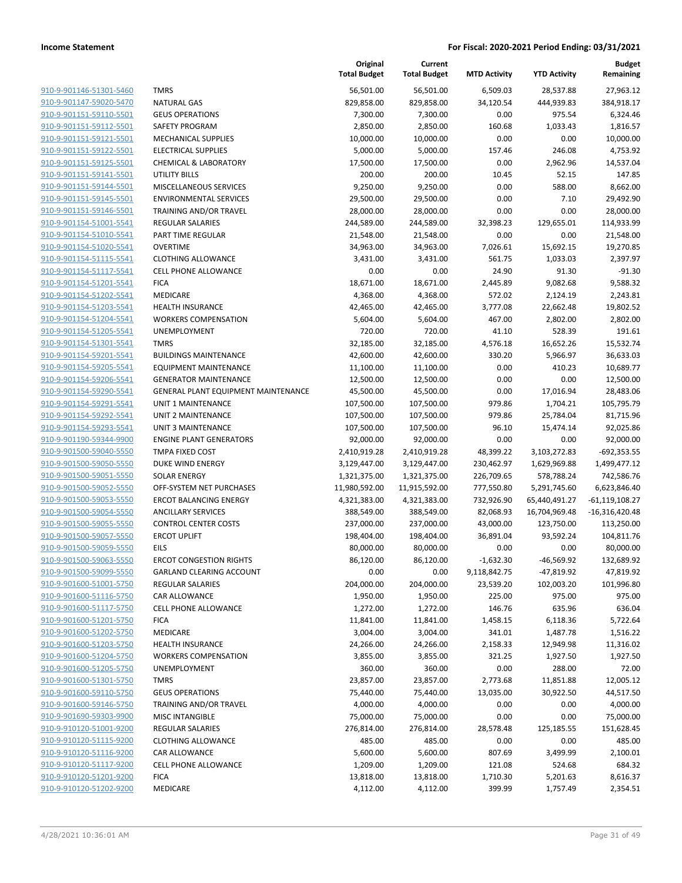| | | Original Total Budget | Current Total Budget | MTD Activity | YTD Activity | Budget Remaining |
|---|---|---|---|---|---|---|
| 910-9-901146-51301-5460 | TMRS | 56,501.00 | 56,501.00 | 6,509.03 | 28,537.88 | 27,963.12 |
| 910-9-901147-59020-5470 | NATURAL GAS | 829,858.00 | 829,858.00 | 34,120.54 | 444,939.83 | 384,918.17 |
| 910-9-901151-59110-5501 | GEUS OPERATIONS | 7,300.00 | 7,300.00 | 0.00 | 975.54 | 6,324.46 |
| 910-9-901151-59112-5501 | SAFETY PROGRAM | 2,850.00 | 2,850.00 | 160.68 | 1,033.43 | 1,816.57 |
| 910-9-901151-59121-5501 | MECHANICAL SUPPLIES | 10,000.00 | 10,000.00 | 0.00 | 0.00 | 10,000.00 |
| 910-9-901151-59122-5501 | ELECTRICAL SUPPLIES | 5,000.00 | 5,000.00 | 157.46 | 246.08 | 4,753.92 |
| 910-9-901151-59125-5501 | CHEMICAL & LABORATORY | 17,500.00 | 17,500.00 | 0.00 | 2,962.96 | 14,537.04 |
| 910-9-901151-59141-5501 | UTILITY BILLS | 200.00 | 200.00 | 10.45 | 52.15 | 147.85 |
| 910-9-901151-59144-5501 | MISCELLANEOUS SERVICES | 9,250.00 | 9,250.00 | 0.00 | 588.00 | 8,662.00 |
| 910-9-901151-59145-5501 | ENVIRONMENTAL SERVICES | 29,500.00 | 29,500.00 | 0.00 | 7.10 | 29,492.90 |
| 910-9-901151-59146-5501 | TRAINING AND/OR TRAVEL | 28,000.00 | 28,000.00 | 0.00 | 0.00 | 28,000.00 |
| 910-9-901154-51001-5541 | REGULAR SALARIES | 244,589.00 | 244,589.00 | 32,398.23 | 129,655.01 | 114,933.99 |
| 910-9-901154-51010-5541 | PART TIME REGULAR | 21,548.00 | 21,548.00 | 0.00 | 0.00 | 21,548.00 |
| 910-9-901154-51020-5541 | OVERTIME | 34,963.00 | 34,963.00 | 7,026.61 | 15,692.15 | 19,270.85 |
| 910-9-901154-51115-5541 | CLOTHING ALLOWANCE | 3,431.00 | 3,431.00 | 561.75 | 1,033.03 | 2,397.97 |
| 910-9-901154-51117-5541 | CELL PHONE ALLOWANCE | 0.00 | 0.00 | 24.90 | 91.30 | -91.30 |
| 910-9-901154-51201-5541 | FICA | 18,671.00 | 18,671.00 | 2,445.89 | 9,082.68 | 9,588.32 |
| 910-9-901154-51202-5541 | MEDICARE | 4,368.00 | 4,368.00 | 572.02 | 2,124.19 | 2,243.81 |
| 910-9-901154-51203-5541 | HEALTH INSURANCE | 42,465.00 | 42,465.00 | 3,777.08 | 22,662.48 | 19,802.52 |
| 910-9-901154-51204-5541 | WORKERS COMPENSATION | 5,604.00 | 5,604.00 | 467.00 | 2,802.00 | 2,802.00 |
| 910-9-901154-51205-5541 | UNEMPLOYMENT | 720.00 | 720.00 | 41.10 | 528.39 | 191.61 |
| 910-9-901154-51301-5541 | TMRS | 32,185.00 | 32,185.00 | 4,576.18 | 16,652.26 | 15,532.74 |
| 910-9-901154-59201-5541 | BUILDINGS MAINTENANCE | 42,600.00 | 42,600.00 | 330.20 | 5,966.97 | 36,633.03 |
| 910-9-901154-59205-5541 | EQUIPMENT MAINTENANCE | 11,100.00 | 11,100.00 | 0.00 | 410.23 | 10,689.77 |
| 910-9-901154-59206-5541 | GENERATOR MAINTENANCE | 12,500.00 | 12,500.00 | 0.00 | 0.00 | 12,500.00 |
| 910-9-901154-59290-5541 | GENERAL PLANT EQUIPMENT MAINTENANCE | 45,500.00 | 45,500.00 | 0.00 | 17,016.94 | 28,483.06 |
| 910-9-901154-59291-5541 | UNIT 1 MAINTENANCE | 107,500.00 | 107,500.00 | 979.86 | 1,704.21 | 105,795.79 |
| 910-9-901154-59292-5541 | UNIT 2 MAINTENANCE | 107,500.00 | 107,500.00 | 979.86 | 25,784.04 | 81,715.96 |
| 910-9-901154-59293-5541 | UNIT 3 MAINTENANCE | 107,500.00 | 107,500.00 | 96.10 | 15,474.14 | 92,025.86 |
| 910-9-901190-59344-9900 | ENGINE PLANT GENERATORS | 92,000.00 | 92,000.00 | 0.00 | 0.00 | 92,000.00 |
| 910-9-901500-59040-5550 | TMPA FIXED COST | 2,410,919.28 | 2,410,919.28 | 48,399.22 | 3,103,272.83 | -692,353.55 |
| 910-9-901500-59050-5550 | DUKE WIND ENERGY | 3,129,447.00 | 3,129,447.00 | 230,462.97 | 1,629,969.88 | 1,499,477.12 |
| 910-9-901500-59051-5550 | SOLAR ENERGY | 1,321,375.00 | 1,321,375.00 | 226,709.65 | 578,788.24 | 742,586.76 |
| 910-9-901500-59052-5550 | OFF-SYSTEM NET PURCHASES | 11,980,592.00 | 11,915,592.00 | 777,550.80 | 5,291,745.60 | 6,623,846.40 |
| 910-9-901500-59053-5550 | ERCOT BALANCING ENERGY | 4,321,383.00 | 4,321,383.00 | 732,926.90 | 65,440,491.27 | -61,119,108.27 |
| 910-9-901500-59054-5550 | ANCILLARY SERVICES | 388,549.00 | 388,549.00 | 82,068.93 | 16,704,969.48 | -16,316,420.48 |
| 910-9-901500-59055-5550 | CONTROL CENTER COSTS | 237,000.00 | 237,000.00 | 43,000.00 | 123,750.00 | 113,250.00 |
| 910-9-901500-59057-5550 | ERCOT UPLIFT | 198,404.00 | 198,404.00 | 36,891.04 | 93,592.24 | 104,811.76 |
| 910-9-901500-59059-5550 | EILS | 80,000.00 | 80,000.00 | 0.00 | 0.00 | 80,000.00 |
| 910-9-901500-59063-5550 | ERCOT CONGESTION RIGHTS | 86,120.00 | 86,120.00 | -1,632.30 | -46,569.92 | 132,689.92 |
| 910-9-901500-59099-5550 | GARLAND CLEARING ACCOUNT | 0.00 | 0.00 | 9,118,842.75 | -47,819.92 | 47,819.92 |
| 910-9-901600-51001-5750 | REGULAR SALARIES | 204,000.00 | 204,000.00 | 23,539.20 | 102,003.20 | 101,996.80 |
| 910-9-901600-51116-5750 | CAR ALLOWANCE | 1,950.00 | 1,950.00 | 225.00 | 975.00 | 975.00 |
| 910-9-901600-51117-5750 | CELL PHONE ALLOWANCE | 1,272.00 | 1,272.00 | 146.76 | 635.96 | 636.04 |
| 910-9-901600-51201-5750 | FICA | 11,841.00 | 11,841.00 | 1,458.15 | 6,118.36 | 5,722.64 |
| 910-9-901600-51202-5750 | MEDICARE | 3,004.00 | 3,004.00 | 341.01 | 1,487.78 | 1,516.22 |
| 910-9-901600-51203-5750 | HEALTH INSURANCE | 24,266.00 | 24,266.00 | 2,158.33 | 12,949.98 | 11,316.02 |
| 910-9-901600-51204-5750 | WORKERS COMPENSATION | 3,855.00 | 3,855.00 | 321.25 | 1,927.50 | 1,927.50 |
| 910-9-901600-51205-5750 | UNEMPLOYMENT | 360.00 | 360.00 | 0.00 | 288.00 | 72.00 |
| 910-9-901600-51301-5750 | TMRS | 23,857.00 | 23,857.00 | 2,773.68 | 11,851.88 | 12,005.12 |
| 910-9-901600-59110-5750 | GEUS OPERATIONS | 75,440.00 | 75,440.00 | 13,035.00 | 30,922.50 | 44,517.50 |
| 910-9-901600-59146-5750 | TRAINING AND/OR TRAVEL | 4,000.00 | 4,000.00 | 0.00 | 0.00 | 4,000.00 |
| 910-9-901690-59303-9900 | MISC INTANGIBLE | 75,000.00 | 75,000.00 | 0.00 | 0.00 | 75,000.00 |
| 910-9-910120-51001-9200 | REGULAR SALARIES | 276,814.00 | 276,814.00 | 28,578.48 | 125,185.55 | 151,628.45 |
| 910-9-910120-51115-9200 | CLOTHING ALLOWANCE | 485.00 | 485.00 | 0.00 | 0.00 | 485.00 |
| 910-9-910120-51116-9200 | CAR ALLOWANCE | 5,600.00 | 5,600.00 | 807.69 | 3,499.99 | 2,100.01 |
| 910-9-910120-51117-9200 | CELL PHONE ALLOWANCE | 1,209.00 | 1,209.00 | 121.08 | 524.68 | 684.32 |
| 910-9-910120-51201-9200 | FICA | 13,818.00 | 13,818.00 | 1,710.30 | 5,201.63 | 8,616.37 |
| 910-9-910120-51202-9200 | MEDICARE | 4,112.00 | 4,112.00 | 399.99 | 1,757.49 | 2,354.51 |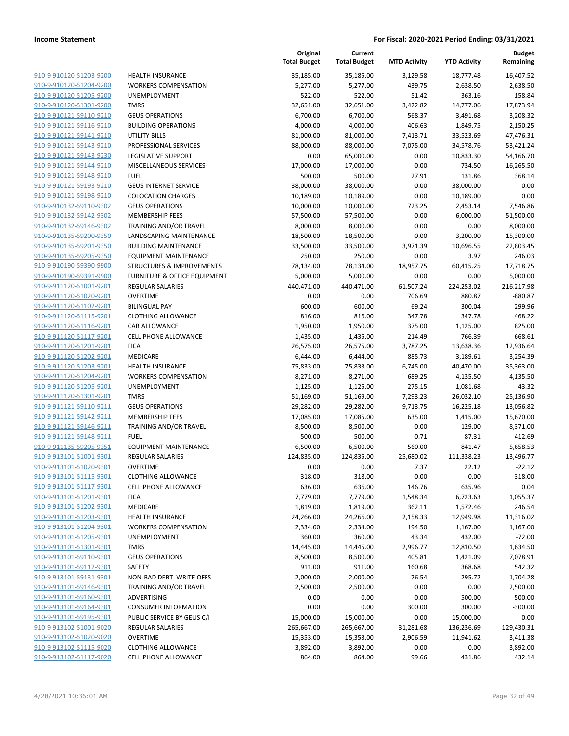**Income Statement** | **For Fiscal: 2020-2021 Period Ending: 03/31/2021**

| | | Original Total Budget | Current Total Budget | MTD Activity | YTD Activity | Budget Remaining |
|---|---|---|---|---|---|---|
| 910-9-910120-51203-9200 | HEALTH INSURANCE | 35,185.00 | 35,185.00 | 3,129.58 | 18,777.48 | 16,407.52 |
| 910-9-910120-51204-9200 | WORKERS COMPENSATION | 5,277.00 | 5,277.00 | 439.75 | 2,638.50 | 2,638.50 |
| 910-9-910120-51205-9200 | UNEMPLOYMENT | 522.00 | 522.00 | 51.42 | 363.16 | 158.84 |
| 910-9-910120-51301-9200 | TMRS | 32,651.00 | 32,651.00 | 3,422.82 | 14,777.06 | 17,873.94 |
| 910-9-910121-59110-9210 | GEUS OPERATIONS | 6,700.00 | 6,700.00 | 568.37 | 3,491.68 | 3,208.32 |
| 910-9-910121-59116-9210 | BUILDING OPERATIONS | 4,000.00 | 4,000.00 | 406.63 | 1,849.75 | 2,150.25 |
| 910-9-910121-59141-9210 | UTILITY BILLS | 81,000.00 | 81,000.00 | 7,413.71 | 33,523.69 | 47,476.31 |
| 910-9-910121-59143-9210 | PROFESSIONAL SERVICES | 88,000.00 | 88,000.00 | 7,075.00 | 34,578.76 | 53,421.24 |
| 910-9-910121-59143-9230 | LEGISLATIVE SUPPORT | 0.00 | 65,000.00 | 0.00 | 10,833.30 | 54,166.70 |
| 910-9-910121-59144-9210 | MISCELLANEOUS SERVICES | 17,000.00 | 17,000.00 | 0.00 | 734.50 | 16,265.50 |
| 910-9-910121-59148-9210 | FUEL | 500.00 | 500.00 | 27.91 | 131.86 | 368.14 |
| 910-9-910121-59193-9210 | GEUS INTERNET SERVICE | 38,000.00 | 38,000.00 | 0.00 | 38,000.00 | 0.00 |
| 910-9-910121-59198-9210 | COLOCATION CHARGES | 10,189.00 | 10,189.00 | 0.00 | 10,189.00 | 0.00 |
| 910-9-910132-59110-9302 | GEUS OPERATIONS | 10,000.00 | 10,000.00 | 723.25 | 2,453.14 | 7,546.86 |
| 910-9-910132-59142-9302 | MEMBERSHIP FEES | 57,500.00 | 57,500.00 | 0.00 | 6,000.00 | 51,500.00 |
| 910-9-910132-59146-9302 | TRAINING AND/OR TRAVEL | 8,000.00 | 8,000.00 | 0.00 | 0.00 | 8,000.00 |
| 910-9-910135-59200-9350 | LANDSCAPING MAINTENANCE | 18,500.00 | 18,500.00 | 0.00 | 3,200.00 | 15,300.00 |
| 910-9-910135-59201-9350 | BUILDING MAINTENANCE | 33,500.00 | 33,500.00 | 3,971.39 | 10,696.55 | 22,803.45 |
| 910-9-910135-59205-9350 | EQUIPMENT MAINTENANCE | 250.00 | 250.00 | 0.00 | 3.97 | 246.03 |
| 910-9-910190-59390-9900 | STRUCTURES & IMPROVEMENTS | 78,134.00 | 78,134.00 | 18,957.75 | 60,415.25 | 17,718.75 |
| 910-9-910190-59391-9900 | FURNITURE & OFFICE EQUIPMENT | 5,000.00 | 5,000.00 | 0.00 | 0.00 | 5,000.00 |
| 910-9-911120-51001-9201 | REGULAR SALARIES | 440,471.00 | 440,471.00 | 61,507.24 | 224,253.02 | 216,217.98 |
| 910-9-911120-51020-9201 | OVERTIME | 0.00 | 0.00 | 706.69 | 880.87 | -880.87 |
| 910-9-911120-51102-9201 | BILINGUAL PAY | 600.00 | 600.00 | 69.24 | 300.04 | 299.96 |
| 910-9-911120-51115-9201 | CLOTHING ALLOWANCE | 816.00 | 816.00 | 347.78 | 347.78 | 468.22 |
| 910-9-911120-51116-9201 | CAR ALLOWANCE | 1,950.00 | 1,950.00 | 375.00 | 1,125.00 | 825.00 |
| 910-9-911120-51117-9201 | CELL PHONE ALLOWANCE | 1,435.00 | 1,435.00 | 214.49 | 766.39 | 668.61 |
| 910-9-911120-51201-9201 | FICA | 26,575.00 | 26,575.00 | 3,787.25 | 13,638.36 | 12,936.64 |
| 910-9-911120-51202-9201 | MEDICARE | 6,444.00 | 6,444.00 | 885.73 | 3,189.61 | 3,254.39 |
| 910-9-911120-51203-9201 | HEALTH INSURANCE | 75,833.00 | 75,833.00 | 6,745.00 | 40,470.00 | 35,363.00 |
| 910-9-911120-51204-9201 | WORKERS COMPENSATION | 8,271.00 | 8,271.00 | 689.25 | 4,135.50 | 4,135.50 |
| 910-9-911120-51205-9201 | UNEMPLOYMENT | 1,125.00 | 1,125.00 | 275.15 | 1,081.68 | 43.32 |
| 910-9-911120-51301-9201 | TMRS | 51,169.00 | 51,169.00 | 7,293.23 | 26,032.10 | 25,136.90 |
| 910-9-911121-59110-9211 | GEUS OPERATIONS | 29,282.00 | 29,282.00 | 9,713.75 | 16,225.18 | 13,056.82 |
| 910-9-911121-59142-9211 | MEMBERSHIP FEES | 17,085.00 | 17,085.00 | 635.00 | 1,415.00 | 15,670.00 |
| 910-9-911121-59146-9211 | TRAINING AND/OR TRAVEL | 8,500.00 | 8,500.00 | 0.00 | 129.00 | 8,371.00 |
| 910-9-911121-59148-9211 | FUEL | 500.00 | 500.00 | 0.71 | 87.31 | 412.69 |
| 910-9-911135-59205-9351 | EQUIPMENT MAINTENANCE | 6,500.00 | 6,500.00 | 560.00 | 841.47 | 5,658.53 |
| 910-9-913101-51001-9301 | REGULAR SALARIES | 124,835.00 | 124,835.00 | 25,680.02 | 111,338.23 | 13,496.77 |
| 910-9-913101-51020-9301 | OVERTIME | 0.00 | 0.00 | 7.37 | 22.12 | -22.12 |
| 910-9-913101-51115-9301 | CLOTHING ALLOWANCE | 318.00 | 318.00 | 0.00 | 0.00 | 318.00 |
| 910-9-913101-51117-9301 | CELL PHONE ALLOWANCE | 636.00 | 636.00 | 146.76 | 635.96 | 0.04 |
| 910-9-913101-51201-9301 | FICA | 7,779.00 | 7,779.00 | 1,548.34 | 6,723.63 | 1,055.37 |
| 910-9-913101-51202-9301 | MEDICARE | 1,819.00 | 1,819.00 | 362.11 | 1,572.46 | 246.54 |
| 910-9-913101-51203-9301 | HEALTH INSURANCE | 24,266.00 | 24,266.00 | 2,158.33 | 12,949.98 | 11,316.02 |
| 910-9-913101-51204-9301 | WORKERS COMPENSATION | 2,334.00 | 2,334.00 | 194.50 | 1,167.00 | 1,167.00 |
| 910-9-913101-51205-9301 | UNEMPLOYMENT | 360.00 | 360.00 | 43.34 | 432.00 | -72.00 |
| 910-9-913101-51301-9301 | TMRS | 14,445.00 | 14,445.00 | 2,996.77 | 12,810.50 | 1,634.50 |
| 910-9-913101-59110-9301 | GEUS OPERATIONS | 8,500.00 | 8,500.00 | 405.81 | 1,421.09 | 7,078.91 |
| 910-9-913101-59112-9301 | SAFETY | 911.00 | 911.00 | 160.68 | 368.68 | 542.32 |
| 910-9-913101-59131-9301 | NON-BAD DEBT WRITE OFFS | 2,000.00 | 2,000.00 | 76.54 | 295.72 | 1,704.28 |
| 910-9-913101-59146-9301 | TRAINING AND/OR TRAVEL | 2,500.00 | 2,500.00 | 0.00 | 0.00 | 2,500.00 |
| 910-9-913101-59160-9301 | ADVERTISING | 0.00 | 0.00 | 0.00 | 500.00 | -500.00 |
| 910-9-913101-59164-9301 | CONSUMER INFORMATION | 0.00 | 0.00 | 300.00 | 300.00 | -300.00 |
| 910-9-913101-59195-9301 | PUBLIC SERVICE BY GEUS C/I | 15,000.00 | 15,000.00 | 0.00 | 15,000.00 | 0.00 |
| 910-9-913102-51001-9020 | REGULAR SALARIES | 265,667.00 | 265,667.00 | 31,281.68 | 136,236.69 | 129,430.31 |
| 910-9-913102-51020-9020 | OVERTIME | 15,353.00 | 15,353.00 | 2,906.59 | 11,941.62 | 3,411.38 |
| 910-9-913102-51115-9020 | CLOTHING ALLOWANCE | 3,892.00 | 3,892.00 | 0.00 | 0.00 | 3,892.00 |
| 910-9-913102-51117-9020 | CELL PHONE ALLOWANCE | 864.00 | 864.00 | 99.66 | 431.86 | 432.14 |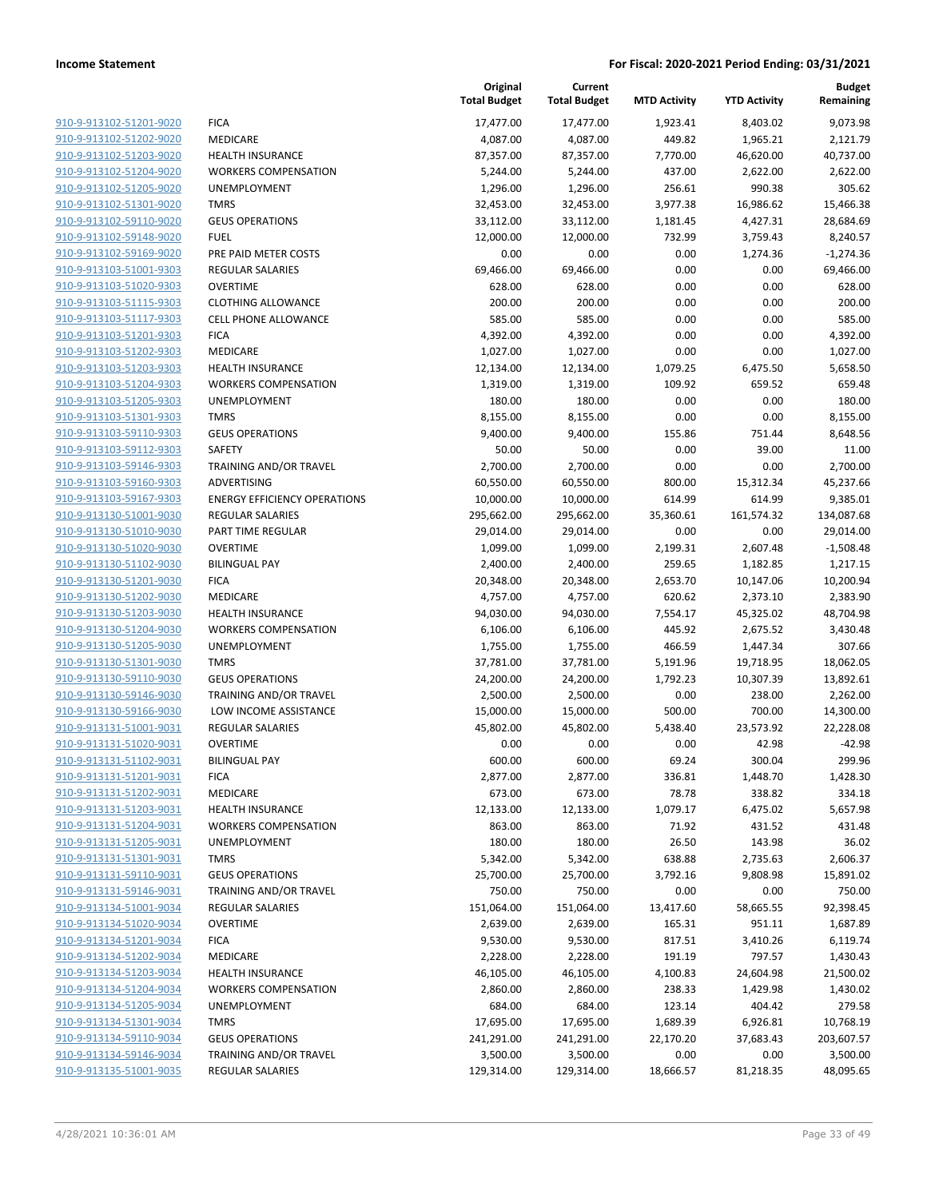**Income Statement** | **For Fiscal: 2020-2021 Period Ending: 03/31/2021**

| | | Original Total Budget | Current Total Budget | MTD Activity | YTD Activity | Budget Remaining |
|---|---|---|---|---|---|---|
| 910-9-913102-51201-9020 | FICA | 17,477.00 | 17,477.00 | 1,923.41 | 8,403.02 | 9,073.98 |
| 910-9-913102-51202-9020 | MEDICARE | 4,087.00 | 4,087.00 | 449.82 | 1,965.21 | 2,121.79 |
| 910-9-913102-51203-9020 | HEALTH INSURANCE | 87,357.00 | 87,357.00 | 7,770.00 | 46,620.00 | 40,737.00 |
| 910-9-913102-51204-9020 | WORKERS COMPENSATION | 5,244.00 | 5,244.00 | 437.00 | 2,622.00 | 2,622.00 |
| 910-9-913102-51205-9020 | UNEMPLOYMENT | 1,296.00 | 1,296.00 | 256.61 | 990.38 | 305.62 |
| 910-9-913102-51301-9020 | TMRS | 32,453.00 | 32,453.00 | 3,977.38 | 16,986.62 | 15,466.38 |
| 910-9-913102-59110-9020 | GEUS OPERATIONS | 33,112.00 | 33,112.00 | 1,181.45 | 4,427.31 | 28,684.69 |
| 910-9-913102-59148-9020 | FUEL | 12,000.00 | 12,000.00 | 732.99 | 3,759.43 | 8,240.57 |
| 910-9-913102-59169-9020 | PRE PAID METER COSTS | 0.00 | 0.00 | 0.00 | 1,274.36 | -1,274.36 |
| 910-9-913103-51001-9303 | REGULAR SALARIES | 69,466.00 | 69,466.00 | 0.00 | 0.00 | 69,466.00 |
| 910-9-913103-51020-9303 | OVERTIME | 628.00 | 628.00 | 0.00 | 0.00 | 628.00 |
| 910-9-913103-51115-9303 | CLOTHING ALLOWANCE | 200.00 | 200.00 | 0.00 | 0.00 | 200.00 |
| 910-9-913103-51117-9303 | CELL PHONE ALLOWANCE | 585.00 | 585.00 | 0.00 | 0.00 | 585.00 |
| 910-9-913103-51201-9303 | FICA | 4,392.00 | 4,392.00 | 0.00 | 0.00 | 4,392.00 |
| 910-9-913103-51202-9303 | MEDICARE | 1,027.00 | 1,027.00 | 0.00 | 0.00 | 1,027.00 |
| 910-9-913103-51203-9303 | HEALTH INSURANCE | 12,134.00 | 12,134.00 | 1,079.25 | 6,475.50 | 5,658.50 |
| 910-9-913103-51204-9303 | WORKERS COMPENSATION | 1,319.00 | 1,319.00 | 109.92 | 659.52 | 659.48 |
| 910-9-913103-51205-9303 | UNEMPLOYMENT | 180.00 | 180.00 | 0.00 | 0.00 | 180.00 |
| 910-9-913103-51301-9303 | TMRS | 8,155.00 | 8,155.00 | 0.00 | 0.00 | 8,155.00 |
| 910-9-913103-59110-9303 | GEUS OPERATIONS | 9,400.00 | 9,400.00 | 155.86 | 751.44 | 8,648.56 |
| 910-9-913103-59112-9303 | SAFETY | 50.00 | 50.00 | 0.00 | 39.00 | 11.00 |
| 910-9-913103-59146-9303 | TRAINING AND/OR TRAVEL | 2,700.00 | 2,700.00 | 0.00 | 0.00 | 2,700.00 |
| 910-9-913103-59160-9303 | ADVERTISING | 60,550.00 | 60,550.00 | 800.00 | 15,312.34 | 45,237.66 |
| 910-9-913103-59167-9303 | ENERGY EFFICIENCY OPERATIONS | 10,000.00 | 10,000.00 | 614.99 | 614.99 | 9,385.01 |
| 910-9-913130-51001-9030 | REGULAR SALARIES | 295,662.00 | 295,662.00 | 35,360.61 | 161,574.32 | 134,087.68 |
| 910-9-913130-51010-9030 | PART TIME REGULAR | 29,014.00 | 29,014.00 | 0.00 | 0.00 | 29,014.00 |
| 910-9-913130-51020-9030 | OVERTIME | 1,099.00 | 1,099.00 | 2,199.31 | 2,607.48 | -1,508.48 |
| 910-9-913130-51102-9030 | BILINGUAL PAY | 2,400.00 | 2,400.00 | 259.65 | 1,182.85 | 1,217.15 |
| 910-9-913130-51201-9030 | FICA | 20,348.00 | 20,348.00 | 2,653.70 | 10,147.06 | 10,200.94 |
| 910-9-913130-51202-9030 | MEDICARE | 4,757.00 | 4,757.00 | 620.62 | 2,373.10 | 2,383.90 |
| 910-9-913130-51203-9030 | HEALTH INSURANCE | 94,030.00 | 94,030.00 | 7,554.17 | 45,325.02 | 48,704.98 |
| 910-9-913130-51204-9030 | WORKERS COMPENSATION | 6,106.00 | 6,106.00 | 445.92 | 2,675.52 | 3,430.48 |
| 910-9-913130-51205-9030 | UNEMPLOYMENT | 1,755.00 | 1,755.00 | 466.59 | 1,447.34 | 307.66 |
| 910-9-913130-51301-9030 | TMRS | 37,781.00 | 37,781.00 | 5,191.96 | 19,718.95 | 18,062.05 |
| 910-9-913130-59110-9030 | GEUS OPERATIONS | 24,200.00 | 24,200.00 | 1,792.23 | 10,307.39 | 13,892.61 |
| 910-9-913130-59146-9030 | TRAINING AND/OR TRAVEL | 2,500.00 | 2,500.00 | 0.00 | 238.00 | 2,262.00 |
| 910-9-913130-59166-9030 | LOW INCOME ASSISTANCE | 15,000.00 | 15,000.00 | 500.00 | 700.00 | 14,300.00 |
| 910-9-913131-51001-9031 | REGULAR SALARIES | 45,802.00 | 45,802.00 | 5,438.40 | 23,573.92 | 22,228.08 |
| 910-9-913131-51020-9031 | OVERTIME | 0.00 | 0.00 | 0.00 | 42.98 | -42.98 |
| 910-9-913131-51102-9031 | BILINGUAL PAY | 600.00 | 600.00 | 69.24 | 300.04 | 299.96 |
| 910-9-913131-51201-9031 | FICA | 2,877.00 | 2,877.00 | 336.81 | 1,448.70 | 1,428.30 |
| 910-9-913131-51202-9031 | MEDICARE | 673.00 | 673.00 | 78.78 | 338.82 | 334.18 |
| 910-9-913131-51203-9031 | HEALTH INSURANCE | 12,133.00 | 12,133.00 | 1,079.17 | 6,475.02 | 5,657.98 |
| 910-9-913131-51204-9031 | WORKERS COMPENSATION | 863.00 | 863.00 | 71.92 | 431.52 | 431.48 |
| 910-9-913131-51205-9031 | UNEMPLOYMENT | 180.00 | 180.00 | 26.50 | 143.98 | 36.02 |
| 910-9-913131-51301-9031 | TMRS | 5,342.00 | 5,342.00 | 638.88 | 2,735.63 | 2,606.37 |
| 910-9-913131-59110-9031 | GEUS OPERATIONS | 25,700.00 | 25,700.00 | 3,792.16 | 9,808.98 | 15,891.02 |
| 910-9-913131-59146-9031 | TRAINING AND/OR TRAVEL | 750.00 | 750.00 | 0.00 | 0.00 | 750.00 |
| 910-9-913134-51001-9034 | REGULAR SALARIES | 151,064.00 | 151,064.00 | 13,417.60 | 58,665.55 | 92,398.45 |
| 910-9-913134-51020-9034 | OVERTIME | 2,639.00 | 2,639.00 | 165.31 | 951.11 | 1,687.89 |
| 910-9-913134-51201-9034 | FICA | 9,530.00 | 9,530.00 | 817.51 | 3,410.26 | 6,119.74 |
| 910-9-913134-51202-9034 | MEDICARE | 2,228.00 | 2,228.00 | 191.19 | 797.57 | 1,430.43 |
| 910-9-913134-51203-9034 | HEALTH INSURANCE | 46,105.00 | 46,105.00 | 4,100.83 | 24,604.98 | 21,500.02 |
| 910-9-913134-51204-9034 | WORKERS COMPENSATION | 2,860.00 | 2,860.00 | 238.33 | 1,429.98 | 1,430.02 |
| 910-9-913134-51205-9034 | UNEMPLOYMENT | 684.00 | 684.00 | 123.14 | 404.42 | 279.58 |
| 910-9-913134-51301-9034 | TMRS | 17,695.00 | 17,695.00 | 1,689.39 | 6,926.81 | 10,768.19 |
| 910-9-913134-59110-9034 | GEUS OPERATIONS | 241,291.00 | 241,291.00 | 22,170.20 | 37,683.43 | 203,607.57 |
| 910-9-913134-59146-9034 | TRAINING AND/OR TRAVEL | 3,500.00 | 3,500.00 | 0.00 | 0.00 | 3,500.00 |
| 910-9-913135-51001-9035 | REGULAR SALARIES | 129,314.00 | 129,314.00 | 18,666.57 | 81,218.35 | 48,095.65 |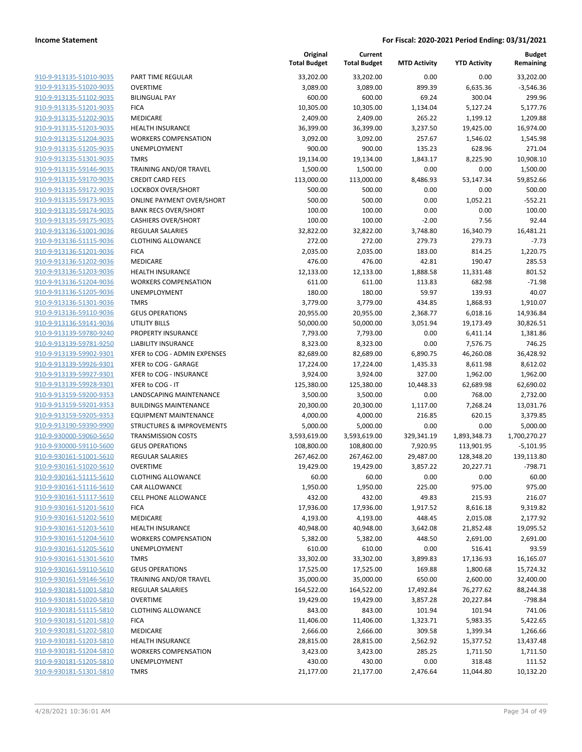**Income Statement** | **For Fiscal: 2020-2021 Period Ending: 03/31/2021**

| | | Original Total Budget | Current Total Budget | MTD Activity | YTD Activity | Budget Remaining |
|---|---|---|---|---|---|---|
| 910-9-913135-51010-9035 | PART TIME REGULAR | 33,202.00 | 33,202.00 | 0.00 | 0.00 | 33,202.00 |
| 910-9-913135-51020-9035 | OVERTIME | 3,089.00 | 3,089.00 | 899.39 | 6,635.36 | -3,546.36 |
| 910-9-913135-51102-9035 | BILINGUAL PAY | 600.00 | 600.00 | 69.24 | 300.04 | 299.96 |
| 910-9-913135-51201-9035 | FICA | 10,305.00 | 10,305.00 | 1,134.04 | 5,127.24 | 5,177.76 |
| 910-9-913135-51202-9035 | MEDICARE | 2,409.00 | 2,409.00 | 265.22 | 1,199.12 | 1,209.88 |
| 910-9-913135-51203-9035 | HEALTH INSURANCE | 36,399.00 | 36,399.00 | 3,237.50 | 19,425.00 | 16,974.00 |
| 910-9-913135-51204-9035 | WORKERS COMPENSATION | 3,092.00 | 3,092.00 | 257.67 | 1,546.02 | 1,545.98 |
| 910-9-913135-51205-9035 | UNEMPLOYMENT | 900.00 | 900.00 | 135.23 | 628.96 | 271.04 |
| 910-9-913135-51301-9035 | TMRS | 19,134.00 | 19,134.00 | 1,843.17 | 8,225.90 | 10,908.10 |
| 910-9-913135-59146-9035 | TRAINING AND/OR TRAVEL | 1,500.00 | 1,500.00 | 0.00 | 0.00 | 1,500.00 |
| 910-9-913135-59170-9035 | CREDIT CARD FEES | 113,000.00 | 113,000.00 | 8,486.93 | 53,147.34 | 59,852.66 |
| 910-9-913135-59172-9035 | LOCKBOX OVER/SHORT | 500.00 | 500.00 | 0.00 | 0.00 | 500.00 |
| 910-9-913135-59173-9035 | ONLINE PAYMENT OVER/SHORT | 500.00 | 500.00 | 0.00 | 1,052.21 | -552.21 |
| 910-9-913135-59174-9035 | BANK RECS OVER/SHORT | 100.00 | 100.00 | 0.00 | 0.00 | 100.00 |
| 910-9-913135-59175-9035 | CASHIERS OVER/SHORT | 100.00 | 100.00 | -2.00 | 7.56 | 92.44 |
| 910-9-913136-51001-9036 | REGULAR SALARIES | 32,822.00 | 32,822.00 | 3,748.80 | 16,340.79 | 16,481.21 |
| 910-9-913136-51115-9036 | CLOTHING ALLOWANCE | 272.00 | 272.00 | 279.73 | 279.73 | -7.73 |
| 910-9-913136-51201-9036 | FICA | 2,035.00 | 2,035.00 | 183.00 | 814.25 | 1,220.75 |
| 910-9-913136-51202-9036 | MEDICARE | 476.00 | 476.00 | 42.81 | 190.47 | 285.53 |
| 910-9-913136-51203-9036 | HEALTH INSURANCE | 12,133.00 | 12,133.00 | 1,888.58 | 11,331.48 | 801.52 |
| 910-9-913136-51204-9036 | WORKERS COMPENSATION | 611.00 | 611.00 | 113.83 | 682.98 | -71.98 |
| 910-9-913136-51205-9036 | UNEMPLOYMENT | 180.00 | 180.00 | 59.97 | 139.93 | 40.07 |
| 910-9-913136-51301-9036 | TMRS | 3,779.00 | 3,779.00 | 434.85 | 1,868.93 | 1,910.07 |
| 910-9-913136-59110-9036 | GEUS OPERATIONS | 20,955.00 | 20,955.00 | 2,368.77 | 6,018.16 | 14,936.84 |
| 910-9-913136-59141-9036 | UTILITY BILLS | 50,000.00 | 50,000.00 | 3,051.94 | 19,173.49 | 30,826.51 |
| 910-9-913139-59780-9240 | PROPERTY INSURANCE | 7,793.00 | 7,793.00 | 0.00 | 6,411.14 | 1,381.86 |
| 910-9-913139-59781-9250 | LIABILITY INSURANCE | 8,323.00 | 8,323.00 | 0.00 | 7,576.75 | 746.25 |
| 910-9-913139-59902-9301 | XFER to COG - ADMIN EXPENSES | 82,689.00 | 82,689.00 | 6,890.75 | 46,260.08 | 36,428.92 |
| 910-9-913139-59926-9301 | XFER to COG - GARAGE | 17,224.00 | 17,224.00 | 1,435.33 | 8,611.98 | 8,612.02 |
| 910-9-913139-59927-9301 | XFER to COG - INSURANCE | 3,924.00 | 3,924.00 | 327.00 | 1,962.00 | 1,962.00 |
| 910-9-913139-59928-9301 | XFER to COG - IT | 125,380.00 | 125,380.00 | 10,448.33 | 62,689.98 | 62,690.02 |
| 910-9-913159-59200-9353 | LANDSCAPING MAINTENANCE | 3,500.00 | 3,500.00 | 0.00 | 768.00 | 2,732.00 |
| 910-9-913159-59201-9353 | BUILDINGS MAINTENANCE | 20,300.00 | 20,300.00 | 1,117.00 | 7,268.24 | 13,031.76 |
| 910-9-913159-59205-9353 | EQUIPMENT MAINTENANCE | 4,000.00 | 4,000.00 | 216.85 | 620.15 | 3,379.85 |
| 910-9-913190-59390-9900 | STRUCTURES & IMPROVEMENTS | 5,000.00 | 5,000.00 | 0.00 | 0.00 | 5,000.00 |
| 910-9-930000-59060-5650 | TRANSMISSION COSTS | 3,593,619.00 | 3,593,619.00 | 329,341.19 | 1,893,348.73 | 1,700,270.27 |
| 910-9-930000-59110-5600 | GEUS OPERATIONS | 108,800.00 | 108,800.00 | 7,920.95 | 113,901.95 | -5,101.95 |
| 910-9-930161-51001-5610 | REGULAR SALARIES | 267,462.00 | 267,462.00 | 29,487.00 | 128,348.20 | 139,113.80 |
| 910-9-930161-51020-5610 | OVERTIME | 19,429.00 | 19,429.00 | 3,857.22 | 20,227.71 | -798.71 |
| 910-9-930161-51115-5610 | CLOTHING ALLOWANCE | 60.00 | 60.00 | 0.00 | 0.00 | 60.00 |
| 910-9-930161-51116-5610 | CAR ALLOWANCE | 1,950.00 | 1,950.00 | 225.00 | 975.00 | 975.00 |
| 910-9-930161-51117-5610 | CELL PHONE ALLOWANCE | 432.00 | 432.00 | 49.83 | 215.93 | 216.07 |
| 910-9-930161-51201-5610 | FICA | 17,936.00 | 17,936.00 | 1,917.52 | 8,616.18 | 9,319.82 |
| 910-9-930161-51202-5610 | MEDICARE | 4,193.00 | 4,193.00 | 448.45 | 2,015.08 | 2,177.92 |
| 910-9-930161-51203-5610 | HEALTH INSURANCE | 40,948.00 | 40,948.00 | 3,642.08 | 21,852.48 | 19,095.52 |
| 910-9-930161-51204-5610 | WORKERS COMPENSATION | 5,382.00 | 5,382.00 | 448.50 | 2,691.00 | 2,691.00 |
| 910-9-930161-51205-5610 | UNEMPLOYMENT | 610.00 | 610.00 | 0.00 | 516.41 | 93.59 |
| 910-9-930161-51301-5610 | TMRS | 33,302.00 | 33,302.00 | 3,899.83 | 17,136.93 | 16,165.07 |
| 910-9-930161-59110-5610 | GEUS OPERATIONS | 17,525.00 | 17,525.00 | 169.88 | 1,800.68 | 15,724.32 |
| 910-9-930161-59146-5610 | TRAINING AND/OR TRAVEL | 35,000.00 | 35,000.00 | 650.00 | 2,600.00 | 32,400.00 |
| 910-9-930181-51001-5810 | REGULAR SALARIES | 164,522.00 | 164,522.00 | 17,492.84 | 76,277.62 | 88,244.38 |
| 910-9-930181-51020-5810 | OVERTIME | 19,429.00 | 19,429.00 | 3,857.28 | 20,227.84 | -798.84 |
| 910-9-930181-51115-5810 | CLOTHING ALLOWANCE | 843.00 | 843.00 | 101.94 | 101.94 | 741.06 |
| 910-9-930181-51201-5810 | FICA | 11,406.00 | 11,406.00 | 1,323.71 | 5,983.35 | 5,422.65 |
| 910-9-930181-51202-5810 | MEDICARE | 2,666.00 | 2,666.00 | 309.58 | 1,399.34 | 1,266.66 |
| 910-9-930181-51203-5810 | HEALTH INSURANCE | 28,815.00 | 28,815.00 | 2,562.92 | 15,377.52 | 13,437.48 |
| 910-9-930181-51204-5810 | WORKERS COMPENSATION | 3,423.00 | 3,423.00 | 285.25 | 1,711.50 | 1,711.50 |
| 910-9-930181-51205-5810 | UNEMPLOYMENT | 430.00 | 430.00 | 0.00 | 318.48 | 111.52 |
| 910-9-930181-51301-5810 | TMRS | 21,177.00 | 21,177.00 | 2,476.64 | 11,044.80 | 10,132.20 |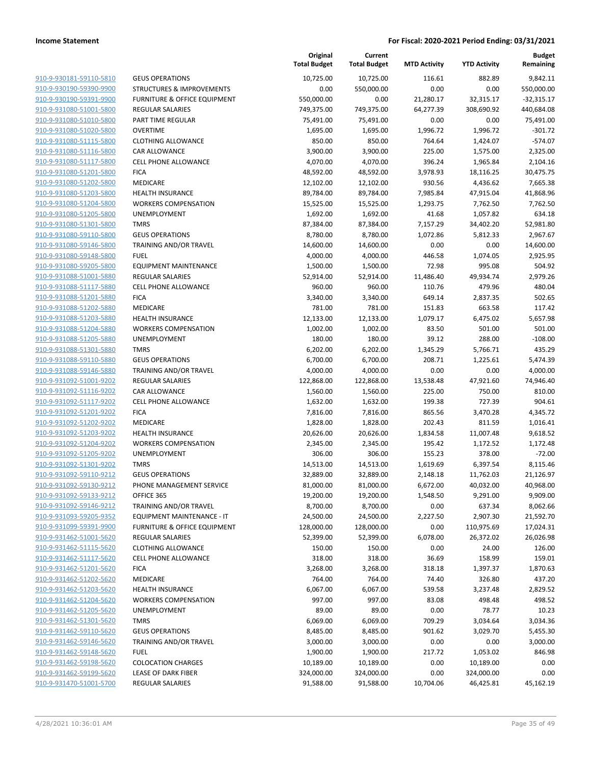**Income Statement** — **For Fiscal: 2020-2021 Period Ending: 03/31/2021**

| | | Original Total Budget | Current Total Budget | MTD Activity | YTD Activity | Budget Remaining |
|---|---|---|---|---|---|---|
| 910-9-930181-59110-5810 | GEUS OPERATIONS | 10,725.00 | 10,725.00 | 116.61 | 882.89 | 9,842.11 |
| 910-9-930190-59390-9900 | STRUCTURES & IMPROVEMENTS | 0.00 | 550,000.00 | 0.00 | 0.00 | 550,000.00 |
| 910-9-930190-59391-9900 | FURNITURE & OFFICE EQUIPMENT | 550,000.00 | 0.00 | 21,280.17 | 32,315.17 | -32,315.17 |
| 910-9-931080-51001-5800 | REGULAR SALARIES | 749,375.00 | 749,375.00 | 64,277.39 | 308,690.92 | 440,684.08 |
| 910-9-931080-51010-5800 | PART TIME REGULAR | 75,491.00 | 75,491.00 | 0.00 | 0.00 | 75,491.00 |
| 910-9-931080-51020-5800 | OVERTIME | 1,695.00 | 1,695.00 | 1,996.72 | 1,996.72 | -301.72 |
| 910-9-931080-51115-5800 | CLOTHING ALLOWANCE | 850.00 | 850.00 | 764.64 | 1,424.07 | -574.07 |
| 910-9-931080-51116-5800 | CAR ALLOWANCE | 3,900.00 | 3,900.00 | 225.00 | 1,575.00 | 2,325.00 |
| 910-9-931080-51117-5800 | CELL PHONE ALLOWANCE | 4,070.00 | 4,070.00 | 396.24 | 1,965.84 | 2,104.16 |
| 910-9-931080-51201-5800 | FICA | 48,592.00 | 48,592.00 | 3,978.93 | 18,116.25 | 30,475.75 |
| 910-9-931080-51202-5800 | MEDICARE | 12,102.00 | 12,102.00 | 930.56 | 4,436.62 | 7,665.38 |
| 910-9-931080-51203-5800 | HEALTH INSURANCE | 89,784.00 | 89,784.00 | 7,985.84 | 47,915.04 | 41,868.96 |
| 910-9-931080-51204-5800 | WORKERS COMPENSATION | 15,525.00 | 15,525.00 | 1,293.75 | 7,762.50 | 7,762.50 |
| 910-9-931080-51205-5800 | UNEMPLOYMENT | 1,692.00 | 1,692.00 | 41.68 | 1,057.82 | 634.18 |
| 910-9-931080-51301-5800 | TMRS | 87,384.00 | 87,384.00 | 7,157.29 | 34,402.20 | 52,981.80 |
| 910-9-931080-59110-5800 | GEUS OPERATIONS | 8,780.00 | 8,780.00 | 1,072.86 | 5,812.33 | 2,967.67 |
| 910-9-931080-59146-5800 | TRAINING AND/OR TRAVEL | 14,600.00 | 14,600.00 | 0.00 | 0.00 | 14,600.00 |
| 910-9-931080-59148-5800 | FUEL | 4,000.00 | 4,000.00 | 446.58 | 1,074.05 | 2,925.95 |
| 910-9-931080-59205-5800 | EQUIPMENT MAINTENANCE | 1,500.00 | 1,500.00 | 72.98 | 995.08 | 504.92 |
| 910-9-931088-51001-5880 | REGULAR SALARIES | 52,914.00 | 52,914.00 | 11,486.40 | 49,934.74 | 2,979.26 |
| 910-9-931088-51117-5880 | CELL PHONE ALLOWANCE | 960.00 | 960.00 | 110.76 | 479.96 | 480.04 |
| 910-9-931088-51201-5880 | FICA | 3,340.00 | 3,340.00 | 649.14 | 2,837.35 | 502.65 |
| 910-9-931088-51202-5880 | MEDICARE | 781.00 | 781.00 | 151.83 | 663.58 | 117.42 |
| 910-9-931088-51203-5880 | HEALTH INSURANCE | 12,133.00 | 12,133.00 | 1,079.17 | 6,475.02 | 5,657.98 |
| 910-9-931088-51204-5880 | WORKERS COMPENSATION | 1,002.00 | 1,002.00 | 83.50 | 501.00 | 501.00 |
| 910-9-931088-51205-5880 | UNEMPLOYMENT | 180.00 | 180.00 | 39.12 | 288.00 | -108.00 |
| 910-9-931088-51301-5880 | TMRS | 6,202.00 | 6,202.00 | 1,345.29 | 5,766.71 | 435.29 |
| 910-9-931088-59110-5880 | GEUS OPERATIONS | 6,700.00 | 6,700.00 | 208.71 | 1,225.61 | 5,474.39 |
| 910-9-931088-59146-5880 | TRAINING AND/OR TRAVEL | 4,000.00 | 4,000.00 | 0.00 | 0.00 | 4,000.00 |
| 910-9-931092-51001-9202 | REGULAR SALARIES | 122,868.00 | 122,868.00 | 13,538.48 | 47,921.60 | 74,946.40 |
| 910-9-931092-51116-9202 | CAR ALLOWANCE | 1,560.00 | 1,560.00 | 225.00 | 750.00 | 810.00 |
| 910-9-931092-51117-9202 | CELL PHONE ALLOWANCE | 1,632.00 | 1,632.00 | 199.38 | 727.39 | 904.61 |
| 910-9-931092-51201-9202 | FICA | 7,816.00 | 7,816.00 | 865.56 | 3,470.28 | 4,345.72 |
| 910-9-931092-51202-9202 | MEDICARE | 1,828.00 | 1,828.00 | 202.43 | 811.59 | 1,016.41 |
| 910-9-931092-51203-9202 | HEALTH INSURANCE | 20,626.00 | 20,626.00 | 1,834.58 | 11,007.48 | 9,618.52 |
| 910-9-931092-51204-9202 | WORKERS COMPENSATION | 2,345.00 | 2,345.00 | 195.42 | 1,172.52 | 1,172.48 |
| 910-9-931092-51205-9202 | UNEMPLOYMENT | 306.00 | 306.00 | 155.23 | 378.00 | -72.00 |
| 910-9-931092-51301-9202 | TMRS | 14,513.00 | 14,513.00 | 1,619.69 | 6,397.54 | 8,115.46 |
| 910-9-931092-59110-9212 | GEUS OPERATIONS | 32,889.00 | 32,889.00 | 2,148.18 | 11,762.03 | 21,126.97 |
| 910-9-931092-59130-9212 | PHONE MANAGEMENT SERVICE | 81,000.00 | 81,000.00 | 6,672.00 | 40,032.00 | 40,968.00 |
| 910-9-931092-59133-9212 | OFFICE 365 | 19,200.00 | 19,200.00 | 1,548.50 | 9,291.00 | 9,909.00 |
| 910-9-931092-59146-9212 | TRAINING AND/OR TRAVEL | 8,700.00 | 8,700.00 | 0.00 | 637.34 | 8,062.66 |
| 910-9-931093-59205-9352 | EQUIPMENT MAINTENANCE - IT | 24,500.00 | 24,500.00 | 2,227.50 | 2,907.30 | 21,592.70 |
| 910-9-931099-59391-9900 | FURNITURE & OFFICE EQUIPMENT | 128,000.00 | 128,000.00 | 0.00 | 110,975.69 | 17,024.31 |
| 910-9-931462-51001-5620 | REGULAR SALARIES | 52,399.00 | 52,399.00 | 6,078.00 | 26,372.02 | 26,026.98 |
| 910-9-931462-51115-5620 | CLOTHING ALLOWANCE | 150.00 | 150.00 | 0.00 | 24.00 | 126.00 |
| 910-9-931462-51117-5620 | CELL PHONE ALLOWANCE | 318.00 | 318.00 | 36.69 | 158.99 | 159.01 |
| 910-9-931462-51201-5620 | FICA | 3,268.00 | 3,268.00 | 318.18 | 1,397.37 | 1,870.63 |
| 910-9-931462-51202-5620 | MEDICARE | 764.00 | 764.00 | 74.40 | 326.80 | 437.20 |
| 910-9-931462-51203-5620 | HEALTH INSURANCE | 6,067.00 | 6,067.00 | 539.58 | 3,237.48 | 2,829.52 |
| 910-9-931462-51204-5620 | WORKERS COMPENSATION | 997.00 | 997.00 | 83.08 | 498.48 | 498.52 |
| 910-9-931462-51205-5620 | UNEMPLOYMENT | 89.00 | 89.00 | 0.00 | 78.77 | 10.23 |
| 910-9-931462-51301-5620 | TMRS | 6,069.00 | 6,069.00 | 709.29 | 3,034.64 | 3,034.36 |
| 910-9-931462-59110-5620 | GEUS OPERATIONS | 8,485.00 | 8,485.00 | 901.62 | 3,029.70 | 5,455.30 |
| 910-9-931462-59146-5620 | TRAINING AND/OR TRAVEL | 3,000.00 | 3,000.00 | 0.00 | 0.00 | 3,000.00 |
| 910-9-931462-59148-5620 | FUEL | 1,900.00 | 1,900.00 | 217.72 | 1,053.02 | 846.98 |
| 910-9-931462-59198-5620 | COLOCATION CHARGES | 10,189.00 | 10,189.00 | 0.00 | 10,189.00 | 0.00 |
| 910-9-931462-59199-5620 | LEASE OF DARK FIBER | 324,000.00 | 324,000.00 | 0.00 | 324,000.00 | 0.00 |
| 910-9-931470-51001-5700 | REGULAR SALARIES | 91,588.00 | 91,588.00 | 10,704.06 | 46,425.81 | 45,162.19 |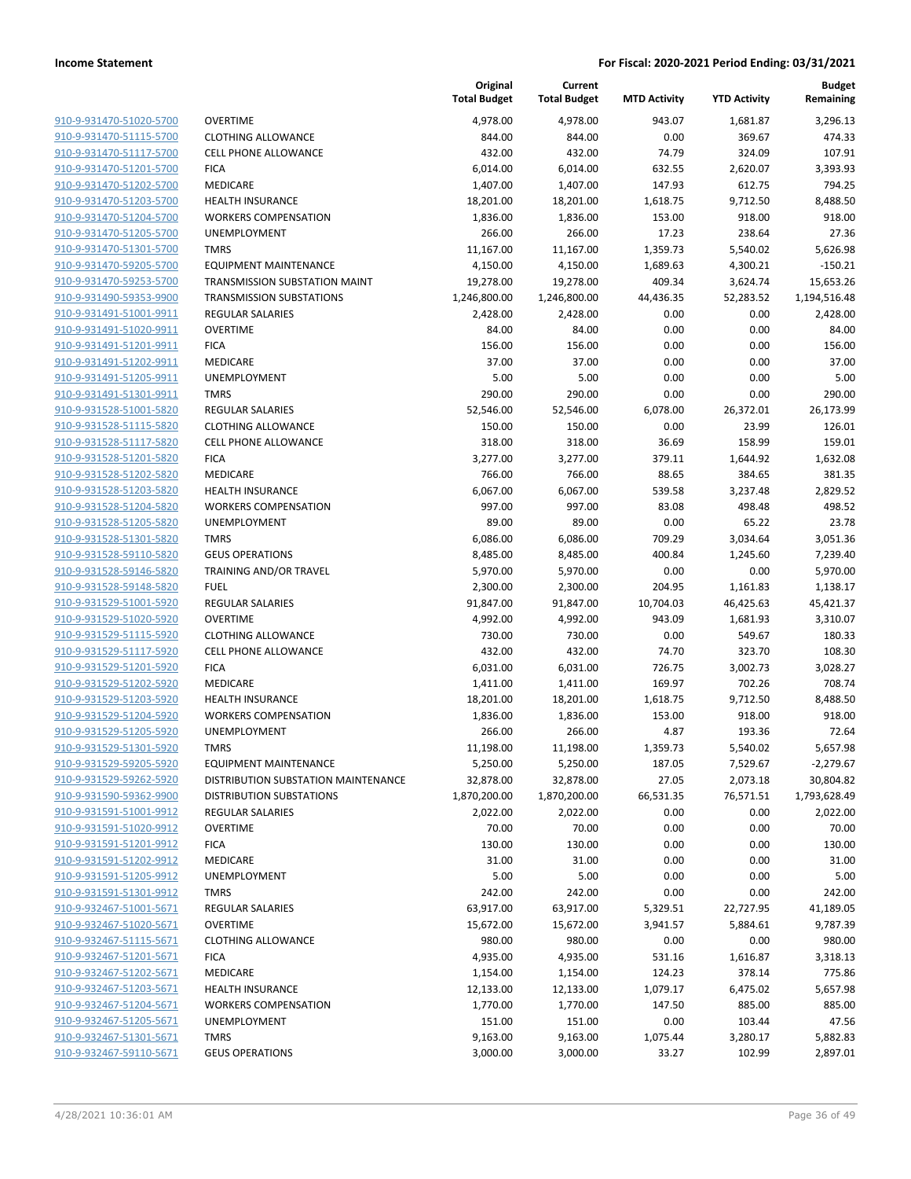**Income Statement** **For Fiscal: 2020-2021 Period Ending: 03/31/2021**

| | | Original Total Budget | Current Total Budget | MTD Activity | YTD Activity | Budget Remaining |
|---|---|---|---|---|---|---|
| 910-9-931470-51020-5700 | OVERTIME | 4,978.00 | 4,978.00 | 943.07 | 1,681.87 | 3,296.13 |
| 910-9-931470-51115-5700 | CLOTHING ALLOWANCE | 844.00 | 844.00 | 0.00 | 369.67 | 474.33 |
| 910-9-931470-51117-5700 | CELL PHONE ALLOWANCE | 432.00 | 432.00 | 74.79 | 324.09 | 107.91 |
| 910-9-931470-51201-5700 | FICA | 6,014.00 | 6,014.00 | 632.55 | 2,620.07 | 3,393.93 |
| 910-9-931470-51202-5700 | MEDICARE | 1,407.00 | 1,407.00 | 147.93 | 612.75 | 794.25 |
| 910-9-931470-51203-5700 | HEALTH INSURANCE | 18,201.00 | 18,201.00 | 1,618.75 | 9,712.50 | 8,488.50 |
| 910-9-931470-51204-5700 | WORKERS COMPENSATION | 1,836.00 | 1,836.00 | 153.00 | 918.00 | 918.00 |
| 910-9-931470-51205-5700 | UNEMPLOYMENT | 266.00 | 266.00 | 17.23 | 238.64 | 27.36 |
| 910-9-931470-51301-5700 | TMRS | 11,167.00 | 11,167.00 | 1,359.73 | 5,540.02 | 5,626.98 |
| 910-9-931470-59205-5700 | EQUIPMENT MAINTENANCE | 4,150.00 | 4,150.00 | 1,689.63 | 4,300.21 | -150.21 |
| 910-9-931470-59253-5700 | TRANSMISSION SUBSTATION MAINT | 19,278.00 | 19,278.00 | 409.34 | 3,624.74 | 15,653.26 |
| 910-9-931490-59353-9900 | TRANSMISSION SUBSTATIONS | 1,246,800.00 | 1,246,800.00 | 44,436.35 | 52,283.52 | 1,194,516.48 |
| 910-9-931491-51001-9911 | REGULAR SALARIES | 2,428.00 | 2,428.00 | 0.00 | 0.00 | 2,428.00 |
| 910-9-931491-51020-9911 | OVERTIME | 84.00 | 84.00 | 0.00 | 0.00 | 84.00 |
| 910-9-931491-51201-9911 | FICA | 156.00 | 156.00 | 0.00 | 0.00 | 156.00 |
| 910-9-931491-51202-9911 | MEDICARE | 37.00 | 37.00 | 0.00 | 0.00 | 37.00 |
| 910-9-931491-51205-9911 | UNEMPLOYMENT | 5.00 | 5.00 | 0.00 | 0.00 | 5.00 |
| 910-9-931491-51301-9911 | TMRS | 290.00 | 290.00 | 0.00 | 0.00 | 290.00 |
| 910-9-931528-51001-5820 | REGULAR SALARIES | 52,546.00 | 52,546.00 | 6,078.00 | 26,372.01 | 26,173.99 |
| 910-9-931528-51115-5820 | CLOTHING ALLOWANCE | 150.00 | 150.00 | 0.00 | 23.99 | 126.01 |
| 910-9-931528-51117-5820 | CELL PHONE ALLOWANCE | 318.00 | 318.00 | 36.69 | 158.99 | 159.01 |
| 910-9-931528-51201-5820 | FICA | 3,277.00 | 3,277.00 | 379.11 | 1,644.92 | 1,632.08 |
| 910-9-931528-51202-5820 | MEDICARE | 766.00 | 766.00 | 88.65 | 384.65 | 381.35 |
| 910-9-931528-51203-5820 | HEALTH INSURANCE | 6,067.00 | 6,067.00 | 539.58 | 3,237.48 | 2,829.52 |
| 910-9-931528-51204-5820 | WORKERS COMPENSATION | 997.00 | 997.00 | 83.08 | 498.48 | 498.52 |
| 910-9-931528-51205-5820 | UNEMPLOYMENT | 89.00 | 89.00 | 0.00 | 65.22 | 23.78 |
| 910-9-931528-51301-5820 | TMRS | 6,086.00 | 6,086.00 | 709.29 | 3,034.64 | 3,051.36 |
| 910-9-931528-59110-5820 | GEUS OPERATIONS | 8,485.00 | 8,485.00 | 400.84 | 1,245.60 | 7,239.40 |
| 910-9-931528-59146-5820 | TRAINING AND/OR TRAVEL | 5,970.00 | 5,970.00 | 0.00 | 0.00 | 5,970.00 |
| 910-9-931528-59148-5820 | FUEL | 2,300.00 | 2,300.00 | 204.95 | 1,161.83 | 1,138.17 |
| 910-9-931529-51001-5920 | REGULAR SALARIES | 91,847.00 | 91,847.00 | 10,704.03 | 46,425.63 | 45,421.37 |
| 910-9-931529-51020-5920 | OVERTIME | 4,992.00 | 4,992.00 | 943.09 | 1,681.93 | 3,310.07 |
| 910-9-931529-51115-5920 | CLOTHING ALLOWANCE | 730.00 | 730.00 | 0.00 | 549.67 | 180.33 |
| 910-9-931529-51117-5920 | CELL PHONE ALLOWANCE | 432.00 | 432.00 | 74.70 | 323.70 | 108.30 |
| 910-9-931529-51201-5920 | FICA | 6,031.00 | 6,031.00 | 726.75 | 3,002.73 | 3,028.27 |
| 910-9-931529-51202-5920 | MEDICARE | 1,411.00 | 1,411.00 | 169.97 | 702.26 | 708.74 |
| 910-9-931529-51203-5920 | HEALTH INSURANCE | 18,201.00 | 18,201.00 | 1,618.75 | 9,712.50 | 8,488.50 |
| 910-9-931529-51204-5920 | WORKERS COMPENSATION | 1,836.00 | 1,836.00 | 153.00 | 918.00 | 918.00 |
| 910-9-931529-51205-5920 | UNEMPLOYMENT | 266.00 | 266.00 | 4.87 | 193.36 | 72.64 |
| 910-9-931529-51301-5920 | TMRS | 11,198.00 | 11,198.00 | 1,359.73 | 5,540.02 | 5,657.98 |
| 910-9-931529-59205-5920 | EQUIPMENT MAINTENANCE | 5,250.00 | 5,250.00 | 187.05 | 7,529.67 | -2,279.67 |
| 910-9-931529-59262-5920 | DISTRIBUTION SUBSTATION MAINTENANCE | 32,878.00 | 32,878.00 | 27.05 | 2,073.18 | 30,804.82 |
| 910-9-931590-59362-9900 | DISTRIBUTION SUBSTATIONS | 1,870,200.00 | 1,870,200.00 | 66,531.35 | 76,571.51 | 1,793,628.49 |
| 910-9-931591-51001-9912 | REGULAR SALARIES | 2,022.00 | 2,022.00 | 0.00 | 0.00 | 2,022.00 |
| 910-9-931591-51020-9912 | OVERTIME | 70.00 | 70.00 | 0.00 | 0.00 | 70.00 |
| 910-9-931591-51201-9912 | FICA | 130.00 | 130.00 | 0.00 | 0.00 | 130.00 |
| 910-9-931591-51202-9912 | MEDICARE | 31.00 | 31.00 | 0.00 | 0.00 | 31.00 |
| 910-9-931591-51205-9912 | UNEMPLOYMENT | 5.00 | 5.00 | 0.00 | 0.00 | 5.00 |
| 910-9-931591-51301-9912 | TMRS | 242.00 | 242.00 | 0.00 | 0.00 | 242.00 |
| 910-9-932467-51001-5671 | REGULAR SALARIES | 63,917.00 | 63,917.00 | 5,329.51 | 22,727.95 | 41,189.05 |
| 910-9-932467-51020-5671 | OVERTIME | 15,672.00 | 15,672.00 | 3,941.57 | 5,884.61 | 9,787.39 |
| 910-9-932467-51115-5671 | CLOTHING ALLOWANCE | 980.00 | 980.00 | 0.00 | 0.00 | 980.00 |
| 910-9-932467-51201-5671 | FICA | 4,935.00 | 4,935.00 | 531.16 | 1,616.87 | 3,318.13 |
| 910-9-932467-51202-5671 | MEDICARE | 1,154.00 | 1,154.00 | 124.23 | 378.14 | 775.86 |
| 910-9-932467-51203-5671 | HEALTH INSURANCE | 12,133.00 | 12,133.00 | 1,079.17 | 6,475.02 | 5,657.98 |
| 910-9-932467-51204-5671 | WORKERS COMPENSATION | 1,770.00 | 1,770.00 | 147.50 | 885.00 | 885.00 |
| 910-9-932467-51205-5671 | UNEMPLOYMENT | 151.00 | 151.00 | 0.00 | 103.44 | 47.56 |
| 910-9-932467-51301-5671 | TMRS | 9,163.00 | 9,163.00 | 1,075.44 | 3,280.17 | 5,882.83 |
| 910-9-932467-59110-5671 | GEUS OPERATIONS | 3,000.00 | 3,000.00 | 33.27 | 102.99 | 2,897.01 |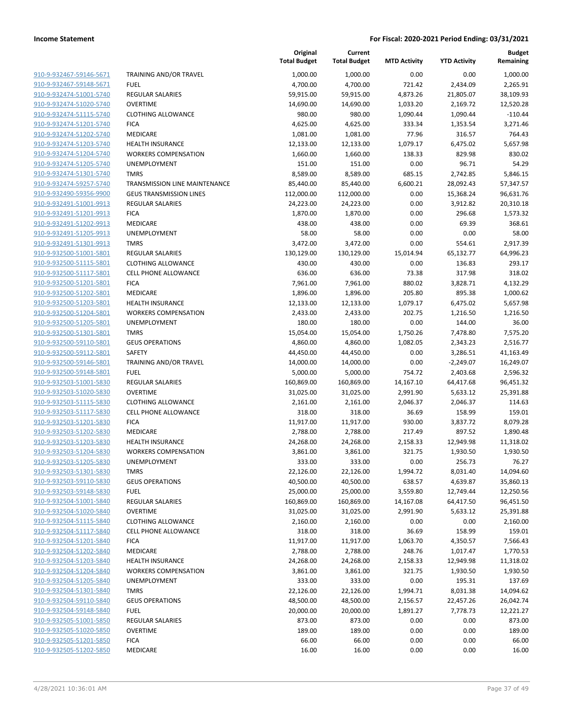**Income Statement** **For Fiscal: 2020-2021 Period Ending: 03/31/2021**

| | | Original Total Budget | Current Total Budget | MTD Activity | YTD Activity | Budget Remaining |
|---|---|---|---|---|---|---|
| 910-9-932467-59146-5671 | TRAINING AND/OR TRAVEL | 1,000.00 | 1,000.00 | 0.00 | 0.00 | 1,000.00 |
| 910-9-932467-59148-5671 | FUEL | 4,700.00 | 4,700.00 | 721.42 | 2,434.09 | 2,265.91 |
| 910-9-932474-51001-5740 | REGULAR SALARIES | 59,915.00 | 59,915.00 | 4,873.26 | 21,805.07 | 38,109.93 |
| 910-9-932474-51020-5740 | OVERTIME | 14,690.00 | 14,690.00 | 1,033.20 | 2,169.72 | 12,520.28 |
| 910-9-932474-51115-5740 | CLOTHING ALLOWANCE | 980.00 | 980.00 | 1,090.44 | 1,090.44 | -110.44 |
| 910-9-932474-51201-5740 | FICA | 4,625.00 | 4,625.00 | 333.34 | 1,353.54 | 3,271.46 |
| 910-9-932474-51202-5740 | MEDICARE | 1,081.00 | 1,081.00 | 77.96 | 316.57 | 764.43 |
| 910-9-932474-51203-5740 | HEALTH INSURANCE | 12,133.00 | 12,133.00 | 1,079.17 | 6,475.02 | 5,657.98 |
| 910-9-932474-51204-5740 | WORKERS COMPENSATION | 1,660.00 | 1,660.00 | 138.33 | 829.98 | 830.02 |
| 910-9-932474-51205-5740 | UNEMPLOYMENT | 151.00 | 151.00 | 0.00 | 96.71 | 54.29 |
| 910-9-932474-51301-5740 | TMRS | 8,589.00 | 8,589.00 | 685.15 | 2,742.85 | 5,846.15 |
| 910-9-932474-59257-5740 | TRANSMISSION LINE MAINTENANCE | 85,440.00 | 85,440.00 | 6,600.21 | 28,092.43 | 57,347.57 |
| 910-9-932490-59356-9900 | GEUS TRANSMISSION LINES | 112,000.00 | 112,000.00 | 0.00 | 15,368.24 | 96,631.76 |
| 910-9-932491-51001-9913 | REGULAR SALARIES | 24,223.00 | 24,223.00 | 0.00 | 3,912.82 | 20,310.18 |
| 910-9-932491-51201-9913 | FICA | 1,870.00 | 1,870.00 | 0.00 | 296.68 | 1,573.32 |
| 910-9-932491-51202-9913 | MEDICARE | 438.00 | 438.00 | 0.00 | 69.39 | 368.61 |
| 910-9-932491-51205-9913 | UNEMPLOYMENT | 58.00 | 58.00 | 0.00 | 0.00 | 58.00 |
| 910-9-932491-51301-9913 | TMRS | 3,472.00 | 3,472.00 | 0.00 | 554.61 | 2,917.39 |
| 910-9-932500-51001-5801 | REGULAR SALARIES | 130,129.00 | 130,129.00 | 15,014.94 | 65,132.77 | 64,996.23 |
| 910-9-932500-51115-5801 | CLOTHING ALLOWANCE | 430.00 | 430.00 | 0.00 | 136.83 | 293.17 |
| 910-9-932500-51117-5801 | CELL PHONE ALLOWANCE | 636.00 | 636.00 | 73.38 | 317.98 | 318.02 |
| 910-9-932500-51201-5801 | FICA | 7,961.00 | 7,961.00 | 880.02 | 3,828.71 | 4,132.29 |
| 910-9-932500-51202-5801 | MEDICARE | 1,896.00 | 1,896.00 | 205.80 | 895.38 | 1,000.62 |
| 910-9-932500-51203-5801 | HEALTH INSURANCE | 12,133.00 | 12,133.00 | 1,079.17 | 6,475.02 | 5,657.98 |
| 910-9-932500-51204-5801 | WORKERS COMPENSATION | 2,433.00 | 2,433.00 | 202.75 | 1,216.50 | 1,216.50 |
| 910-9-932500-51205-5801 | UNEMPLOYMENT | 180.00 | 180.00 | 0.00 | 144.00 | 36.00 |
| 910-9-932500-51301-5801 | TMRS | 15,054.00 | 15,054.00 | 1,750.26 | 7,478.80 | 7,575.20 |
| 910-9-932500-59110-5801 | GEUS OPERATIONS | 4,860.00 | 4,860.00 | 1,082.05 | 2,343.23 | 2,516.77 |
| 910-9-932500-59112-5801 | SAFETY | 44,450.00 | 44,450.00 | 0.00 | 3,286.51 | 41,163.49 |
| 910-9-932500-59146-5801 | TRAINING AND/OR TRAVEL | 14,000.00 | 14,000.00 | 0.00 | -2,249.07 | 16,249.07 |
| 910-9-932500-59148-5801 | FUEL | 5,000.00 | 5,000.00 | 754.72 | 2,403.68 | 2,596.32 |
| 910-9-932503-51001-5830 | REGULAR SALARIES | 160,869.00 | 160,869.00 | 14,167.10 | 64,417.68 | 96,451.32 |
| 910-9-932503-51020-5830 | OVERTIME | 31,025.00 | 31,025.00 | 2,991.90 | 5,633.12 | 25,391.88 |
| 910-9-932503-51115-5830 | CLOTHING ALLOWANCE | 2,161.00 | 2,161.00 | 2,046.37 | 2,046.37 | 114.63 |
| 910-9-932503-51117-5830 | CELL PHONE ALLOWANCE | 318.00 | 318.00 | 36.69 | 158.99 | 159.01 |
| 910-9-932503-51201-5830 | FICA | 11,917.00 | 11,917.00 | 930.00 | 3,837.72 | 8,079.28 |
| 910-9-932503-51202-5830 | MEDICARE | 2,788.00 | 2,788.00 | 217.49 | 897.52 | 1,890.48 |
| 910-9-932503-51203-5830 | HEALTH INSURANCE | 24,268.00 | 24,268.00 | 2,158.33 | 12,949.98 | 11,318.02 |
| 910-9-932503-51204-5830 | WORKERS COMPENSATION | 3,861.00 | 3,861.00 | 321.75 | 1,930.50 | 1,930.50 |
| 910-9-932503-51205-5830 | UNEMPLOYMENT | 333.00 | 333.00 | 0.00 | 256.73 | 76.27 |
| 910-9-932503-51301-5830 | TMRS | 22,126.00 | 22,126.00 | 1,994.72 | 8,031.40 | 14,094.60 |
| 910-9-932503-59110-5830 | GEUS OPERATIONS | 40,500.00 | 40,500.00 | 638.57 | 4,639.87 | 35,860.13 |
| 910-9-932503-59148-5830 | FUEL | 25,000.00 | 25,000.00 | 3,559.80 | 12,749.44 | 12,250.56 |
| 910-9-932504-51001-5840 | REGULAR SALARIES | 160,869.00 | 160,869.00 | 14,167.08 | 64,417.50 | 96,451.50 |
| 910-9-932504-51020-5840 | OVERTIME | 31,025.00 | 31,025.00 | 2,991.90 | 5,633.12 | 25,391.88 |
| 910-9-932504-51115-5840 | CLOTHING ALLOWANCE | 2,160.00 | 2,160.00 | 0.00 | 0.00 | 2,160.00 |
| 910-9-932504-51117-5840 | CELL PHONE ALLOWANCE | 318.00 | 318.00 | 36.69 | 158.99 | 159.01 |
| 910-9-932504-51201-5840 | FICA | 11,917.00 | 11,917.00 | 1,063.70 | 4,350.57 | 7,566.43 |
| 910-9-932504-51202-5840 | MEDICARE | 2,788.00 | 2,788.00 | 248.76 | 1,017.47 | 1,770.53 |
| 910-9-932504-51203-5840 | HEALTH INSURANCE | 24,268.00 | 24,268.00 | 2,158.33 | 12,949.98 | 11,318.02 |
| 910-9-932504-51204-5840 | WORKERS COMPENSATION | 3,861.00 | 3,861.00 | 321.75 | 1,930.50 | 1,930.50 |
| 910-9-932504-51205-5840 | UNEMPLOYMENT | 333.00 | 333.00 | 0.00 | 195.31 | 137.69 |
| 910-9-932504-51301-5840 | TMRS | 22,126.00 | 22,126.00 | 1,994.71 | 8,031.38 | 14,094.62 |
| 910-9-932504-59110-5840 | GEUS OPERATIONS | 48,500.00 | 48,500.00 | 2,156.57 | 22,457.26 | 26,042.74 |
| 910-9-932504-59148-5840 | FUEL | 20,000.00 | 20,000.00 | 1,891.27 | 7,778.73 | 12,221.27 |
| 910-9-932505-51001-5850 | REGULAR SALARIES | 873.00 | 873.00 | 0.00 | 0.00 | 873.00 |
| 910-9-932505-51020-5850 | OVERTIME | 189.00 | 189.00 | 0.00 | 0.00 | 189.00 |
| 910-9-932505-51201-5850 | FICA | 66.00 | 66.00 | 0.00 | 0.00 | 66.00 |
| 910-9-932505-51202-5850 | MEDICARE | 16.00 | 16.00 | 0.00 | 0.00 | 16.00 |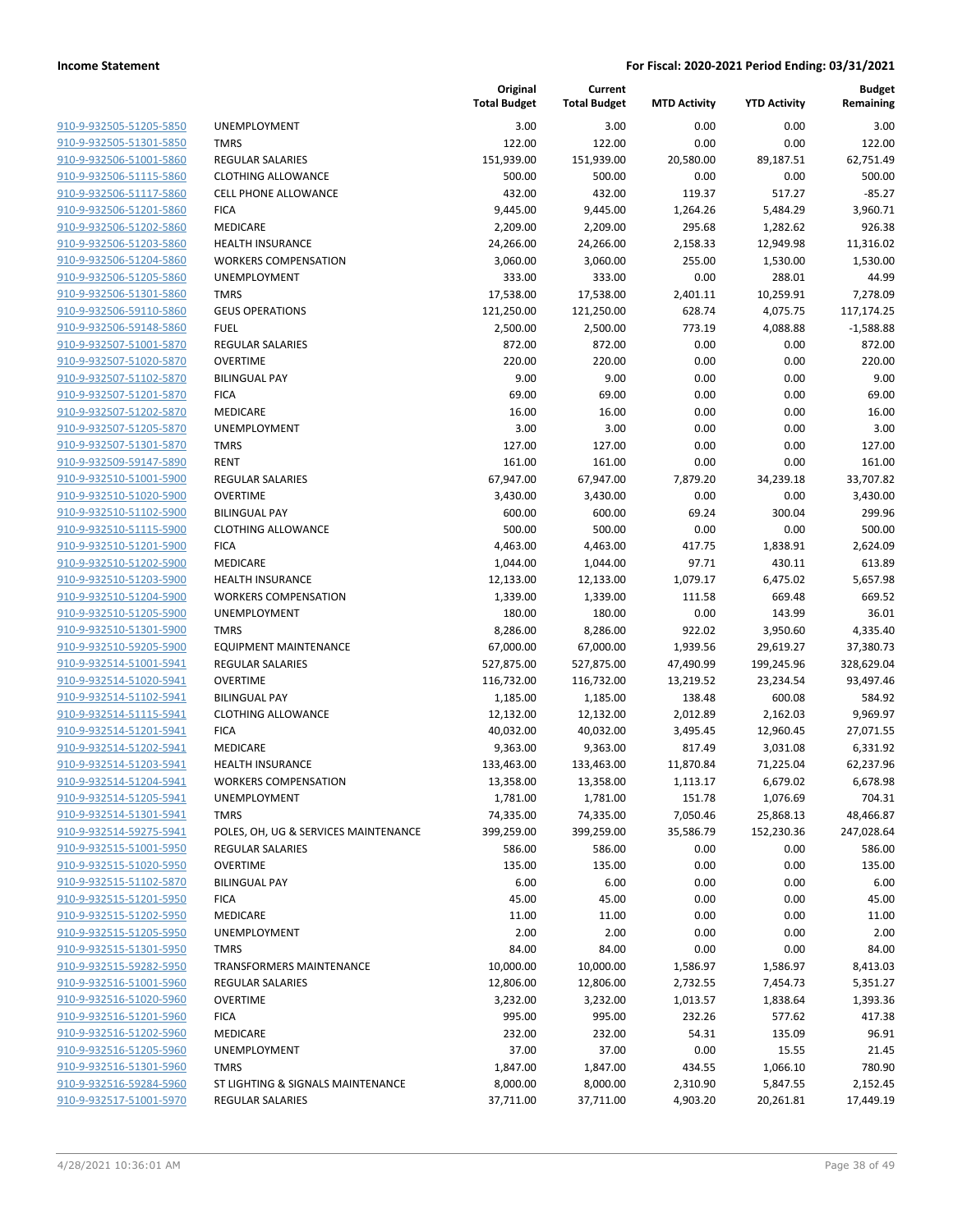**Income Statement** | **For Fiscal: 2020-2021 Period Ending: 03/31/2021**

| | | Original Total Budget | Current Total Budget | MTD Activity | YTD Activity | Budget Remaining |
|---|---|---|---|---|---|---|
| 910-9-932505-51205-5850 | UNEMPLOYMENT | 3.00 | 3.00 | 0.00 | 0.00 | 3.00 |
| 910-9-932505-51301-5850 | TMRS | 122.00 | 122.00 | 0.00 | 0.00 | 122.00 |
| 910-9-932506-51001-5860 | REGULAR SALARIES | 151,939.00 | 151,939.00 | 20,580.00 | 89,187.51 | 62,751.49 |
| 910-9-932506-51115-5860 | CLOTHING ALLOWANCE | 500.00 | 500.00 | 0.00 | 0.00 | 500.00 |
| 910-9-932506-51117-5860 | CELL PHONE ALLOWANCE | 432.00 | 432.00 | 119.37 | 517.27 | -85.27 |
| 910-9-932506-51201-5860 | FICA | 9,445.00 | 9,445.00 | 1,264.26 | 5,484.29 | 3,960.71 |
| 910-9-932506-51202-5860 | MEDICARE | 2,209.00 | 2,209.00 | 295.68 | 1,282.62 | 926.38 |
| 910-9-932506-51203-5860 | HEALTH INSURANCE | 24,266.00 | 24,266.00 | 2,158.33 | 12,949.98 | 11,316.02 |
| 910-9-932506-51204-5860 | WORKERS COMPENSATION | 3,060.00 | 3,060.00 | 255.00 | 1,530.00 | 1,530.00 |
| 910-9-932506-51205-5860 | UNEMPLOYMENT | 333.00 | 333.00 | 0.00 | 288.01 | 44.99 |
| 910-9-932506-51301-5860 | TMRS | 17,538.00 | 17,538.00 | 2,401.11 | 10,259.91 | 7,278.09 |
| 910-9-932506-59110-5860 | GEUS OPERATIONS | 121,250.00 | 121,250.00 | 628.74 | 4,075.75 | 117,174.25 |
| 910-9-932506-59148-5860 | FUEL | 2,500.00 | 2,500.00 | 773.19 | 4,088.88 | -1,588.88 |
| 910-9-932507-51001-5870 | REGULAR SALARIES | 872.00 | 872.00 | 0.00 | 0.00 | 872.00 |
| 910-9-932507-51020-5870 | OVERTIME | 220.00 | 220.00 | 0.00 | 0.00 | 220.00 |
| 910-9-932507-51102-5870 | BILINGUAL PAY | 9.00 | 9.00 | 0.00 | 0.00 | 9.00 |
| 910-9-932507-51201-5870 | FICA | 69.00 | 69.00 | 0.00 | 0.00 | 69.00 |
| 910-9-932507-51202-5870 | MEDICARE | 16.00 | 16.00 | 0.00 | 0.00 | 16.00 |
| 910-9-932507-51205-5870 | UNEMPLOYMENT | 3.00 | 3.00 | 0.00 | 0.00 | 3.00 |
| 910-9-932507-51301-5870 | TMRS | 127.00 | 127.00 | 0.00 | 0.00 | 127.00 |
| 910-9-932509-59147-5890 | RENT | 161.00 | 161.00 | 0.00 | 0.00 | 161.00 |
| 910-9-932510-51001-5900 | REGULAR SALARIES | 67,947.00 | 67,947.00 | 7,879.20 | 34,239.18 | 33,707.82 |
| 910-9-932510-51020-5900 | OVERTIME | 3,430.00 | 3,430.00 | 0.00 | 0.00 | 3,430.00 |
| 910-9-932510-51102-5900 | BILINGUAL PAY | 600.00 | 600.00 | 69.24 | 300.04 | 299.96 |
| 910-9-932510-51115-5900 | CLOTHING ALLOWANCE | 500.00 | 500.00 | 0.00 | 0.00 | 500.00 |
| 910-9-932510-51201-5900 | FICA | 4,463.00 | 4,463.00 | 417.75 | 1,838.91 | 2,624.09 |
| 910-9-932510-51202-5900 | MEDICARE | 1,044.00 | 1,044.00 | 97.71 | 430.11 | 613.89 |
| 910-9-932510-51203-5900 | HEALTH INSURANCE | 12,133.00 | 12,133.00 | 1,079.17 | 6,475.02 | 5,657.98 |
| 910-9-932510-51204-5900 | WORKERS COMPENSATION | 1,339.00 | 1,339.00 | 111.58 | 669.48 | 669.52 |
| 910-9-932510-51205-5900 | UNEMPLOYMENT | 180.00 | 180.00 | 0.00 | 143.99 | 36.01 |
| 910-9-932510-51301-5900 | TMRS | 8,286.00 | 8,286.00 | 922.02 | 3,950.60 | 4,335.40 |
| 910-9-932510-59205-5900 | EQUIPMENT MAINTENANCE | 67,000.00 | 67,000.00 | 1,939.56 | 29,619.27 | 37,380.73 |
| 910-9-932514-51001-5941 | REGULAR SALARIES | 527,875.00 | 527,875.00 | 47,490.99 | 199,245.96 | 328,629.04 |
| 910-9-932514-51020-5941 | OVERTIME | 116,732.00 | 116,732.00 | 13,219.52 | 23,234.54 | 93,497.46 |
| 910-9-932514-51102-5941 | BILINGUAL PAY | 1,185.00 | 1,185.00 | 138.48 | 600.08 | 584.92 |
| 910-9-932514-51115-5941 | CLOTHING ALLOWANCE | 12,132.00 | 12,132.00 | 2,012.89 | 2,162.03 | 9,969.97 |
| 910-9-932514-51201-5941 | FICA | 40,032.00 | 40,032.00 | 3,495.45 | 12,960.45 | 27,071.55 |
| 910-9-932514-51202-5941 | MEDICARE | 9,363.00 | 9,363.00 | 817.49 | 3,031.08 | 6,331.92 |
| 910-9-932514-51203-5941 | HEALTH INSURANCE | 133,463.00 | 133,463.00 | 11,870.84 | 71,225.04 | 62,237.96 |
| 910-9-932514-51204-5941 | WORKERS COMPENSATION | 13,358.00 | 13,358.00 | 1,113.17 | 6,679.02 | 6,678.98 |
| 910-9-932514-51205-5941 | UNEMPLOYMENT | 1,781.00 | 1,781.00 | 151.78 | 1,076.69 | 704.31 |
| 910-9-932514-51301-5941 | TMRS | 74,335.00 | 74,335.00 | 7,050.46 | 25,868.13 | 48,466.87 |
| 910-9-932514-59275-5941 | POLES, OH, UG & SERVICES MAINTENANCE | 399,259.00 | 399,259.00 | 35,586.79 | 152,230.36 | 247,028.64 |
| 910-9-932515-51001-5950 | REGULAR SALARIES | 586.00 | 586.00 | 0.00 | 0.00 | 586.00 |
| 910-9-932515-51020-5950 | OVERTIME | 135.00 | 135.00 | 0.00 | 0.00 | 135.00 |
| 910-9-932515-51102-5870 | BILINGUAL PAY | 6.00 | 6.00 | 0.00 | 0.00 | 6.00 |
| 910-9-932515-51201-5950 | FICA | 45.00 | 45.00 | 0.00 | 0.00 | 45.00 |
| 910-9-932515-51202-5950 | MEDICARE | 11.00 | 11.00 | 0.00 | 0.00 | 11.00 |
| 910-9-932515-51205-5950 | UNEMPLOYMENT | 2.00 | 2.00 | 0.00 | 0.00 | 2.00 |
| 910-9-932515-51301-5950 | TMRS | 84.00 | 84.00 | 0.00 | 0.00 | 84.00 |
| 910-9-932515-59282-5950 | TRANSFORMERS MAINTENANCE | 10,000.00 | 10,000.00 | 1,586.97 | 1,586.97 | 8,413.03 |
| 910-9-932516-51001-5960 | REGULAR SALARIES | 12,806.00 | 12,806.00 | 2,732.55 | 7,454.73 | 5,351.27 |
| 910-9-932516-51020-5960 | OVERTIME | 3,232.00 | 3,232.00 | 1,013.57 | 1,838.64 | 1,393.36 |
| 910-9-932516-51201-5960 | FICA | 995.00 | 995.00 | 232.26 | 577.62 | 417.38 |
| 910-9-932516-51202-5960 | MEDICARE | 232.00 | 232.00 | 54.31 | 135.09 | 96.91 |
| 910-9-932516-51205-5960 | UNEMPLOYMENT | 37.00 | 37.00 | 0.00 | 15.55 | 21.45 |
| 910-9-932516-51301-5960 | TMRS | 1,847.00 | 1,847.00 | 434.55 | 1,066.10 | 780.90 |
| 910-9-932516-59284-5960 | ST LIGHTING & SIGNALS MAINTENANCE | 8,000.00 | 8,000.00 | 2,310.90 | 5,847.55 | 2,152.45 |
| 910-9-932517-51001-5970 | REGULAR SALARIES | 37,711.00 | 37,711.00 | 4,903.20 | 20,261.81 | 17,449.19 |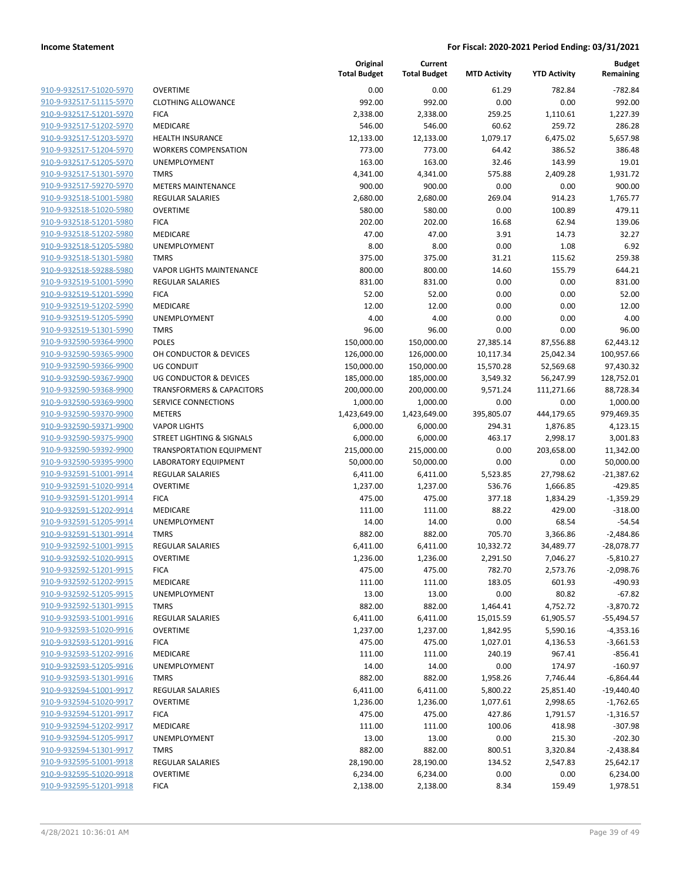**Income Statement** | **For Fiscal: 2020-2021 Period Ending: 03/31/2021**

| | | Original Total Budget | Current Total Budget | MTD Activity | YTD Activity | Budget Remaining |
|---|---|---|---|---|---|---|
| 910-9-932517-51020-5970 | OVERTIME | 0.00 | 0.00 | 61.29 | 782.84 | -782.84 |
| 910-9-932517-51115-5970 | CLOTHING ALLOWANCE | 992.00 | 992.00 | 0.00 | 0.00 | 992.00 |
| 910-9-932517-51201-5970 | FICA | 2,338.00 | 2,338.00 | 259.25 | 1,110.61 | 1,227.39 |
| 910-9-932517-51202-5970 | MEDICARE | 546.00 | 546.00 | 60.62 | 259.72 | 286.28 |
| 910-9-932517-51203-5970 | HEALTH INSURANCE | 12,133.00 | 12,133.00 | 1,079.17 | 6,475.02 | 5,657.98 |
| 910-9-932517-51204-5970 | WORKERS COMPENSATION | 773.00 | 773.00 | 64.42 | 386.52 | 386.48 |
| 910-9-932517-51205-5970 | UNEMPLOYMENT | 163.00 | 163.00 | 32.46 | 143.99 | 19.01 |
| 910-9-932517-51301-5970 | TMRS | 4,341.00 | 4,341.00 | 575.88 | 2,409.28 | 1,931.72 |
| 910-9-932517-59270-5970 | METERS MAINTENANCE | 900.00 | 900.00 | 0.00 | 0.00 | 900.00 |
| 910-9-932518-51001-5980 | REGULAR SALARIES | 2,680.00 | 2,680.00 | 269.04 | 914.23 | 1,765.77 |
| 910-9-932518-51020-5980 | OVERTIME | 580.00 | 580.00 | 0.00 | 100.89 | 479.11 |
| 910-9-932518-51201-5980 | FICA | 202.00 | 202.00 | 16.68 | 62.94 | 139.06 |
| 910-9-932518-51202-5980 | MEDICARE | 47.00 | 47.00 | 3.91 | 14.73 | 32.27 |
| 910-9-932518-51205-5980 | UNEMPLOYMENT | 8.00 | 8.00 | 0.00 | 1.08 | 6.92 |
| 910-9-932518-51301-5980 | TMRS | 375.00 | 375.00 | 31.21 | 115.62 | 259.38 |
| 910-9-932518-59288-5980 | VAPOR LIGHTS MAINTENANCE | 800.00 | 800.00 | 14.60 | 155.79 | 644.21 |
| 910-9-932519-51001-5990 | REGULAR SALARIES | 831.00 | 831.00 | 0.00 | 0.00 | 831.00 |
| 910-9-932519-51201-5990 | FICA | 52.00 | 52.00 | 0.00 | 0.00 | 52.00 |
| 910-9-932519-51202-5990 | MEDICARE | 12.00 | 12.00 | 0.00 | 0.00 | 12.00 |
| 910-9-932519-51205-5990 | UNEMPLOYMENT | 4.00 | 4.00 | 0.00 | 0.00 | 4.00 |
| 910-9-932519-51301-5990 | TMRS | 96.00 | 96.00 | 0.00 | 0.00 | 96.00 |
| 910-9-932590-59364-9900 | POLES | 150,000.00 | 150,000.00 | 27,385.14 | 87,556.88 | 62,443.12 |
| 910-9-932590-59365-9900 | OH CONDUCTOR & DEVICES | 126,000.00 | 126,000.00 | 10,117.34 | 25,042.34 | 100,957.66 |
| 910-9-932590-59366-9900 | UG CONDUIT | 150,000.00 | 150,000.00 | 15,570.28 | 52,569.68 | 97,430.32 |
| 910-9-932590-59367-9900 | UG CONDUCTOR & DEVICES | 185,000.00 | 185,000.00 | 3,549.32 | 56,247.99 | 128,752.01 |
| 910-9-932590-59368-9900 | TRANSFORMERS & CAPACITORS | 200,000.00 | 200,000.00 | 9,571.24 | 111,271.66 | 88,728.34 |
| 910-9-932590-59369-9900 | SERVICE CONNECTIONS | 1,000.00 | 1,000.00 | 0.00 | 0.00 | 1,000.00 |
| 910-9-932590-59370-9900 | METERS | 1,423,649.00 | 1,423,649.00 | 395,805.07 | 444,179.65 | 979,469.35 |
| 910-9-932590-59371-9900 | VAPOR LIGHTS | 6,000.00 | 6,000.00 | 294.31 | 1,876.85 | 4,123.15 |
| 910-9-932590-59375-9900 | STREET LIGHTING & SIGNALS | 6,000.00 | 6,000.00 | 463.17 | 2,998.17 | 3,001.83 |
| 910-9-932590-59392-9900 | TRANSPORTATION EQUIPMENT | 215,000.00 | 215,000.00 | 0.00 | 203,658.00 | 11,342.00 |
| 910-9-932590-59395-9900 | LABORATORY EQUIPMENT | 50,000.00 | 50,000.00 | 0.00 | 0.00 | 50,000.00 |
| 910-9-932591-51001-9914 | REGULAR SALARIES | 6,411.00 | 6,411.00 | 5,523.85 | 27,798.62 | -21,387.62 |
| 910-9-932591-51020-9914 | OVERTIME | 1,237.00 | 1,237.00 | 536.76 | 1,666.85 | -429.85 |
| 910-9-932591-51201-9914 | FICA | 475.00 | 475.00 | 377.18 | 1,834.29 | -1,359.29 |
| 910-9-932591-51202-9914 | MEDICARE | 111.00 | 111.00 | 88.22 | 429.00 | -318.00 |
| 910-9-932591-51205-9914 | UNEMPLOYMENT | 14.00 | 14.00 | 0.00 | 68.54 | -54.54 |
| 910-9-932591-51301-9914 | TMRS | 882.00 | 882.00 | 705.70 | 3,366.86 | -2,484.86 |
| 910-9-932592-51001-9915 | REGULAR SALARIES | 6,411.00 | 6,411.00 | 10,332.72 | 34,489.77 | -28,078.77 |
| 910-9-932592-51020-9915 | OVERTIME | 1,236.00 | 1,236.00 | 2,291.50 | 7,046.27 | -5,810.27 |
| 910-9-932592-51201-9915 | FICA | 475.00 | 475.00 | 782.70 | 2,573.76 | -2,098.76 |
| 910-9-932592-51202-9915 | MEDICARE | 111.00 | 111.00 | 183.05 | 601.93 | -490.93 |
| 910-9-932592-51205-9915 | UNEMPLOYMENT | 13.00 | 13.00 | 0.00 | 80.82 | -67.82 |
| 910-9-932592-51301-9915 | TMRS | 882.00 | 882.00 | 1,464.41 | 4,752.72 | -3,870.72 |
| 910-9-932593-51001-9916 | REGULAR SALARIES | 6,411.00 | 6,411.00 | 15,015.59 | 61,905.57 | -55,494.57 |
| 910-9-932593-51020-9916 | OVERTIME | 1,237.00 | 1,237.00 | 1,842.95 | 5,590.16 | -4,353.16 |
| 910-9-932593-51201-9916 | FICA | 475.00 | 475.00 | 1,027.01 | 4,136.53 | -3,661.53 |
| 910-9-932593-51202-9916 | MEDICARE | 111.00 | 111.00 | 240.19 | 967.41 | -856.41 |
| 910-9-932593-51205-9916 | UNEMPLOYMENT | 14.00 | 14.00 | 0.00 | 174.97 | -160.97 |
| 910-9-932593-51301-9916 | TMRS | 882.00 | 882.00 | 1,958.26 | 7,746.44 | -6,864.44 |
| 910-9-932594-51001-9917 | REGULAR SALARIES | 6,411.00 | 6,411.00 | 5,800.22 | 25,851.40 | -19,440.40 |
| 910-9-932594-51020-9917 | OVERTIME | 1,236.00 | 1,236.00 | 1,077.61 | 2,998.65 | -1,762.65 |
| 910-9-932594-51201-9917 | FICA | 475.00 | 475.00 | 427.86 | 1,791.57 | -1,316.57 |
| 910-9-932594-51202-9917 | MEDICARE | 111.00 | 111.00 | 100.06 | 418.98 | -307.98 |
| 910-9-932594-51205-9917 | UNEMPLOYMENT | 13.00 | 13.00 | 0.00 | 215.30 | -202.30 |
| 910-9-932594-51301-9917 | TMRS | 882.00 | 882.00 | 800.51 | 3,320.84 | -2,438.84 |
| 910-9-932595-51001-9918 | REGULAR SALARIES | 28,190.00 | 28,190.00 | 134.52 | 2,547.83 | 25,642.17 |
| 910-9-932595-51020-9918 | OVERTIME | 6,234.00 | 6,234.00 | 0.00 | 0.00 | 6,234.00 |
| 910-9-932595-51201-9918 | FICA | 2,138.00 | 2,138.00 | 8.34 | 159.49 | 1,978.51 |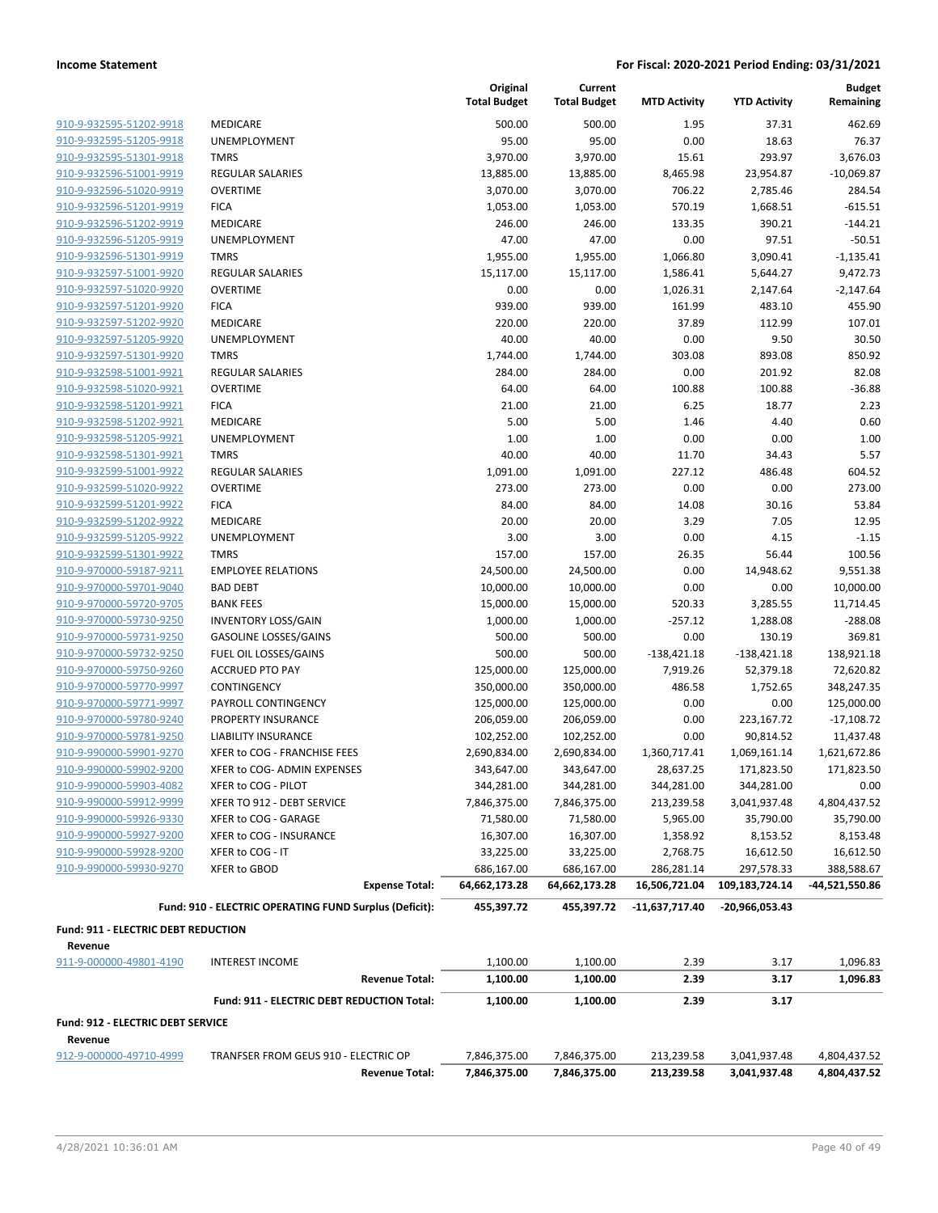**Income Statement** **For Fiscal: 2020-2021 Period Ending: 03/31/2021**

| | | Original Total Budget | Current Total Budget | MTD Activity | YTD Activity | Budget Remaining |
|---|---|---|---|---|---|---|
| 910-9-932595-51202-9918 | MEDICARE | 500.00 | 500.00 | 1.95 | 37.31 | 462.69 |
| 910-9-932595-51205-9918 | UNEMPLOYMENT | 95.00 | 95.00 | 0.00 | 18.63 | 76.37 |
| 910-9-932595-51301-9918 | TMRS | 3,970.00 | 3,970.00 | 15.61 | 293.97 | 3,676.03 |
| 910-9-932596-51001-9919 | REGULAR SALARIES | 13,885.00 | 13,885.00 | 8,465.98 | 23,954.87 | -10,069.87 |
| 910-9-932596-51020-9919 | OVERTIME | 3,070.00 | 3,070.00 | 706.22 | 2,785.46 | 284.54 |
| 910-9-932596-51201-9919 | FICA | 1,053.00 | 1,053.00 | 570.19 | 1,668.51 | -615.51 |
| 910-9-932596-51202-9919 | MEDICARE | 246.00 | 246.00 | 133.35 | 390.21 | -144.21 |
| 910-9-932596-51205-9919 | UNEMPLOYMENT | 47.00 | 47.00 | 0.00 | 97.51 | -50.51 |
| 910-9-932596-51301-9919 | TMRS | 1,955.00 | 1,955.00 | 1,066.80 | 3,090.41 | -1,135.41 |
| 910-9-932597-51001-9920 | REGULAR SALARIES | 15,117.00 | 15,117.00 | 1,586.41 | 5,644.27 | 9,472.73 |
| 910-9-932597-51020-9920 | OVERTIME | 0.00 | 0.00 | 1,026.31 | 2,147.64 | -2,147.64 |
| 910-9-932597-51201-9920 | FICA | 939.00 | 939.00 | 161.99 | 483.10 | 455.90 |
| 910-9-932597-51202-9920 | MEDICARE | 220.00 | 220.00 | 37.89 | 112.99 | 107.01 |
| 910-9-932597-51205-9920 | UNEMPLOYMENT | 40.00 | 40.00 | 0.00 | 9.50 | 30.50 |
| 910-9-932597-51301-9920 | TMRS | 1,744.00 | 1,744.00 | 303.08 | 893.08 | 850.92 |
| 910-9-932598-51001-9921 | REGULAR SALARIES | 284.00 | 284.00 | 0.00 | 201.92 | 82.08 |
| 910-9-932598-51020-9921 | OVERTIME | 64.00 | 64.00 | 100.88 | 100.88 | -36.88 |
| 910-9-932598-51201-9921 | FICA | 21.00 | 21.00 | 6.25 | 18.77 | 2.23 |
| 910-9-932598-51202-9921 | MEDICARE | 5.00 | 5.00 | 1.46 | 4.40 | 0.60 |
| 910-9-932598-51205-9921 | UNEMPLOYMENT | 1.00 | 1.00 | 0.00 | 0.00 | 1.00 |
| 910-9-932598-51301-9921 | TMRS | 40.00 | 40.00 | 11.70 | 34.43 | 5.57 |
| 910-9-932599-51001-9922 | REGULAR SALARIES | 1,091.00 | 1,091.00 | 227.12 | 486.48 | 604.52 |
| 910-9-932599-51020-9922 | OVERTIME | 273.00 | 273.00 | 0.00 | 0.00 | 273.00 |
| 910-9-932599-51201-9922 | FICA | 84.00 | 84.00 | 14.08 | 30.16 | 53.84 |
| 910-9-932599-51202-9922 | MEDICARE | 20.00 | 20.00 | 3.29 | 7.05 | 12.95 |
| 910-9-932599-51205-9922 | UNEMPLOYMENT | 3.00 | 3.00 | 0.00 | 4.15 | -1.15 |
| 910-9-932599-51301-9922 | TMRS | 157.00 | 157.00 | 26.35 | 56.44 | 100.56 |
| 910-9-970000-59187-9211 | EMPLOYEE RELATIONS | 24,500.00 | 24,500.00 | 0.00 | 14,948.62 | 9,551.38 |
| 910-9-970000-59701-9040 | BAD DEBT | 10,000.00 | 10,000.00 | 0.00 | 0.00 | 10,000.00 |
| 910-9-970000-59720-9705 | BANK FEES | 15,000.00 | 15,000.00 | 520.33 | 3,285.55 | 11,714.45 |
| 910-9-970000-59730-9250 | INVENTORY LOSS/GAIN | 1,000.00 | 1,000.00 | -257.12 | 1,288.08 | -288.08 |
| 910-9-970000-59731-9250 | GASOLINE LOSSES/GAINS | 500.00 | 500.00 | 0.00 | 130.19 | 369.81 |
| 910-9-970000-59732-9250 | FUEL OIL LOSSES/GAINS | 500.00 | 500.00 | -138,421.18 | -138,421.18 | 138,921.18 |
| 910-9-970000-59750-9260 | ACCRUED PTO PAY | 125,000.00 | 125,000.00 | 7,919.26 | 52,379.18 | 72,620.82 |
| 910-9-970000-59770-9997 | CONTINGENCY | 350,000.00 | 350,000.00 | 486.58 | 1,752.65 | 348,247.35 |
| 910-9-970000-59771-9997 | PAYROLL CONTINGENCY | 125,000.00 | 125,000.00 | 0.00 | 0.00 | 125,000.00 |
| 910-9-970000-59780-9240 | PROPERTY INSURANCE | 206,059.00 | 206,059.00 | 0.00 | 223,167.72 | -17,108.72 |
| 910-9-970000-59781-9250 | LIABILITY INSURANCE | 102,252.00 | 102,252.00 | 0.00 | 90,814.52 | 11,437.48 |
| 910-9-990000-59901-9270 | XFER to COG - FRANCHISE FEES | 2,690,834.00 | 2,690,834.00 | 1,360,717.41 | 1,069,161.14 | 1,621,672.86 |
| 910-9-990000-59902-9200 | XFER to COG- ADMIN EXPENSES | 343,647.00 | 343,647.00 | 28,637.25 | 171,823.50 | 171,823.50 |
| 910-9-990000-59903-4082 | XFER to COG - PILOT | 344,281.00 | 344,281.00 | 344,281.00 | 344,281.00 | 0.00 |
| 910-9-990000-59912-9999 | XFER TO 912 - DEBT SERVICE | 7,846,375.00 | 7,846,375.00 | 213,239.58 | 3,041,937.48 | 4,804,437.52 |
| 910-9-990000-59926-9330 | XFER to COG - GARAGE | 71,580.00 | 71,580.00 | 5,965.00 | 35,790.00 | 35,790.00 |
| 910-9-990000-59927-9200 | XFER to COG - INSURANCE | 16,307.00 | 16,307.00 | 1,358.92 | 8,153.52 | 8,153.48 |
| 910-9-990000-59928-9200 | XFER to COG - IT | 33,225.00 | 33,225.00 | 2,768.75 | 16,612.50 | 16,612.50 |
| 910-9-990000-59930-9270 | XFER to GBOD | 686,167.00 | 686,167.00 | 286,281.14 | 297,578.33 | 388,588.67 |
| | **Expense Total:** | **64,662,173.28** | **64,662,173.28** | **16,506,721.04** | **109,183,724.14** | **-44,521,550.86** |
| | **Fund: 910 - ELECTRIC OPERATING FUND Surplus (Deficit):** | **455,397.72** | **455,397.72** | **-11,637,717.40** | **-20,966,053.43** | |

**Fund: 911 - ELECTRIC DEBT REDUCTION**

**Revenue**

| | | Original Total Budget | Current Total Budget | MTD Activity | YTD Activity | Budget Remaining |
|---|---|---|---|---|---|---|
| 911-9-000000-49801-4190 | INTEREST INCOME | 1,100.00 | 1,100.00 | 2.39 | 3.17 | 1,096.83 |
| | **Revenue Total:** | **1,100.00** | **1,100.00** | **2.39** | **3.17** | **1,096.83** |
| | **Fund: 911 - ELECTRIC DEBT REDUCTION Total:** | **1,100.00** | **1,100.00** | **2.39** | **3.17** | |

**Fund: 912 - ELECTRIC DEBT SERVICE**

**Revenue**

| | | Original Total Budget | Current Total Budget | MTD Activity | YTD Activity | Budget Remaining |
|---|---|---|---|---|---|---|
| 912-9-000000-49710-4999 | TRANFSER FROM GEUS 910 - ELECTRIC OP | 7,846,375.00 | 7,846,375.00 | 213,239.58 | 3,041,937.48 | 4,804,437.52 |
| | **Revenue Total:** | **7,846,375.00** | **7,846,375.00** | **213,239.58** | **3,041,937.48** | **4,804,437.52** |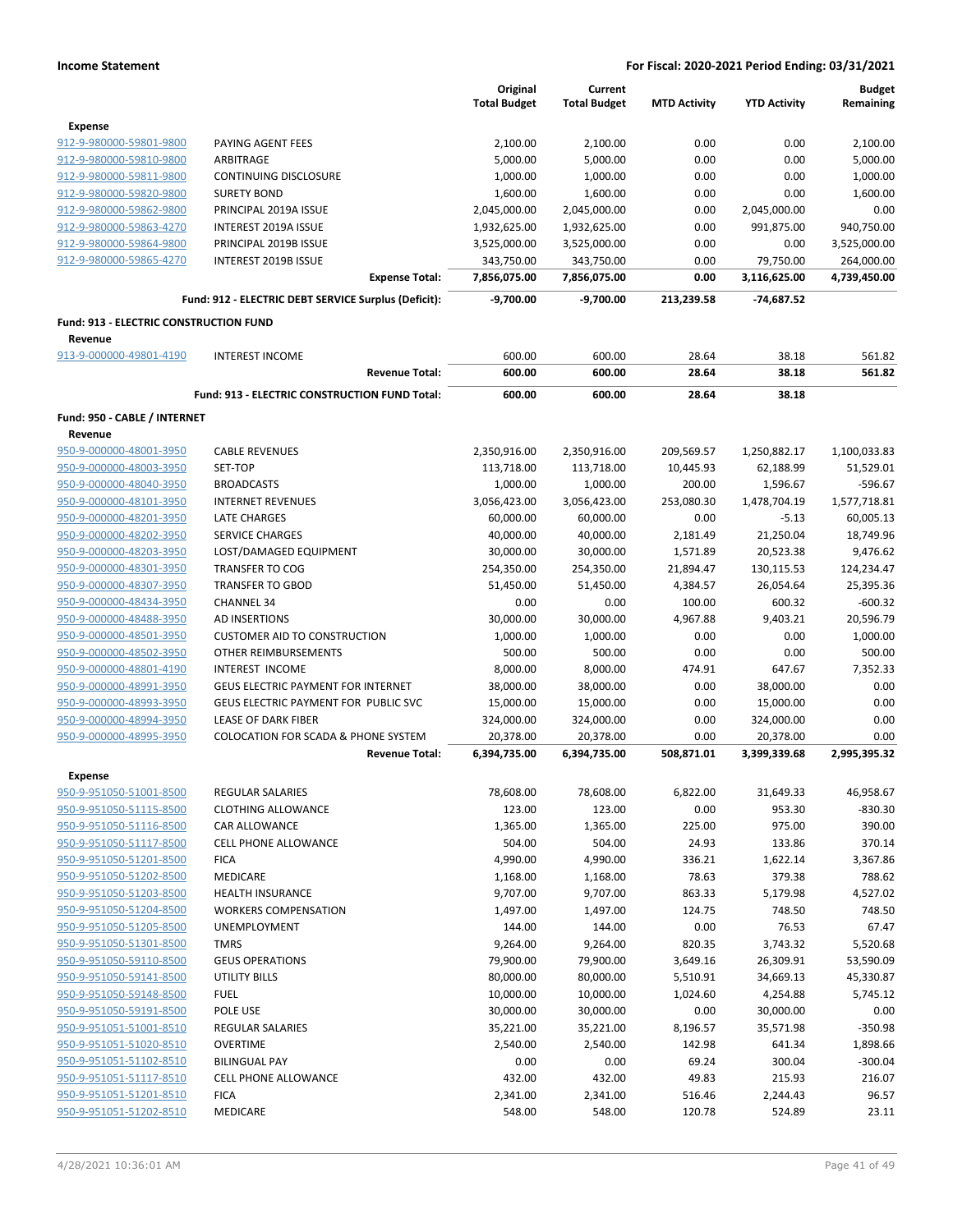| | | Original Total Budget | Current Total Budget | MTD Activity | YTD Activity | Budget Remaining |
|---|---|---|---|---|---|---|
| **Expense** | | | | | | |
| 912-9-980000-59801-9800 | PAYING AGENT FEES | 2,100.00 | 2,100.00 | 0.00 | 0.00 | 2,100.00 |
| 912-9-980000-59810-9800 | ARBITRAGE | 5,000.00 | 5,000.00 | 0.00 | 0.00 | 5,000.00 |
| 912-9-980000-59811-9800 | CONTINUING DISCLOSURE | 1,000.00 | 1,000.00 | 0.00 | 0.00 | 1,000.00 |
| 912-9-980000-59820-9800 | SURETY BOND | 1,600.00 | 1,600.00 | 0.00 | 0.00 | 1,600.00 |
| 912-9-980000-59862-9800 | PRINCIPAL 2019A ISSUE | 2,045,000.00 | 2,045,000.00 | 0.00 | 2,045,000.00 | 0.00 |
| 912-9-980000-59863-4270 | INTEREST 2019A ISSUE | 1,932,625.00 | 1,932,625.00 | 0.00 | 991,875.00 | 940,750.00 |
| 912-9-980000-59864-9800 | PRINCIPAL 2019B ISSUE | 3,525,000.00 | 3,525,000.00 | 0.00 | 0.00 | 3,525,000.00 |
| 912-9-980000-59865-4270 | INTEREST 2019B ISSUE | 343,750.00 | 343,750.00 | 0.00 | 79,750.00 | 264,000.00 |
| | **Expense Total:** | **7,856,075.00** | **7,856,075.00** | **0.00** | **3,116,625.00** | **4,739,450.00** |
| | **Fund: 912 - ELECTRIC DEBT SERVICE Surplus (Deficit):** | **-9,700.00** | **-9,700.00** | **213,239.58** | **-74,687.52** | |
| **Fund: 913 - ELECTRIC CONSTRUCTION FUND** | | | | | | |
| **Revenue** | | | | | | |
| 913-9-000000-49801-4190 | INTEREST INCOME | 600.00 | 600.00 | 28.64 | 38.18 | 561.82 |
| | **Revenue Total:** | **600.00** | **600.00** | **28.64** | **38.18** | **561.82** |
| | **Fund: 913 - ELECTRIC CONSTRUCTION FUND Total:** | **600.00** | **600.00** | **28.64** | **38.18** | |
| **Fund: 950 - CABLE / INTERNET** | | | | | | |
| **Revenue** | | | | | | |
| 950-9-000000-48001-3950 | CABLE REVENUES | 2,350,916.00 | 2,350,916.00 | 209,569.57 | 1,250,882.17 | 1,100,033.83 |
| 950-9-000000-48003-3950 | SET-TOP | 113,718.00 | 113,718.00 | 10,445.93 | 62,188.99 | 51,529.01 |
| 950-9-000000-48040-3950 | BROADCASTS | 1,000.00 | 1,000.00 | 200.00 | 1,596.67 | -596.67 |
| 950-9-000000-48101-3950 | INTERNET REVENUES | 3,056,423.00 | 3,056,423.00 | 253,080.30 | 1,478,704.19 | 1,577,718.81 |
| 950-9-000000-48201-3950 | LATE CHARGES | 60,000.00 | 60,000.00 | 0.00 | -5.13 | 60,005.13 |
| 950-9-000000-48202-3950 | SERVICE CHARGES | 40,000.00 | 40,000.00 | 2,181.49 | 21,250.04 | 18,749.96 |
| 950-9-000000-48203-3950 | LOST/DAMAGED EQUIPMENT | 30,000.00 | 30,000.00 | 1,571.89 | 20,523.38 | 9,476.62 |
| 950-9-000000-48301-3950 | TRANSFER TO COG | 254,350.00 | 254,350.00 | 21,894.47 | 130,115.53 | 124,234.47 |
| 950-9-000000-48307-3950 | TRANSFER TO GBOD | 51,450.00 | 51,450.00 | 4,384.57 | 26,054.64 | 25,395.36 |
| 950-9-000000-48434-3950 | CHANNEL 34 | 0.00 | 0.00 | 100.00 | 600.32 | -600.32 |
| 950-9-000000-48488-3950 | AD INSERTIONS | 30,000.00 | 30,000.00 | 4,967.88 | 9,403.21 | 20,596.79 |
| 950-9-000000-48501-3950 | CUSTOMER AID TO CONSTRUCTION | 1,000.00 | 1,000.00 | 0.00 | 0.00 | 1,000.00 |
| 950-9-000000-48502-3950 | OTHER REIMBURSEMENTS | 500.00 | 500.00 | 0.00 | 0.00 | 500.00 |
| 950-9-000000-48801-4190 | INTEREST INCOME | 8,000.00 | 8,000.00 | 474.91 | 647.67 | 7,352.33 |
| 950-9-000000-48991-3950 | GEUS ELECTRIC PAYMENT FOR INTERNET | 38,000.00 | 38,000.00 | 0.00 | 38,000.00 | 0.00 |
| 950-9-000000-48993-3950 | GEUS ELECTRIC PAYMENT FOR PUBLIC SVC | 15,000.00 | 15,000.00 | 0.00 | 15,000.00 | 0.00 |
| 950-9-000000-48994-3950 | LEASE OF DARK FIBER | 324,000.00 | 324,000.00 | 0.00 | 324,000.00 | 0.00 |
| 950-9-000000-48995-3950 | COLOCATION FOR SCADA & PHONE SYSTEM | 20,378.00 | 20,378.00 | 0.00 | 20,378.00 | 0.00 |
| | **Revenue Total:** | **6,394,735.00** | **6,394,735.00** | **508,871.01** | **3,399,339.68** | **2,995,395.32** |
| **Expense** | | | | | | |
| 950-9-951050-51001-8500 | REGULAR SALARIES | 78,608.00 | 78,608.00 | 6,822.00 | 31,649.33 | 46,958.67 |
| 950-9-951050-51115-8500 | CLOTHING ALLOWANCE | 123.00 | 123.00 | 0.00 | 953.30 | -830.30 |
| 950-9-951050-51116-8500 | CAR ALLOWANCE | 1,365.00 | 1,365.00 | 225.00 | 975.00 | 390.00 |
| 950-9-951050-51117-8500 | CELL PHONE ALLOWANCE | 504.00 | 504.00 | 24.93 | 133.86 | 370.14 |
| 950-9-951050-51201-8500 | FICA | 4,990.00 | 4,990.00 | 336.21 | 1,622.14 | 3,367.86 |
| 950-9-951050-51202-8500 | MEDICARE | 1,168.00 | 1,168.00 | 78.63 | 379.38 | 788.62 |
| 950-9-951050-51203-8500 | HEALTH INSURANCE | 9,707.00 | 9,707.00 | 863.33 | 5,179.98 | 4,527.02 |
| 950-9-951050-51204-8500 | WORKERS COMPENSATION | 1,497.00 | 1,497.00 | 124.75 | 748.50 | 748.50 |
| 950-9-951050-51205-8500 | UNEMPLOYMENT | 144.00 | 144.00 | 0.00 | 76.53 | 67.47 |
| 950-9-951050-51301-8500 | TMRS | 9,264.00 | 9,264.00 | 820.35 | 3,743.32 | 5,520.68 |
| 950-9-951050-59110-8500 | GEUS OPERATIONS | 79,900.00 | 79,900.00 | 3,649.16 | 26,309.91 | 53,590.09 |
| 950-9-951050-59141-8500 | UTILITY BILLS | 80,000.00 | 80,000.00 | 5,510.91 | 34,669.13 | 45,330.87 |
| 950-9-951050-59148-8500 | FUEL | 10,000.00 | 10,000.00 | 1,024.60 | 4,254.88 | 5,745.12 |
| 950-9-951050-59191-8500 | POLE USE | 30,000.00 | 30,000.00 | 0.00 | 30,000.00 | 0.00 |
| 950-9-951051-51001-8510 | REGULAR SALARIES | 35,221.00 | 35,221.00 | 8,196.57 | 35,571.98 | -350.98 |
| 950-9-951051-51020-8510 | OVERTIME | 2,540.00 | 2,540.00 | 142.98 | 641.34 | 1,898.66 |
| 950-9-951051-51102-8510 | BILINGUAL PAY | 0.00 | 0.00 | 69.24 | 300.04 | -300.04 |
| 950-9-951051-51117-8510 | CELL PHONE ALLOWANCE | 432.00 | 432.00 | 49.83 | 215.93 | 216.07 |
| 950-9-951051-51201-8510 | FICA | 2,341.00 | 2,341.00 | 516.46 | 2,244.43 | 96.57 |
| 950-9-951051-51202-8510 | MEDICARE | 548.00 | 548.00 | 120.78 | 524.89 | 23.11 |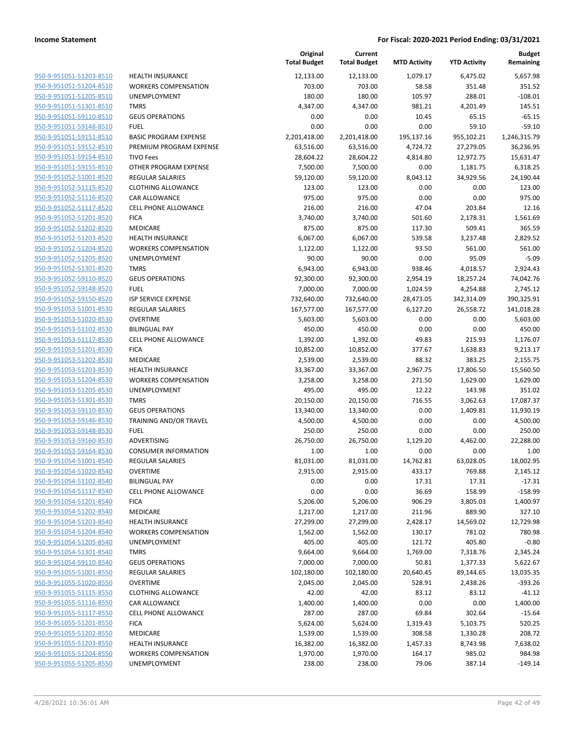**Income Statement** **For Fiscal: 2020-2021 Period Ending: 03/31/2021**

| | | Original Total Budget | Current Total Budget | MTD Activity | YTD Activity | Budget Remaining |
|---|---|---|---|---|---|---|
| 950-9-951051-51203-8510 | HEALTH INSURANCE | 12,133.00 | 12,133.00 | 1,079.17 | 6,475.02 | 5,657.98 |
| 950-9-951051-51204-8510 | WORKERS COMPENSATION | 703.00 | 703.00 | 58.58 | 351.48 | 351.52 |
| 950-9-951051-51205-8510 | UNEMPLOYMENT | 180.00 | 180.00 | 105.97 | 288.01 | -108.01 |
| 950-9-951051-51301-8510 | TMRS | 4,347.00 | 4,347.00 | 981.21 | 4,201.49 | 145.51 |
| 950-9-951051-59110-8510 | GEUS OPERATIONS | 0.00 | 0.00 | 10.45 | 65.15 | -65.15 |
| 950-9-951051-59148-8510 | FUEL | 0.00 | 0.00 | 0.00 | 59.10 | -59.10 |
| 950-9-951051-59151-8510 | BASIC PROGRAM EXPENSE | 2,201,418.00 | 2,201,418.00 | 195,137.16 | 955,102.21 | 1,246,315.79 |
| 950-9-951051-59152-8510 | PREMIUM PROGRAM EXPENSE | 63,516.00 | 63,516.00 | 4,724.72 | 27,279.05 | 36,236.95 |
| 950-9-951051-59154-8510 | TIVO Fees | 28,604.22 | 28,604.22 | 4,814.80 | 12,972.75 | 15,631.47 |
| 950-9-951051-59155-8510 | OTHER PROGRAM EXPENSE | 7,500.00 | 7,500.00 | 0.00 | 1,181.75 | 6,318.25 |
| 950-9-951052-51001-8520 | REGULAR SALARIES | 59,120.00 | 59,120.00 | 8,043.12 | 34,929.56 | 24,190.44 |
| 950-9-951052-51115-8520 | CLOTHING ALLOWANCE | 123.00 | 123.00 | 0.00 | 0.00 | 123.00 |
| 950-9-951052-51116-8520 | CAR ALLOWANCE | 975.00 | 975.00 | 0.00 | 0.00 | 975.00 |
| 950-9-951052-51117-8520 | CELL PHONE ALLOWANCE | 216.00 | 216.00 | 47.04 | 203.84 | 12.16 |
| 950-9-951052-51201-8520 | FICA | 3,740.00 | 3,740.00 | 501.60 | 2,178.31 | 1,561.69 |
| 950-9-951052-51202-8520 | MEDICARE | 875.00 | 875.00 | 117.30 | 509.41 | 365.59 |
| 950-9-951052-51203-8520 | HEALTH INSURANCE | 6,067.00 | 6,067.00 | 539.58 | 3,237.48 | 2,829.52 |
| 950-9-951052-51204-8520 | WORKERS COMPENSATION | 1,122.00 | 1,122.00 | 93.50 | 561.00 | 561.00 |
| 950-9-951052-51205-8520 | UNEMPLOYMENT | 90.00 | 90.00 | 0.00 | 95.09 | -5.09 |
| 950-9-951052-51301-8520 | TMRS | 6,943.00 | 6,943.00 | 938.46 | 4,018.57 | 2,924.43 |
| 950-9-951052-59110-8520 | GEUS OPERATIONS | 92,300.00 | 92,300.00 | 2,954.19 | 18,257.24 | 74,042.76 |
| 950-9-951052-59148-8520 | FUEL | 7,000.00 | 7,000.00 | 1,024.59 | 4,254.88 | 2,745.12 |
| 950-9-951052-59150-8520 | ISP SERVICE EXPENSE | 732,640.00 | 732,640.00 | 28,473.05 | 342,314.09 | 390,325.91 |
| 950-9-951053-51001-8530 | REGULAR SALARIES | 167,577.00 | 167,577.00 | 6,127.20 | 26,558.72 | 141,018.28 |
| 950-9-951053-51020-8530 | OVERTIME | 5,603.00 | 5,603.00 | 0.00 | 0.00 | 5,603.00 |
| 950-9-951053-51102-8530 | BILINGUAL PAY | 450.00 | 450.00 | 0.00 | 0.00 | 450.00 |
| 950-9-951053-51117-8530 | CELL PHONE ALLOWANCE | 1,392.00 | 1,392.00 | 49.83 | 215.93 | 1,176.07 |
| 950-9-951053-51201-8530 | FICA | 10,852.00 | 10,852.00 | 377.67 | 1,638.83 | 9,213.17 |
| 950-9-951053-51202-8530 | MEDICARE | 2,539.00 | 2,539.00 | 88.32 | 383.25 | 2,155.75 |
| 950-9-951053-51203-8530 | HEALTH INSURANCE | 33,367.00 | 33,367.00 | 2,967.75 | 17,806.50 | 15,560.50 |
| 950-9-951053-51204-8530 | WORKERS COMPENSATION | 3,258.00 | 3,258.00 | 271.50 | 1,629.00 | 1,629.00 |
| 950-9-951053-51205-8530 | UNEMPLOYMENT | 495.00 | 495.00 | 12.22 | 143.98 | 351.02 |
| 950-9-951053-51301-8530 | TMRS | 20,150.00 | 20,150.00 | 716.55 | 3,062.63 | 17,087.37 |
| 950-9-951053-59110-8530 | GEUS OPERATIONS | 13,340.00 | 13,340.00 | 0.00 | 1,409.81 | 11,930.19 |
| 950-9-951053-59146-8530 | TRAINING AND/OR TRAVEL | 4,500.00 | 4,500.00 | 0.00 | 0.00 | 4,500.00 |
| 950-9-951053-59148-8530 | FUEL | 250.00 | 250.00 | 0.00 | 0.00 | 250.00 |
| 950-9-951053-59160-8530 | ADVERTISING | 26,750.00 | 26,750.00 | 1,129.20 | 4,462.00 | 22,288.00 |
| 950-9-951053-59164-8530 | CONSUMER INFORMATION | 1.00 | 1.00 | 0.00 | 0.00 | 1.00 |
| 950-9-951054-51001-8540 | REGULAR SALARIES | 81,031.00 | 81,031.00 | 14,762.81 | 63,028.05 | 18,002.95 |
| 950-9-951054-51020-8540 | OVERTIME | 2,915.00 | 2,915.00 | 433.17 | 769.88 | 2,145.12 |
| 950-9-951054-51102-8540 | BILINGUAL PAY | 0.00 | 0.00 | 17.31 | 17.31 | -17.31 |
| 950-9-951054-51117-8540 | CELL PHONE ALLOWANCE | 0.00 | 0.00 | 36.69 | 158.99 | -158.99 |
| 950-9-951054-51201-8540 | FICA | 5,206.00 | 5,206.00 | 906.29 | 3,805.03 | 1,400.97 |
| 950-9-951054-51202-8540 | MEDICARE | 1,217.00 | 1,217.00 | 211.96 | 889.90 | 327.10 |
| 950-9-951054-51203-8540 | HEALTH INSURANCE | 27,299.00 | 27,299.00 | 2,428.17 | 14,569.02 | 12,729.98 |
| 950-9-951054-51204-8540 | WORKERS COMPENSATION | 1,562.00 | 1,562.00 | 130.17 | 781.02 | 780.98 |
| 950-9-951054-51205-8540 | UNEMPLOYMENT | 405.00 | 405.00 | 121.72 | 405.80 | -0.80 |
| 950-9-951054-51301-8540 | TMRS | 9,664.00 | 9,664.00 | 1,769.00 | 7,318.76 | 2,345.24 |
| 950-9-951054-59110-8540 | GEUS OPERATIONS | 7,000.00 | 7,000.00 | 50.81 | 1,377.33 | 5,622.67 |
| 950-9-951055-51001-8550 | REGULAR SALARIES | 102,180.00 | 102,180.00 | 20,640.45 | 89,144.65 | 13,035.35 |
| 950-9-951055-51020-8550 | OVERTIME | 2,045.00 | 2,045.00 | 528.91 | 2,438.26 | -393.26 |
| 950-9-951055-51115-8550 | CLOTHING ALLOWANCE | 42.00 | 42.00 | 83.12 | 83.12 | -41.12 |
| 950-9-951055-51116-8550 | CAR ALLOWANCE | 1,400.00 | 1,400.00 | 0.00 | 0.00 | 1,400.00 |
| 950-9-951055-51117-8550 | CELL PHONE ALLOWANCE | 287.00 | 287.00 | 69.84 | 302.64 | -15.64 |
| 950-9-951055-51201-8550 | FICA | 5,624.00 | 5,624.00 | 1,319.43 | 5,103.75 | 520.25 |
| 950-9-951055-51202-8550 | MEDICARE | 1,539.00 | 1,539.00 | 308.58 | 1,330.28 | 208.72 |
| 950-9-951055-51203-8550 | HEALTH INSURANCE | 16,382.00 | 16,382.00 | 1,457.33 | 8,743.98 | 7,638.02 |
| 950-9-951055-51204-8550 | WORKERS COMPENSATION | 1,970.00 | 1,970.00 | 164.17 | 985.02 | 984.98 |
| 950-9-951055-51205-8550 | UNEMPLOYMENT | 238.00 | 238.00 | 79.06 | 387.14 | -149.14 |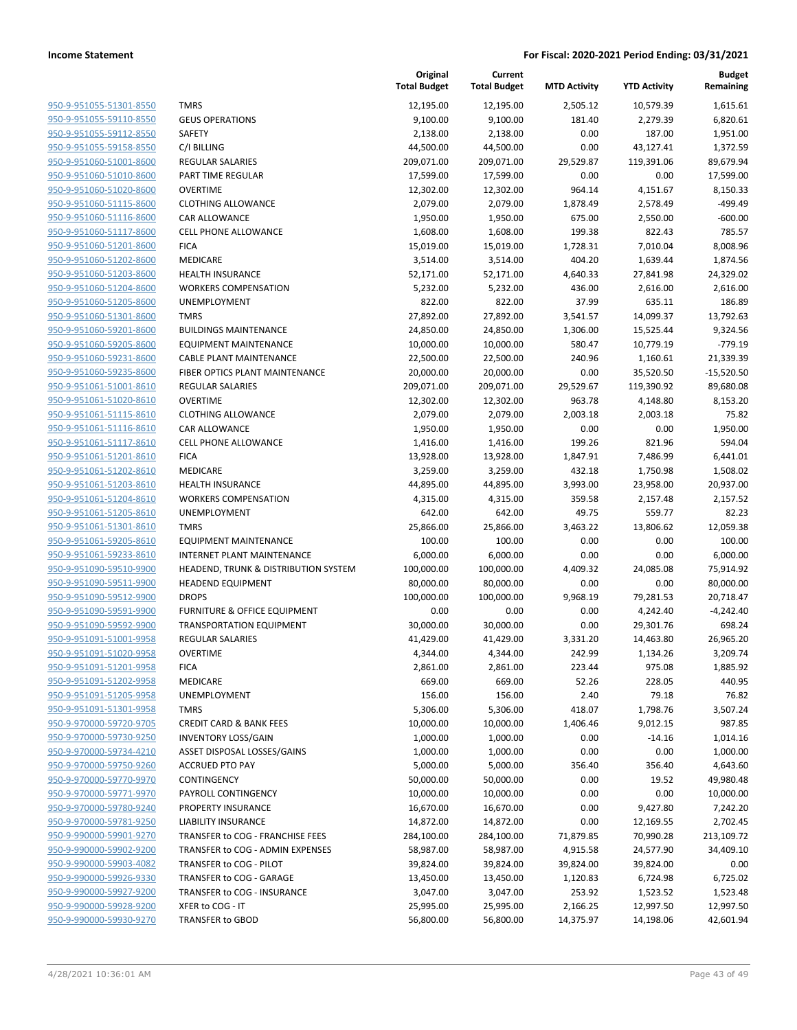| | | Original Total Budget | Current Total Budget | MTD Activity | YTD Activity | Budget Remaining |
|---|---|---|---|---|---|---|
| 950-9-951055-51301-8550 | TMRS | 12,195.00 | 12,195.00 | 2,505.12 | 10,579.39 | 1,615.61 |
| 950-9-951055-59110-8550 | GEUS OPERATIONS | 9,100.00 | 9,100.00 | 181.40 | 2,279.39 | 6,820.61 |
| 950-9-951055-59112-8550 | SAFETY | 2,138.00 | 2,138.00 | 0.00 | 187.00 | 1,951.00 |
| 950-9-951055-59158-8550 | C/I BILLING | 44,500.00 | 44,500.00 | 0.00 | 43,127.41 | 1,372.59 |
| 950-9-951060-51001-8600 | REGULAR SALARIES | 209,071.00 | 209,071.00 | 29,529.87 | 119,391.06 | 89,679.94 |
| 950-9-951060-51010-8600 | PART TIME REGULAR | 17,599.00 | 17,599.00 | 0.00 | 0.00 | 17,599.00 |
| 950-9-951060-51020-8600 | OVERTIME | 12,302.00 | 12,302.00 | 964.14 | 4,151.67 | 8,150.33 |
| 950-9-951060-51115-8600 | CLOTHING ALLOWANCE | 2,079.00 | 2,079.00 | 1,878.49 | 2,578.49 | -499.49 |
| 950-9-951060-51116-8600 | CAR ALLOWANCE | 1,950.00 | 1,950.00 | 675.00 | 2,550.00 | -600.00 |
| 950-9-951060-51117-8600 | CELL PHONE ALLOWANCE | 1,608.00 | 1,608.00 | 199.38 | 822.43 | 785.57 |
| 950-9-951060-51201-8600 | FICA | 15,019.00 | 15,019.00 | 1,728.31 | 7,010.04 | 8,008.96 |
| 950-9-951060-51202-8600 | MEDICARE | 3,514.00 | 3,514.00 | 404.20 | 1,639.44 | 1,874.56 |
| 950-9-951060-51203-8600 | HEALTH INSURANCE | 52,171.00 | 52,171.00 | 4,640.33 | 27,841.98 | 24,329.02 |
| 950-9-951060-51204-8600 | WORKERS COMPENSATION | 5,232.00 | 5,232.00 | 436.00 | 2,616.00 | 2,616.00 |
| 950-9-951060-51205-8600 | UNEMPLOYMENT | 822.00 | 822.00 | 37.99 | 635.11 | 186.89 |
| 950-9-951060-51301-8600 | TMRS | 27,892.00 | 27,892.00 | 3,541.57 | 14,099.37 | 13,792.63 |
| 950-9-951060-59201-8600 | BUILDINGS MAINTENANCE | 24,850.00 | 24,850.00 | 1,306.00 | 15,525.44 | 9,324.56 |
| 950-9-951060-59205-8600 | EQUIPMENT MAINTENANCE | 10,000.00 | 10,000.00 | 580.47 | 10,779.19 | -779.19 |
| 950-9-951060-59231-8600 | CABLE PLANT MAINTENANCE | 22,500.00 | 22,500.00 | 240.96 | 1,160.61 | 21,339.39 |
| 950-9-951060-59235-8600 | FIBER OPTICS PLANT MAINTENANCE | 20,000.00 | 20,000.00 | 0.00 | 35,520.50 | -15,520.50 |
| 950-9-951061-51001-8610 | REGULAR SALARIES | 209,071.00 | 209,071.00 | 29,529.67 | 119,390.92 | 89,680.08 |
| 950-9-951061-51020-8610 | OVERTIME | 12,302.00 | 12,302.00 | 963.78 | 4,148.80 | 8,153.20 |
| 950-9-951061-51115-8610 | CLOTHING ALLOWANCE | 2,079.00 | 2,079.00 | 2,003.18 | 2,003.18 | 75.82 |
| 950-9-951061-51116-8610 | CAR ALLOWANCE | 1,950.00 | 1,950.00 | 0.00 | 0.00 | 1,950.00 |
| 950-9-951061-51117-8610 | CELL PHONE ALLOWANCE | 1,416.00 | 1,416.00 | 199.26 | 821.96 | 594.04 |
| 950-9-951061-51201-8610 | FICA | 13,928.00 | 13,928.00 | 1,847.91 | 7,486.99 | 6,441.01 |
| 950-9-951061-51202-8610 | MEDICARE | 3,259.00 | 3,259.00 | 432.18 | 1,750.98 | 1,508.02 |
| 950-9-951061-51203-8610 | HEALTH INSURANCE | 44,895.00 | 44,895.00 | 3,993.00 | 23,958.00 | 20,937.00 |
| 950-9-951061-51204-8610 | WORKERS COMPENSATION | 4,315.00 | 4,315.00 | 359.58 | 2,157.48 | 2,157.52 |
| 950-9-951061-51205-8610 | UNEMPLOYMENT | 642.00 | 642.00 | 49.75 | 559.77 | 82.23 |
| 950-9-951061-51301-8610 | TMRS | 25,866.00 | 25,866.00 | 3,463.22 | 13,806.62 | 12,059.38 |
| 950-9-951061-59205-8610 | EQUIPMENT MAINTENANCE | 100.00 | 100.00 | 0.00 | 0.00 | 100.00 |
| 950-9-951061-59233-8610 | INTERNET PLANT MAINTENANCE | 6,000.00 | 6,000.00 | 0.00 | 0.00 | 6,000.00 |
| 950-9-951090-59510-9900 | HEADEND, TRUNK & DISTRIBUTION SYSTEM | 100,000.00 | 100,000.00 | 4,409.32 | 24,085.08 | 75,914.92 |
| 950-9-951090-59511-9900 | HEADEND EQUIPMENT | 80,000.00 | 80,000.00 | 0.00 | 0.00 | 80,000.00 |
| 950-9-951090-59512-9900 | DROPS | 100,000.00 | 100,000.00 | 9,968.19 | 79,281.53 | 20,718.47 |
| 950-9-951090-59591-9900 | FURNITURE & OFFICE EQUIPMENT | 0.00 | 0.00 | 0.00 | 4,242.40 | -4,242.40 |
| 950-9-951090-59592-9900 | TRANSPORTATION EQUIPMENT | 30,000.00 | 30,000.00 | 0.00 | 29,301.76 | 698.24 |
| 950-9-951091-51001-9958 | REGULAR SALARIES | 41,429.00 | 41,429.00 | 3,331.20 | 14,463.80 | 26,965.20 |
| 950-9-951091-51020-9958 | OVERTIME | 4,344.00 | 4,344.00 | 242.99 | 1,134.26 | 3,209.74 |
| 950-9-951091-51201-9958 | FICA | 2,861.00 | 2,861.00 | 223.44 | 975.08 | 1,885.92 |
| 950-9-951091-51202-9958 | MEDICARE | 669.00 | 669.00 | 52.26 | 228.05 | 440.95 |
| 950-9-951091-51205-9958 | UNEMPLOYMENT | 156.00 | 156.00 | 2.40 | 79.18 | 76.82 |
| 950-9-951091-51301-9958 | TMRS | 5,306.00 | 5,306.00 | 418.07 | 1,798.76 | 3,507.24 |
| 950-9-970000-59720-9705 | CREDIT CARD & BANK FEES | 10,000.00 | 10,000.00 | 1,406.46 | 9,012.15 | 987.85 |
| 950-9-970000-59730-9250 | INVENTORY LOSS/GAIN | 1,000.00 | 1,000.00 | 0.00 | -14.16 | 1,014.16 |
| 950-9-970000-59734-4210 | ASSET DISPOSAL LOSSES/GAINS | 1,000.00 | 1,000.00 | 0.00 | 0.00 | 1,000.00 |
| 950-9-970000-59750-9260 | ACCRUED PTO PAY | 5,000.00 | 5,000.00 | 356.40 | 356.40 | 4,643.60 |
| 950-9-970000-59770-9970 | CONTINGENCY | 50,000.00 | 50,000.00 | 0.00 | 19.52 | 49,980.48 |
| 950-9-970000-59771-9970 | PAYROLL CONTINGENCY | 10,000.00 | 10,000.00 | 0.00 | 0.00 | 10,000.00 |
| 950-9-970000-59780-9240 | PROPERTY INSURANCE | 16,670.00 | 16,670.00 | 0.00 | 9,427.80 | 7,242.20 |
| 950-9-970000-59781-9250 | LIABILITY INSURANCE | 14,872.00 | 14,872.00 | 0.00 | 12,169.55 | 2,702.45 |
| 950-9-990000-59901-9270 | TRANSFER to COG - FRANCHISE FEES | 284,100.00 | 284,100.00 | 71,879.85 | 70,990.28 | 213,109.72 |
| 950-9-990000-59902-9200 | TRANSFER to COG - ADMIN EXPENSES | 58,987.00 | 58,987.00 | 4,915.58 | 24,577.90 | 34,409.10 |
| 950-9-990000-59903-4082 | TRANSFER to COG - PILOT | 39,824.00 | 39,824.00 | 39,824.00 | 39,824.00 | 0.00 |
| 950-9-990000-59926-9330 | TRANSFER to COG - GARAGE | 13,450.00 | 13,450.00 | 1,120.83 | 6,724.98 | 6,725.02 |
| 950-9-990000-59927-9200 | TRANSFER to COG - INSURANCE | 3,047.00 | 3,047.00 | 253.92 | 1,523.52 | 1,523.48 |
| 950-9-990000-59928-9200 | XFER to COG - IT | 25,995.00 | 25,995.00 | 2,166.25 | 12,997.50 | 12,997.50 |
| 950-9-990000-59930-9270 | TRANSFER to GBOD | 56,800.00 | 56,800.00 | 14,375.97 | 14,198.06 | 42,601.94 |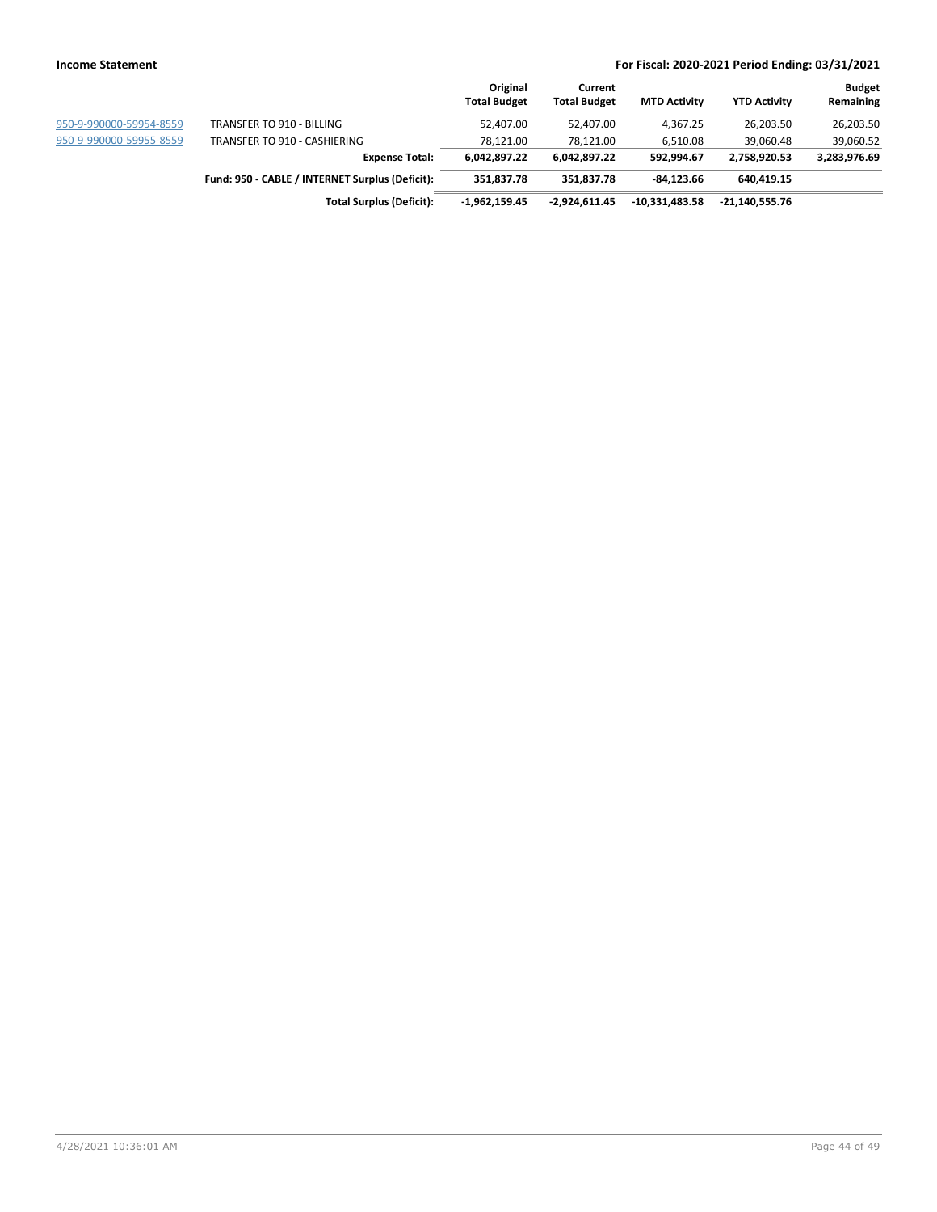| | | Original Total Budget | Current Total Budget | MTD Activity | YTD Activity | Budget Remaining |
|---|---|---|---|---|---|---|
| 950-9-990000-59954-8559 | TRANSFER TO 910 - BILLING | 52,407.00 | 52,407.00 | 4,367.25 | 26,203.50 | 26,203.50 |
| 950-9-990000-59955-8559 | TRANSFER TO 910 - CASHIERING | 78,121.00 | 78,121.00 | 6,510.08 | 39,060.48 | 39,060.52 |
| | **Expense Total:** | **6,042,897.22** | **6,042,897.22** | **592,994.67** | **2,758,920.53** | **3,283,976.69** |
| | **Fund: 950 - CABLE / INTERNET Surplus (Deficit):** | **351,837.78** | **351,837.78** | **-84,123.66** | **640,419.15** | |
| | **Total Surplus (Deficit):** | **-1,962,159.45** | **-2,924,611.45** | **-10,331,483.58** | **-21,140,555.76** | |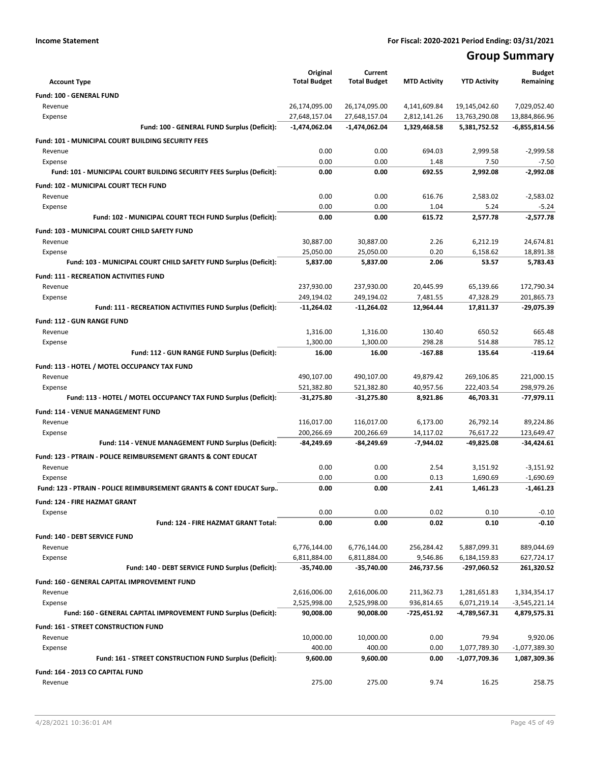**Income Statement** — **For Fiscal: 2020-2021 Period Ending: 03/31/2021**

# Group Summary

| Account Type | Original Total Budget | Current Total Budget | MTD Activity | YTD Activity | Budget Remaining |
|---|---|---|---|---|---|
| **Fund: 100 - GENERAL FUND** | | | | | |
| Revenue | 26,174,095.00 | 26,174,095.00 | 4,141,609.84 | 19,145,042.60 | 7,029,052.40 |
| Expense | 27,648,157.04 | 27,648,157.04 | 2,812,141.26 | 13,763,290.08 | 13,884,866.96 |
| **Fund: 100 - GENERAL FUND Surplus (Deficit):** | **-1,474,062.04** | **-1,474,062.04** | **1,329,468.58** | **5,381,752.52** | **-6,855,814.56** |
| **Fund: 101 - MUNICIPAL COURT BUILDING SECURITY FEES** | | | | | |
| Revenue | 0.00 | 0.00 | 694.03 | 2,999.58 | -2,999.58 |
| Expense | 0.00 | 0.00 | 1.48 | 7.50 | -7.50 |
| **Fund: 101 - MUNICIPAL COURT BUILDING SECURITY FEES Surplus (Deficit):** | **0.00** | **0.00** | **692.55** | **2,992.08** | **-2,992.08** |
| **Fund: 102 - MUNICIPAL COURT TECH FUND** | | | | | |
| Revenue | 0.00 | 0.00 | 616.76 | 2,583.02 | -2,583.02 |
| Expense | 0.00 | 0.00 | 1.04 | 5.24 | -5.24 |
| **Fund: 102 - MUNICIPAL COURT TECH FUND Surplus (Deficit):** | **0.00** | **0.00** | **615.72** | **2,577.78** | **-2,577.78** |
| **Fund: 103 - MUNICIPAL COURT CHILD SAFETY FUND** | | | | | |
| Revenue | 30,887.00 | 30,887.00 | 2.26 | 6,212.19 | 24,674.81 |
| Expense | 25,050.00 | 25,050.00 | 0.20 | 6,158.62 | 18,891.38 |
| **Fund: 103 - MUNICIPAL COURT CHILD SAFETY FUND Surplus (Deficit):** | **5,837.00** | **5,837.00** | **2.06** | **53.57** | **5,783.43** |
| **Fund: 111 - RECREATION ACTIVITIES FUND** | | | | | |
| Revenue | 237,930.00 | 237,930.00 | 20,445.99 | 65,139.66 | 172,790.34 |
| Expense | 249,194.02 | 249,194.02 | 7,481.55 | 47,328.29 | 201,865.73 |
| **Fund: 111 - RECREATION ACTIVITIES FUND Surplus (Deficit):** | **-11,264.02** | **-11,264.02** | **12,964.44** | **17,811.37** | **-29,075.39** |
| **Fund: 112 - GUN RANGE FUND** | | | | | |
| Revenue | 1,316.00 | 1,316.00 | 130.40 | 650.52 | 665.48 |
| Expense | 1,300.00 | 1,300.00 | 298.28 | 514.88 | 785.12 |
| **Fund: 112 - GUN RANGE FUND Surplus (Deficit):** | **16.00** | **16.00** | **-167.88** | **135.64** | **-119.64** |
| **Fund: 113 - HOTEL / MOTEL OCCUPANCY TAX FUND** | | | | | |
| Revenue | 490,107.00 | 490,107.00 | 49,879.42 | 269,106.85 | 221,000.15 |
| Expense | 521,382.80 | 521,382.80 | 40,957.56 | 222,403.54 | 298,979.26 |
| **Fund: 113 - HOTEL / MOTEL OCCUPANCY TAX FUND Surplus (Deficit):** | **-31,275.80** | **-31,275.80** | **8,921.86** | **46,703.31** | **-77,979.11** |
| **Fund: 114 - VENUE MANAGEMENT FUND** | | | | | |
| Revenue | 116,017.00 | 116,017.00 | 6,173.00 | 26,792.14 | 89,224.86 |
| Expense | 200,266.69 | 200,266.69 | 14,117.02 | 76,617.22 | 123,649.47 |
| **Fund: 114 - VENUE MANAGEMENT FUND Surplus (Deficit):** | **-84,249.69** | **-84,249.69** | **-7,944.02** | **-49,825.08** | **-34,424.61** |
| **Fund: 123 - PTRAIN - POLICE REIMBURSEMENT GRANTS & CONT EDUCAT** | | | | | |
| Revenue | 0.00 | 0.00 | 2.54 | 3,151.92 | -3,151.92 |
| Expense | 0.00 | 0.00 | 0.13 | 1,690.69 | -1,690.69 |
| **Fund: 123 - PTRAIN - POLICE REIMBURSEMENT GRANTS & CONT EDUCAT Surp..** | **0.00** | **0.00** | **2.41** | **1,461.23** | **-1,461.23** |
| **Fund: 124 - FIRE HAZMAT GRANT** | | | | | |
| Expense | 0.00 | 0.00 | 0.02 | 0.10 | -0.10 |
| **Fund: 124 - FIRE HAZMAT GRANT Total:** | **0.00** | **0.00** | **0.02** | **0.10** | **-0.10** |
| **Fund: 140 - DEBT SERVICE FUND** | | | | | |
| Revenue | 6,776,144.00 | 6,776,144.00 | 256,284.42 | 5,887,099.31 | 889,044.69 |
| Expense | 6,811,884.00 | 6,811,884.00 | 9,546.86 | 6,184,159.83 | 627,724.17 |
| **Fund: 140 - DEBT SERVICE FUND Surplus (Deficit):** | **-35,740.00** | **-35,740.00** | **246,737.56** | **-297,060.52** | **261,320.52** |
| **Fund: 160 - GENERAL CAPITAL IMPROVEMENT FUND** | | | | | |
| Revenue | 2,616,006.00 | 2,616,006.00 | 211,362.73 | 1,281,651.83 | 1,334,354.17 |
| Expense | 2,525,998.00 | 2,525,998.00 | 936,814.65 | 6,071,219.14 | -3,545,221.14 |
| **Fund: 160 - GENERAL CAPITAL IMPROVEMENT FUND Surplus (Deficit):** | **90,008.00** | **90,008.00** | **-725,451.92** | **-4,789,567.31** | **4,879,575.31** |
| **Fund: 161 - STREET CONSTRUCTION FUND** | | | | | |
| Revenue | 10,000.00 | 10,000.00 | 0.00 | 79.94 | 9,920.06 |
| Expense | 400.00 | 400.00 | 0.00 | 1,077,789.30 | -1,077,389.30 |
| **Fund: 161 - STREET CONSTRUCTION FUND Surplus (Deficit):** | **9,600.00** | **9,600.00** | **0.00** | **-1,077,709.36** | **1,087,309.36** |
| **Fund: 164 - 2013 CO CAPITAL FUND** | | | | | |
| Revenue | 275.00 | 275.00 | 9.74 | 16.25 | 258.75 |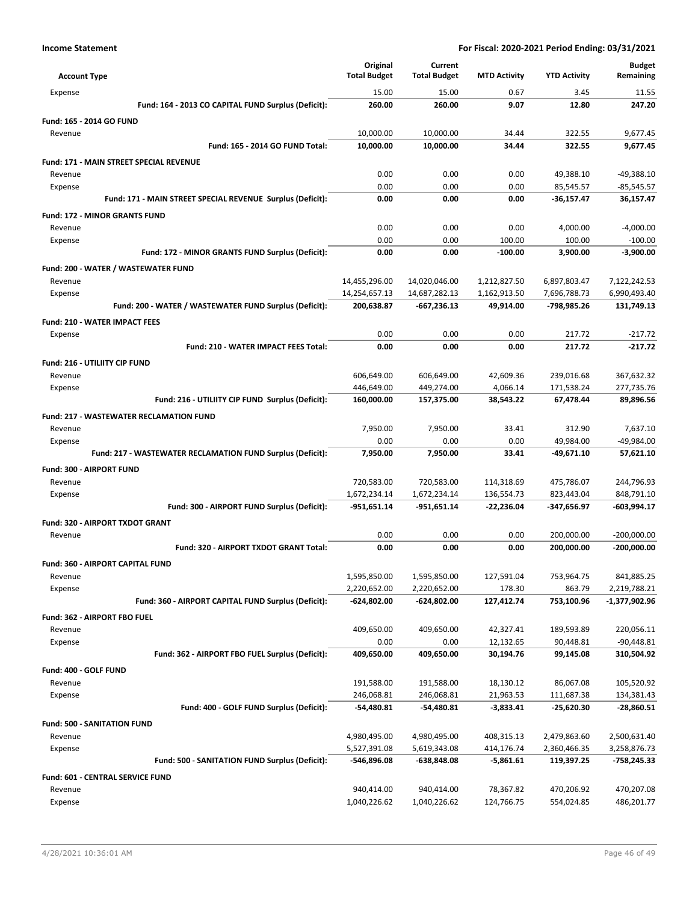**Income Statement** | **For Fiscal: 2020-2021 Period Ending: 03/31/2021**

| Account Type | Original Total Budget | Current Total Budget | MTD Activity | YTD Activity | Budget Remaining |
|---|---|---|---|---|---|
| Expense | 15.00 | 15.00 | 0.67 | 3.45 | 11.55 |
| **Fund: 164 - 2013 CO CAPITAL FUND Surplus (Deficit):** | **260.00** | **260.00** | **9.07** | **12.80** | **247.20** |
| **Fund: 165 - 2014 GO FUND** | | | | | |
| Revenue | 10,000.00 | 10,000.00 | 34.44 | 322.55 | 9,677.45 |
| **Fund: 165 - 2014 GO FUND Total:** | **10,000.00** | **10,000.00** | **34.44** | **322.55** | **9,677.45** |
| **Fund: 171 - MAIN STREET SPECIAL REVENUE** | | | | | |
| Revenue | 0.00 | 0.00 | 0.00 | 49,388.10 | -49,388.10 |
| Expense | 0.00 | 0.00 | 0.00 | 85,545.57 | -85,545.57 |
| **Fund: 171 - MAIN STREET SPECIAL REVENUE Surplus (Deficit):** | **0.00** | **0.00** | **0.00** | **-36,157.47** | **36,157.47** |
| **Fund: 172 - MINOR GRANTS FUND** | | | | | |
| Revenue | 0.00 | 0.00 | 0.00 | 4,000.00 | -4,000.00 |
| Expense | 0.00 | 0.00 | 100.00 | 100.00 | -100.00 |
| **Fund: 172 - MINOR GRANTS FUND Surplus (Deficit):** | **0.00** | **0.00** | **-100.00** | **3,900.00** | **-3,900.00** |
| **Fund: 200 - WATER / WASTEWATER FUND** | | | | | |
| Revenue | 14,455,296.00 | 14,020,046.00 | 1,212,827.50 | 6,897,803.47 | 7,122,242.53 |
| Expense | 14,254,657.13 | 14,687,282.13 | 1,162,913.50 | 7,696,788.73 | 6,990,493.40 |
| **Fund: 200 - WATER / WASTEWATER FUND Surplus (Deficit):** | **200,638.87** | **-667,236.13** | **49,914.00** | **-798,985.26** | **131,749.13** |
| **Fund: 210 - WATER IMPACT FEES** | | | | | |
| Expense | 0.00 | 0.00 | 0.00 | 217.72 | -217.72 |
| **Fund: 210 - WATER IMPACT FEES Total:** | **0.00** | **0.00** | **0.00** | **217.72** | **-217.72** |
| **Fund: 216 - UTILIITY CIP FUND** | | | | | |
| Revenue | 606,649.00 | 606,649.00 | 42,609.36 | 239,016.68 | 367,632.32 |
| Expense | 446,649.00 | 449,274.00 | 4,066.14 | 171,538.24 | 277,735.76 |
| **Fund: 216 - UTILIITY CIP FUND Surplus (Deficit):** | **160,000.00** | **157,375.00** | **38,543.22** | **67,478.44** | **89,896.56** |
| **Fund: 217 - WASTEWATER RECLAMATION FUND** | | | | | |
| Revenue | 7,950.00 | 7,950.00 | 33.41 | 312.90 | 7,637.10 |
| Expense | 0.00 | 0.00 | 0.00 | 49,984.00 | -49,984.00 |
| **Fund: 217 - WASTEWATER RECLAMATION FUND Surplus (Deficit):** | **7,950.00** | **7,950.00** | **33.41** | **-49,671.10** | **57,621.10** |
| **Fund: 300 - AIRPORT FUND** | | | | | |
| Revenue | 720,583.00 | 720,583.00 | 114,318.69 | 475,786.07 | 244,796.93 |
| Expense | 1,672,234.14 | 1,672,234.14 | 136,554.73 | 823,443.04 | 848,791.10 |
| **Fund: 300 - AIRPORT FUND Surplus (Deficit):** | **-951,651.14** | **-951,651.14** | **-22,236.04** | **-347,656.97** | **-603,994.17** |
| **Fund: 320 - AIRPORT TXDOT GRANT** | | | | | |
| Revenue | 0.00 | 0.00 | 0.00 | 200,000.00 | -200,000.00 |
| **Fund: 320 - AIRPORT TXDOT GRANT Total:** | **0.00** | **0.00** | **0.00** | **200,000.00** | **-200,000.00** |
| **Fund: 360 - AIRPORT CAPITAL FUND** | | | | | |
| Revenue | 1,595,850.00 | 1,595,850.00 | 127,591.04 | 753,964.75 | 841,885.25 |
| Expense | 2,220,652.00 | 2,220,652.00 | 178.30 | 863.79 | 2,219,788.21 |
| **Fund: 360 - AIRPORT CAPITAL FUND Surplus (Deficit):** | **-624,802.00** | **-624,802.00** | **127,412.74** | **753,100.96** | **-1,377,902.96** |
| **Fund: 362 - AIRPORT FBO FUEL** | | | | | |
| Revenue | 409,650.00 | 409,650.00 | 42,327.41 | 189,593.89 | 220,056.11 |
| Expense | 0.00 | 0.00 | 12,132.65 | 90,448.81 | -90,448.81 |
| **Fund: 362 - AIRPORT FBO FUEL Surplus (Deficit):** | **409,650.00** | **409,650.00** | **30,194.76** | **99,145.08** | **310,504.92** |
| **Fund: 400 - GOLF FUND** | | | | | |
| Revenue | 191,588.00 | 191,588.00 | 18,130.12 | 86,067.08 | 105,520.92 |
| Expense | 246,068.81 | 246,068.81 | 21,963.53 | 111,687.38 | 134,381.43 |
| **Fund: 400 - GOLF FUND Surplus (Deficit):** | **-54,480.81** | **-54,480.81** | **-3,833.41** | **-25,620.30** | **-28,860.51** |
| **Fund: 500 - SANITATION FUND** | | | | | |
| Revenue | 4,980,495.00 | 4,980,495.00 | 408,315.13 | 2,479,863.60 | 2,500,631.40 |
| Expense | 5,527,391.08 | 5,619,343.08 | 414,176.74 | 2,360,466.35 | 3,258,876.73 |
| **Fund: 500 - SANITATION FUND Surplus (Deficit):** | **-546,896.08** | **-638,848.08** | **-5,861.61** | **119,397.25** | **-758,245.33** |
| **Fund: 601 - CENTRAL SERVICE FUND** | | | | | |
| Revenue | 940,414.00 | 940,414.00 | 78,367.82 | 470,206.92 | 470,207.08 |
| Expense | 1,040,226.62 | 1,040,226.62 | 124,766.75 | 554,024.85 | 486,201.77 |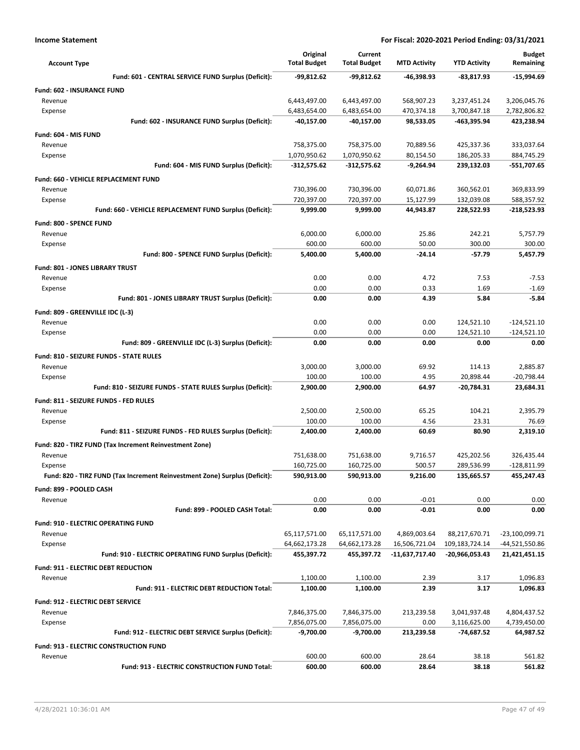**Income Statement** — For Fiscal: 2020-2021 Period Ending: 03/31/2021

| Account Type | Original Total Budget | Current Total Budget | MTD Activity | YTD Activity | Budget Remaining |
|---|---|---|---|---|---|
| **Fund: 601 - CENTRAL SERVICE FUND Surplus (Deficit):** | **-99,812.62** | **-99,812.62** | **-46,398.93** | **-83,817.93** | **-15,994.69** |
| **Fund: 602 - INSURANCE FUND** | | | | | |
| Revenue | 6,443,497.00 | 6,443,497.00 | 568,907.23 | 3,237,451.24 | 3,206,045.76 |
| Expense | 6,483,654.00 | 6,483,654.00 | 470,374.18 | 3,700,847.18 | 2,782,806.82 |
| **Fund: 602 - INSURANCE FUND Surplus (Deficit):** | **-40,157.00** | **-40,157.00** | **98,533.05** | **-463,395.94** | **423,238.94** |
| **Fund: 604 - MIS FUND** | | | | | |
| Revenue | 758,375.00 | 758,375.00 | 70,889.56 | 425,337.36 | 333,037.64 |
| Expense | 1,070,950.62 | 1,070,950.62 | 80,154.50 | 186,205.33 | 884,745.29 |
| **Fund: 604 - MIS FUND Surplus (Deficit):** | **-312,575.62** | **-312,575.62** | **-9,264.94** | **239,132.03** | **-551,707.65** |
| **Fund: 660 - VEHICLE REPLACEMENT FUND** | | | | | |
| Revenue | 730,396.00 | 730,396.00 | 60,071.86 | 360,562.01 | 369,833.99 |
| Expense | 720,397.00 | 720,397.00 | 15,127.99 | 132,039.08 | 588,357.92 |
| **Fund: 660 - VEHICLE REPLACEMENT FUND Surplus (Deficit):** | **9,999.00** | **9,999.00** | **44,943.87** | **228,522.93** | **-218,523.93** |
| **Fund: 800 - SPENCE FUND** | | | | | |
| Revenue | 6,000.00 | 6,000.00 | 25.86 | 242.21 | 5,757.79 |
| Expense | 600.00 | 600.00 | 50.00 | 300.00 | 300.00 |
| **Fund: 800 - SPENCE FUND Surplus (Deficit):** | **5,400.00** | **5,400.00** | **-24.14** | **-57.79** | **5,457.79** |
| **Fund: 801 - JONES LIBRARY TRUST** | | | | | |
| Revenue | 0.00 | 0.00 | 4.72 | 7.53 | -7.53 |
| Expense | 0.00 | 0.00 | 0.33 | 1.69 | -1.69 |
| **Fund: 801 - JONES LIBRARY TRUST Surplus (Deficit):** | **0.00** | **0.00** | **4.39** | **5.84** | **-5.84** |
| **Fund: 809 - GREENVILLE IDC (L-3)** | | | | | |
| Revenue | 0.00 | 0.00 | 0.00 | 124,521.10 | -124,521.10 |
| Expense | 0.00 | 0.00 | 0.00 | 124,521.10 | -124,521.10 |
| **Fund: 809 - GREENVILLE IDC (L-3) Surplus (Deficit):** | **0.00** | **0.00** | **0.00** | **0.00** | **0.00** |
| **Fund: 810 - SEIZURE FUNDS - STATE RULES** | | | | | |
| Revenue | 3,000.00 | 3,000.00 | 69.92 | 114.13 | 2,885.87 |
| Expense | 100.00 | 100.00 | 4.95 | 20,898.44 | -20,798.44 |
| **Fund: 810 - SEIZURE FUNDS - STATE RULES Surplus (Deficit):** | **2,900.00** | **2,900.00** | **64.97** | **-20,784.31** | **23,684.31** |
| **Fund: 811 - SEIZURE FUNDS - FED RULES** | | | | | |
| Revenue | 2,500.00 | 2,500.00 | 65.25 | 104.21 | 2,395.79 |
| Expense | 100.00 | 100.00 | 4.56 | 23.31 | 76.69 |
| **Fund: 811 - SEIZURE FUNDS - FED RULES Surplus (Deficit):** | **2,400.00** | **2,400.00** | **60.69** | **80.90** | **2,319.10** |
| **Fund: 820 - TIRZ FUND (Tax Increment Reinvestment Zone)** | | | | | |
| Revenue | 751,638.00 | 751,638.00 | 9,716.57 | 425,202.56 | 326,435.44 |
| Expense | 160,725.00 | 160,725.00 | 500.57 | 289,536.99 | -128,811.99 |
| **Fund: 820 - TIRZ FUND (Tax Increment Reinvestment Zone) Surplus (Deficit):** | **590,913.00** | **590,913.00** | **9,216.00** | **135,665.57** | **455,247.43** |
| **Fund: 899 - POOLED CASH** | | | | | |
| Revenue | 0.00 | 0.00 | -0.01 | 0.00 | 0.00 |
| **Fund: 899 - POOLED CASH Total:** | **0.00** | **0.00** | **-0.01** | **0.00** | **0.00** |
| **Fund: 910 - ELECTRIC OPERATING FUND** | | | | | |
| Revenue | 65,117,571.00 | 65,117,571.00 | 4,869,003.64 | 88,217,670.71 | -23,100,099.71 |
| Expense | 64,662,173.28 | 64,662,173.28 | 16,506,721.04 | 109,183,724.14 | -44,521,550.86 |
| **Fund: 910 - ELECTRIC OPERATING FUND Surplus (Deficit):** | **455,397.72** | **455,397.72** | **-11,637,717.40** | **-20,966,053.43** | **21,421,451.15** |
| **Fund: 911 - ELECTRIC DEBT REDUCTION** | | | | | |
| Revenue | 1,100.00 | 1,100.00 | 2.39 | 3.17 | 1,096.83 |
| **Fund: 911 - ELECTRIC DEBT REDUCTION Total:** | **1,100.00** | **1,100.00** | **2.39** | **3.17** | **1,096.83** |
| **Fund: 912 - ELECTRIC DEBT SERVICE** | | | | | |
| Revenue | 7,846,375.00 | 7,846,375.00 | 213,239.58 | 3,041,937.48 | 4,804,437.52 |
| Expense | 7,856,075.00 | 7,856,075.00 | 0.00 | 3,116,625.00 | 4,739,450.00 |
| **Fund: 912 - ELECTRIC DEBT SERVICE Surplus (Deficit):** | **-9,700.00** | **-9,700.00** | **213,239.58** | **-74,687.52** | **64,987.52** |
| **Fund: 913 - ELECTRIC CONSTRUCTION FUND** | | | | | |
| Revenue | 600.00 | 600.00 | 28.64 | 38.18 | 561.82 |
| **Fund: 913 - ELECTRIC CONSTRUCTION FUND Total:** | **600.00** | **600.00** | **28.64** | **38.18** | **561.82** |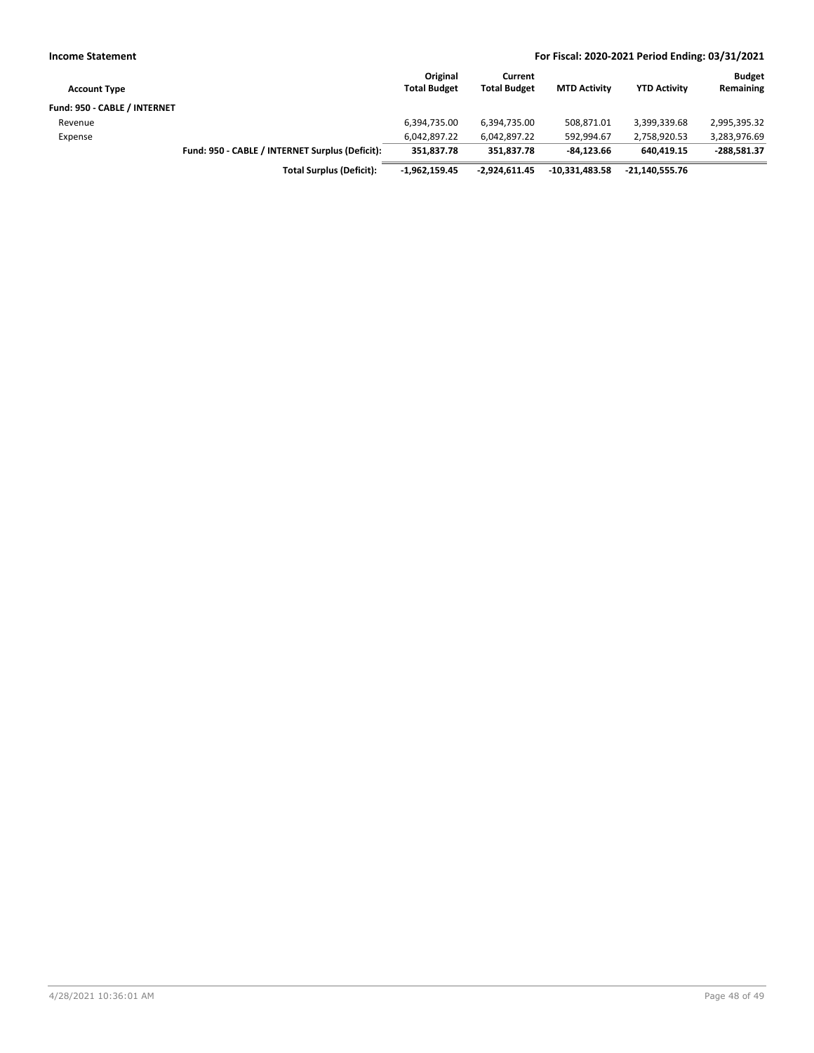| Account Type | | Original Total Budget | Current Total Budget | MTD Activity | YTD Activity | Budget Remaining |
|---|---|---|---|---|---|---|
| **Fund: 950 - CABLE / INTERNET** | | | | | | |
| Revenue | | 6,394,735.00 | 6,394,735.00 | 508,871.01 | 3,399,339.68 | 2,995,395.32 |
| Expense | | 6,042,897.22 | 6,042,897.22 | 592,994.67 | 2,758,920.53 | 3,283,976.69 |
| | **Fund: 950 - CABLE / INTERNET Surplus (Deficit):** | **351,837.78** | **351,837.78** | **-84,123.66** | **640,419.15** | **-288,581.37** |
| | **Total Surplus (Deficit):** | **-1,962,159.45** | **-2,924,611.45** | **-10,331,483.58** | **-21,140,555.76** | |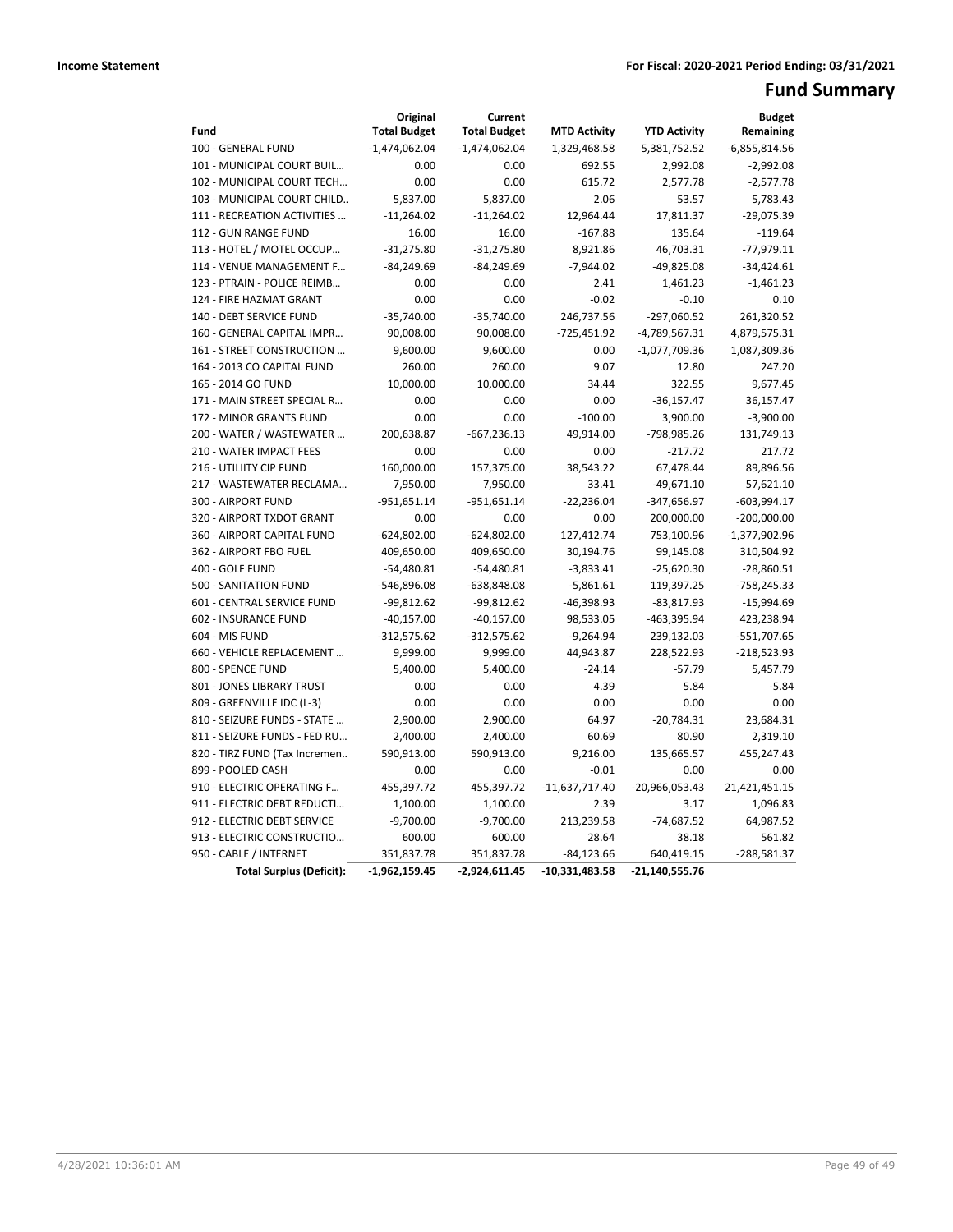**Income Statement** **For Fiscal: 2020-2021 Period Ending: 03/31/2021**

# Fund Summary

| Fund | Original Total Budget | Current Total Budget | MTD Activity | YTD Activity | Budget Remaining |
|---|---|---|---|---|---|
| 100 - GENERAL FUND | -1,474,062.04 | -1,474,062.04 | 1,329,468.58 | 5,381,752.52 | -6,855,814.56 |
| 101 - MUNICIPAL COURT BUIL… | 0.00 | 0.00 | 692.55 | 2,992.08 | -2,992.08 |
| 102 - MUNICIPAL COURT TECH… | 0.00 | 0.00 | 615.72 | 2,577.78 | -2,577.78 |
| 103 - MUNICIPAL COURT CHILD.. | 5,837.00 | 5,837.00 | 2.06 | 53.57 | 5,783.43 |
| 111 - RECREATION ACTIVITIES … | -11,264.02 | -11,264.02 | 12,964.44 | 17,811.37 | -29,075.39 |
| 112 - GUN RANGE FUND | 16.00 | 16.00 | -167.88 | 135.64 | -119.64 |
| 113 - HOTEL / MOTEL OCCUP… | -31,275.80 | -31,275.80 | 8,921.86 | 46,703.31 | -77,979.11 |
| 114 - VENUE MANAGEMENT F… | -84,249.69 | -84,249.69 | -7,944.02 | -49,825.08 | -34,424.61 |
| 123 - PTRAIN - POLICE REIMB… | 0.00 | 0.00 | 2.41 | 1,461.23 | -1,461.23 |
| 124 - FIRE HAZMAT GRANT | 0.00 | 0.00 | -0.02 | -0.10 | 0.10 |
| 140 - DEBT SERVICE FUND | -35,740.00 | -35,740.00 | 246,737.56 | -297,060.52 | 261,320.52 |
| 160 - GENERAL CAPITAL IMPR… | 90,008.00 | 90,008.00 | -725,451.92 | -4,789,567.31 | 4,879,575.31 |
| 161 - STREET CONSTRUCTION … | 9,600.00 | 9,600.00 | 0.00 | -1,077,709.36 | 1,087,309.36 |
| 164 - 2013 CO CAPITAL FUND | 260.00 | 260.00 | 9.07 | 12.80 | 247.20 |
| 165 - 2014 GO FUND | 10,000.00 | 10,000.00 | 34.44 | 322.55 | 9,677.45 |
| 171 - MAIN STREET SPECIAL R… | 0.00 | 0.00 | 0.00 | -36,157.47 | 36,157.47 |
| 172 - MINOR GRANTS FUND | 0.00 | 0.00 | -100.00 | 3,900.00 | -3,900.00 |
| 200 - WATER / WASTEWATER … | 200,638.87 | -667,236.13 | 49,914.00 | -798,985.26 | 131,749.13 |
| 210 - WATER IMPACT FEES | 0.00 | 0.00 | 0.00 | -217.72 | 217.72 |
| 216 - UTILIITY CIP FUND | 160,000.00 | 157,375.00 | 38,543.22 | 67,478.44 | 89,896.56 |
| 217 - WASTEWATER RECLAMA… | 7,950.00 | 7,950.00 | 33.41 | -49,671.10 | 57,621.10 |
| 300 - AIRPORT FUND | -951,651.14 | -951,651.14 | -22,236.04 | -347,656.97 | -603,994.17 |
| 320 - AIRPORT TXDOT GRANT | 0.00 | 0.00 | 0.00 | 200,000.00 | -200,000.00 |
| 360 - AIRPORT CAPITAL FUND | -624,802.00 | -624,802.00 | 127,412.74 | 753,100.96 | -1,377,902.96 |
| 362 - AIRPORT FBO FUEL | 409,650.00 | 409,650.00 | 30,194.76 | 99,145.08 | 310,504.92 |
| 400 - GOLF FUND | -54,480.81 | -54,480.81 | -3,833.41 | -25,620.30 | -28,860.51 |
| 500 - SANITATION FUND | -546,896.08 | -638,848.08 | -5,861.61 | 119,397.25 | -758,245.33 |
| 601 - CENTRAL SERVICE FUND | -99,812.62 | -99,812.62 | -46,398.93 | -83,817.93 | -15,994.69 |
| 602 - INSURANCE FUND | -40,157.00 | -40,157.00 | 98,533.05 | -463,395.94 | 423,238.94 |
| 604 - MIS FUND | -312,575.62 | -312,575.62 | -9,264.94 | 239,132.03 | -551,707.65 |
| 660 - VEHICLE REPLACEMENT … | 9,999.00 | 9,999.00 | 44,943.87 | 228,522.93 | -218,523.93 |
| 800 - SPENCE FUND | 5,400.00 | 5,400.00 | -24.14 | -57.79 | 5,457.79 |
| 801 - JONES LIBRARY TRUST | 0.00 | 0.00 | 4.39 | 5.84 | -5.84 |
| 809 - GREENVILLE IDC (L-3) | 0.00 | 0.00 | 0.00 | 0.00 | 0.00 |
| 810 - SEIZURE FUNDS - STATE … | 2,900.00 | 2,900.00 | 64.97 | -20,784.31 | 23,684.31 |
| 811 - SEIZURE FUNDS - FED RU… | 2,400.00 | 2,400.00 | 60.69 | 80.90 | 2,319.10 |
| 820 - TIRZ FUND (Tax Incremen.. | 590,913.00 | 590,913.00 | 9,216.00 | 135,665.57 | 455,247.43 |
| 899 - POOLED CASH | 0.00 | 0.00 | -0.01 | 0.00 | 0.00 |
| 910 - ELECTRIC OPERATING F… | 455,397.72 | 455,397.72 | -11,637,717.40 | -20,966,053.43 | 21,421,451.15 |
| 911 - ELECTRIC DEBT REDUCTI… | 1,100.00 | 1,100.00 | 2.39 | 3.17 | 1,096.83 |
| 912 - ELECTRIC DEBT SERVICE | -9,700.00 | -9,700.00 | 213,239.58 | -74,687.52 | 64,987.52 |
| 913 - ELECTRIC CONSTRUCTIO… | 600.00 | 600.00 | 28.64 | 38.18 | 561.82 |
| 950 - CABLE / INTERNET | 351,837.78 | 351,837.78 | -84,123.66 | 640,419.15 | -288,581.37 |
| **Total Surplus (Deficit):** | **-1,962,159.45** | **-2,924,611.45** | **-10,331,483.58** | **-21,140,555.76** | |